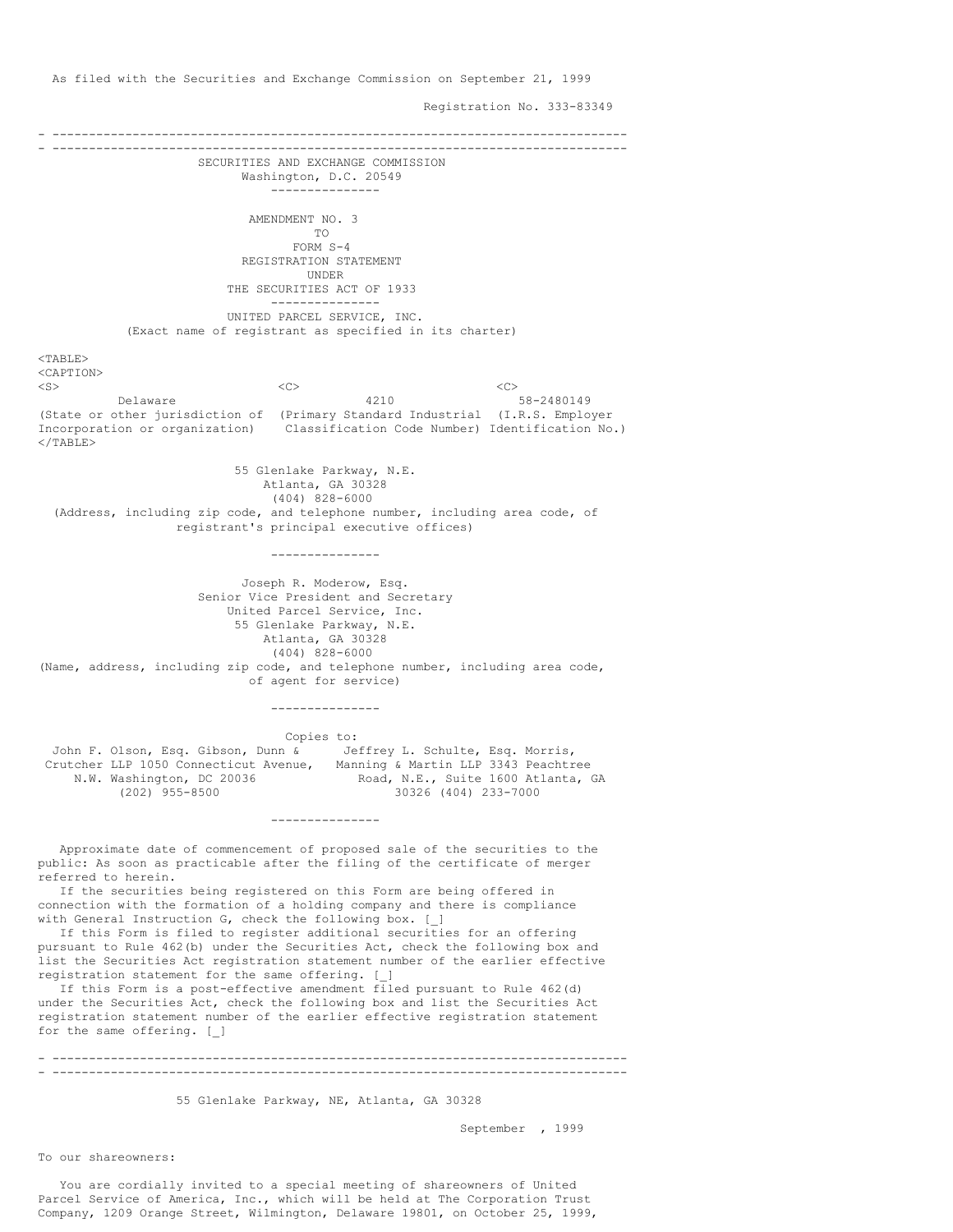As filed with the Securities and Exchange Commission on September 21, 1999

Registration No. 333-83349

---

SECURITIES AND EXCHANGE COMMISSION
Washington, D.C. 20549

---

AMENDMENT NO. 3
TO
FORM S-4
REGISTRATION STATEMENT
UNDER
THE SECURITIES ACT OF 1933

---

UNITED PARCEL SERVICE, INC.
(Exact name of registrant as specified in its charter)

| Delaware | 4210 | 58-2480149 |
|---|---|---|
| (State or other jurisdiction of Incorporation or organization) | (Primary Standard Industrial Classification Code Number) | (I.R.S. Employer Identification No.) |

55 Glenlake Parkway, N.E.
Atlanta, GA 30328
(404) 828-6000
(Address, including zip code, and telephone number, including area code, of registrant's principal executive offices)

---

Joseph R. Moderow, Esq.
Senior Vice President and Secretary
United Parcel Service, Inc.
55 Glenlake Parkway, N.E.
Atlanta, GA 30328
(404) 828-6000
(Name, address, including zip code, and telephone number, including area code, of agent for service)

---

Copies to:

John F. Olson, Esq. Gibson, Dunn & Crutcher LLP 1050 Connecticut Avenue, N.W. Washington, DC 20036 (202) 955-8500

Jeffrey L. Schulte, Esq. Morris, Manning & Martin LLP 3343 Peachtree Road, N.E., Suite 1600 Atlanta, GA 30326 (404) 233-7000

---

Approximate date of commencement of proposed sale of the securities to the public: As soon as practicable after the filing of the certificate of merger referred to herein.

If the securities being registered on this Form are being offered in connection with the formation of a holding company and there is compliance with General Instruction G, check the following box. [_]

If this Form is filed to register additional securities for an offering pursuant to Rule 462(b) under the Securities Act, check the following box and list the Securities Act registration statement number of the earlier effective registration statement for the same offering. [_]

If this Form is a post-effective amendment filed pursuant to Rule 462(d) under the Securities Act, check the following box and list the Securities Act registration statement number of the earlier effective registration statement for the same offering. [_]

---

55 Glenlake Parkway, NE, Atlanta, GA 30328

September , 1999

To our shareowners:

You are cordially invited to a special meeting of shareowners of United Parcel Service of America, Inc., which will be held at The Corporation Trust Company, 1209 Orange Street, Wilmington, Delaware 19801, on October 25, 1999,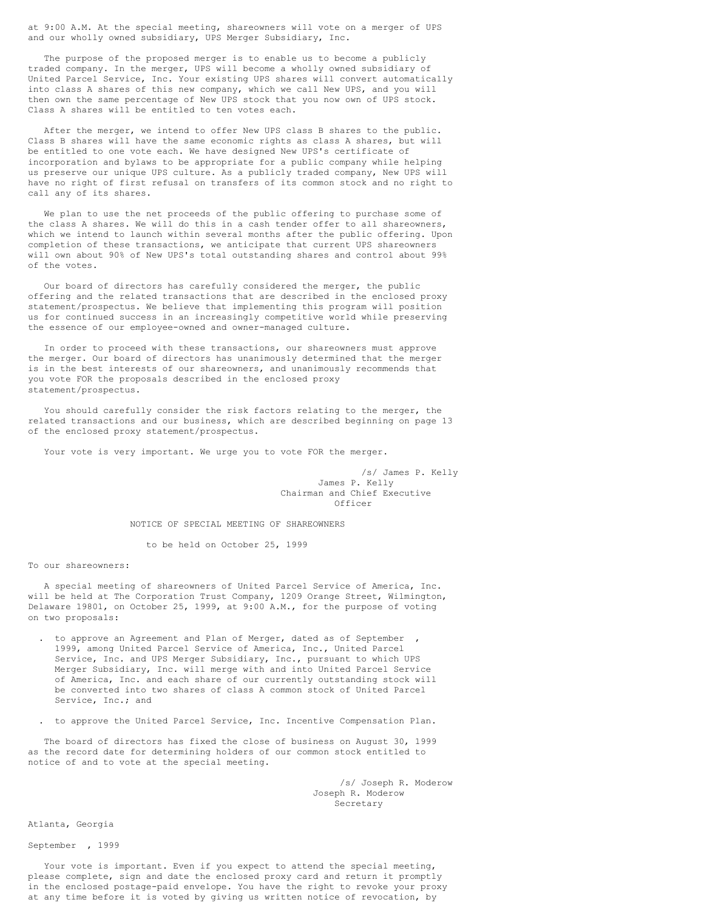at 9:00 A.M. At the special meeting, shareowners will vote on a merger of UPS and our wholly owned subsidiary, UPS Merger Subsidiary, Inc.

The purpose of the proposed merger is to enable us to become a publicly traded company. In the merger, UPS will become a wholly owned subsidiary of United Parcel Service, Inc. Your existing UPS shares will convert automatically into class A shares of this new company, which we call New UPS, and you will then own the same percentage of New UPS stock that you now own of UPS stock. Class A shares will be entitled to ten votes each.

After the merger, we intend to offer New UPS class B shares to the public. Class B shares will have the same economic rights as class A shares, but will be entitled to one vote each. We have designed New UPS's certificate of incorporation and bylaws to be appropriate for a public company while helping us preserve our unique UPS culture. As a publicly traded company, New UPS will have no right of first refusal on transfers of its common stock and no right to call any of its shares.

We plan to use the net proceeds of the public offering to purchase some of the class A shares. We will do this in a cash tender offer to all shareowners, which we intend to launch within several months after the public offering. Upon completion of these transactions, we anticipate that current UPS shareowners will own about 90% of New UPS's total outstanding shares and control about 99% of the votes.

Our board of directors has carefully considered the merger, the public offering and the related transactions that are described in the enclosed proxy statement/prospectus. We believe that implementing this program will position us for continued success in an increasingly competitive world while preserving the essence of our employee-owned and owner-managed culture.

In order to proceed with these transactions, our shareowners must approve the merger. Our board of directors has unanimously determined that the merger is in the best interests of our shareowners, and unanimously recommends that you vote FOR the proposals described in the enclosed proxy statement/prospectus.

You should carefully consider the risk factors relating to the merger, the related transactions and our business, which are described beginning on page 13 of the enclosed proxy statement/prospectus.

Your vote is very important. We urge you to vote FOR the merger.

/s/ James P. Kelly
James P. Kelly
Chairman and Chief Executive Officer

## NOTICE OF SPECIAL MEETING OF SHAREOWNERS

to be held on October 25, 1999

To our shareowners:

A special meeting of shareowners of United Parcel Service of America, Inc. will be held at The Corporation Trust Company, 1209 Orange Street, Wilmington, Delaware 19801, on October 25, 1999, at 9:00 A.M., for the purpose of voting on two proposals:

- to approve an Agreement and Plan of Merger, dated as of September , 1999, among United Parcel Service of America, Inc., United Parcel Service, Inc. and UPS Merger Subsidiary, Inc., pursuant to which UPS Merger Subsidiary, Inc. will merge with and into United Parcel Service of America, Inc. and each share of our currently outstanding stock will be converted into two shares of class A common stock of United Parcel Service, Inc.; and

- to approve the United Parcel Service, Inc. Incentive Compensation Plan.

The board of directors has fixed the close of business on August 30, 1999 as the record date for determining holders of our common stock entitled to notice of and to vote at the special meeting.

/s/ Joseph R. Moderow
Joseph R. Moderow
Secretary

Atlanta, Georgia

September , 1999

Your vote is important. Even if you expect to attend the special meeting, please complete, sign and date the enclosed proxy card and return it promptly in the enclosed postage-paid envelope. You have the right to revoke your proxy at any time before it is voted by giving us written notice of revocation, by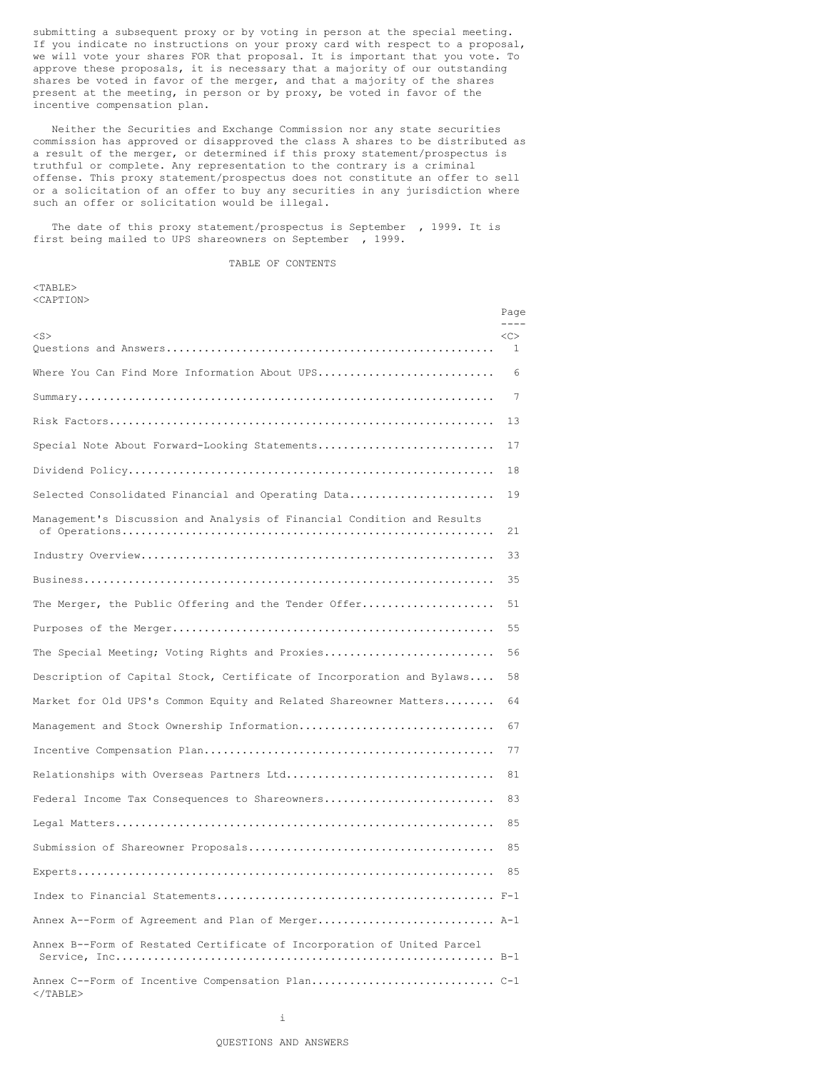submitting a subsequent proxy or by voting in person at the special meeting. If you indicate no instructions on your proxy card with respect to a proposal, we will vote your shares FOR that proposal. It is important that you vote. To approve these proposals, it is necessary that a majority of our outstanding shares be voted in favor of the merger, and that a majority of the shares present at the meeting, in person or by proxy, be voted in favor of the incentive compensation plan.

Neither the Securities and Exchange Commission nor any state securities commission has approved or disapproved the class A shares to be distributed as a result of the merger, or determined if this proxy statement/prospectus is truthful or complete. Any representation to the contrary is a criminal offense. This proxy statement/prospectus does not constitute an offer to sell or a solicitation of an offer to buy any securities in any jurisdiction where such an offer or solicitation would be illegal.

The date of this proxy statement/prospectus is September , 1999. It is first being mailed to UPS shareowners on September , 1999.

## TABLE OF CONTENTS

| | Page |
|---|---|
| Questions and Answers | 1 |
| Where You Can Find More Information About UPS | 6 |
| Summary | 7 |
| Risk Factors | 13 |
| Special Note About Forward-Looking Statements | 17 |
| Dividend Policy | 18 |
| Selected Consolidated Financial and Operating Data | 19 |
| Management's Discussion and Analysis of Financial Condition and Results of Operations | 21 |
| Industry Overview | 33 |
| Business | 35 |
| The Merger, the Public Offering and the Tender Offer | 51 |
| Purposes of the Merger | 55 |
| The Special Meeting; Voting Rights and Proxies | 56 |
| Description of Capital Stock, Certificate of Incorporation and Bylaws | 58 |
| Market for Old UPS's Common Equity and Related Shareowner Matters | 64 |
| Management and Stock Ownership Information | 67 |
| Incentive Compensation Plan | 77 |
| Relationships with Overseas Partners Ltd | 81 |
| Federal Income Tax Consequences to Shareowners | 83 |
| Legal Matters | 85 |
| Submission of Shareowner Proposals | 85 |
| Experts | 85 |
| Index to Financial Statements | F-1 |
| Annex A--Form of Agreement and Plan of Merger | A-1 |
| Annex B--Form of Restated Certificate of Incorporation of United Parcel Service, Inc | B-1 |
| Annex C--Form of Incentive Compensation Plan | C-1 |

QUESTIONS AND ANSWERS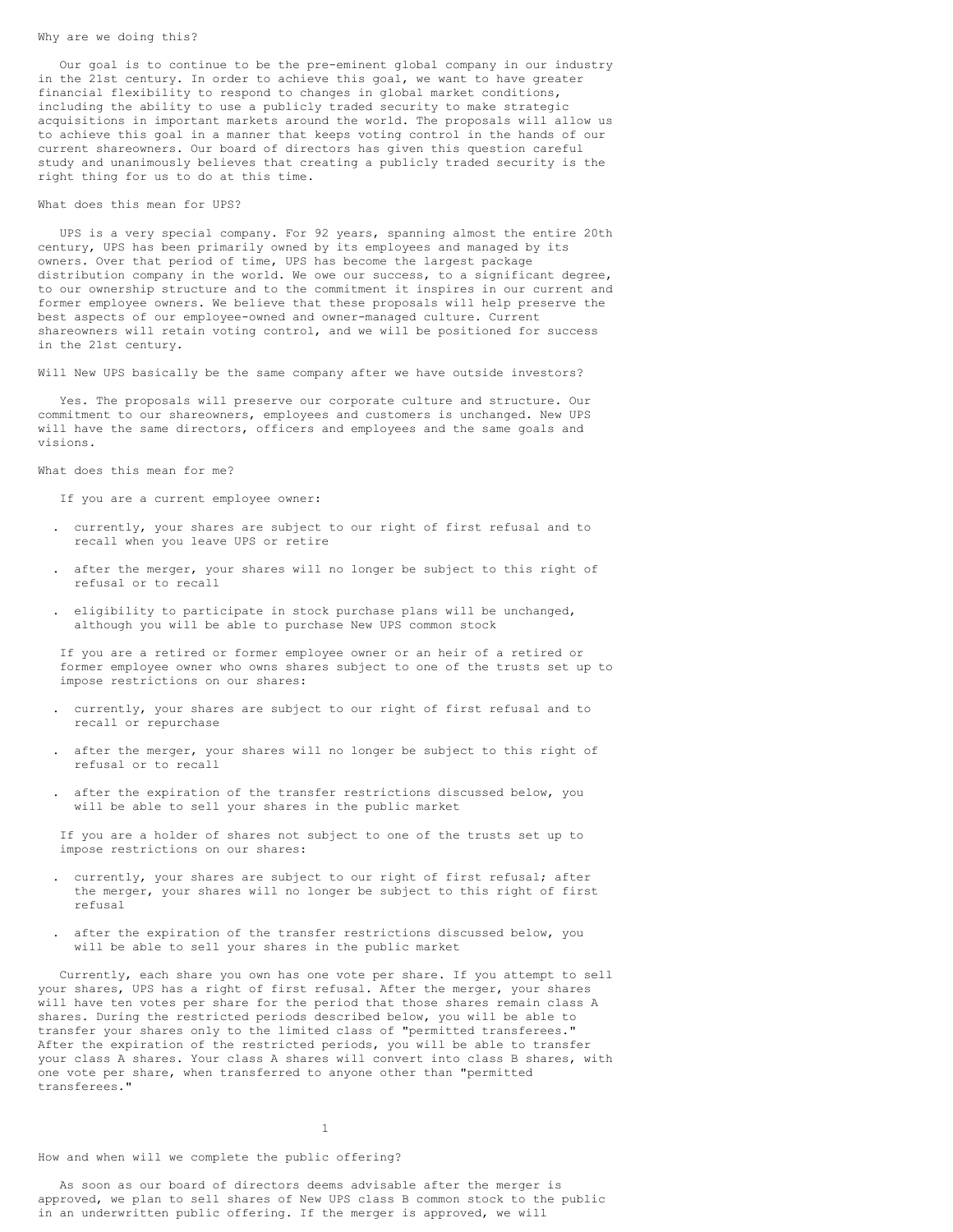### Why are we doing this?

Our goal is to continue to be the pre-eminent global company in our industry in the 21st century. In order to achieve this goal, we want to have greater financial flexibility to respond to changes in global market conditions, including the ability to use a publicly traded security to make strategic acquisitions in important markets around the world. The proposals will allow us to achieve this goal in a manner that keeps voting control in the hands of our current shareowners. Our board of directors has given this question careful study and unanimously believes that creating a publicly traded security is the right thing for us to do at this time.

### What does this mean for UPS?

UPS is a very special company. For 92 years, spanning almost the entire 20th century, UPS has been primarily owned by its employees and managed by its owners. Over that period of time, UPS has become the largest package distribution company in the world. We owe our success, to a significant degree, to our ownership structure and to the commitment it inspires in our current and former employee owners. We believe that these proposals will help preserve the best aspects of our employee-owned and owner-managed culture. Current shareowners will retain voting control, and we will be positioned for success in the 21st century.

### Will New UPS basically be the same company after we have outside investors?

Yes. The proposals will preserve our corporate culture and structure. Our commitment to our shareowners, employees and customers is unchanged. New UPS will have the same directors, officers and employees and the same goals and visions.

### What does this mean for me?

If you are a current employee owner:

- currently, your shares are subject to our right of first refusal and to recall when you leave UPS or retire
- after the merger, your shares will no longer be subject to this right of refusal or to recall
- eligibility to participate in stock purchase plans will be unchanged, although you will be able to purchase New UPS common stock

If you are a retired or former employee owner or an heir of a retired or former employee owner who owns shares subject to one of the trusts set up to impose restrictions on our shares:

- currently, your shares are subject to our right of first refusal and to recall or repurchase
- after the merger, your shares will no longer be subject to this right of refusal or to recall
- after the expiration of the transfer restrictions discussed below, you will be able to sell your shares in the public market

If you are a holder of shares not subject to one of the trusts set up to impose restrictions on our shares:

- currently, your shares are subject to our right of first refusal; after the merger, your shares will no longer be subject to this right of first refusal
- after the expiration of the transfer restrictions discussed below, you will be able to sell your shares in the public market

Currently, each share you own has one vote per share. If you attempt to sell your shares, UPS has a right of first refusal. After the merger, your shares will have ten votes per share for the period that those shares remain class A shares. During the restricted periods described below, you will be able to transfer your shares only to the limited class of "permitted transferees." After the expiration of the restricted periods, you will be able to transfer your class A shares. Your class A shares will convert into class B shares, with one vote per share, when transferred to anyone other than "permitted transferees."

### How and when will we complete the public offering?

As soon as our board of directors deems advisable after the merger is approved, we plan to sell shares of New UPS class B common stock to the public in an underwritten public offering. If the merger is approved, we will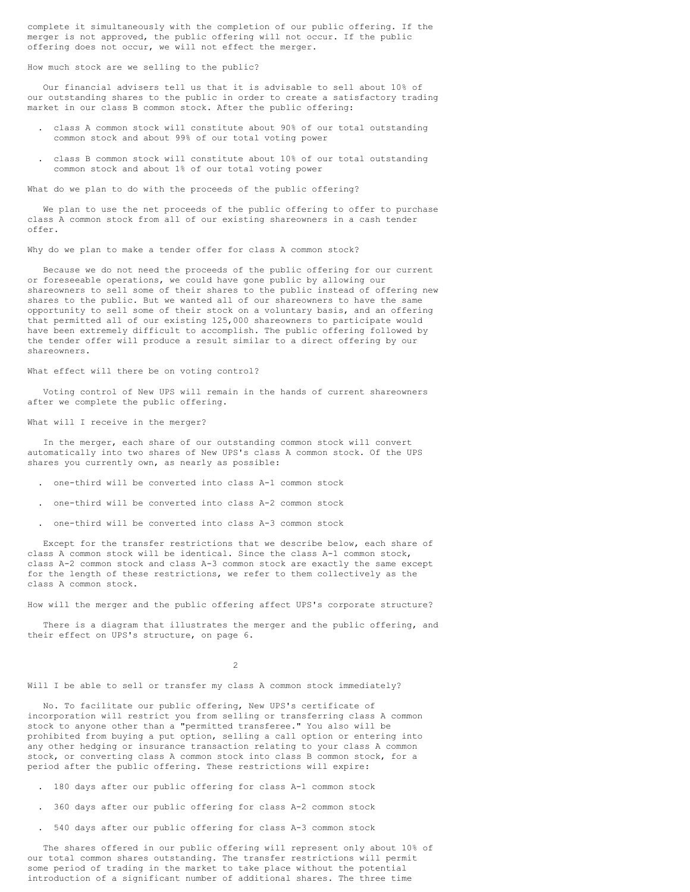complete it simultaneously with the completion of our public offering. If the merger is not approved, the public offering will not occur. If the public offering does not occur, we will not effect the merger.

How much stock are we selling to the public?

Our financial advisers tell us that it is advisable to sell about 10% of our outstanding shares to the public in order to create a satisfactory trading market in our class B common stock. After the public offering:

- class A common stock will constitute about 90% of our total outstanding common stock and about 99% of our total voting power

- class B common stock will constitute about 10% of our total outstanding common stock and about 1% of our total voting power

What do we plan to do with the proceeds of the public offering?

We plan to use the net proceeds of the public offering to offer to purchase class A common stock from all of our existing shareowners in a cash tender offer.

Why do we plan to make a tender offer for class A common stock?

Because we do not need the proceeds of the public offering for our current or foreseeable operations, we could have gone public by allowing our shareowners to sell some of their shares to the public instead of offering new shares to the public. But we wanted all of our shareowners to have the same opportunity to sell some of their stock on a voluntary basis, and an offering that permitted all of our existing 125,000 shareowners to participate would have been extremely difficult to accomplish. The public offering followed by the tender offer will produce a result similar to a direct offering by our shareowners.

What effect will there be on voting control?

Voting control of New UPS will remain in the hands of current shareowners after we complete the public offering.

What will I receive in the merger?

In the merger, each share of our outstanding common stock will convert automatically into two shares of New UPS's class A common stock. Of the UPS shares you currently own, as nearly as possible:

- one-third will be converted into class A-1 common stock

- one-third will be converted into class A-2 common stock

- one-third will be converted into class A-3 common stock

Except for the transfer restrictions that we describe below, each share of class A common stock will be identical. Since the class A-1 common stock, class A-2 common stock and class A-3 common stock are exactly the same except for the length of these restrictions, we refer to them collectively as the class A common stock.

How will the merger and the public offering affect UPS's corporate structure?

There is a diagram that illustrates the merger and the public offering, and their effect on UPS's structure, on page 6.

Will I be able to sell or transfer my class A common stock immediately?

No. To facilitate our public offering, New UPS's certificate of incorporation will restrict you from selling or transferring class A common stock to anyone other than a "permitted transferee." You also will be prohibited from buying a put option, selling a call option or entering into any other hedging or insurance transaction relating to your class A common stock, or converting class A common stock into class B common stock, for a period after the public offering. These restrictions will expire:

- 180 days after our public offering for class A-1 common stock

- 360 days after our public offering for class A-2 common stock

- 540 days after our public offering for class A-3 common stock

The shares offered in our public offering will represent only about 10% of our total common shares outstanding. The transfer restrictions will permit some period of trading in the market to take place without the potential introduction of a significant number of additional shares. The three time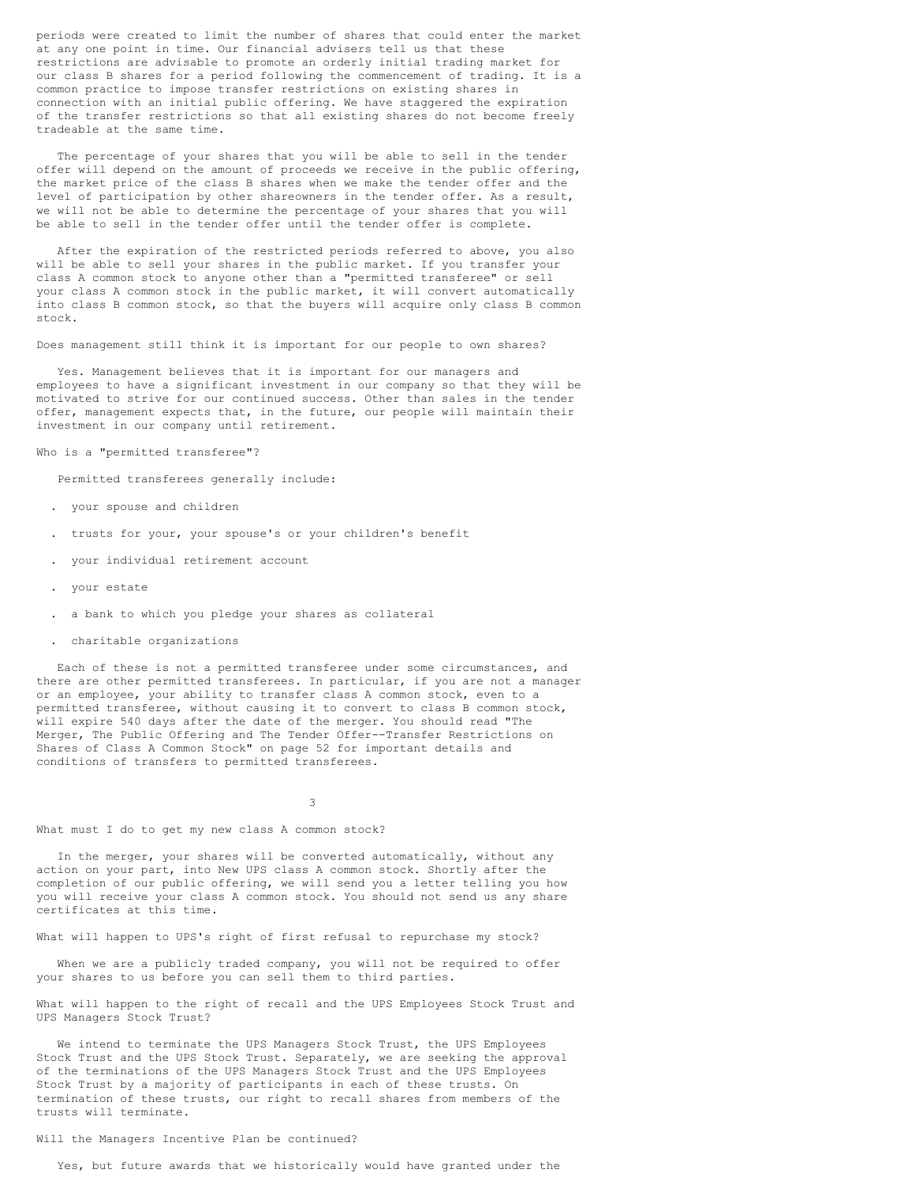periods were created to limit the number of shares that could enter the market at any one point in time. Our financial advisers tell us that these restrictions are advisable to promote an orderly initial trading market for our class B shares for a period following the commencement of trading. It is a common practice to impose transfer restrictions on existing shares in connection with an initial public offering. We have staggered the expiration of the transfer restrictions so that all existing shares do not become freely tradeable at the same time.

The percentage of your shares that you will be able to sell in the tender offer will depend on the amount of proceeds we receive in the public offering, the market price of the class B shares when we make the tender offer and the level of participation by other shareowners in the tender offer. As a result, we will not be able to determine the percentage of your shares that you will be able to sell in the tender offer until the tender offer is complete.

After the expiration of the restricted periods referred to above, you also will be able to sell your shares in the public market. If you transfer your class A common stock to anyone other than a "permitted transferee" or sell your class A common stock in the public market, it will convert automatically into class B common stock, so that the buyers will acquire only class B common stock.

Does management still think it is important for our people to own shares?

Yes. Management believes that it is important for our managers and employees to have a significant investment in our company so that they will be motivated to strive for our continued success. Other than sales in the tender offer, management expects that, in the future, our people will maintain their investment in our company until retirement.

Who is a "permitted transferee"?

Permitted transferees generally include:

- your spouse and children
- trusts for your, your spouse's or your children's benefit
- your individual retirement account
- your estate
- a bank to which you pledge your shares as collateral
- charitable organizations

Each of these is not a permitted transferee under some circumstances, and there are other permitted transferees. In particular, if you are not a manager or an employee, your ability to transfer class A common stock, even to a permitted transferee, without causing it to convert to class B common stock, will expire 540 days after the date of the merger. You should read "The Merger, The Public Offering and The Tender Offer--Transfer Restrictions on Shares of Class A Common Stock" on page 52 for important details and conditions of transfers to permitted transferees.

What must I do to get my new class A common stock?

In the merger, your shares will be converted automatically, without any action on your part, into New UPS class A common stock. Shortly after the completion of our public offering, we will send you a letter telling you how you will receive your class A common stock. You should not send us any share certificates at this time.

What will happen to UPS's right of first refusal to repurchase my stock?

When we are a publicly traded company, you will not be required to offer your shares to us before you can sell them to third parties.

What will happen to the right of recall and the UPS Employees Stock Trust and UPS Managers Stock Trust?

We intend to terminate the UPS Managers Stock Trust, the UPS Employees Stock Trust and the UPS Stock Trust. Separately, we are seeking the approval of the terminations of the UPS Managers Stock Trust and the UPS Employees Stock Trust by a majority of participants in each of these trusts. On termination of these trusts, our right to recall shares from members of the trusts will terminate.

Will the Managers Incentive Plan be continued?

Yes, but future awards that we historically would have granted under the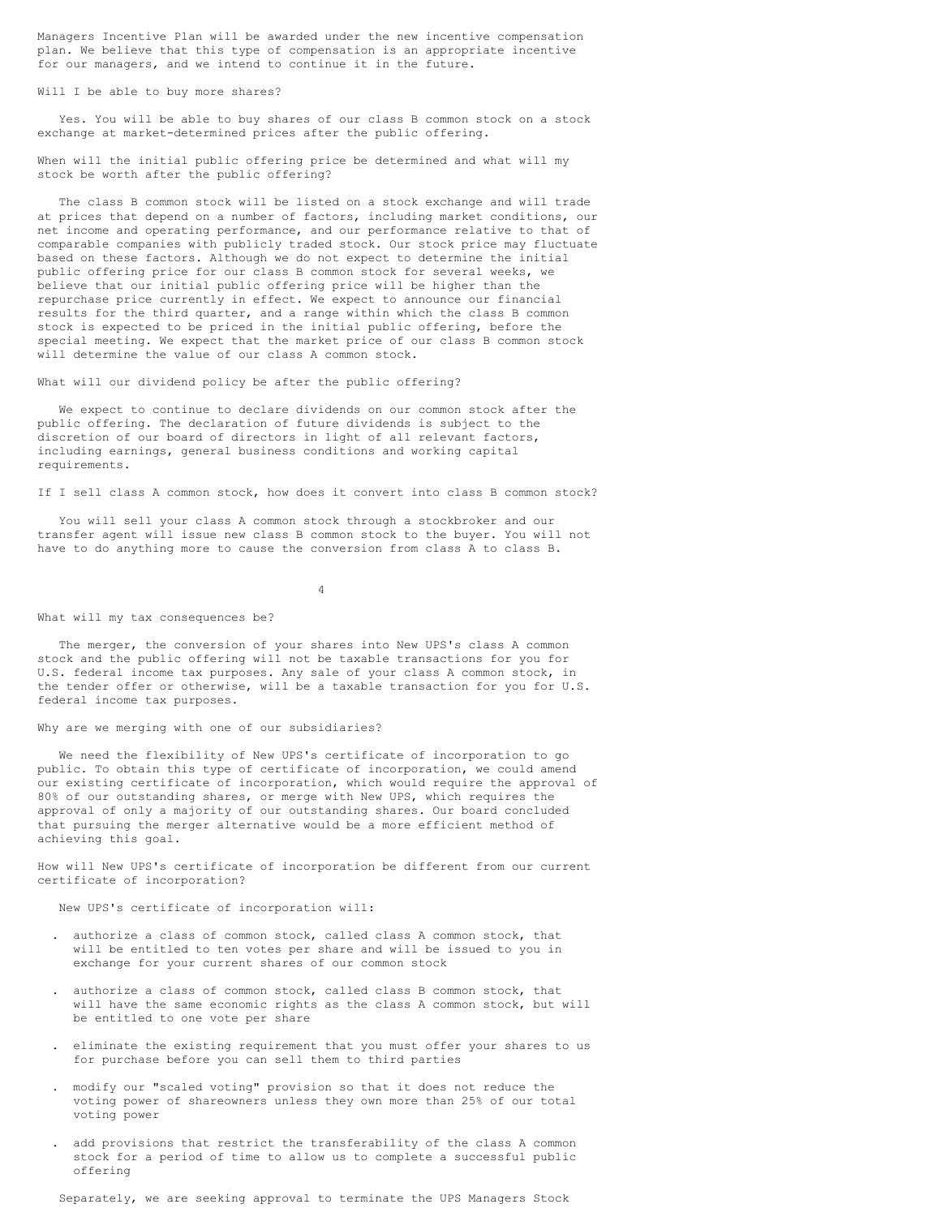Managers Incentive Plan will be awarded under the new incentive compensation plan. We believe that this type of compensation is an appropriate incentive for our managers, and we intend to continue it in the future.

### Will I be able to buy more shares?

Yes. You will be able to buy shares of our class B common stock on a stock exchange at market-determined prices after the public offering.

### When will the initial public offering price be determined and what will my stock be worth after the public offering?

The class B common stock will be listed on a stock exchange and will trade at prices that depend on a number of factors, including market conditions, our net income and operating performance, and our performance relative to that of comparable companies with publicly traded stock. Our stock price may fluctuate based on these factors. Although we do not expect to determine the initial public offering price for our class B common stock for several weeks, we believe that our initial public offering price will be higher than the repurchase price currently in effect. We expect to announce our financial results for the third quarter, and a range within which the class B common stock is expected to be priced in the initial public offering, before the special meeting. We expect that the market price of our class B common stock will determine the value of our class A common stock.

### What will our dividend policy be after the public offering?

We expect to continue to declare dividends on our common stock after the public offering. The declaration of future dividends is subject to the discretion of our board of directors in light of all relevant factors, including earnings, general business conditions and working capital requirements.

### If I sell class A common stock, how does it convert into class B common stock?

You will sell your class A common stock through a stockbroker and our transfer agent will issue new class B common stock to the buyer. You will not have to do anything more to cause the conversion from class A to class B.

### What will my tax consequences be?

The merger, the conversion of your shares into New UPS's class A common stock and the public offering will not be taxable transactions for you for U.S. federal income tax purposes. Any sale of your class A common stock, in the tender offer or otherwise, will be a taxable transaction for you for U.S. federal income tax purposes.

### Why are we merging with one of our subsidiaries?

We need the flexibility of New UPS's certificate of incorporation to go public. To obtain this type of certificate of incorporation, we could amend our existing certificate of incorporation, which would require the approval of 80% of our outstanding shares, or merge with New UPS, which requires the approval of only a majority of our outstanding shares. Our board concluded that pursuing the merger alternative would be a more efficient method of achieving this goal.

### How will New UPS's certificate of incorporation be different from our current certificate of incorporation?

New UPS's certificate of incorporation will:

- authorize a class of common stock, called class A common stock, that will be entitled to ten votes per share and will be issued to you in exchange for your current shares of our common stock
- authorize a class of common stock, called class B common stock, that will have the same economic rights as the class A common stock, but will be entitled to one vote per share
- eliminate the existing requirement that you must offer your shares to us for purchase before you can sell them to third parties
- modify our "scaled voting" provision so that it does not reduce the voting power of shareowners unless they own more than 25% of our total voting power
- add provisions that restrict the transferability of the class A common stock for a period of time to allow us to complete a successful public offering

Separately, we are seeking approval to terminate the UPS Managers Stock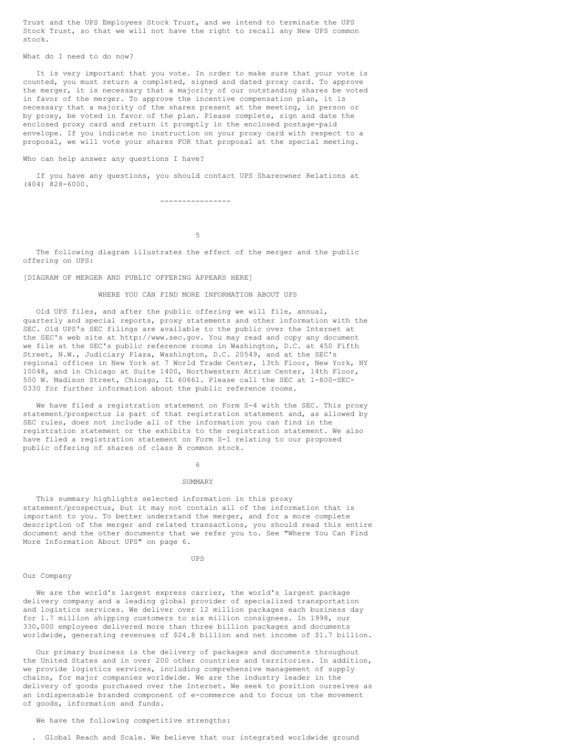Trust and the UPS Employees Stock Trust, and we intend to terminate the UPS Stock Trust, so that we will not have the right to recall any New UPS common stock.

What do I need to do now?

It is very important that you vote. In order to make sure that your vote is counted, you must return a completed, signed and dated proxy card. To approve the merger, it is necessary that a majority of our outstanding shares be voted in favor of the merger. To approve the incentive compensation plan, it is necessary that a majority of the shares present at the meeting, in person or by proxy, be voted in favor of the plan. Please complete, sign and date the enclosed proxy card and return it promptly in the enclosed postage-paid envelope. If you indicate no instruction on your proxy card with respect to a proposal, we will vote your shares FOR that proposal at the special meeting.

Who can help answer any questions I have?

If you have any questions, you should contact UPS Shareowner Relations at (404) 828-6000.

----------------

The following diagram illustrates the effect of the merger and the public offering on UPS:

[DIAGRAM OF MERGER AND PUBLIC OFFERING APPEARS HERE]

## WHERE YOU CAN FIND MORE INFORMATION ABOUT UPS

Old UPS files, and after the public offering we will file, annual, quarterly and special reports, proxy statements and other information with the SEC. Old UPS's SEC filings are available to the public over the Internet at the SEC's web site at http://www.sec.gov. You may read and copy any document we file at the SEC's public reference rooms in Washington, D.C. at 450 Fifth Street, N.W., Judiciary Plaza, Washington, D.C. 20549, and at the SEC's regional offices in New York at 7 World Trade Center, 13th Floor, New York, NY 10048, and in Chicago at Suite 1400, Northwestern Atrium Center, 14th Floor, 500 W. Madison Street, Chicago, IL 60661. Please call the SEC at 1-800-SEC-0330 for further information about the public reference rooms.

We have filed a registration statement on Form S-4 with the SEC. This proxy statement/prospectus is part of that registration statement and, as allowed by SEC rules, does not include all of the information you can find in the registration statement or the exhibits to the registration statement. We also have filed a registration statement on Form S-1 relating to our proposed public offering of shares of class B common stock.

## SUMMARY

This summary highlights selected information in this proxy statement/prospectus, but it may not contain all of the information that is important to you. To better understand the merger, and for a more complete description of the merger and related transactions, you should read this entire document and the other documents that we refer you to. See "Where You Can Find More Information About UPS" on page 6.

### UPS

Our Company

We are the world's largest express carrier, the world's largest package delivery company and a leading global provider of specialized transportation and logistics services. We deliver over 12 million packages each business day for 1.7 million shipping customers to six million consignees. In 1998, our 330,000 employees delivered more than three billion packages and documents worldwide, generating revenues of $24.8 billion and net income of $1.7 billion.

Our primary business is the delivery of packages and documents throughout the United States and in over 200 other countries and territories. In addition, we provide logistics services, including comprehensive management of supply chains, for major companies worldwide. We are the industry leader in the delivery of goods purchased over the Internet. We seek to position ourselves as an indispensable branded component of e-commerce and to focus on the movement of goods, information and funds.

We have the following competitive strengths:

- Global Reach and Scale. We believe that our integrated worldwide ground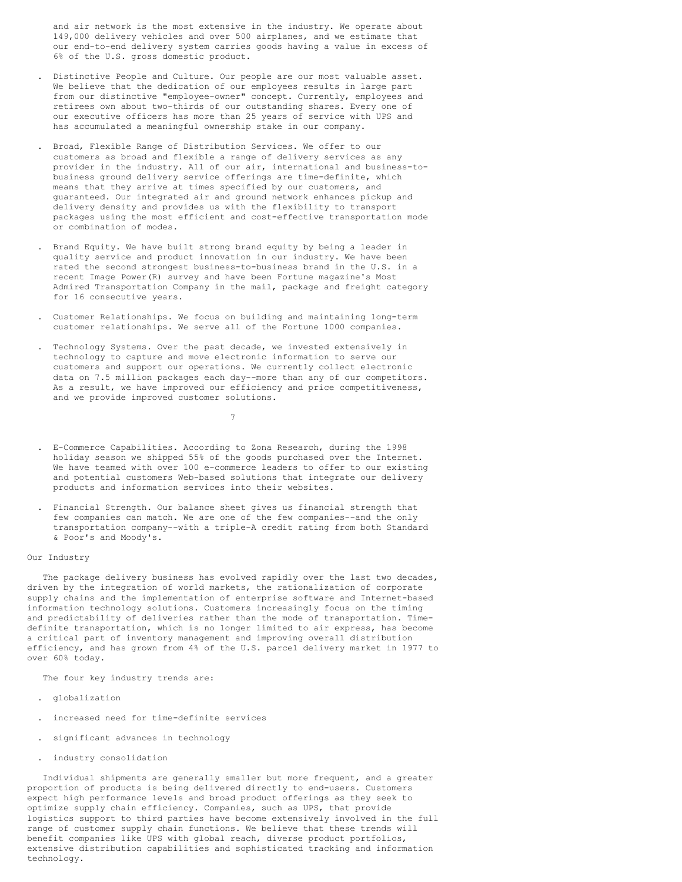and air network is the most extensive in the industry. We operate about 149,000 delivery vehicles and over 500 airplanes, and we estimate that our end-to-end delivery system carries goods having a value in excess of 6% of the U.S. gross domestic product.

- Distinctive People and Culture. Our people are our most valuable asset. We believe that the dedication of our employees results in large part from our distinctive "employee-owner" concept. Currently, employees and retirees own about two-thirds of our outstanding shares. Every one of our executive officers has more than 25 years of service with UPS and has accumulated a meaningful ownership stake in our company.

- Broad, Flexible Range of Distribution Services. We offer to our customers as broad and flexible a range of delivery services as any provider in the industry. All of our air, international and business-to-business ground delivery service offerings are time-definite, which means that they arrive at times specified by our customers, and guaranteed. Our integrated air and ground network enhances pickup and delivery density and provides us with the flexibility to transport packages using the most efficient and cost-effective transportation mode or combination of modes.

- Brand Equity. We have built strong brand equity by being a leader in quality service and product innovation in our industry. We have been rated the second strongest business-to-business brand in the U.S. in a recent Image Power(R) survey and have been Fortune magazine's Most Admired Transportation Company in the mail, package and freight category for 16 consecutive years.

- Customer Relationships. We focus on building and maintaining long-term customer relationships. We serve all of the Fortune 1000 companies.

- Technology Systems. Over the past decade, we invested extensively in technology to capture and move electronic information to serve our customers and support our operations. We currently collect electronic data on 7.5 million packages each day--more than any of our competitors. As a result, we have improved our efficiency and price competitiveness, and we provide improved customer solutions.

- E-Commerce Capabilities. According to Zona Research, during the 1998 holiday season we shipped 55% of the goods purchased over the Internet. We have teamed with over 100 e-commerce leaders to offer to our existing and potential customers Web-based solutions that integrate our delivery products and information services into their websites.

- Financial Strength. Our balance sheet gives us financial strength that few companies can match. We are one of the few companies--and the only transportation company--with a triple-A credit rating from both Standard & Poor's and Moody's.

## Our Industry

The package delivery business has evolved rapidly over the last two decades, driven by the integration of world markets, the rationalization of corporate supply chains and the implementation of enterprise software and Internet-based information technology solutions. Customers increasingly focus on the timing and predictability of deliveries rather than the mode of transportation. Time-definite transportation, which is no longer limited to air express, has become a critical part of inventory management and improving overall distribution efficiency, and has grown from 4% of the U.S. parcel delivery market in 1977 to over 60% today.

The four key industry trends are:

- globalization

- increased need for time-definite services

- significant advances in technology

- industry consolidation

Individual shipments are generally smaller but more frequent, and a greater proportion of products is being delivered directly to end-users. Customers expect high performance levels and broad product offerings as they seek to optimize supply chain efficiency. Companies, such as UPS, that provide logistics support to third parties have become extensively involved in the full range of customer supply chain functions. We believe that these trends will benefit companies like UPS with global reach, diverse product portfolios, extensive distribution capabilities and sophisticated tracking and information technology.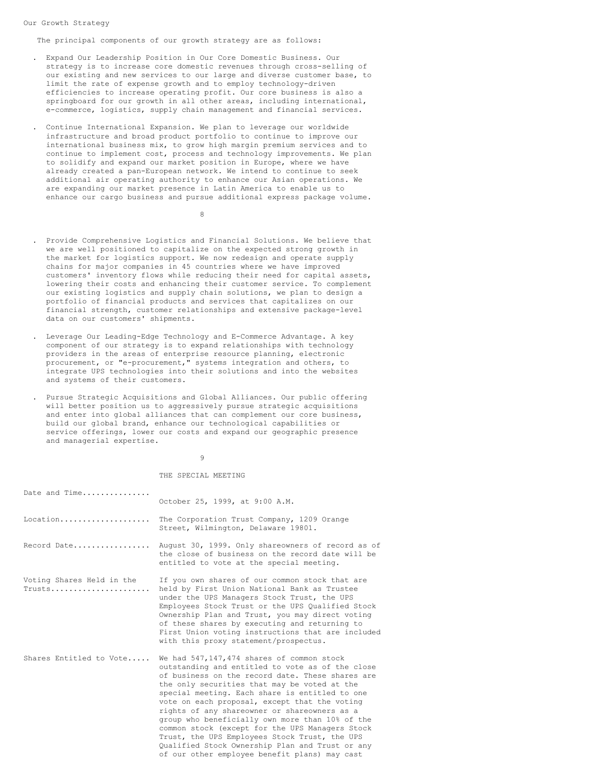## Our Growth Strategy

The principal components of our growth strategy are as follows:

- Expand Our Leadership Position in Our Core Domestic Business. Our strategy is to increase core domestic revenues through cross-selling of our existing and new services to our large and diverse customer base, to limit the rate of expense growth and to employ technology-driven efficiencies to increase operating profit. Our core business is also a springboard for our growth in all other areas, including international, e-commerce, logistics, supply chain management and financial services.

- Continue International Expansion. We plan to leverage our worldwide infrastructure and broad product portfolio to continue to improve our international business mix, to grow high margin premium services and to continue to implement cost, process and technology improvements. We plan to solidify and expand our market position in Europe, where we have already created a pan-European network. We intend to continue to seek additional air operating authority to enhance our Asian operations. We are expanding our market presence in Latin America to enable us to enhance our cargo business and pursue additional express package volume.

- Provide Comprehensive Logistics and Financial Solutions. We believe that we are well positioned to capitalize on the expected strong growth in the market for logistics support. We now redesign and operate supply chains for major companies in 45 countries where we have improved customers' inventory flows while reducing their need for capital assets, lowering their costs and enhancing their customer service. To complement our existing logistics and supply chain solutions, we plan to design a portfolio of financial products and services that capitalizes on our financial strength, customer relationships and extensive package-level data on our customers' shipments.

- Leverage Our Leading-Edge Technology and E-Commerce Advantage. A key component of our strategy is to expand relationships with technology providers in the areas of enterprise resource planning, electronic procurement, or "e-procurement," systems integration and others, to integrate UPS technologies into their solutions and into the websites and systems of their customers.

- Pursue Strategic Acquisitions and Global Alliances. Our public offering will better position us to aggressively pursue strategic acquisitions and enter into global alliances that can complement our core business, build our global brand, enhance our technological capabilities or service offerings, lower our costs and expand our geographic presence and managerial expertise.

## THE SPECIAL MEETING

| | |
|---|---|
| Date and Time | October 25, 1999, at 9:00 A.M. |
| Location | The Corporation Trust Company, 1209 Orange Street, Wilmington, Delaware 19801. |
| Record Date | August 30, 1999. Only shareowners of record as of the close of business on the record date will be entitled to vote at the special meeting. |
| Voting Shares Held in the Trusts | If you own shares of our common stock that are held by First Union National Bank as Trustee under the UPS Managers Stock Trust, the UPS Employees Stock Trust or the UPS Qualified Stock Ownership Plan and Trust, you may direct voting of these shares by executing and returning to First Union voting instructions that are included with this proxy statement/prospectus. |
| Shares Entitled to Vote | We had 547,147,474 shares of common stock outstanding and entitled to vote as of the close of business on the record date. These shares are the only securities that may be voted at the special meeting. Each share is entitled to one vote on each proposal, except that the voting rights of any shareowner or shareowners as a group who beneficially own more than 10% of the common stock (except for the UPS Managers Stock Trust, the UPS Employees Stock Trust, the UPS Qualified Stock Ownership Plan and Trust or any of our other employee benefit plans) may cast |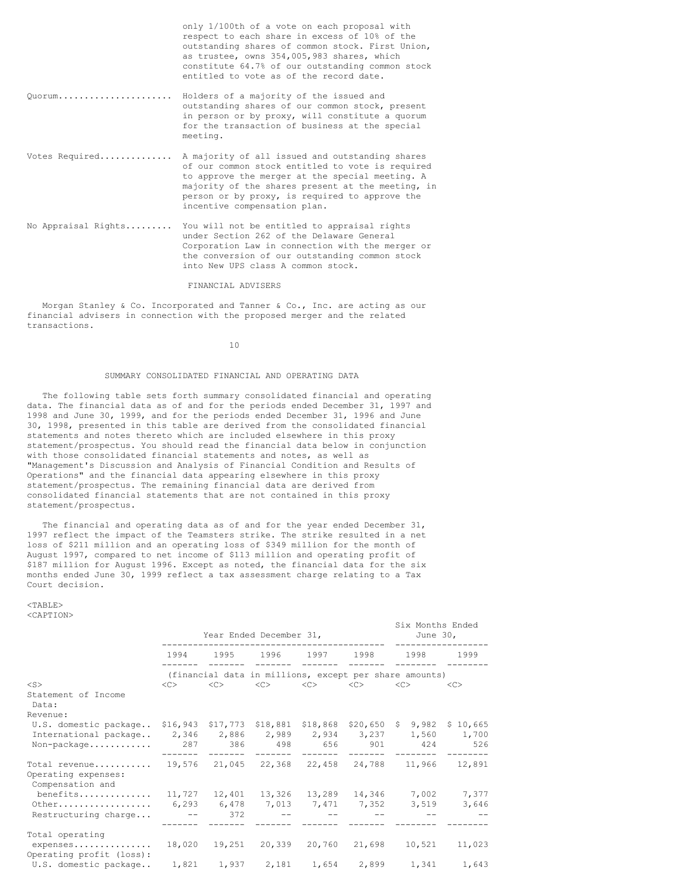only 1/100th of a vote on each proposal with respect to each share in excess of 10% of the outstanding shares of common stock. First Union, as trustee, owns 354,005,983 shares, which constitute 64.7% of our outstanding common stock entitled to vote as of the record date.

Quorum..................... Holders of a majority of the issued and outstanding shares of our common stock, present in person or by proxy, will constitute a quorum for the transaction of business at the special meeting.

Votes Required............. A majority of all issued and outstanding shares of our common stock entitled to vote is required to approve the merger at the special meeting. A majority of the shares present at the meeting, in person or by proxy, is required to approve the incentive compensation plan.

No Appraisal Rights......... You will not be entitled to appraisal rights under Section 262 of the Delaware General Corporation Law in connection with the merger or the conversion of our outstanding common stock into New UPS class A common stock.

## FINANCIAL ADVISERS

Morgan Stanley & Co. Incorporated and Tanner & Co., Inc. are acting as our financial advisers in connection with the proposed merger and the related transactions.

## SUMMARY CONSOLIDATED FINANCIAL AND OPERATING DATA

The following table sets forth summary consolidated financial and operating data. The financial data as of and for the periods ended December 31, 1997 and 1998 and June 30, 1999, and for the periods ended December 31, 1996 and June 30, 1998, presented in this table are derived from the consolidated financial statements and notes thereto which are included elsewhere in this proxy statement/prospectus. You should read the financial data below in conjunction with those consolidated financial statements and notes, as well as "Management's Discussion and Analysis of Financial Condition and Results of Operations" and the financial data appearing elsewhere in this proxy statement/prospectus. The remaining financial data are derived from consolidated financial statements that are not contained in this proxy statement/prospectus.

The financial and operating data as of and for the year ended December 31, 1997 reflect the impact of the Teamsters strike. The strike resulted in a net loss of $211 million and an operating loss of $349 million for the month of August 1997, compared to net income of $113 million and operating profit of $187 million for August 1996. Except as noted, the financial data for the six months ended June 30, 1999 reflect a tax assessment charge relating to a Tax Court decision.

| | Year Ended December 31, | | | | | Six Months Ended June 30, | |
|---|---|---|---|---|---|---|---|
| | 1994 | 1995 | 1996 | 1997 | 1998 | 1998 | 1999 |
| | (financial data in millions, except per share amounts) | | | | | | |
| Statement of Income Data: | | | | | | | |
| Revenue: | | | | | | | |
| U.S. domestic package | $16,943 | $17,773 | $18,881 | $18,868 | $20,650 | $ 9,982 | $ 10,665 |
| International package | 2,346 | 2,886 | 2,989 | 2,934 | 3,237 | 1,560 | 1,700 |
| Non-package | 287 | 386 | 498 | 656 | 901 | 424 | 526 |
| Total revenue | 19,576 | 21,045 | 22,368 | 22,458 | 24,788 | 11,966 | 12,891 |
| Operating expenses: | | | | | | | |
| Compensation and benefits | 11,727 | 12,401 | 13,326 | 13,289 | 14,346 | 7,002 | 7,377 |
| Other | 6,293 | 6,478 | 7,013 | 7,471 | 7,352 | 3,519 | 3,646 |
| Restructuring charge | -- | 372 | -- | -- | -- | -- | -- |
| Total operating expenses | 18,020 | 19,251 | 20,339 | 20,760 | 21,698 | 10,521 | 11,023 |
| Operating profit (loss): | | | | | | | |
| U.S. domestic package | 1,821 | 1,937 | 2,181 | 1,654 | 2,899 | 1,341 | 1,643 |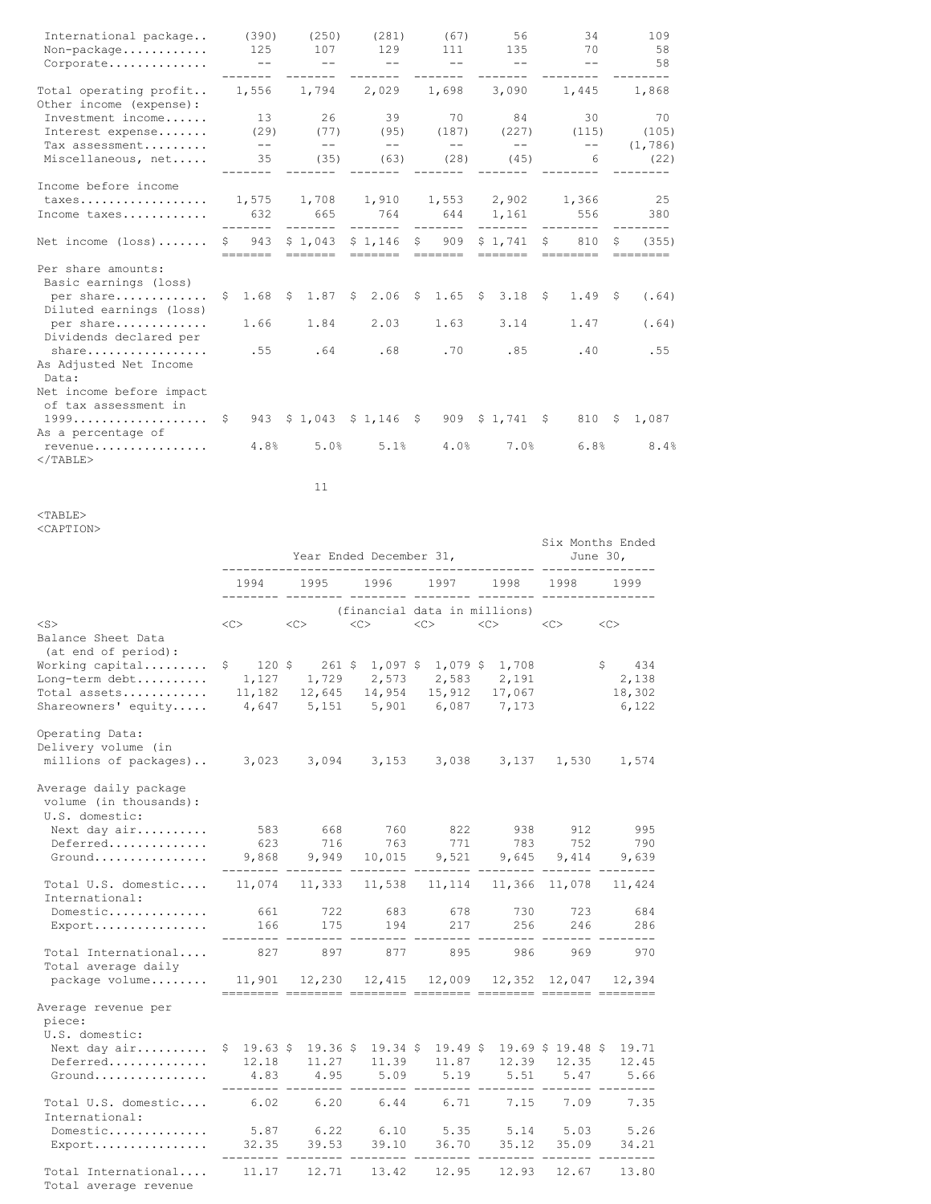| | | | | | | | |
|---|---|---|---|---|---|---|---|
| International package.. | (390) | (250) | (281) | (67) | 56 | 34 | 109 |
| Non-package........... | 125 | 107 | 129 | 111 | 135 | 70 | 58 |
| Corporate............. | -- | -- | -- | -- | -- | -- | 58 |
| Total operating profit.. | 1,556 | 1,794 | 2,029 | 1,698 | 3,090 | 1,445 | 1,868 |
| Other income (expense): | | | | | | | |
| Investment income...... | 13 | 26 | 39 | 70 | 84 | 30 | 70 |
| Interest expense....... | (29) | (77) | (95) | (187) | (227) | (115) | (105) |
| Tax assessment......... | -- | -- | -- | -- | -- | -- | (1,786) |
| Miscellaneous, net..... | 35 | (35) | (63) | (28) | (45) | 6 | (22) |
| Income before income taxes.................. | 1,575 | 1,708 | 1,910 | 1,553 | 2,902 | 1,366 | 25 |
| Income taxes........... | 632 | 665 | 764 | 644 | 1,161 | 556 | 380 |
| Net income (loss)....... | $ 943 | $ 1,043 | $ 1,146 | $ 909 | $ 1,741 | $ 810 | $ (355) |
| Per share amounts: | | | | | | | |
| Basic earnings (loss) per share............ | $ 1.68 | $ 1.87 | $ 2.06 | $ 1.65 | $ 3.18 | $ 1.49 | $ (.64) |
| Diluted earnings (loss) per share............ | 1.66 | 1.84 | 2.03 | 1.63 | 3.14 | 1.47 | (.64) |
| Dividends declared per share................ | .55 | .64 | .68 | .70 | .85 | .40 | .55 |
| As Adjusted Net Income Data: | | | | | | | |
| Net income before impact of tax assessment in 1999................... | $ 943 | $ 1,043 | $ 1,146 | $ 909 | $ 1,741 | $ 810 | $ 1,087 |
| As a percentage of revenue............... | 4.8% | 5.0% | 5.1% | 4.0% | 7.0% | 6.8% | 8.4% |

| | Year Ended December 31, | | | | | Six Months Ended June 30, | |
|---|---|---|---|---|---|---|---|
| | 1994 | 1995 | 1996 | 1997 | 1998 | 1998 | 1999 |
| | (financial data in millions) | | | | | | |
| Balance Sheet Data (at end of period): | | | | | | | |
| Working capital......... | $ 120 | $ 261 | $ 1,097 | $ 1,079 | $ 1,708 | | $ 434 |
| Long-term debt.......... | 1,127 | 1,729 | 2,573 | 2,583 | 2,191 | | 2,138 |
| Total assets............ | 11,182 | 12,645 | 14,954 | 15,912 | 17,067 | | 18,302 |
| Shareowners' equity..... | 4,647 | 5,151 | 5,901 | 6,087 | 7,173 | | 6,122 |
| Operating Data: | | | | | | | |
| Delivery volume (in millions of packages).. | 3,023 | 3,094 | 3,153 | 3,038 | 3,137 | 1,530 | 1,574 |
| Average daily package volume (in thousands): | | | | | | | |
| U.S. domestic: | | | | | | | |
| Next day air.......... | 583 | 668 | 760 | 822 | 938 | 912 | 995 |
| Deferred............. | 623 | 716 | 763 | 771 | 783 | 752 | 790 |
| Ground............... | 9,868 | 9,949 | 10,015 | 9,521 | 9,645 | 9,414 | 9,639 |
| Total U.S. domestic.... | 11,074 | 11,333 | 11,538 | 11,114 | 11,366 | 11,078 | 11,424 |
| International: | | | | | | | |
| Domestic............. | 661 | 722 | 683 | 678 | 730 | 723 | 684 |
| Export............... | 166 | 175 | 194 | 217 | 256 | 246 | 286 |
| Total International.... | 827 | 897 | 877 | 895 | 986 | 969 | 970 |
| Total average daily package volume........ | 11,901 | 12,230 | 12,415 | 12,009 | 12,352 | 12,047 | 12,394 |
| Average revenue per piece: | | | | | | | |
| U.S. domestic: | | | | | | | |
| Next day air.......... | $ 19.63 | $ 19.36 | $ 19.34 | $ 19.49 | $ 19.69 | $ 19.48 | $ 19.71 |
| Deferred............. | 12.18 | 11.27 | 11.39 | 11.87 | 12.39 | 12.35 | 12.45 |
| Ground............... | 4.83 | 4.95 | 5.09 | 5.19 | 5.51 | 5.47 | 5.66 |
| Total U.S. domestic.... | 6.02 | 6.20 | 6.44 | 6.71 | 7.15 | 7.09 | 7.35 |
| International: | | | | | | | |
| Domestic............. | 5.87 | 6.22 | 6.10 | 5.35 | 5.14 | 5.03 | 5.26 |
| Export............... | 32.35 | 39.53 | 39.10 | 36.70 | 35.12 | 35.09 | 34.21 |
| Total International.... | 11.17 | 12.71 | 13.42 | 12.95 | 12.93 | 12.67 | 13.80 |
| Total average revenue | | | | | | | |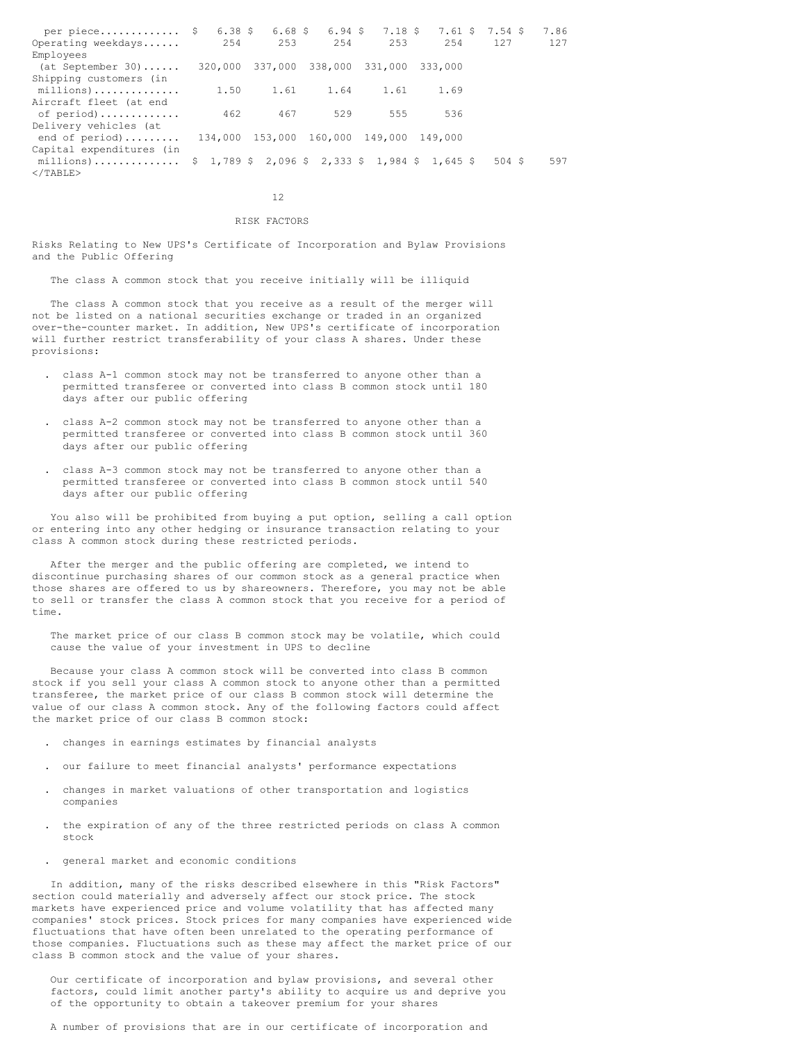| | | | | | | | |
|---|---|---|---|---|---|---|---|
| per piece | $ 6.38 | $ 6.68 | $ 6.94 | $ 7.18 | $ 7.61 | $ 7.54 | $ 7.86 |
| Operating weekdays | 254 | 253 | 254 | 253 | 254 | 127 | 127 |
| Employees (at September 30) | 320,000 | 337,000 | 338,000 | 331,000 | 333,000 | | |
| Shipping customers (in millions) | 1.50 | 1.61 | 1.64 | 1.61 | 1.69 | | |
| Aircraft fleet (at end of period) | 462 | 467 | 529 | 555 | 536 | | |
| Delivery vehicles (at end of period) | 134,000 | 153,000 | 160,000 | 149,000 | 149,000 | | |
| Capital expenditures (in millions) | $ 1,789 | $ 2,096 | $ 2,333 | $ 1,984 | $ 1,645 | $ 504 | $ 597 |

## RISK FACTORS

### Risks Relating to New UPS's Certificate of Incorporation and Bylaw Provisions and the Public Offering

#### The class A common stock that you receive initially will be illiquid

The class A common stock that you receive as a result of the merger will not be listed on a national securities exchange or traded in an organized over-the-counter market. In addition, New UPS's certificate of incorporation will further restrict transferability of your class A shares. Under these provisions:

- class A-1 common stock may not be transferred to anyone other than a permitted transferee or converted into class B common stock until 180 days after our public offering
- class A-2 common stock may not be transferred to anyone other than a permitted transferee or converted into class B common stock until 360 days after our public offering
- class A-3 common stock may not be transferred to anyone other than a permitted transferee or converted into class B common stock until 540 days after our public offering

You also will be prohibited from buying a put option, selling a call option or entering into any other hedging or insurance transaction relating to your class A common stock during these restricted periods.

After the merger and the public offering are completed, we intend to discontinue purchasing shares of our common stock as a general practice when those shares are offered to us by shareowners. Therefore, you may not be able to sell or transfer the class A common stock that you receive for a period of time.

#### The market price of our class B common stock may be volatile, which could cause the value of your investment in UPS to decline

Because your class A common stock will be converted into class B common stock if you sell your class A common stock to anyone other than a permitted transferee, the market price of our class B common stock will determine the value of our class A common stock. Any of the following factors could affect the market price of our class B common stock:

- changes in earnings estimates by financial analysts
- our failure to meet financial analysts' performance expectations
- changes in market valuations of other transportation and logistics companies
- the expiration of any of the three restricted periods on class A common stock
- general market and economic conditions

In addition, many of the risks described elsewhere in this "Risk Factors" section could materially and adversely affect our stock price. The stock markets have experienced price and volume volatility that has affected many companies' stock prices. Stock prices for many companies have experienced wide fluctuations that have often been unrelated to the operating performance of those companies. Fluctuations such as these may affect the market price of our class B common stock and the value of your shares.

#### Our certificate of incorporation and bylaw provisions, and several other factors, could limit another party's ability to acquire us and deprive you of the opportunity to obtain a takeover premium for your shares

A number of provisions that are in our certificate of incorporation and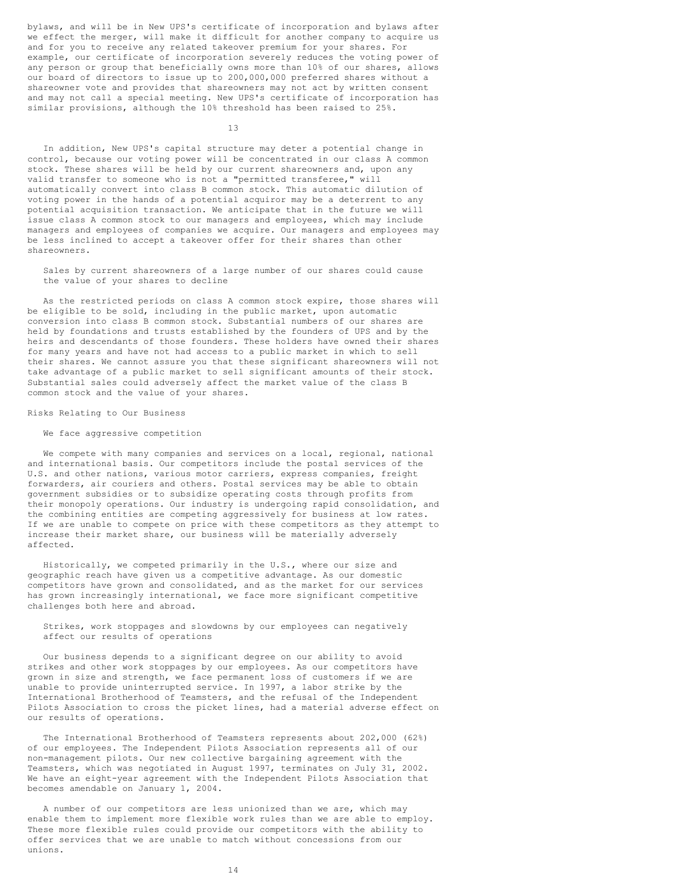bylaws, and will be in New UPS's certificate of incorporation and bylaws after we effect the merger, will make it difficult for another company to acquire us and for you to receive any related takeover premium for your shares. For example, our certificate of incorporation severely reduces the voting power of any person or group that beneficially owns more than 10% of our shares, allows our board of directors to issue up to 200,000,000 preferred shares without a shareowner vote and provides that shareowners may not act by written consent and may not call a special meeting. New UPS's certificate of incorporation has similar provisions, although the 10% threshold has been raised to 25%.

In addition, New UPS's capital structure may deter a potential change in control, because our voting power will be concentrated in our class A common stock. These shares will be held by our current shareowners and, upon any valid transfer to someone who is not a "permitted transferee," will automatically convert into class B common stock. This automatic dilution of voting power in the hands of a potential acquiror may be a deterrent to any potential acquisition transaction. We anticipate that in the future we will issue class A common stock to our managers and employees, which may include managers and employees of companies we acquire. Our managers and employees may be less inclined to accept a takeover offer for their shares than other shareowners.

### Sales by current shareowners of a large number of our shares could cause the value of your shares to decline

As the restricted periods on class A common stock expire, those shares will be eligible to be sold, including in the public market, upon automatic conversion into class B common stock. Substantial numbers of our shares are held by foundations and trusts established by the founders of UPS and by the heirs and descendants of those founders. These holders have owned their shares for many years and have not had access to a public market in which to sell their shares. We cannot assure you that these significant shareowners will not take advantage of a public market to sell significant amounts of their stock. Substantial sales could adversely affect the market value of the class B common stock and the value of your shares.

## Risks Relating to Our Business

### We face aggressive competition

We compete with many companies and services on a local, regional, national and international basis. Our competitors include the postal services of the U.S. and other nations, various motor carriers, express companies, freight forwarders, air couriers and others. Postal services may be able to obtain government subsidies or to subsidize operating costs through profits from their monopoly operations. Our industry is undergoing rapid consolidation, and the combining entities are competing aggressively for business at low rates. If we are unable to compete on price with these competitors as they attempt to increase their market share, our business will be materially adversely affected.

Historically, we competed primarily in the U.S., where our size and geographic reach have given us a competitive advantage. As our domestic competitors have grown and consolidated, and as the market for our services has grown increasingly international, we face more significant competitive challenges both here and abroad.

### Strikes, work stoppages and slowdowns by our employees can negatively affect our results of operations

Our business depends to a significant degree on our ability to avoid strikes and other work stoppages by our employees. As our competitors have grown in size and strength, we face permanent loss of customers if we are unable to provide uninterrupted service. In 1997, a labor strike by the International Brotherhood of Teamsters, and the refusal of the Independent Pilots Association to cross the picket lines, had a material adverse effect on our results of operations.

The International Brotherhood of Teamsters represents about 202,000 (62%) of our employees. The Independent Pilots Association represents all of our non-management pilots. Our new collective bargaining agreement with the Teamsters, which was negotiated in August 1997, terminates on July 31, 2002. We have an eight-year agreement with the Independent Pilots Association that becomes amendable on January 1, 2004.

A number of our competitors are less unionized than we are, which may enable them to implement more flexible work rules than we are able to employ. These more flexible rules could provide our competitors with the ability to offer services that we are unable to match without concessions from our unions.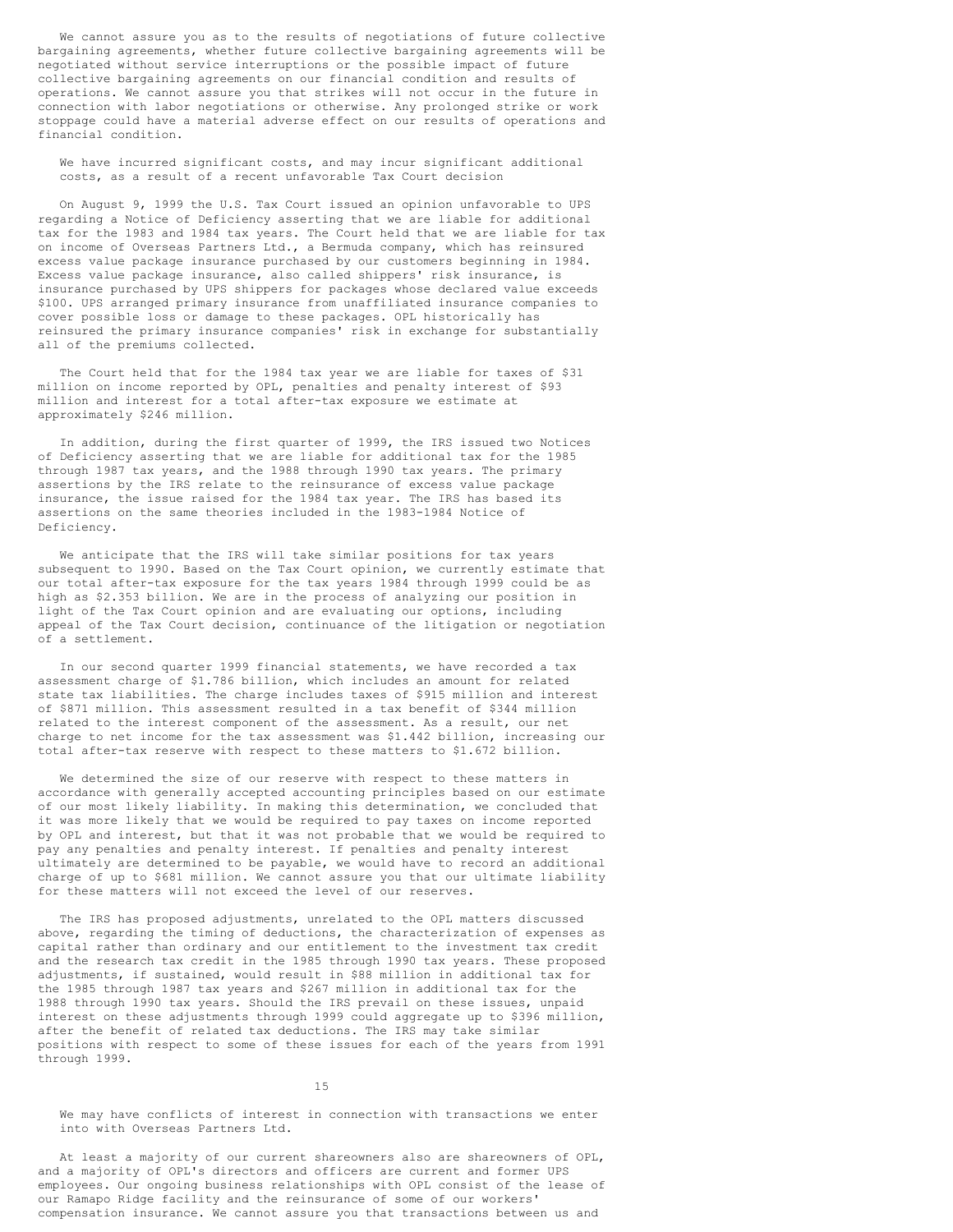We cannot assure you as to the results of negotiations of future collective bargaining agreements, whether future collective bargaining agreements will be negotiated without service interruptions or the possible impact of future collective bargaining agreements on our financial condition and results of operations. We cannot assure you that strikes will not occur in the future in connection with labor negotiations or otherwise. Any prolonged strike or work stoppage could have a material adverse effect on our results of operations and financial condition.

### We have incurred significant costs, and may incur significant additional costs, as a result of a recent unfavorable Tax Court decision

On August 9, 1999 the U.S. Tax Court issued an opinion unfavorable to UPS regarding a Notice of Deficiency asserting that we are liable for additional tax for the 1983 and 1984 tax years. The Court held that we are liable for tax on income of Overseas Partners Ltd., a Bermuda company, which has reinsured excess value package insurance purchased by our customers beginning in 1984. Excess value package insurance, also called shippers' risk insurance, is insurance purchased by UPS shippers for packages whose declared value exceeds $100. UPS arranged primary insurance from unaffiliated insurance companies to cover possible loss or damage to these packages. OPL historically has reinsured the primary insurance companies' risk in exchange for substantially all of the premiums collected.

The Court held that for the 1984 tax year we are liable for taxes of $31 million on income reported by OPL, penalties and penalty interest of $93 million and interest for a total after-tax exposure we estimate at approximately $246 million.

In addition, during the first quarter of 1999, the IRS issued two Notices of Deficiency asserting that we are liable for additional tax for the 1985 through 1987 tax years, and the 1988 through 1990 tax years. The primary assertions by the IRS relate to the reinsurance of excess value package insurance, the issue raised for the 1984 tax year. The IRS has based its assertions on the same theories included in the 1983-1984 Notice of Deficiency.

We anticipate that the IRS will take similar positions for tax years subsequent to 1990. Based on the Tax Court opinion, we currently estimate that our total after-tax exposure for the tax years 1984 through 1999 could be as high as $2.353 billion. We are in the process of analyzing our position in light of the Tax Court opinion and are evaluating our options, including appeal of the Tax Court decision, continuance of the litigation or negotiation of a settlement.

In our second quarter 1999 financial statements, we have recorded a tax assessment charge of $1.786 billion, which includes an amount for related state tax liabilities. The charge includes taxes of $915 million and interest of $871 million. This assessment resulted in a tax benefit of $344 million related to the interest component of the assessment. As a result, our net charge to net income for the tax assessment was $1.442 billion, increasing our total after-tax reserve with respect to these matters to $1.672 billion.

We determined the size of our reserve with respect to these matters in accordance with generally accepted accounting principles based on our estimate of our most likely liability. In making this determination, we concluded that it was more likely that we would be required to pay taxes on income reported by OPL and interest, but that it was not probable that we would be required to pay any penalties and penalty interest. If penalties and penalty interest ultimately are determined to be payable, we would have to record an additional charge of up to $681 million. We cannot assure you that our ultimate liability for these matters will not exceed the level of our reserves.

The IRS has proposed adjustments, unrelated to the OPL matters discussed above, regarding the timing of deductions, the characterization of expenses as capital rather than ordinary and our entitlement to the investment tax credit and the research tax credit in the 1985 through 1990 tax years. These proposed adjustments, if sustained, would result in $88 million in additional tax for the 1985 through 1987 tax years and $267 million in additional tax for the 1988 through 1990 tax years. Should the IRS prevail on these issues, unpaid interest on these adjustments through 1999 could aggregate up to $396 million, after the benefit of related tax deductions. The IRS may take similar positions with respect to some of these issues for each of the years from 1991 through 1999.

### We may have conflicts of interest in connection with transactions we enter into with Overseas Partners Ltd.

At least a majority of our current shareowners also are shareowners of OPL, and a majority of OPL's directors and officers are current and former UPS employees. Our ongoing business relationships with OPL consist of the lease of our Ramapo Ridge facility and the reinsurance of some of our workers' compensation insurance. We cannot assure you that transactions between us and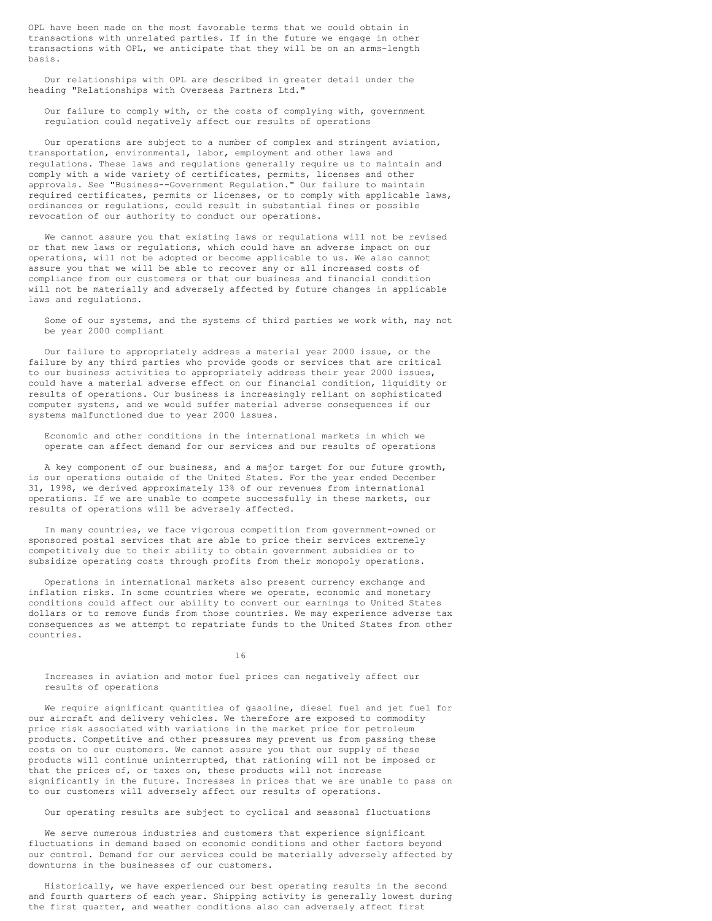OPL have been made on the most favorable terms that we could obtain in transactions with unrelated parties. If in the future we engage in other transactions with OPL, we anticipate that they will be on an arms-length basis.

Our relationships with OPL are described in greater detail under the heading "Relationships with Overseas Partners Ltd."

### Our failure to comply with, or the costs of complying with, government regulation could negatively affect our results of operations

Our operations are subject to a number of complex and stringent aviation, transportation, environmental, labor, employment and other laws and regulations. These laws and regulations generally require us to maintain and comply with a wide variety of certificates, permits, licenses and other approvals. See "Business--Government Regulation." Our failure to maintain required certificates, permits or licenses, or to comply with applicable laws, ordinances or regulations, could result in substantial fines or possible revocation of our authority to conduct our operations.

We cannot assure you that existing laws or regulations will not be revised or that new laws or regulations, which could have an adverse impact on our operations, will not be adopted or become applicable to us. We also cannot assure you that we will be able to recover any or all increased costs of compliance from our customers or that our business and financial condition will not be materially and adversely affected by future changes in applicable laws and regulations.

### Some of our systems, and the systems of third parties we work with, may not be year 2000 compliant

Our failure to appropriately address a material year 2000 issue, or the failure by any third parties who provide goods or services that are critical to our business activities to appropriately address their year 2000 issues, could have a material adverse effect on our financial condition, liquidity or results of operations. Our business is increasingly reliant on sophisticated computer systems, and we would suffer material adverse consequences if our systems malfunctioned due to year 2000 issues.

### Economic and other conditions in the international markets in which we operate can affect demand for our services and our results of operations

A key component of our business, and a major target for our future growth, is our operations outside of the United States. For the year ended December 31, 1998, we derived approximately 13% of our revenues from international operations. If we are unable to compete successfully in these markets, our results of operations will be adversely affected.

In many countries, we face vigorous competition from government-owned or sponsored postal services that are able to price their services extremely competitively due to their ability to obtain government subsidies or to subsidize operating costs through profits from their monopoly operations.

Operations in international markets also present currency exchange and inflation risks. In some countries where we operate, economic and monetary conditions could affect our ability to convert our earnings to United States dollars or to remove funds from those countries. We may experience adverse tax consequences as we attempt to repatriate funds to the United States from other countries.

### Increases in aviation and motor fuel prices can negatively affect our results of operations

We require significant quantities of gasoline, diesel fuel and jet fuel for our aircraft and delivery vehicles. We therefore are exposed to commodity price risk associated with variations in the market price for petroleum products. Competitive and other pressures may prevent us from passing these costs on to our customers. We cannot assure you that our supply of these products will continue uninterrupted, that rationing will not be imposed or that the prices of, or taxes on, these products will not increase significantly in the future. Increases in prices that we are unable to pass on to our customers will adversely affect our results of operations.

### Our operating results are subject to cyclical and seasonal fluctuations

We serve numerous industries and customers that experience significant fluctuations in demand based on economic conditions and other factors beyond our control. Demand for our services could be materially adversely affected by downturns in the businesses of our customers.

Historically, we have experienced our best operating results in the second and fourth quarters of each year. Shipping activity is generally lowest during the first quarter, and weather conditions also can adversely affect first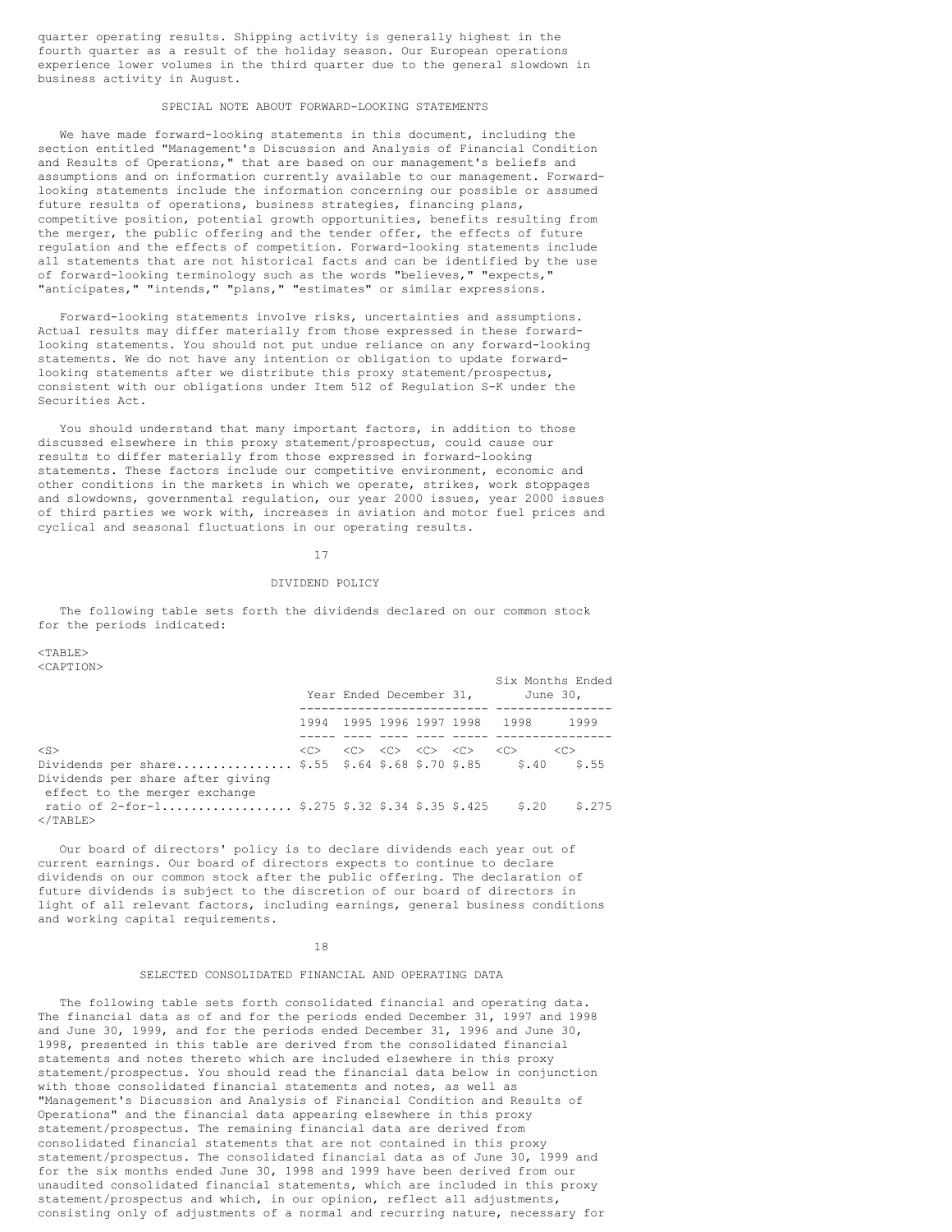quarter operating results. Shipping activity is generally highest in the fourth quarter as a result of the holiday season. Our European operations experience lower volumes in the third quarter due to the general slowdown in business activity in August.

## SPECIAL NOTE ABOUT FORWARD-LOOKING STATEMENTS

We have made forward-looking statements in this document, including the section entitled "Management's Discussion and Analysis of Financial Condition and Results of Operations," that are based on our management's beliefs and assumptions and on information currently available to our management. Forward-looking statements include the information concerning our possible or assumed future results of operations, business strategies, financing plans, competitive position, potential growth opportunities, benefits resulting from the merger, the public offering and the tender offer, the effects of future regulation and the effects of competition. Forward-looking statements include all statements that are not historical facts and can be identified by the use of forward-looking terminology such as the words "believes," "expects," "anticipates," "intends," "plans," "estimates" or similar expressions.

Forward-looking statements involve risks, uncertainties and assumptions. Actual results may differ materially from those expressed in these forward-looking statements. You should not put undue reliance on any forward-looking statements. We do not have any intention or obligation to update forward-looking statements after we distribute this proxy statement/prospectus, consistent with our obligations under Item 512 of Regulation S-K under the Securities Act.

You should understand that many important factors, in addition to those discussed elsewhere in this proxy statement/prospectus, could cause our results to differ materially from those expressed in forward-looking statements. These factors include our competitive environment, economic and other conditions in the markets in which we operate, strikes, work stoppages and slowdowns, governmental regulation, our year 2000 issues, year 2000 issues of third parties we work with, increases in aviation and motor fuel prices and cyclical and seasonal fluctuations in our operating results.

## DIVIDEND POLICY

The following table sets forth the dividends declared on our common stock for the periods indicated:

| | Year Ended December 31, | | | | | Six Months Ended June 30, | |
|---|---|---|---|---|---|---|---|
| | 1994 | 1995 | 1996 | 1997 | 1998 | 1998 | 1999 |
| Dividends per share | $.55 | $.64 | $.68 | $.70 | $.85 | $.40 | $.55 |
| Dividends per share after giving effect to the merger exchange ratio of 2-for-1 | $.275 | $.32 | $.34 | $.35 | $.425 | $.20 | $.275 |

Our board of directors' policy is to declare dividends each year out of current earnings. Our board of directors expects to continue to declare dividends on our common stock after the public offering. The declaration of future dividends is subject to the discretion of our board of directors in light of all relevant factors, including earnings, general business conditions and working capital requirements.

## SELECTED CONSOLIDATED FINANCIAL AND OPERATING DATA

The following table sets forth consolidated financial and operating data. The financial data as of and for the periods ended December 31, 1997 and 1998 and June 30, 1999, and for the periods ended December 31, 1996 and June 30, 1998, presented in this table are derived from the consolidated financial statements and notes thereto which are included elsewhere in this proxy statement/prospectus. You should read the financial data below in conjunction with those consolidated financial statements and notes, as well as "Management's Discussion and Analysis of Financial Condition and Results of Operations" and the financial data appearing elsewhere in this proxy statement/prospectus. The remaining financial data are derived from consolidated financial statements that are not contained in this proxy statement/prospectus. The consolidated financial data as of June 30, 1999 and for the six months ended June 30, 1998 and 1999 have been derived from our unaudited consolidated financial statements, which are included in this proxy statement/prospectus and which, in our opinion, reflect all adjustments, consisting only of adjustments of a normal and recurring nature, necessary for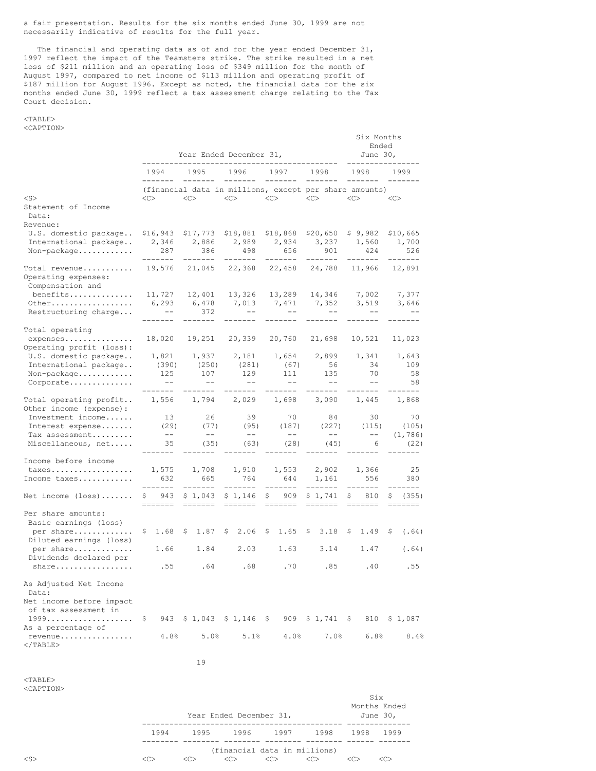a fair presentation. Results for the six months ended June 30, 1999 are not necessarily indicative of results for the full year.

The financial and operating data as of and for the year ended December 31, 1997 reflect the impact of the Teamsters strike. The strike resulted in a net loss of $211 million and an operating loss of $349 million for the month of August 1997, compared to net income of $113 million and operating profit of $187 million for August 1996. Except as noted, the financial data for the six months ended June 30, 1999 reflect a tax assessment charge relating to the Tax Court decision.

| | Year Ended December 31, | | | | | Six Months Ended June 30, | |
|---|---|---|---|---|---|---|---|
| | 1994 | 1995 | 1996 | 1997 | 1998 | 1998 | 1999 |
| | (financial data in millions, except per share amounts) | | | | | | |
| **Statement of Income Data:** | | | | | | | |
| Revenue: | | | | | | | |
| U.S. domestic package | $16,943 | $17,773 | $18,881 | $18,868 | $20,650 | $ 9,982 | $10,665 |
| International package | 2,346 | 2,886 | 2,989 | 2,934 | 3,237 | 1,560 | 1,700 |
| Non-package | 287 | 386 | 498 | 656 | 901 | 424 | 526 |
| Total revenue | 19,576 | 21,045 | 22,368 | 22,458 | 24,788 | 11,966 | 12,891 |
| Operating expenses: | | | | | | | |
| Compensation and benefits | 11,727 | 12,401 | 13,326 | 13,289 | 14,346 | 7,002 | 7,377 |
| Other | 6,293 | 6,478 | 7,013 | 7,471 | 7,352 | 3,519 | 3,646 |
| Restructuring charge | -- | 372 | -- | -- | -- | -- | -- |
| Total operating expenses | 18,020 | 19,251 | 20,339 | 20,760 | 21,698 | 10,521 | 11,023 |
| Operating profit (loss): | | | | | | | |
| U.S. domestic package | 1,821 | 1,937 | 2,181 | 1,654 | 2,899 | 1,341 | 1,643 |
| International package | (390) | (250) | (281) | (67) | 56 | 34 | 109 |
| Non-package | 125 | 107 | 129 | 111 | 135 | 70 | 58 |
| Corporate | -- | -- | -- | -- | -- | -- | 58 |
| Total operating profit | 1,556 | 1,794 | 2,029 | 1,698 | 3,090 | 1,445 | 1,868 |
| Other income (expense): | | | | | | | |
| Investment income | 13 | 26 | 39 | 70 | 84 | 30 | 70 |
| Interest expense | (29) | (77) | (95) | (187) | (227) | (115) | (105) |
| Tax assessment | -- | -- | -- | -- | -- | -- | (1,786) |
| Miscellaneous, net | 35 | (35) | (63) | (28) | (45) | 6 | (22) |
| Income before income taxes | 1,575 | 1,708 | 1,910 | 1,553 | 2,902 | 1,366 | 25 |
| Income taxes | 632 | 665 | 764 | 644 | 1,161 | 556 | 380 |
| Net income (loss) | $ 943 | $ 1,043 | $ 1,146 | $ 909 | $ 1,741 | $ 810 | $ (355) |
| Per share amounts: | | | | | | | |
| Basic earnings (loss) per share | $ 1.68 | $ 1.87 | $ 2.06 | $ 1.65 | $ 3.18 | $ 1.49 | $ (.64) |
| Diluted earnings (loss) per share | 1.66 | 1.84 | 2.03 | 1.63 | 3.14 | 1.47 | (.64) |
| Dividends declared per share | .55 | .64 | .68 | .70 | .85 | .40 | .55 |
| **As Adjusted Net Income Data:** | | | | | | | |
| Net income before impact of tax assessment in 1999 | $ 943 | $ 1,043 | $ 1,146 | $ 909 | $ 1,741 | $ 810 | $ 1,087 |
| As a percentage of revenue | 4.8% | 5.0% | 5.1% | 4.0% | 7.0% | 6.8% | 8.4% |

| | Year Ended December 31, | | | | | Six Months Ended June 30, | |
|---|---|---|---|---|---|---|---|
| | 1994 | 1995 | 1996 | 1997 | 1998 | 1998 | 1999 |
| | (financial data in millions) | | | | | | |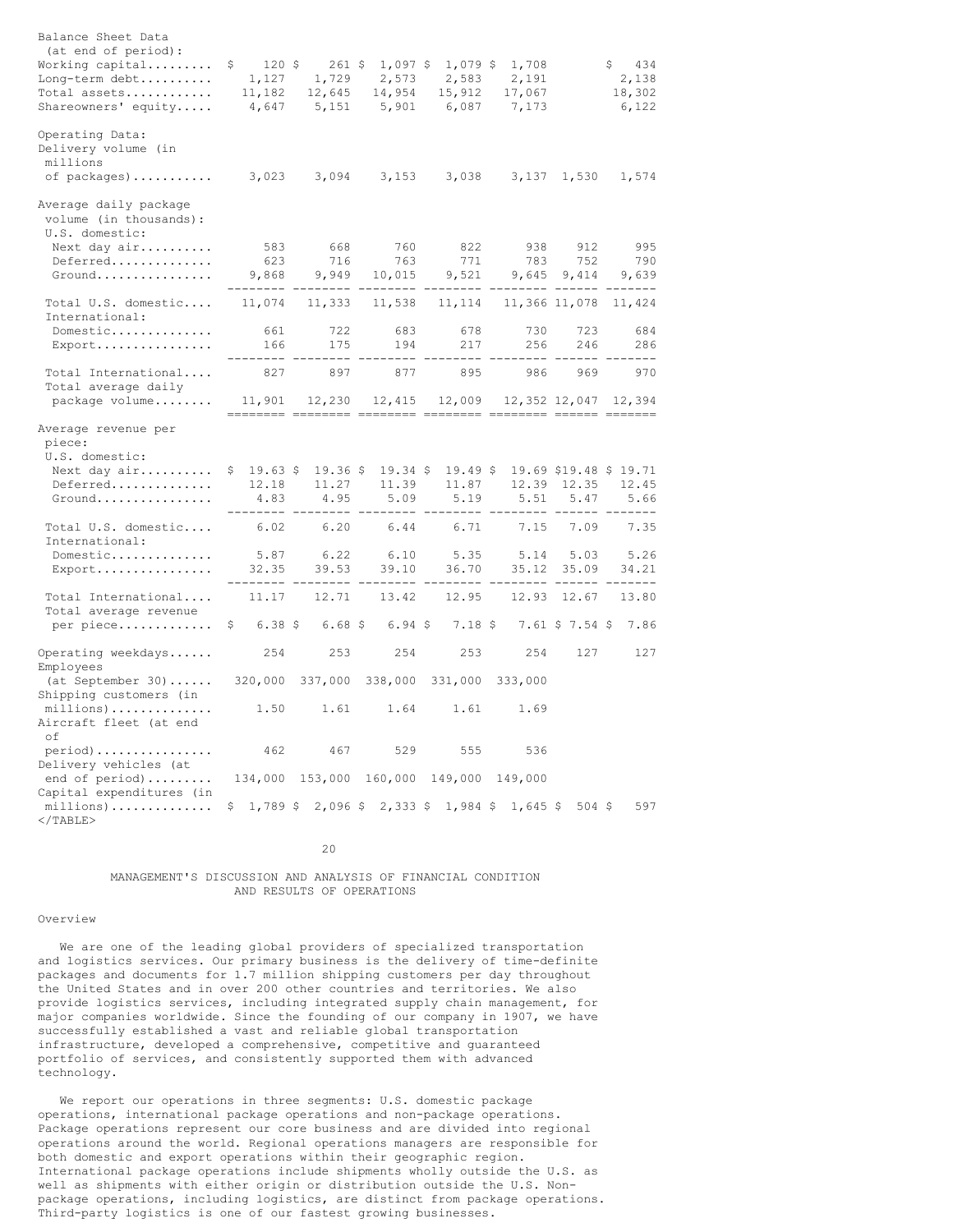| | | | | | | | |
|---|---|---|---|---|---|---|---|
| Balance Sheet Data (at end of period): | | | | | | | |
| Working capital......... | $ 120 | $ 261 | $ 1,097 | $ 1,079 | $ 1,708 | | $ 434 |
| Long-term debt.......... | 1,127 | 1,729 | 2,573 | 2,583 | 2,191 | | 2,138 |
| Total assets............ | 11,182 | 12,645 | 14,954 | 15,912 | 17,067 | | 18,302 |
| Shareowners' equity..... | 4,647 | 5,151 | 5,901 | 6,087 | 7,173 | | 6,122 |
| Operating Data: | | | | | | | |
| Delivery volume (in millions of packages)........... | 3,023 | 3,094 | 3,153 | 3,038 | 3,137 | 1,530 | 1,574 |
| Average daily package volume (in thousands): | | | | | | | |
| U.S. domestic: | | | | | | | |
| Next day air.......... | 583 | 668 | 760 | 822 | 938 | 912 | 995 |
| Deferred.............. | 623 | 716 | 763 | 771 | 783 | 752 | 790 |
| Ground................ | 9,868 | 9,949 | 10,015 | 9,521 | 9,645 | 9,414 | 9,639 |
| Total U.S. domestic.... | 11,074 | 11,333 | 11,538 | 11,114 | 11,366 | 11,078 | 11,424 |
| International: | | | | | | | |
| Domestic.............. | 661 | 722 | 683 | 678 | 730 | 723 | 684 |
| Export................ | 166 | 175 | 194 | 217 | 256 | 246 | 286 |
| Total International.... | 827 | 897 | 877 | 895 | 986 | 969 | 970 |
| Total average daily package volume........ | 11,901 | 12,230 | 12,415 | 12,009 | 12,352 | 12,047 | 12,394 |
| Average revenue per piece: | | | | | | | |
| U.S. domestic: | | | | | | | |
| Next day air.......... | $ 19.63 | $ 19.36 | $ 19.34 | $ 19.49 | $ 19.69 | $19.48 | $ 19.71 |
| Deferred.............. | 12.18 | 11.27 | 11.39 | 11.87 | 12.39 | 12.35 | 12.45 |
| Ground................ | 4.83 | 4.95 | 5.09 | 5.19 | 5.51 | 5.47 | 5.66 |
| Total U.S. domestic.... | 6.02 | 6.20 | 6.44 | 6.71 | 7.15 | 7.09 | 7.35 |
| International: | | | | | | | |
| Domestic.............. | 5.87 | 6.22 | 6.10 | 5.35 | 5.14 | 5.03 | 5.26 |
| Export................ | 32.35 | 39.53 | 39.10 | 36.70 | 35.12 | 35.09 | 34.21 |
| Total International.... | 11.17 | 12.71 | 13.42 | 12.95 | 12.93 | 12.67 | 13.80 |
| Total average revenue per piece............. | $ 6.38 | $ 6.68 | $ 6.94 | $ 7.18 | $ 7.61 | $ 7.54 | $ 7.86 |
| Operating weekdays...... | 254 | 253 | 254 | 253 | 254 | 127 | 127 |
| Employees (at September 30)...... | 320,000 | 337,000 | 338,000 | 331,000 | 333,000 | | |
| Shipping customers (in millions).............. | 1.50 | 1.61 | 1.64 | 1.61 | 1.69 | | |
| Aircraft fleet (at end of period)................ | 462 | 467 | 529 | 555 | 536 | | |
| Delivery vehicles (at end of period)......... | 134,000 | 153,000 | 160,000 | 149,000 | 149,000 | | |
| Capital expenditures (in millions).............. | $ 1,789 | $ 2,096 | $ 2,333 | $ 1,984 | $ 1,645 | $ 504 | $ 597 |

## MANAGEMENT'S DISCUSSION AND ANALYSIS OF FINANCIAL CONDITION AND RESULTS OF OPERATIONS

### Overview

We are one of the leading global providers of specialized transportation and logistics services. Our primary business is the delivery of time-definite packages and documents for 1.7 million shipping customers per day throughout the United States and in over 200 other countries and territories. We also provide logistics services, including integrated supply chain management, for major companies worldwide. Since the founding of our company in 1907, we have successfully established a vast and reliable global transportation infrastructure, developed a comprehensive, competitive and guaranteed portfolio of services, and consistently supported them with advanced technology.

We report our operations in three segments: U.S. domestic package operations, international package operations and non-package operations. Package operations represent our core business and are divided into regional operations around the world. Regional operations managers are responsible for both domestic and export operations within their geographic region. International package operations include shipments wholly outside the U.S. as well as shipments with either origin or distribution outside the U.S. Non-package operations, including logistics, are distinct from package operations. Third-party logistics is one of our fastest growing businesses.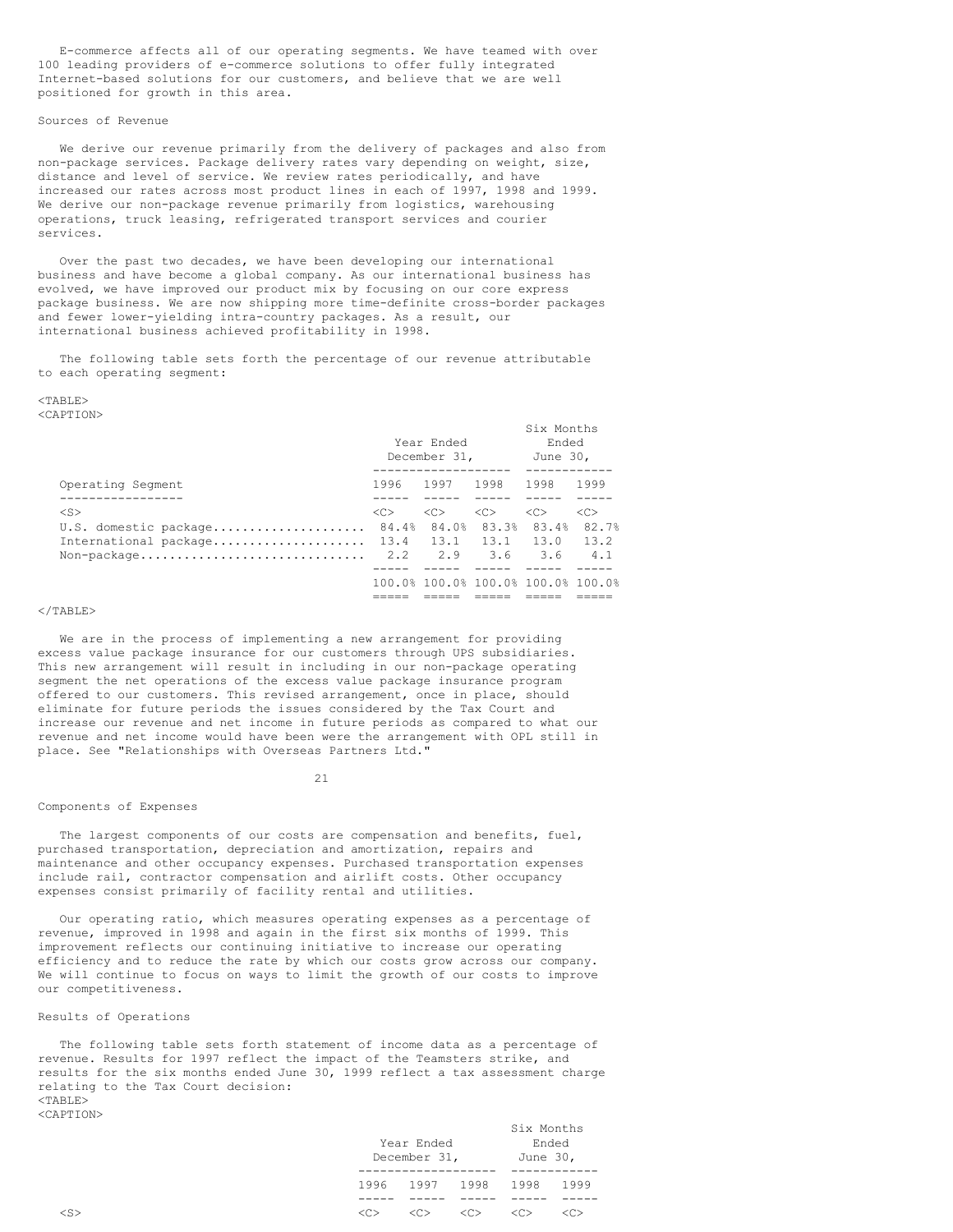E-commerce affects all of our operating segments. We have teamed with over 100 leading providers of e-commerce solutions to offer fully integrated Internet-based solutions for our customers, and believe that we are well positioned for growth in this area.

## Sources of Revenue

We derive our revenue primarily from the delivery of packages and also from non-package services. Package delivery rates vary depending on weight, size, distance and level of service. We review rates periodically, and have increased our rates across most product lines in each of 1997, 1998 and 1999. We derive our non-package revenue primarily from logistics, warehousing operations, truck leasing, refrigerated transport services and courier services.

Over the past two decades, we have been developing our international business and have become a global company. As our international business has evolved, we have improved our product mix by focusing on our core express package business. We are now shipping more time-definite cross-border packages and fewer lower-yielding intra-country packages. As a result, our international business achieved profitability in 1998.

The following table sets forth the percentage of our revenue attributable to each operating segment:

| | Year Ended December 31, | | | Six Months Ended June 30, | |
|---|---|---|---|---|---|
| Operating Segment | 1996 | 1997 | 1998 | 1998 | 1999 |
| U.S. domestic package | 84.4% | 84.0% | 83.3% | 83.4% | 82.7% |
| International package | 13.4 | 13.1 | 13.1 | 13.0 | 13.2 |
| Non-package | 2.2 | 2.9 | 3.6 | 3.6 | 4.1 |
| | 100.0% | 100.0% | 100.0% | 100.0% | 100.0% |

We are in the process of implementing a new arrangement for providing excess value package insurance for our customers through UPS subsidiaries. This new arrangement will result in including in our non-package operating segment the net operations of the excess value package insurance program offered to our customers. This revised arrangement, once in place, should eliminate for future periods the issues considered by the Tax Court and increase our revenue and net income in future periods as compared to what our revenue and net income would have been were the arrangement with OPL still in place. See "Relationships with Overseas Partners Ltd."

## Components of Expenses

The largest components of our costs are compensation and benefits, fuel, purchased transportation, depreciation and amortization, repairs and maintenance and other occupancy expenses. Purchased transportation expenses include rail, contractor compensation and airlift costs. Other occupancy expenses consist primarily of facility rental and utilities.

Our operating ratio, which measures operating expenses as a percentage of revenue, improved in 1998 and again in the first six months of 1999. This improvement reflects our continuing initiative to increase our operating efficiency and to reduce the rate by which our costs grow across our company. We will continue to focus on ways to limit the growth of our costs to improve our competitiveness.

## Results of Operations

The following table sets forth statement of income data as a percentage of revenue. Results for 1997 reflect the impact of the Teamsters strike, and results for the six months ended June 30, 1999 reflect a tax assessment charge relating to the Tax Court decision:

| | Year Ended December 31, | | | Six Months Ended June 30, | |
|---|---|---|---|---|---|
| | 1996 | 1997 | 1998 | 1998 | 1999 |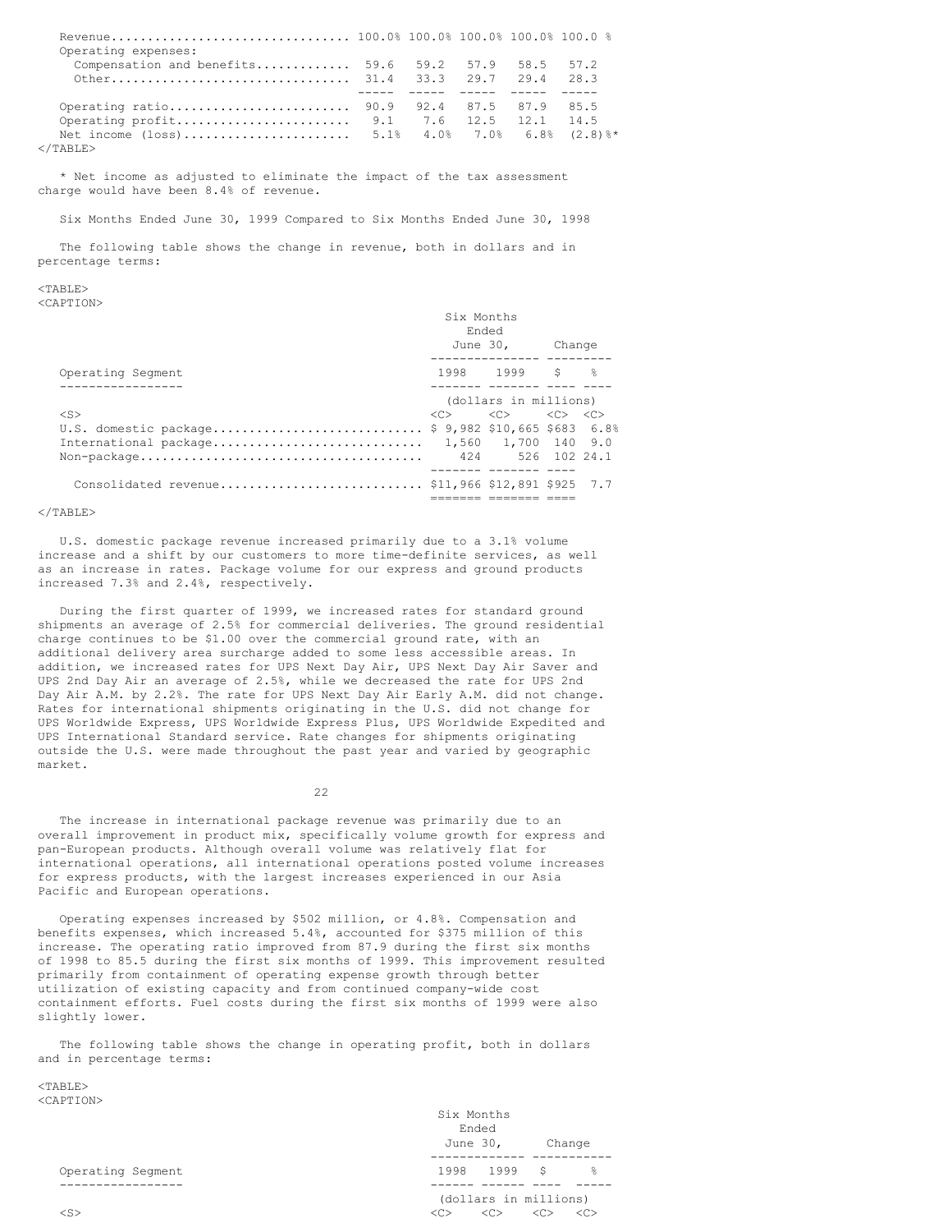| | | | | | |
|---|---|---|---|---|---|
| Revenue | 100.0% | 100.0% | 100.0% | 100.0% | 100.0 % |
| Operating expenses: | | | | | |
| Compensation and benefits | 59.6 | 59.2 | 57.9 | 58.5 | 57.2 |
| Other | 31.4 | 33.3 | 29.7 | 29.4 | 28.3 |
| Operating ratio | 90.9 | 92.4 | 87.5 | 87.9 | 85.5 |
| Operating profit | 9.1 | 7.6 | 12.5 | 12.1 | 14.5 |
| Net income (loss) | 5.1% | 4.0% | 7.0% | 6.8% | (2.8)%* |

* Net income as adjusted to eliminate the impact of the tax assessment charge would have been 8.4% of revenue.

Six Months Ended June 30, 1999 Compared to Six Months Ended June 30, 1998

The following table shows the change in revenue, both in dollars and in percentage terms:

| Operating Segment | Six Months Ended June 30, 1998 | Six Months Ended June 30, 1999 | Change $ | Change % |
|---|---|---|---|---|
| | (dollars in millions) | | | |
| U.S. domestic package | $ 9,982 | $10,665 | $683 | 6.8% |
| International package | 1,560 | 1,700 | 140 | 9.0 |
| Non-package | 424 | 526 | 102 | 24.1 |
| Consolidated revenue | $11,966 | $12,891 | $925 | 7.7 |

U.S. domestic package revenue increased primarily due to a 3.1% volume increase and a shift by our customers to more time-definite services, as well as an increase in rates. Package volume for our express and ground products increased 7.3% and 2.4%, respectively.

During the first quarter of 1999, we increased rates for standard ground shipments an average of 2.5% for commercial deliveries. The ground residential charge continues to be $1.00 over the commercial ground rate, with an additional delivery area surcharge added to some less accessible areas. In addition, we increased rates for UPS Next Day Air, UPS Next Day Air Saver and UPS 2nd Day Air an average of 2.5%, while we decreased the rate for UPS 2nd Day Air A.M. by 2.2%. The rate for UPS Next Day Air Early A.M. did not change. Rates for international shipments originating in the U.S. did not change for UPS Worldwide Express, UPS Worldwide Express Plus, UPS Worldwide Expedited and UPS International Standard service. Rate changes for shipments originating outside the U.S. were made throughout the past year and varied by geographic market.

The increase in international package revenue was primarily due to an overall improvement in product mix, specifically volume growth for express and pan-European products. Although overall volume was relatively flat for international operations, all international operations posted volume increases for express products, with the largest increases experienced in our Asia Pacific and European operations.

Operating expenses increased by $502 million, or 4.8%. Compensation and benefits expenses, which increased 5.4%, accounted for $375 million of this increase. The operating ratio improved from 87.9 during the first six months of 1998 to 85.5 during the first six months of 1999. This improvement resulted primarily from containment of operating expense growth through better utilization of existing capacity and from continued company-wide cost containment efforts. Fuel costs during the first six months of 1999 were also slightly lower.

The following table shows the change in operating profit, both in dollars and in percentage terms:

| Operating Segment | Six Months Ended June 30, 1998 | Six Months Ended June 30, 1999 | Change $ | Change % |
|---|---|---|---|---|
| | (dollars in millions) | | | |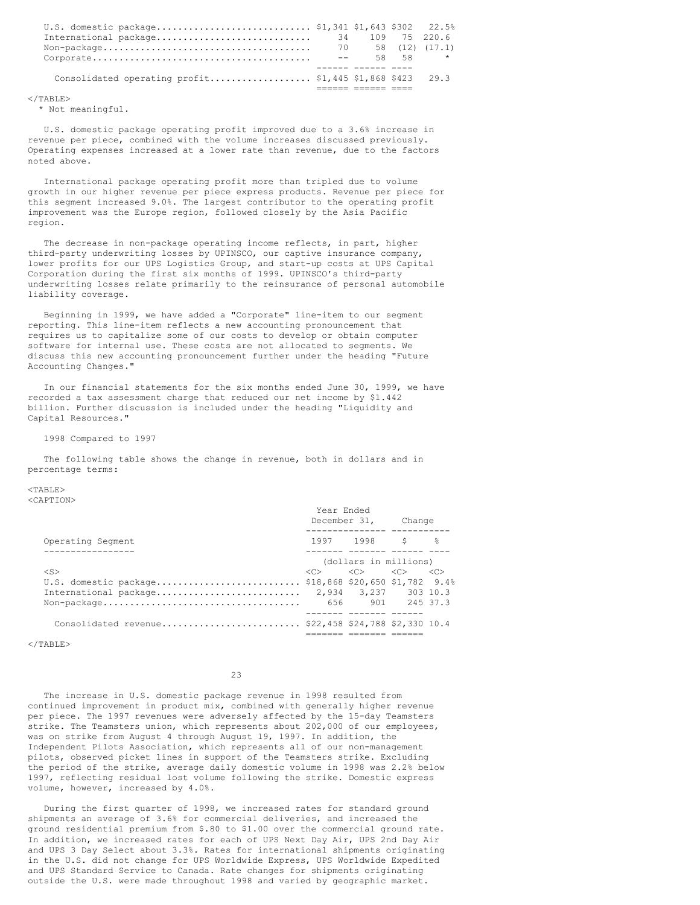| | | | | |
|---|---|---|---|---|
| U.S. domestic package | $1,341 | $1,643 | $302 | 22.5% |
| International package | 34 | 109 | 75 | 220.6 |
| Non-package | 70 | 58 | (12) | (17.1) |
| Corporate | -- | 58 | 58 | * |
| Consolidated operating profit | $1,445 | $1,868 | $423 | 29.3 |

* Not meaningful.

U.S. domestic package operating profit improved due to a 3.6% increase in revenue per piece, combined with the volume increases discussed previously. Operating expenses increased at a lower rate than revenue, due to the factors noted above.

International package operating profit more than tripled due to volume growth in our higher revenue per piece express products. Revenue per piece for this segment increased 9.0%. The largest contributor to the operating profit improvement was the Europe region, followed closely by the Asia Pacific region.

The decrease in non-package operating income reflects, in part, higher third-party underwriting losses by UPINSCO, our captive insurance company, lower profits for our UPS Logistics Group, and start-up costs at UPS Capital Corporation during the first six months of 1999. UPINSCO's third-party underwriting losses relate primarily to the reinsurance of personal automobile liability coverage.

Beginning in 1999, we have added a "Corporate" line-item to our segment reporting. This line-item reflects a new accounting pronouncement that requires us to capitalize some of our costs to develop or obtain computer software for internal use. These costs are not allocated to segments. We discuss this new accounting pronouncement further under the heading "Future Accounting Changes."

In our financial statements for the six months ended June 30, 1999, we have recorded a tax assessment charge that reduced our net income by $1.442 billion. Further discussion is included under the heading "Liquidity and Capital Resources."

1998 Compared to 1997

The following table shows the change in revenue, both in dollars and in percentage terms:

| Operating Segment | Year Ended December 31, 1997 | 1998 | Change $ | % |
|---|---|---|---|---|
| | (dollars in millions) | | | |
| U.S. domestic package | $18,868 | $20,650 | $1,782 | 9.4% |
| International package | 2,934 | 3,237 | 303 | 10.3 |
| Non-package | 656 | 901 | 245 | 37.3 |
| Consolidated revenue | $22,458 | $24,788 | $2,330 | 10.4 |

The increase in U.S. domestic package revenue in 1998 resulted from continued improvement in product mix, combined with generally higher revenue per piece. The 1997 revenues were adversely affected by the 15-day Teamsters strike. The Teamsters union, which represents about 202,000 of our employees, was on strike from August 4 through August 19, 1997. In addition, the Independent Pilots Association, which represents all of our non-management pilots, observed picket lines in support of the Teamsters strike. Excluding the period of the strike, average daily domestic volume in 1998 was 2.2% below 1997, reflecting residual lost volume following the strike. Domestic express volume, however, increased by 4.0%.

During the first quarter of 1998, we increased rates for standard ground shipments an average of 3.6% for commercial deliveries, and increased the ground residential premium from $.80 to $1.00 over the commercial ground rate. In addition, we increased rates for each of UPS Next Day Air, UPS 2nd Day Air and UPS 3 Day Select about 3.3%. Rates for international shipments originating in the U.S. did not change for UPS Worldwide Express, UPS Worldwide Expedited and UPS Standard Service to Canada. Rate changes for shipments originating outside the U.S. were made throughout 1998 and varied by geographic market.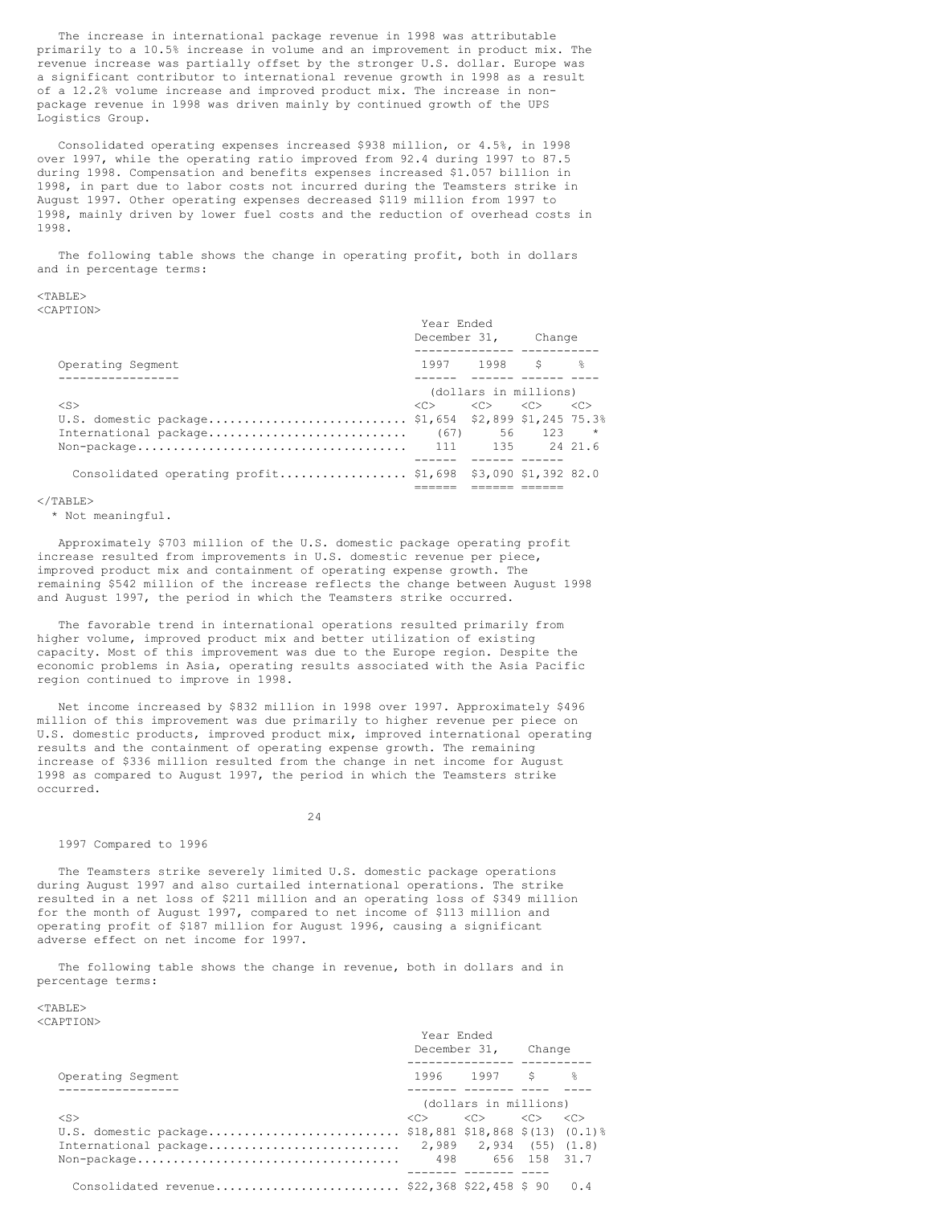The increase in international package revenue in 1998 was attributable primarily to a 10.5% increase in volume and an improvement in product mix. The revenue increase was partially offset by the stronger U.S. dollar. Europe was a significant contributor to international revenue growth in 1998 as a result of a 12.2% volume increase and improved product mix. The increase in non-package revenue in 1998 was driven mainly by continued growth of the UPS Logistics Group.

Consolidated operating expenses increased $938 million, or 4.5%, in 1998 over 1997, while the operating ratio improved from 92.4 during 1997 to 87.5 during 1998. Compensation and benefits expenses increased $1.057 billion in 1998, in part due to labor costs not incurred during the Teamsters strike in August 1997. Other operating expenses decreased $119 million from 1997 to 1998, mainly driven by lower fuel costs and the reduction of overhead costs in 1998.

The following table shows the change in operating profit, both in dollars and in percentage terms:

| Operating Segment | Year Ended December 31, 1997 | 1998 | Change $ | % |
|---|---|---|---|---|
| | (dollars in millions) | | | |
| U.S. domestic package | $1,654 | $2,899 | $1,245 | 75.3% |
| International package | (67) | 56 | 123 | * |
| Non-package | 111 | 135 | 24 | 21.6 |
| Consolidated operating profit | $1,698 | $3,090 | $1,392 | 82.0 |

\* Not meaningful.

Approximately $703 million of the U.S. domestic package operating profit increase resulted from improvements in U.S. domestic revenue per piece, improved product mix and containment of operating expense growth. The remaining $542 million of the increase reflects the change between August 1998 and August 1997, the period in which the Teamsters strike occurred.

The favorable trend in international operations resulted primarily from higher volume, improved product mix and better utilization of existing capacity. Most of this improvement was due to the Europe region. Despite the economic problems in Asia, operating results associated with the Asia Pacific region continued to improve in 1998.

Net income increased by $832 million in 1998 over 1997. Approximately $496 million of this improvement was due primarily to higher revenue per piece on U.S. domestic products, improved product mix, improved international operating results and the containment of operating expense growth. The remaining increase of $336 million resulted from the change in net income for August 1998 as compared to August 1997, the period in which the Teamsters strike occurred.

1997 Compared to 1996

The Teamsters strike severely limited U.S. domestic package operations during August 1997 and also curtailed international operations. The strike resulted in a net loss of $211 million and an operating loss of $349 million for the month of August 1997, compared to net income of $113 million and operating profit of $187 million for August 1996, causing a significant adverse effect on net income for 1997.

The following table shows the change in revenue, both in dollars and in percentage terms:

| Operating Segment | Year Ended December 31, 1996 | 1997 | Change $ | % |
|---|---|---|---|---|
| | (dollars in millions) | | | |
| U.S. domestic package | $18,881 | $18,868 | $(13) | (0.1)% |
| International package | 2,989 | 2,934 | (55) | (1.8) |
| Non-package | 498 | 656 | 158 | 31.7 |
| Consolidated revenue | $22,368 | $22,458 | $ 90 | 0.4 |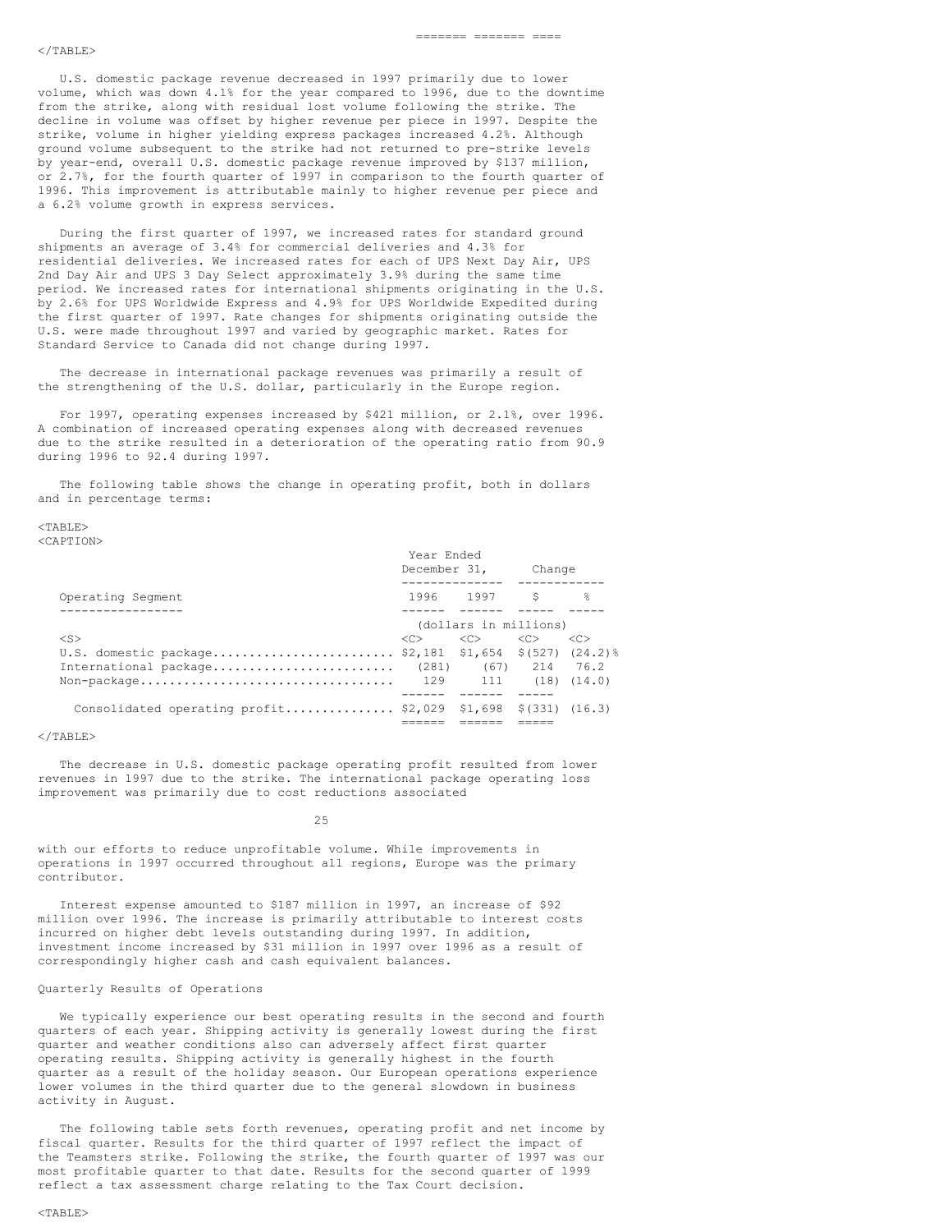U.S. domestic package revenue decreased in 1997 primarily due to lower volume, which was down 4.1% for the year compared to 1996, due to the downtime from the strike, along with residual lost volume following the strike. The decline in volume was offset by higher revenue per piece in 1997. Despite the strike, volume in higher yielding express packages increased 4.2%. Although ground volume subsequent to the strike had not returned to pre-strike levels by year-end, overall U.S. domestic package revenue improved by $137 million, or 2.7%, for the fourth quarter of 1997 in comparison to the fourth quarter of 1996. This improvement is attributable mainly to higher revenue per piece and a 6.2% volume growth in express services.

During the first quarter of 1997, we increased rates for standard ground shipments an average of 3.4% for commercial deliveries and 4.3% for residential deliveries. We increased rates for each of UPS Next Day Air, UPS 2nd Day Air and UPS 3 Day Select approximately 3.9% during the same time period. We increased rates for international shipments originating in the U.S. by 2.6% for UPS Worldwide Express and 4.9% for UPS Worldwide Expedited during the first quarter of 1997. Rate changes for shipments originating outside the U.S. were made throughout 1997 and varied by geographic market. Rates for Standard Service to Canada did not change during 1997.

The decrease in international package revenues was primarily a result of the strengthening of the U.S. dollar, particularly in the Europe region.

For 1997, operating expenses increased by $421 million, or 2.1%, over 1996. A combination of increased operating expenses along with decreased revenues due to the strike resulted in a deterioration of the operating ratio from 90.9 during 1996 to 92.4 during 1997.

The following table shows the change in operating profit, both in dollars and in percentage terms:

| Operating Segment | Year Ended December 31, 1996 | 1997 | Change $ | % |
|---|---|---|---|---|
| | (dollars in millions) | | | |
| U.S. domestic package | $2,181 | $1,654 | $(527) | (24.2)% |
| International package | (281) | (67) | 214 | 76.2 |
| Non-package | 129 | 111 | (18) | (14.0) |
| Consolidated operating profit | $2,029 | $1,698 | $(331) | (16.3) |

The decrease in U.S. domestic package operating profit resulted from lower revenues in 1997 due to the strike. The international package operating loss improvement was primarily due to cost reductions associated with our efforts to reduce unprofitable volume. While improvements in operations in 1997 occurred throughout all regions, Europe was the primary contributor.

Interest expense amounted to $187 million in 1997, an increase of $92 million over 1996. The increase is primarily attributable to interest costs incurred on higher debt levels outstanding during 1997. In addition, investment income increased by $31 million in 1997 over 1996 as a result of correspondingly higher cash and cash equivalent balances.

## Quarterly Results of Operations

We typically experience our best operating results in the second and fourth quarters of each year. Shipping activity is generally lowest during the first quarter and weather conditions also can adversely affect first quarter operating results. Shipping activity is generally highest in the fourth quarter as a result of the holiday season. Our European operations experience lower volumes in the third quarter due to the general slowdown in business activity in August.

The following table sets forth revenues, operating profit and net income by fiscal quarter. Results for the third quarter of 1997 reflect the impact of the Teamsters strike. Following the strike, the fourth quarter of 1997 was our most profitable quarter to that date. Results for the second quarter of 1999 reflect a tax assessment charge relating to the Tax Court decision.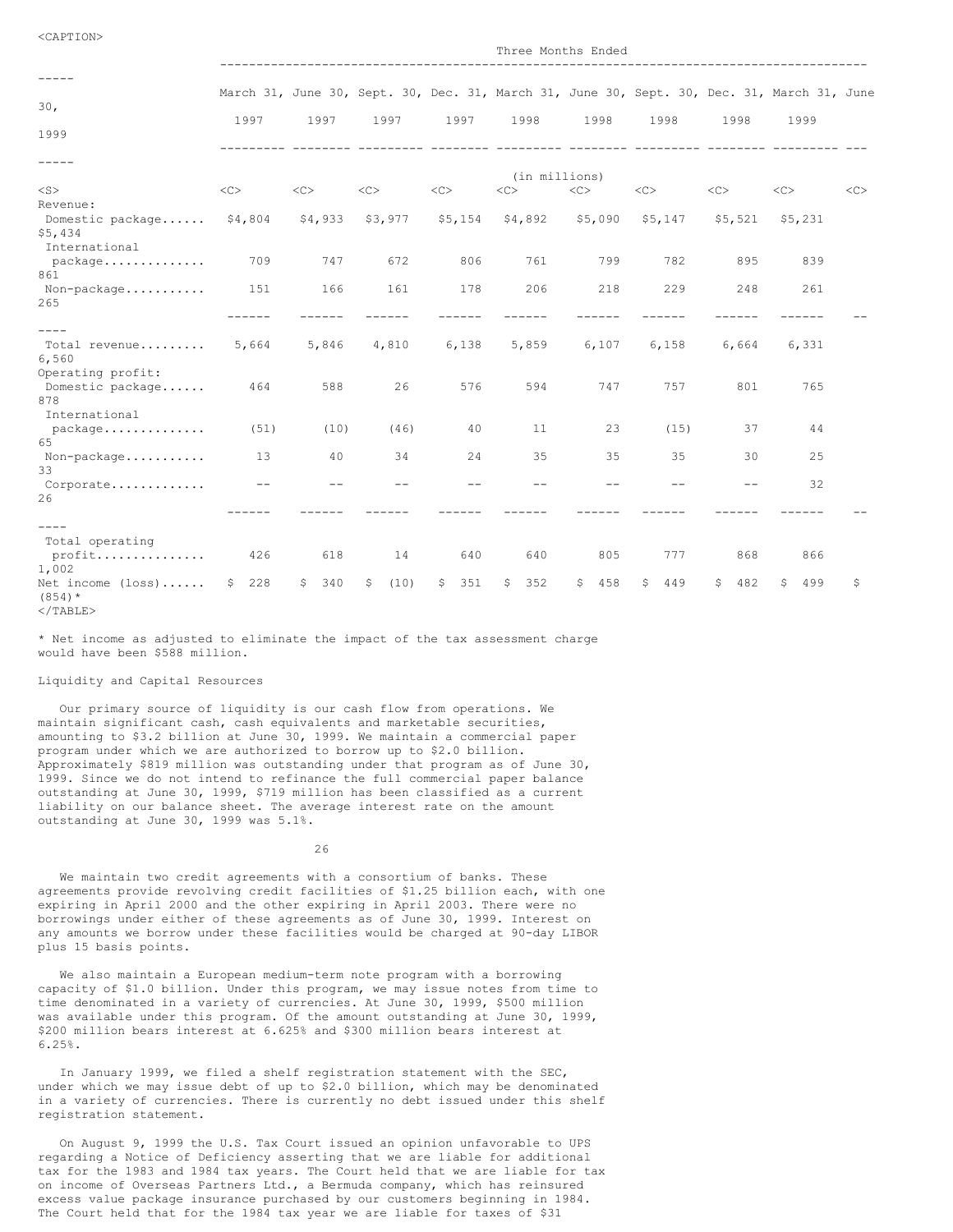| | Three Months Ended | | | | | | | | | |
|---|---|---|---|---|---|---|---|---|---|---|
| | March 31, 1997 | June 30, 1997 | Sept. 30, 1997 | Dec. 31, 1997 | March 31, 1998 | June 30, 1998 | Sept. 30, 1998 | Dec. 31, 1998 | March 31, 1999 | June 30, 1999 |
| | (in millions) | | | | | | | | | |
| Revenue: | | | | | | | | | | |
| Domestic package | $4,804 | $4,933 | $3,977 | $5,154 | $4,892 | $5,090 | $5,147 | $5,521 | $5,231 | $5,434 |
| International package | 709 | 747 | 672 | 806 | 761 | 799 | 782 | 895 | 839 | 861 |
| Non-package | 151 | 166 | 161 | 178 | 206 | 218 | 229 | 248 | 261 | 265 |
| Total revenue | 5,664 | 5,846 | 4,810 | 6,138 | 5,859 | 6,107 | 6,158 | 6,664 | 6,331 | 6,560 |
| Operating profit: | | | | | | | | | | |
| Domestic package | 464 | 588 | 26 | 576 | 594 | 747 | 757 | 801 | 765 | 878 |
| International package | (51) | (10) | (46) | 40 | 11 | 23 | (15) | 37 | 44 | 65 |
| Non-package | 13 | 40 | 34 | 24 | 35 | 35 | 35 | 30 | 25 | 33 |
| Corporate | -- | -- | -- | -- | -- | -- | -- | -- | 32 | 26 |
| Total operating profit | 426 | 618 | 14 | 640 | 640 | 805 | 777 | 868 | 866 | 1,002 |
| Net income (loss) | $ 228 | $ 340 | $ (10) | $ 351 | $ 352 | $ 458 | $ 449 | $ 482 | $ 499 | $ (854)* |

* Net income as adjusted to eliminate the impact of the tax assessment charge would have been $588 million.

## Liquidity and Capital Resources

Our primary source of liquidity is our cash flow from operations. We maintain significant cash, cash equivalents and marketable securities, amounting to $3.2 billion at June 30, 1999. We maintain a commercial paper program under which we are authorized to borrow up to $2.0 billion. Approximately $819 million was outstanding under that program as of June 30, 1999. Since we do not intend to refinance the full commercial paper balance outstanding at June 30, 1999, $719 million has been classified as a current liability on our balance sheet. The average interest rate on the amount outstanding at June 30, 1999 was 5.1%.

We maintain two credit agreements with a consortium of banks. These agreements provide revolving credit facilities of $1.25 billion each, with one expiring in April 2000 and the other expiring in April 2003. There were no borrowings under either of these agreements as of June 30, 1999. Interest on any amounts we borrow under these facilities would be charged at 90-day LIBOR plus 15 basis points.

We also maintain a European medium-term note program with a borrowing capacity of $1.0 billion. Under this program, we may issue notes from time to time denominated in a variety of currencies. At June 30, 1999, $500 million was available under this program. Of the amount outstanding at June 30, 1999, $200 million bears interest at 6.625% and $300 million bears interest at 6.25%.

In January 1999, we filed a shelf registration statement with the SEC, under which we may issue debt of up to $2.0 billion, which may be denominated in a variety of currencies. There is currently no debt issued under this shelf registration statement.

On August 9, 1999 the U.S. Tax Court issued an opinion unfavorable to UPS regarding a Notice of Deficiency asserting that we are liable for additional tax for the 1983 and 1984 tax years. The Court held that we are liable for tax on income of Overseas Partners Ltd., a Bermuda company, which has reinsured excess value package insurance purchased by our customers beginning in 1984. The Court held that for the 1984 tax year we are liable for taxes of $31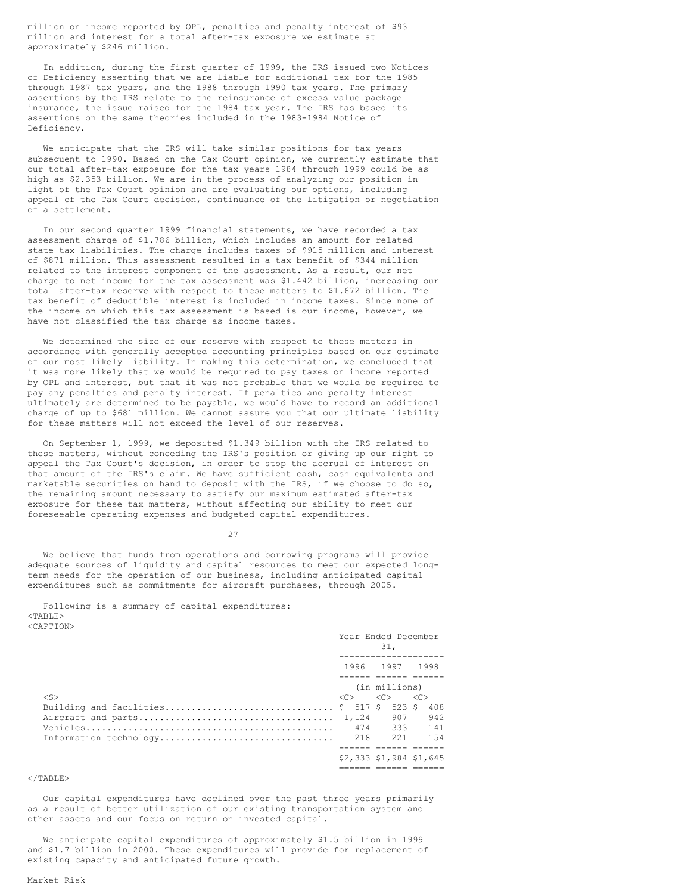million on income reported by OPL, penalties and penalty interest of $93 million and interest for a total after-tax exposure we estimate at approximately $246 million.

In addition, during the first quarter of 1999, the IRS issued two Notices of Deficiency asserting that we are liable for additional tax for the 1985 through 1987 tax years, and the 1988 through 1990 tax years. The primary assertions by the IRS relate to the reinsurance of excess value package insurance, the issue raised for the 1984 tax year. The IRS has based its assertions on the same theories included in the 1983-1984 Notice of Deficiency.

We anticipate that the IRS will take similar positions for tax years subsequent to 1990. Based on the Tax Court opinion, we currently estimate that our total after-tax exposure for the tax years 1984 through 1999 could be as high as $2.353 billion. We are in the process of analyzing our position in light of the Tax Court opinion and are evaluating our options, including appeal of the Tax Court decision, continuance of the litigation or negotiation of a settlement.

In our second quarter 1999 financial statements, we have recorded a tax assessment charge of $1.786 billion, which includes an amount for related state tax liabilities. The charge includes taxes of $915 million and interest of $871 million. This assessment resulted in a tax benefit of $344 million related to the interest component of the assessment. As a result, our net charge to net income for the tax assessment was $1.442 billion, increasing our total after-tax reserve with respect to these matters to $1.672 billion. The tax benefit of deductible interest is included in income taxes. Since none of the income on which this tax assessment is based is our income, however, we have not classified the tax charge as income taxes.

We determined the size of our reserve with respect to these matters in accordance with generally accepted accounting principles based on our estimate of our most likely liability. In making this determination, we concluded that it was more likely that we would be required to pay taxes on income reported by OPL and interest, but that it was not probable that we would be required to pay any penalties and penalty interest. If penalties and penalty interest ultimately are determined to be payable, we would have to record an additional charge of up to $681 million. We cannot assure you that our ultimate liability for these matters will not exceed the level of our reserves.

On September 1, 1999, we deposited $1.349 billion with the IRS related to these matters, without conceding the IRS's position or giving up our right to appeal the Tax Court's decision, in order to stop the accrual of interest on that amount of the IRS's claim. We have sufficient cash, cash equivalents and marketable securities on hand to deposit with the IRS, if we choose to do so, the remaining amount necessary to satisfy our maximum estimated after-tax exposure for these tax matters, without affecting our ability to meet our foreseeable operating expenses and budgeted capital expenditures.

We believe that funds from operations and borrowing programs will provide adequate sources of liquidity and capital resources to meet our expected long-term needs for the operation of our business, including anticipated capital expenditures such as commitments for aircraft purchases, through 2005.

Following is a summary of capital expenditures:

| | Year Ended December 31, | | |
|---|---|---|---|
| | 1996 | 1997 | 1998 |
| | (in millions) | | |
| Building and facilities | $ 517 | $ 523 | $ 408 |
| Aircraft and parts | 1,124 | 907 | 942 |
| Vehicles | 474 | 333 | 141 |
| Information technology | 218 | 221 | 154 |
| | $2,333 | $1,984 | $1,645 |

Our capital expenditures have declined over the past three years primarily as a result of better utilization of our existing transportation system and other assets and our focus on return on invested capital.

We anticipate capital expenditures of approximately $1.5 billion in 1999 and $1.7 billion in 2000. These expenditures will provide for replacement of existing capacity and anticipated future growth.

Market Risk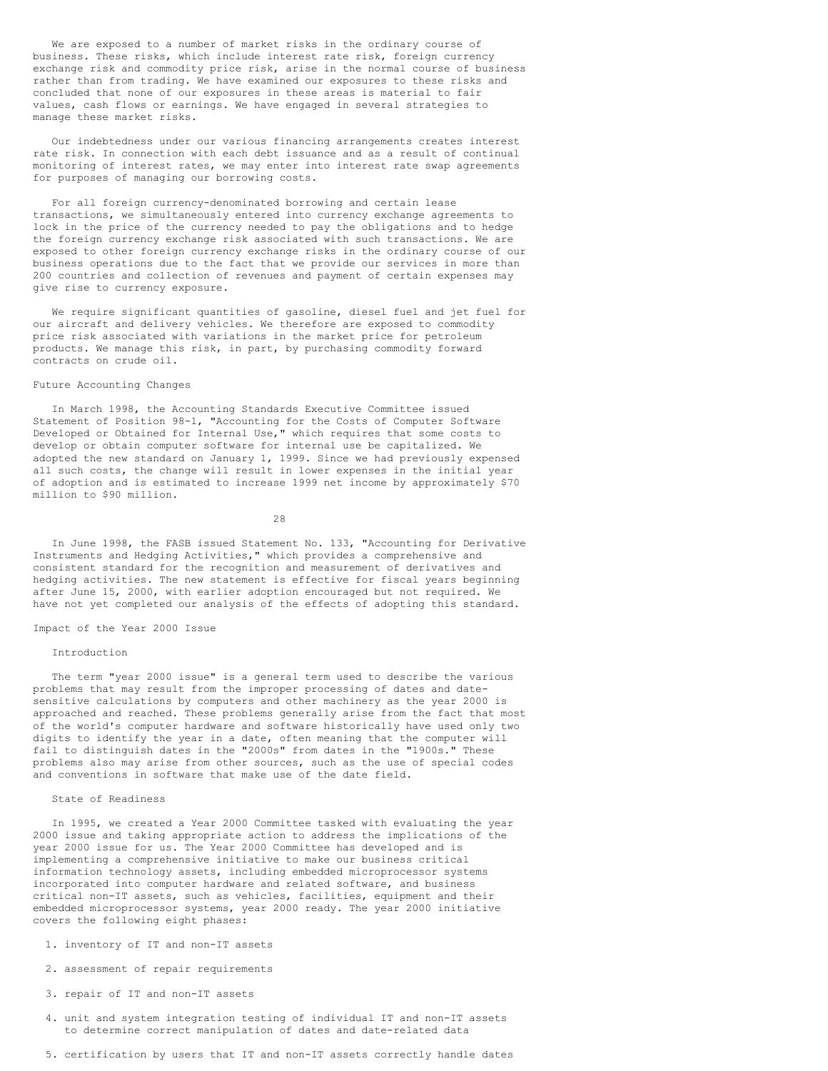We are exposed to a number of market risks in the ordinary course of business. These risks, which include interest rate risk, foreign currency exchange risk and commodity price risk, arise in the normal course of business rather than from trading. We have examined our exposures to these risks and concluded that none of our exposures in these areas is material to fair values, cash flows or earnings. We have engaged in several strategies to manage these market risks.

Our indebtedness under our various financing arrangements creates interest rate risk. In connection with each debt issuance and as a result of continual monitoring of interest rates, we may enter into interest rate swap agreements for purposes of managing our borrowing costs.

For all foreign currency-denominated borrowing and certain lease transactions, we simultaneously entered into currency exchange agreements to lock in the price of the currency needed to pay the obligations and to hedge the foreign currency exchange risk associated with such transactions. We are exposed to other foreign currency exchange risks in the ordinary course of our business operations due to the fact that we provide our services in more than 200 countries and collection of revenues and payment of certain expenses may give rise to currency exposure.

We require significant quantities of gasoline, diesel fuel and jet fuel for our aircraft and delivery vehicles. We therefore are exposed to commodity price risk associated with variations in the market price for petroleum products. We manage this risk, in part, by purchasing commodity forward contracts on crude oil.

## Future Accounting Changes

In March 1998, the Accounting Standards Executive Committee issued Statement of Position 98-1, "Accounting for the Costs of Computer Software Developed or Obtained for Internal Use," which requires that some costs to develop or obtain computer software for internal use be capitalized. We adopted the new standard on January 1, 1999. Since we had previously expensed all such costs, the change will result in lower expenses in the initial year of adoption and is estimated to increase 1999 net income by approximately $70 million to $90 million.

In June 1998, the FASB issued Statement No. 133, "Accounting for Derivative Instruments and Hedging Activities," which provides a comprehensive and consistent standard for the recognition and measurement of derivatives and hedging activities. The new statement is effective for fiscal years beginning after June 15, 2000, with earlier adoption encouraged but not required. We have not yet completed our analysis of the effects of adopting this standard.

## Impact of the Year 2000 Issue

### Introduction

The term "year 2000 issue" is a general term used to describe the various problems that may result from the improper processing of dates and date-sensitive calculations by computers and other machinery as the year 2000 is approached and reached. These problems generally arise from the fact that most of the world's computer hardware and software historically have used only two digits to identify the year in a date, often meaning that the computer will fail to distinguish dates in the "2000s" from dates in the "1900s." These problems also may arise from other sources, such as the use of special codes and conventions in software that make use of the date field.

### State of Readiness

In 1995, we created a Year 2000 Committee tasked with evaluating the year 2000 issue and taking appropriate action to address the implications of the year 2000 issue for us. The Year 2000 Committee has developed and is implementing a comprehensive initiative to make our business critical information technology assets, including embedded microprocessor systems incorporated into computer hardware and related software, and business critical non-IT assets, such as vehicles, facilities, equipment and their embedded microprocessor systems, year 2000 ready. The year 2000 initiative covers the following eight phases:

1. inventory of IT and non-IT assets
2. assessment of repair requirements
3. repair of IT and non-IT assets
4. unit and system integration testing of individual IT and non-IT assets to determine correct manipulation of dates and date-related data
5. certification by users that IT and non-IT assets correctly handle dates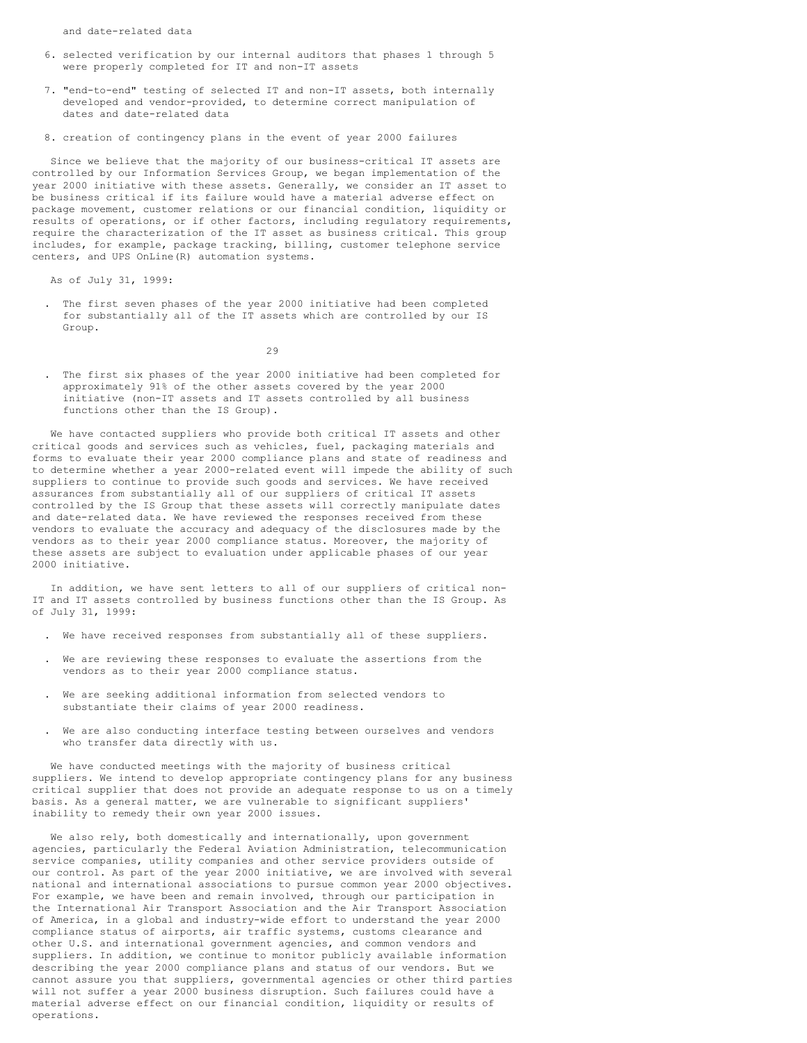and date-related data

6. selected verification by our internal auditors that phases 1 through 5 were properly completed for IT and non-IT assets

7. "end-to-end" testing of selected IT and non-IT assets, both internally developed and vendor-provided, to determine correct manipulation of dates and date-related data

8. creation of contingency plans in the event of year 2000 failures

Since we believe that the majority of our business-critical IT assets are controlled by our Information Services Group, we began implementation of the year 2000 initiative with these assets. Generally, we consider an IT asset to be business critical if its failure would have a material adverse effect on package movement, customer relations or our financial condition, liquidity or results of operations, or if other factors, including regulatory requirements, require the characterization of the IT asset as business critical. This group includes, for example, package tracking, billing, customer telephone service centers, and UPS OnLine(R) automation systems.

As of July 31, 1999:

- The first seven phases of the year 2000 initiative had been completed for substantially all of the IT assets which are controlled by our IS Group.

- The first six phases of the year 2000 initiative had been completed for approximately 91% of the other assets covered by the year 2000 initiative (non-IT assets and IT assets controlled by all business functions other than the IS Group).

We have contacted suppliers who provide both critical IT assets and other critical goods and services such as vehicles, fuel, packaging materials and forms to evaluate their year 2000 compliance plans and state of readiness and to determine whether a year 2000-related event will impede the ability of such suppliers to continue to provide such goods and services. We have received assurances from substantially all of our suppliers of critical IT assets controlled by the IS Group that these assets will correctly manipulate dates and date-related data. We have reviewed the responses received from these vendors to evaluate the accuracy and adequacy of the disclosures made by the vendors as to their year 2000 compliance status. Moreover, the majority of these assets are subject to evaluation under applicable phases of our year 2000 initiative.

In addition, we have sent letters to all of our suppliers of critical non-IT and IT assets controlled by business functions other than the IS Group. As of July 31, 1999:

- We have received responses from substantially all of these suppliers.

- We are reviewing these responses to evaluate the assertions from the vendors as to their year 2000 compliance status.

- We are seeking additional information from selected vendors to substantiate their claims of year 2000 readiness.

- We are also conducting interface testing between ourselves and vendors who transfer data directly with us.

We have conducted meetings with the majority of business critical suppliers. We intend to develop appropriate contingency plans for any business critical supplier that does not provide an adequate response to us on a timely basis. As a general matter, we are vulnerable to significant suppliers' inability to remedy their own year 2000 issues.

We also rely, both domestically and internationally, upon government agencies, particularly the Federal Aviation Administration, telecommunication service companies, utility companies and other service providers outside of our control. As part of the year 2000 initiative, we are involved with several national and international associations to pursue common year 2000 objectives. For example, we have been and remain involved, through our participation in the International Air Transport Association and the Air Transport Association of America, in a global and industry-wide effort to understand the year 2000 compliance status of airports, air traffic systems, customs clearance and other U.S. and international government agencies, and common vendors and suppliers. In addition, we continue to monitor publicly available information describing the year 2000 compliance plans and status of our vendors. But we cannot assure you that suppliers, governmental agencies or other third parties will not suffer a year 2000 business disruption. Such failures could have a material adverse effect on our financial condition, liquidity or results of operations.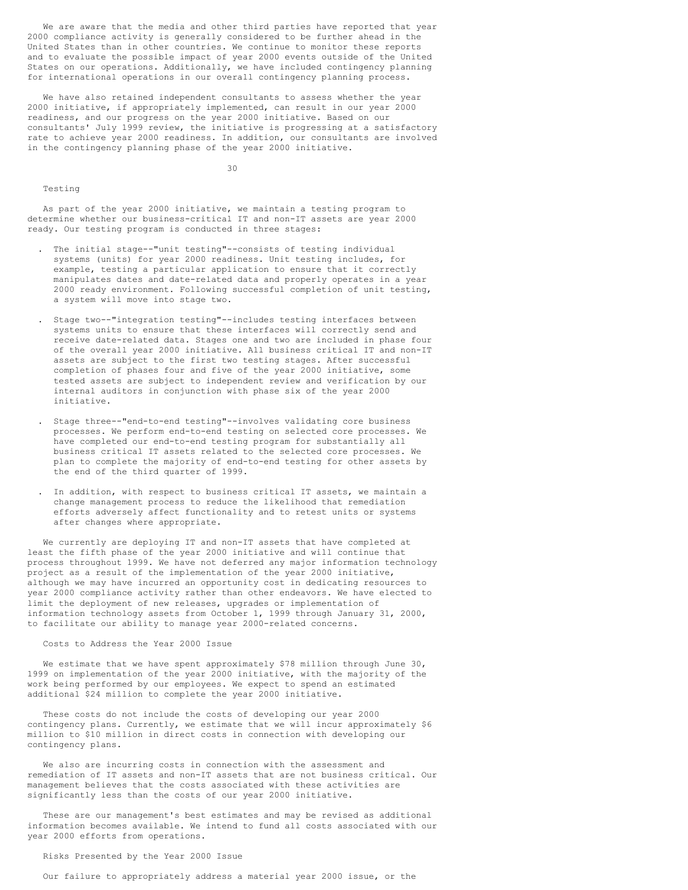We are aware that the media and other third parties have reported that year 2000 compliance activity is generally considered to be further ahead in the United States than in other countries. We continue to monitor these reports and to evaluate the possible impact of year 2000 events outside of the United States on our operations. Additionally, we have included contingency planning for international operations in our overall contingency planning process.

We have also retained independent consultants to assess whether the year 2000 initiative, if appropriately implemented, can result in our year 2000 readiness, and our progress on the year 2000 initiative. Based on our consultants' July 1999 review, the initiative is progressing at a satisfactory rate to achieve year 2000 readiness. In addition, our consultants are involved in the contingency planning phase of the year 2000 initiative.

### Testing

As part of the year 2000 initiative, we maintain a testing program to determine whether our business-critical IT and non-IT assets are year 2000 ready. Our testing program is conducted in three stages:

- The initial stage--"unit testing"--consists of testing individual systems (units) for year 2000 readiness. Unit testing includes, for example, testing a particular application to ensure that it correctly manipulates dates and date-related data and properly operates in a year 2000 ready environment. Following successful completion of unit testing, a system will move into stage two.

- Stage two--"integration testing"--includes testing interfaces between systems units to ensure that these interfaces will correctly send and receive date-related data. Stages one and two are included in phase four of the overall year 2000 initiative. All business critical IT and non-IT assets are subject to the first two testing stages. After successful completion of phases four and five of the year 2000 initiative, some tested assets are subject to independent review and verification by our internal auditors in conjunction with phase six of the year 2000 initiative.

- Stage three--"end-to-end testing"--involves validating core business processes. We perform end-to-end testing on selected core processes. We have completed our end-to-end testing program for substantially all business critical IT assets related to the selected core processes. We plan to complete the majority of end-to-end testing for other assets by the end of the third quarter of 1999.

- In addition, with respect to business critical IT assets, we maintain a change management process to reduce the likelihood that remediation efforts adversely affect functionality and to retest units or systems after changes where appropriate.

We currently are deploying IT and non-IT assets that have completed at least the fifth phase of the year 2000 initiative and will continue that process throughout 1999. We have not deferred any major information technology project as a result of the implementation of the year 2000 initiative, although we may have incurred an opportunity cost in dedicating resources to year 2000 compliance activity rather than other endeavors. We have elected to limit the deployment of new releases, upgrades or implementation of information technology assets from October 1, 1999 through January 31, 2000, to facilitate our ability to manage year 2000-related concerns.

### Costs to Address the Year 2000 Issue

We estimate that we have spent approximately $78 million through June 30, 1999 on implementation of the year 2000 initiative, with the majority of the work being performed by our employees. We expect to spend an estimated additional $24 million to complete the year 2000 initiative.

These costs do not include the costs of developing our year 2000 contingency plans. Currently, we estimate that we will incur approximately $6 million to $10 million in direct costs in connection with developing our contingency plans.

We also are incurring costs in connection with the assessment and remediation of IT assets and non-IT assets that are not business critical. Our management believes that the costs associated with these activities are significantly less than the costs of our year 2000 initiative.

These are our management's best estimates and may be revised as additional information becomes available. We intend to fund all costs associated with our year 2000 efforts from operations.

### Risks Presented by the Year 2000 Issue

Our failure to appropriately address a material year 2000 issue, or the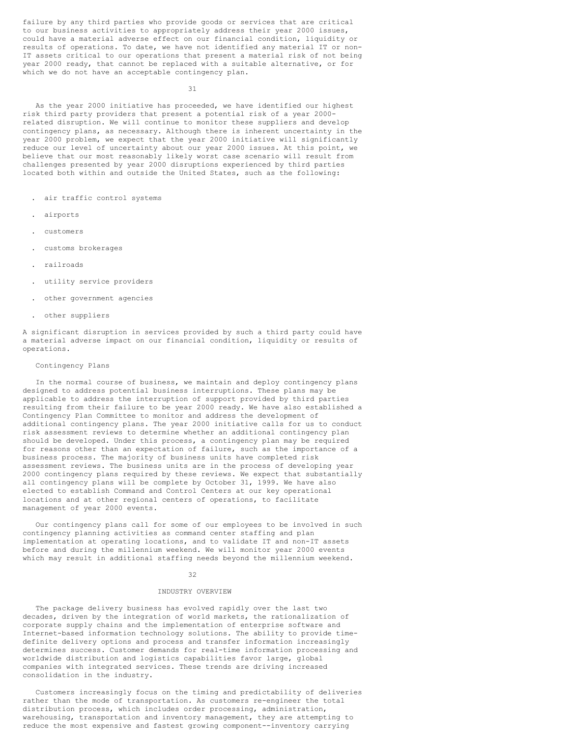failure by any third parties who provide goods or services that are critical to our business activities to appropriately address their year 2000 issues, could have a material adverse effect on our financial condition, liquidity or results of operations. To date, we have not identified any material IT or non-IT assets critical to our operations that present a material risk of not being year 2000 ready, that cannot be replaced with a suitable alternative, or for which we do not have an acceptable contingency plan.

As the year 2000 initiative has proceeded, we have identified our highest risk third party providers that present a potential risk of a year 2000-related disruption. We will continue to monitor these suppliers and develop contingency plans, as necessary. Although there is inherent uncertainty in the year 2000 problem, we expect that the year 2000 initiative will significantly reduce our level of uncertainty about our year 2000 issues. At this point, we believe that our most reasonably likely worst case scenario will result from challenges presented by year 2000 disruptions experienced by third parties located both within and outside the United States, such as the following:

- air traffic control systems
- airports
- customers
- customs brokerages
- railroads
- utility service providers
- other government agencies
- other suppliers

A significant disruption in services provided by such a third party could have a material adverse impact on our financial condition, liquidity or results of operations.

### Contingency Plans

In the normal course of business, we maintain and deploy contingency plans designed to address potential business interruptions. These plans may be applicable to address the interruption of support provided by third parties resulting from their failure to be year 2000 ready. We have also established a Contingency Plan Committee to monitor and address the development of additional contingency plans. The year 2000 initiative calls for us to conduct risk assessment reviews to determine whether an additional contingency plan should be developed. Under this process, a contingency plan may be required for reasons other than an expectation of failure, such as the importance of a business process. The majority of business units have completed risk assessment reviews. The business units are in the process of developing year 2000 contingency plans required by these reviews. We expect that substantially all contingency plans will be complete by October 31, 1999. We have also elected to establish Command and Control Centers at our key operational locations and at other regional centers of operations, to facilitate management of year 2000 events.

Our contingency plans call for some of our employees to be involved in such contingency planning activities as command center staffing and plan implementation at operating locations, and to validate IT and non-IT assets before and during the millennium weekend. We will monitor year 2000 events which may result in additional staffing needs beyond the millennium weekend.

## INDUSTRY OVERVIEW

The package delivery business has evolved rapidly over the last two decades, driven by the integration of world markets, the rationalization of corporate supply chains and the implementation of enterprise software and Internet-based information technology solutions. The ability to provide time-definite delivery options and process and transfer information increasingly determines success. Customer demands for real-time information processing and worldwide distribution and logistics capabilities favor large, global companies with integrated services. These trends are driving increased consolidation in the industry.

Customers increasingly focus on the timing and predictability of deliveries rather than the mode of transportation. As customers re-engineer the total distribution process, which includes order processing, administration, warehousing, transportation and inventory management, they are attempting to reduce the most expensive and fastest growing component--inventory carrying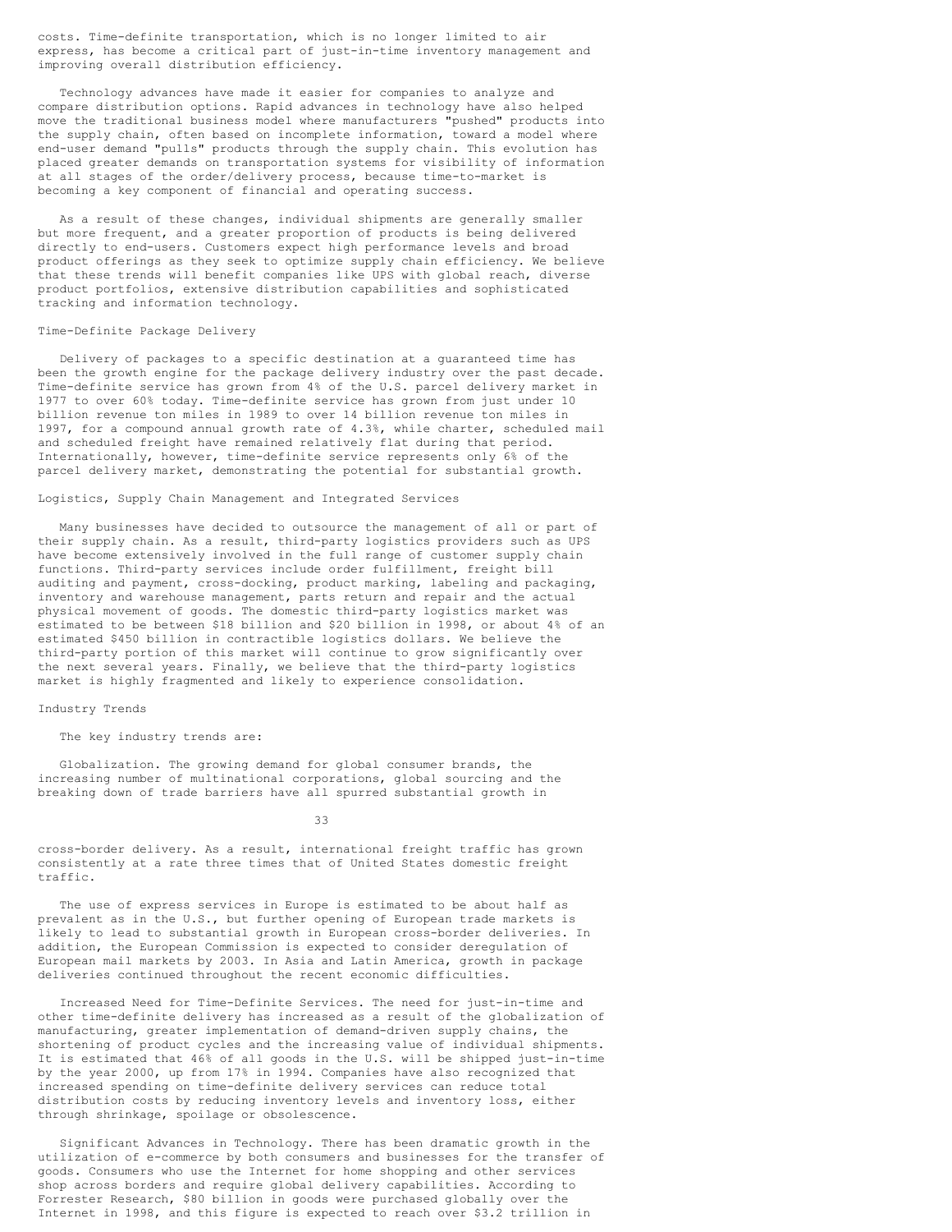costs. Time-definite transportation, which is no longer limited to air express, has become a critical part of just-in-time inventory management and improving overall distribution efficiency.

Technology advances have made it easier for companies to analyze and compare distribution options. Rapid advances in technology have also helped move the traditional business model where manufacturers "pushed" products into the supply chain, often based on incomplete information, toward a model where end-user demand "pulls" products through the supply chain. This evolution has placed greater demands on transportation systems for visibility of information at all stages of the order/delivery process, because time-to-market is becoming a key component of financial and operating success.

As a result of these changes, individual shipments are generally smaller but more frequent, and a greater proportion of products is being delivered directly to end-users. Customers expect high performance levels and broad product offerings as they seek to optimize supply chain efficiency. We believe that these trends will benefit companies like UPS with global reach, diverse product portfolios, extensive distribution capabilities and sophisticated tracking and information technology.

### Time-Definite Package Delivery

Delivery of packages to a specific destination at a guaranteed time has been the growth engine for the package delivery industry over the past decade. Time-definite service has grown from 4% of the U.S. parcel delivery market in 1977 to over 60% today. Time-definite service has grown from just under 10 billion revenue ton miles in 1989 to over 14 billion revenue ton miles in 1997, for a compound annual growth rate of 4.3%, while charter, scheduled mail and scheduled freight have remained relatively flat during that period. Internationally, however, time-definite service represents only 6% of the parcel delivery market, demonstrating the potential for substantial growth.

### Logistics, Supply Chain Management and Integrated Services

Many businesses have decided to outsource the management of all or part of their supply chain. As a result, third-party logistics providers such as UPS have become extensively involved in the full range of customer supply chain functions. Third-party services include order fulfillment, freight bill auditing and payment, cross-docking, product marking, labeling and packaging, inventory and warehouse management, parts return and repair and the actual physical movement of goods. The domestic third-party logistics market was estimated to be between $18 billion and $20 billion in 1998, or about 4% of an estimated $450 billion in contractible logistics dollars. We believe the third-party portion of this market will continue to grow significantly over the next several years. Finally, we believe that the third-party logistics market is highly fragmented and likely to experience consolidation.

### Industry Trends

The key industry trends are:

Globalization. The growing demand for global consumer brands, the increasing number of multinational corporations, global sourcing and the breaking down of trade barriers have all spurred substantial growth in cross-border delivery. As a result, international freight traffic has grown consistently at a rate three times that of United States domestic freight traffic.

The use of express services in Europe is estimated to be about half as prevalent as in the U.S., but further opening of European trade markets is likely to lead to substantial growth in European cross-border deliveries. In addition, the European Commission is expected to consider deregulation of European mail markets by 2003. In Asia and Latin America, growth in package deliveries continued throughout the recent economic difficulties.

Increased Need for Time-Definite Services. The need for just-in-time and other time-definite delivery has increased as a result of the globalization of manufacturing, greater implementation of demand-driven supply chains, the shortening of product cycles and the increasing value of individual shipments. It is estimated that 46% of all goods in the U.S. will be shipped just-in-time by the year 2000, up from 17% in 1994. Companies have also recognized that increased spending on time-definite delivery services can reduce total distribution costs by reducing inventory levels and inventory loss, either through shrinkage, spoilage or obsolescence.

Significant Advances in Technology. There has been dramatic growth in the utilization of e-commerce by both consumers and businesses for the transfer of goods. Consumers who use the Internet for home shopping and other services shop across borders and require global delivery capabilities. According to Forrester Research, $80 billion in goods were purchased globally over the Internet in 1998, and this figure is expected to reach over $3.2 trillion in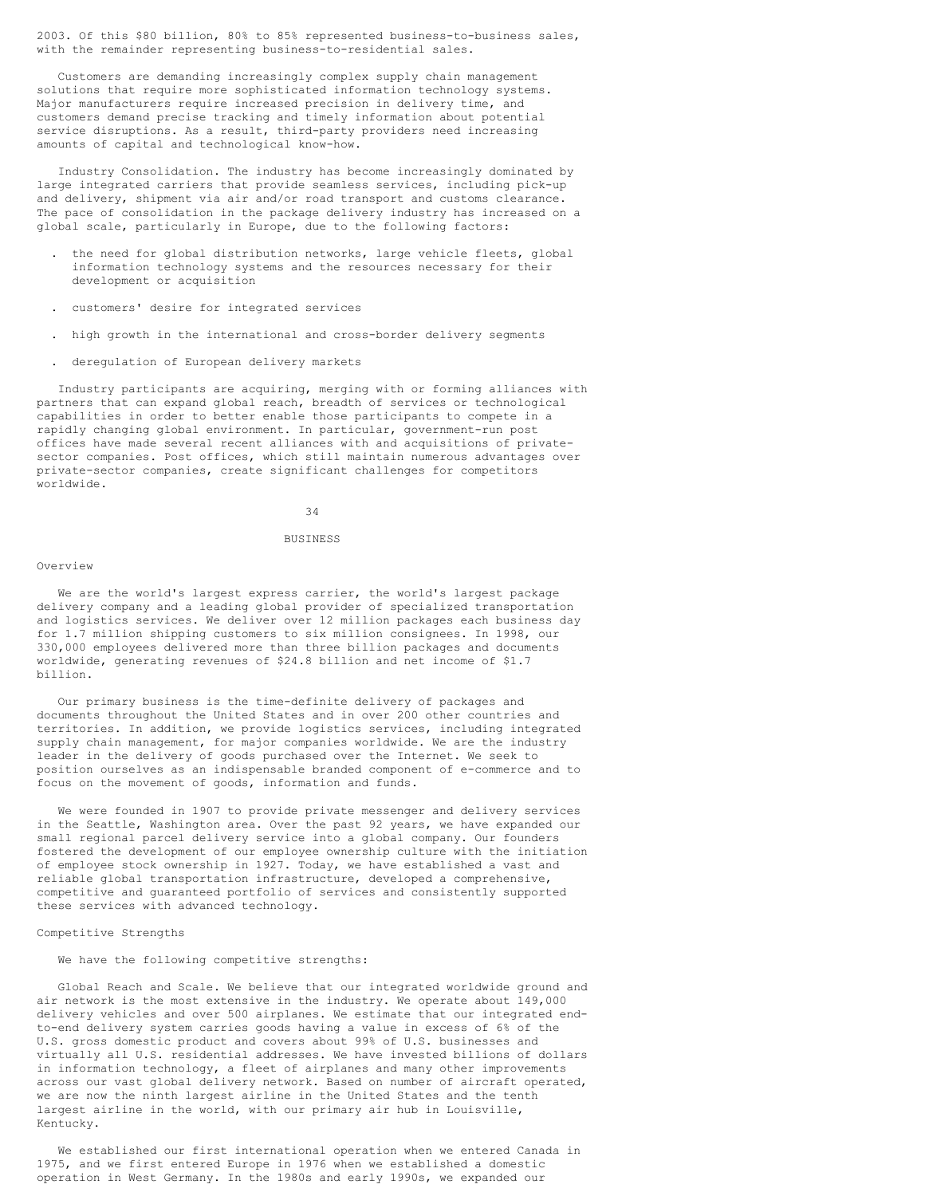2003. Of this $80 billion, 80% to 85% represented business-to-business sales, with the remainder representing business-to-residential sales.

Customers are demanding increasingly complex supply chain management solutions that require more sophisticated information technology systems. Major manufacturers require increased precision in delivery time, and customers demand precise tracking and timely information about potential service disruptions. As a result, third-party providers need increasing amounts of capital and technological know-how.

Industry Consolidation. The industry has become increasingly dominated by large integrated carriers that provide seamless services, including pick-up and delivery, shipment via air and/or road transport and customs clearance. The pace of consolidation in the package delivery industry has increased on a global scale, particularly in Europe, due to the following factors:

- the need for global distribution networks, large vehicle fleets, global information technology systems and the resources necessary for their development or acquisition
- customers' desire for integrated services
- high growth in the international and cross-border delivery segments
- deregulation of European delivery markets

Industry participants are acquiring, merging with or forming alliances with partners that can expand global reach, breadth of services or technological capabilities in order to better enable those participants to compete in a rapidly changing global environment. In particular, government-run post offices have made several recent alliances with and acquisitions of private-sector companies. Post offices, which still maintain numerous advantages over private-sector companies, create significant challenges for competitors worldwide.

# BUSINESS

## Overview

We are the world's largest express carrier, the world's largest package delivery company and a leading global provider of specialized transportation and logistics services. We deliver over 12 million packages each business day for 1.7 million shipping customers to six million consignees. In 1998, our 330,000 employees delivered more than three billion packages and documents worldwide, generating revenues of $24.8 billion and net income of $1.7 billion.

Our primary business is the time-definite delivery of packages and documents throughout the United States and in over 200 other countries and territories. In addition, we provide logistics services, including integrated supply chain management, for major companies worldwide. We are the industry leader in the delivery of goods purchased over the Internet. We seek to position ourselves as an indispensable branded component of e-commerce and to focus on the movement of goods, information and funds.

We were founded in 1907 to provide private messenger and delivery services in the Seattle, Washington area. Over the past 92 years, we have expanded our small regional parcel delivery service into a global company. Our founders fostered the development of our employee ownership culture with the initiation of employee stock ownership in 1927. Today, we have established a vast and reliable global transportation infrastructure, developed a comprehensive, competitive and guaranteed portfolio of services and consistently supported these services with advanced technology.

## Competitive Strengths

We have the following competitive strengths:

Global Reach and Scale. We believe that our integrated worldwide ground and air network is the most extensive in the industry. We operate about 149,000 delivery vehicles and over 500 airplanes. We estimate that our integrated end-to-end delivery system carries goods having a value in excess of 6% of the U.S. gross domestic product and covers about 99% of U.S. businesses and virtually all U.S. residential addresses. We have invested billions of dollars in information technology, a fleet of airplanes and many other improvements across our vast global delivery network. Based on number of aircraft operated, we are now the ninth largest airline in the United States and the tenth largest airline in the world, with our primary air hub in Louisville, Kentucky.

We established our first international operation when we entered Canada in 1975, and we first entered Europe in 1976 when we established a domestic operation in West Germany. In the 1980s and early 1990s, we expanded our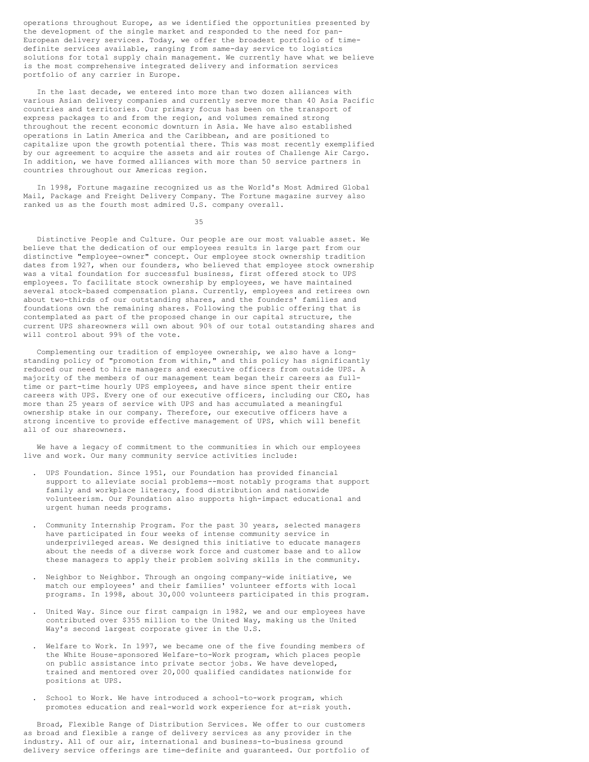operations throughout Europe, as we identified the opportunities presented by the development of the single market and responded to the need for pan-European delivery services. Today, we offer the broadest portfolio of time-definite services available, ranging from same-day service to logistics solutions for total supply chain management. We currently have what we believe is the most comprehensive integrated delivery and information services portfolio of any carrier in Europe.

In the last decade, we entered into more than two dozen alliances with various Asian delivery companies and currently serve more than 40 Asia Pacific countries and territories. Our primary focus has been on the transport of express packages to and from the region, and volumes remained strong throughout the recent economic downturn in Asia. We have also established operations in Latin America and the Caribbean, and are positioned to capitalize upon the growth potential there. This was most recently exemplified by our agreement to acquire the assets and air routes of Challenge Air Cargo. In addition, we have formed alliances with more than 50 service partners in countries throughout our Americas region.

In 1998, Fortune magazine recognized us as the World's Most Admired Global Mail, Package and Freight Delivery Company. The Fortune magazine survey also ranked us as the fourth most admired U.S. company overall.

Distinctive People and Culture. Our people are our most valuable asset. We believe that the dedication of our employees results in large part from our distinctive "employee-owner" concept. Our employee stock ownership tradition dates from 1927, when our founders, who believed that employee stock ownership was a vital foundation for successful business, first offered stock to UPS employees. To facilitate stock ownership by employees, we have maintained several stock-based compensation plans. Currently, employees and retirees own about two-thirds of our outstanding shares, and the founders' families and foundations own the remaining shares. Following the public offering that is contemplated as part of the proposed change in our capital structure, the current UPS shareowners will own about 90% of our total outstanding shares and will control about 99% of the vote.

Complementing our tradition of employee ownership, we also have a long-standing policy of "promotion from within," and this policy has significantly reduced our need to hire managers and executive officers from outside UPS. A majority of the members of our management team began their careers as full-time or part-time hourly UPS employees, and have since spent their entire careers with UPS. Every one of our executive officers, including our CEO, has more than 25 years of service with UPS and has accumulated a meaningful ownership stake in our company. Therefore, our executive officers have a strong incentive to provide effective management of UPS, which will benefit all of our shareowners.

We have a legacy of commitment to the communities in which our employees live and work. Our many community service activities include:

- UPS Foundation. Since 1951, our Foundation has provided financial support to alleviate social problems--most notably programs that support family and workplace literacy, food distribution and nationwide volunteerism. Our Foundation also supports high-impact educational and urgent human needs programs.

- Community Internship Program. For the past 30 years, selected managers have participated in four weeks of intense community service in underprivileged areas. We designed this initiative to educate managers about the needs of a diverse work force and customer base and to allow these managers to apply their problem solving skills in the community.

- Neighbor to Neighbor. Through an ongoing company-wide initiative, we match our employees' and their families' volunteer efforts with local programs. In 1998, about 30,000 volunteers participated in this program.

- United Way. Since our first campaign in 1982, we and our employees have contributed over $355 million to the United Way, making us the United Way's second largest corporate giver in the U.S.

- Welfare to Work. In 1997, we became one of the five founding members of the White House-sponsored Welfare-to-Work program, which places people on public assistance into private sector jobs. We have developed, trained and mentored over 20,000 qualified candidates nationwide for positions at UPS.

- School to Work. We have introduced a school-to-work program, which promotes education and real-world work experience for at-risk youth.

Broad, Flexible Range of Distribution Services. We offer to our customers as broad and flexible a range of delivery services as any provider in the industry. All of our air, international and business-to-business ground delivery service offerings are time-definite and guaranteed. Our portfolio of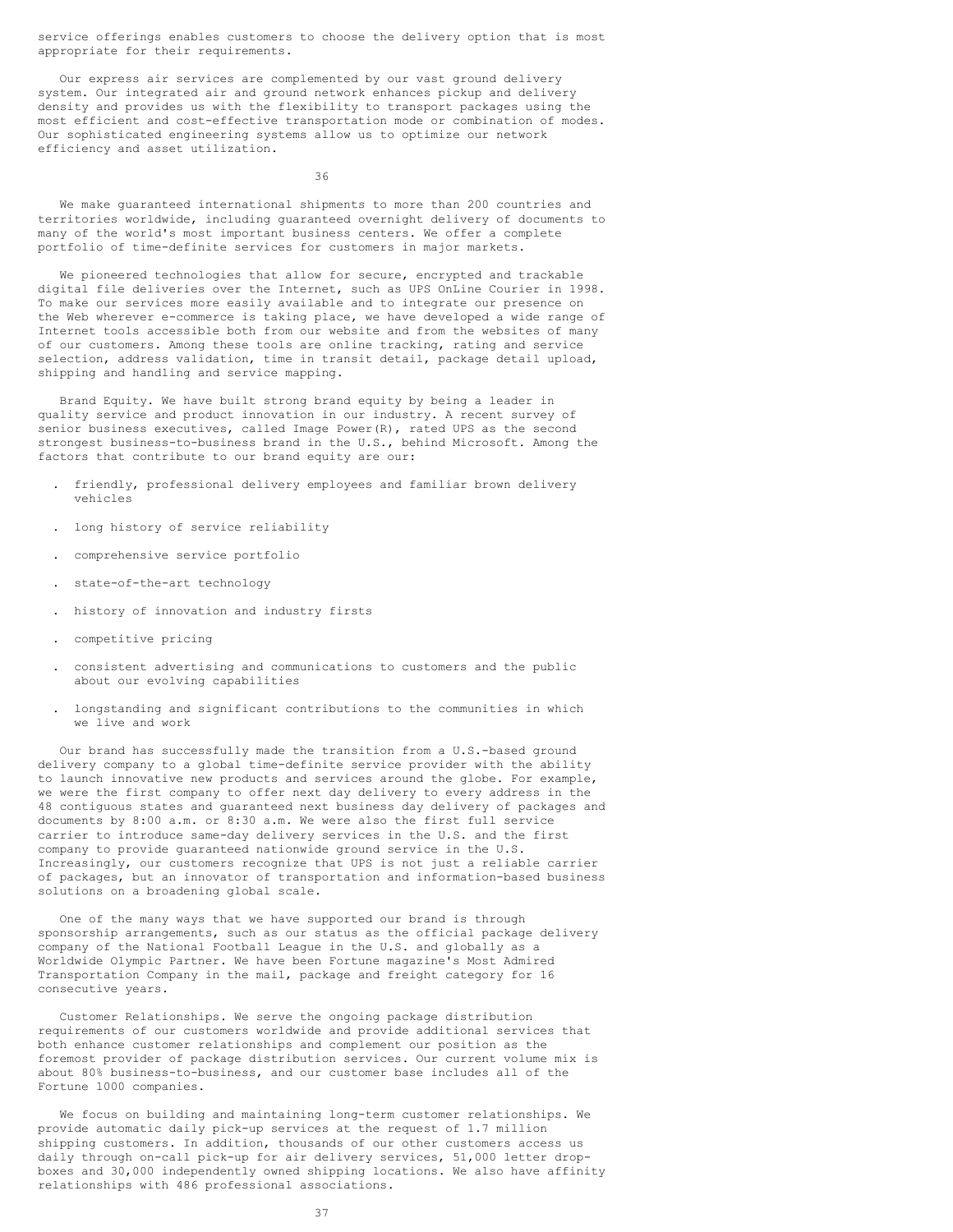service offerings enables customers to choose the delivery option that is most appropriate for their requirements.

Our express air services are complemented by our vast ground delivery system. Our integrated air and ground network enhances pickup and delivery density and provides us with the flexibility to transport packages using the most efficient and cost-effective transportation mode or combination of modes. Our sophisticated engineering systems allow us to optimize our network efficiency and asset utilization.

We make guaranteed international shipments to more than 200 countries and territories worldwide, including guaranteed overnight delivery of documents to many of the world's most important business centers. We offer a complete portfolio of time-definite services for customers in major markets.

We pioneered technologies that allow for secure, encrypted and trackable digital file deliveries over the Internet, such as UPS OnLine Courier in 1998. To make our services more easily available and to integrate our presence on the Web wherever e-commerce is taking place, we have developed a wide range of Internet tools accessible both from our website and from the websites of many of our customers. Among these tools are online tracking, rating and service selection, address validation, time in transit detail, package detail upload, shipping and handling and service mapping.

Brand Equity. We have built strong brand equity by being a leader in quality service and product innovation in our industry. A recent survey of senior business executives, called Image Power(R), rated UPS as the second strongest business-to-business brand in the U.S., behind Microsoft. Among the factors that contribute to our brand equity are our:

- friendly, professional delivery employees and familiar brown delivery vehicles
- long history of service reliability
- comprehensive service portfolio
- state-of-the-art technology
- history of innovation and industry firsts
- competitive pricing
- consistent advertising and communications to customers and the public about our evolving capabilities
- longstanding and significant contributions to the communities in which we live and work

Our brand has successfully made the transition from a U.S.-based ground delivery company to a global time-definite service provider with the ability to launch innovative new products and services around the globe. For example, we were the first company to offer next day delivery to every address in the 48 contiguous states and guaranteed next business day delivery of packages and documents by 8:00 a.m. or 8:30 a.m. We were also the first full service carrier to introduce same-day delivery services in the U.S. and the first company to provide guaranteed nationwide ground service in the U.S. Increasingly, our customers recognize that UPS is not just a reliable carrier of packages, but an innovator of transportation and information-based business solutions on a broadening global scale.

One of the many ways that we have supported our brand is through sponsorship arrangements, such as our status as the official package delivery company of the National Football League in the U.S. and globally as a Worldwide Olympic Partner. We have been Fortune magazine's Most Admired Transportation Company in the mail, package and freight category for 16 consecutive years.

Customer Relationships. We serve the ongoing package distribution requirements of our customers worldwide and provide additional services that both enhance customer relationships and complement our position as the foremost provider of package distribution services. Our current volume mix is about 80% business-to-business, and our customer base includes all of the Fortune 1000 companies.

We focus on building and maintaining long-term customer relationships. We provide automatic daily pick-up services at the request of 1.7 million shipping customers. In addition, thousands of our other customers access us daily through on-call pick-up for air delivery services, 51,000 letter drop-boxes and 30,000 independently owned shipping locations. We also have affinity relationships with 486 professional associations.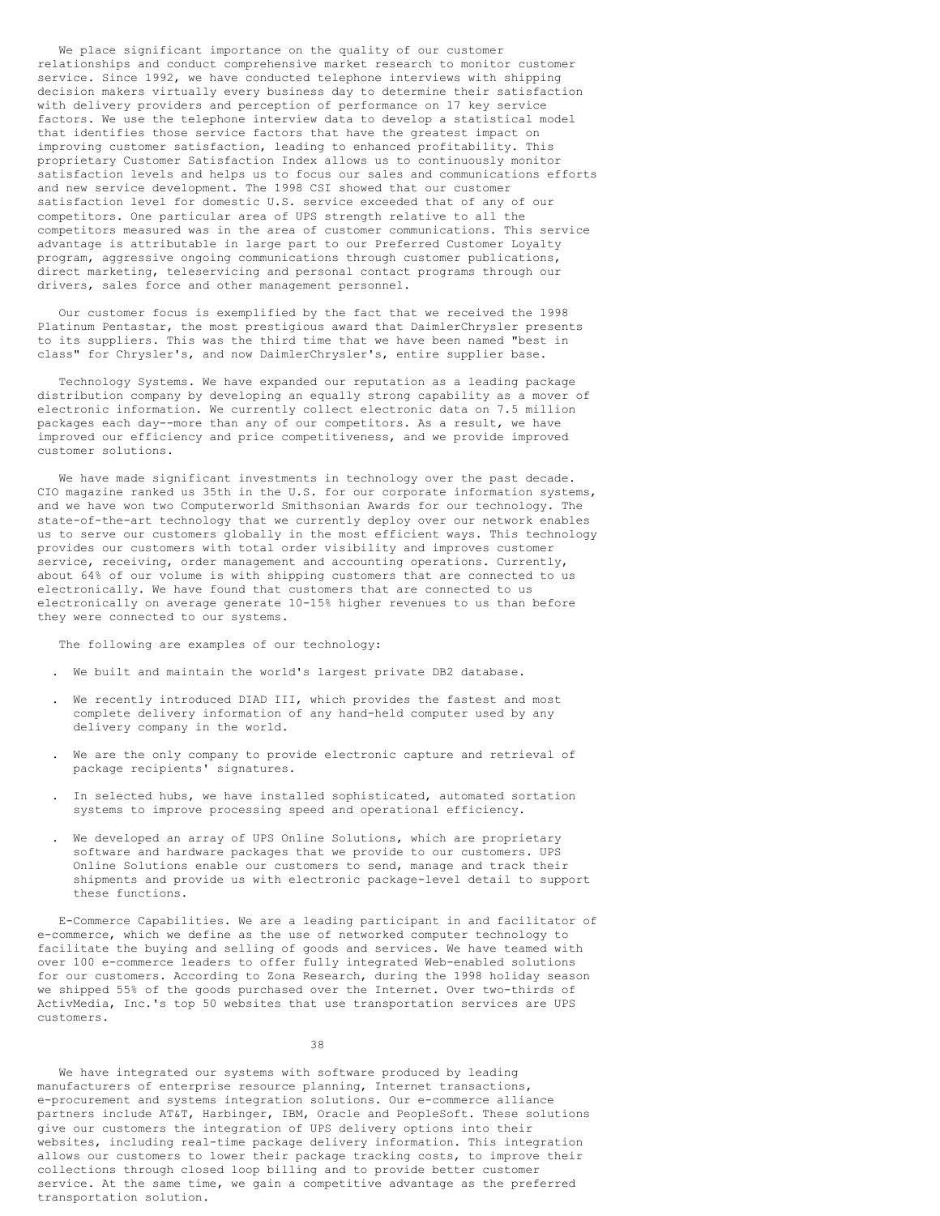We place significant importance on the quality of our customer relationships and conduct comprehensive market research to monitor customer service. Since 1992, we have conducted telephone interviews with shipping decision makers virtually every business day to determine their satisfaction with delivery providers and perception of performance on 17 key service factors. We use the telephone interview data to develop a statistical model that identifies those service factors that have the greatest impact on improving customer satisfaction, leading to enhanced profitability. This proprietary Customer Satisfaction Index allows us to continuously monitor satisfaction levels and helps us to focus our sales and communications efforts and new service development. The 1998 CSI showed that our customer satisfaction level for domestic U.S. service exceeded that of any of our competitors. One particular area of UPS strength relative to all the competitors measured was in the area of customer communications. This service advantage is attributable in large part to our Preferred Customer Loyalty program, aggressive ongoing communications through customer publications, direct marketing, teleservicing and personal contact programs through our drivers, sales force and other management personnel.

Our customer focus is exemplified by the fact that we received the 1998 Platinum Pentastar, the most prestigious award that DaimlerChrysler presents to its suppliers. This was the third time that we have been named "best in class" for Chrysler's, and now DaimlerChrysler's, entire supplier base.

Technology Systems. We have expanded our reputation as a leading package distribution company by developing an equally strong capability as a mover of electronic information. We currently collect electronic data on 7.5 million packages each day--more than any of our competitors. As a result, we have improved our efficiency and price competitiveness, and we provide improved customer solutions.

We have made significant investments in technology over the past decade. CIO magazine ranked us 35th in the U.S. for our corporate information systems, and we have won two Computerworld Smithsonian Awards for our technology. The state-of-the-art technology that we currently deploy over our network enables us to serve our customers globally in the most efficient ways. This technology provides our customers with total order visibility and improves customer service, receiving, order management and accounting operations. Currently, about 64% of our volume is with shipping customers that are connected to us electronically. We have found that customers that are connected to us electronically on average generate 10-15% higher revenues to us than before they were connected to our systems.

The following are examples of our technology:

- We built and maintain the world's largest private DB2 database.
- We recently introduced DIAD III, which provides the fastest and most complete delivery information of any hand-held computer used by any delivery company in the world.
- We are the only company to provide electronic capture and retrieval of package recipients' signatures.
- In selected hubs, we have installed sophisticated, automated sortation systems to improve processing speed and operational efficiency.
- We developed an array of UPS Online Solutions, which are proprietary software and hardware packages that we provide to our customers. UPS Online Solutions enable our customers to send, manage and track their shipments and provide us with electronic package-level detail to support these functions.

E-Commerce Capabilities. We are a leading participant in and facilitator of e-commerce, which we define as the use of networked computer technology to facilitate the buying and selling of goods and services. We have teamed with over 100 e-commerce leaders to offer fully integrated Web-enabled solutions for our customers. According to Zona Research, during the 1998 holiday season we shipped 55% of the goods purchased over the Internet. Over two-thirds of ActivMedia, Inc.'s top 50 websites that use transportation services are UPS customers.

We have integrated our systems with software produced by leading manufacturers of enterprise resource planning, Internet transactions, e-procurement and systems integration solutions. Our e-commerce alliance partners include AT&T, Harbinger, IBM, Oracle and PeopleSoft. These solutions give our customers the integration of UPS delivery options into their websites, including real-time package delivery information. This integration allows our customers to lower their package tracking costs, to improve their collections through closed loop billing and to provide better customer service. At the same time, we gain a competitive advantage as the preferred transportation solution.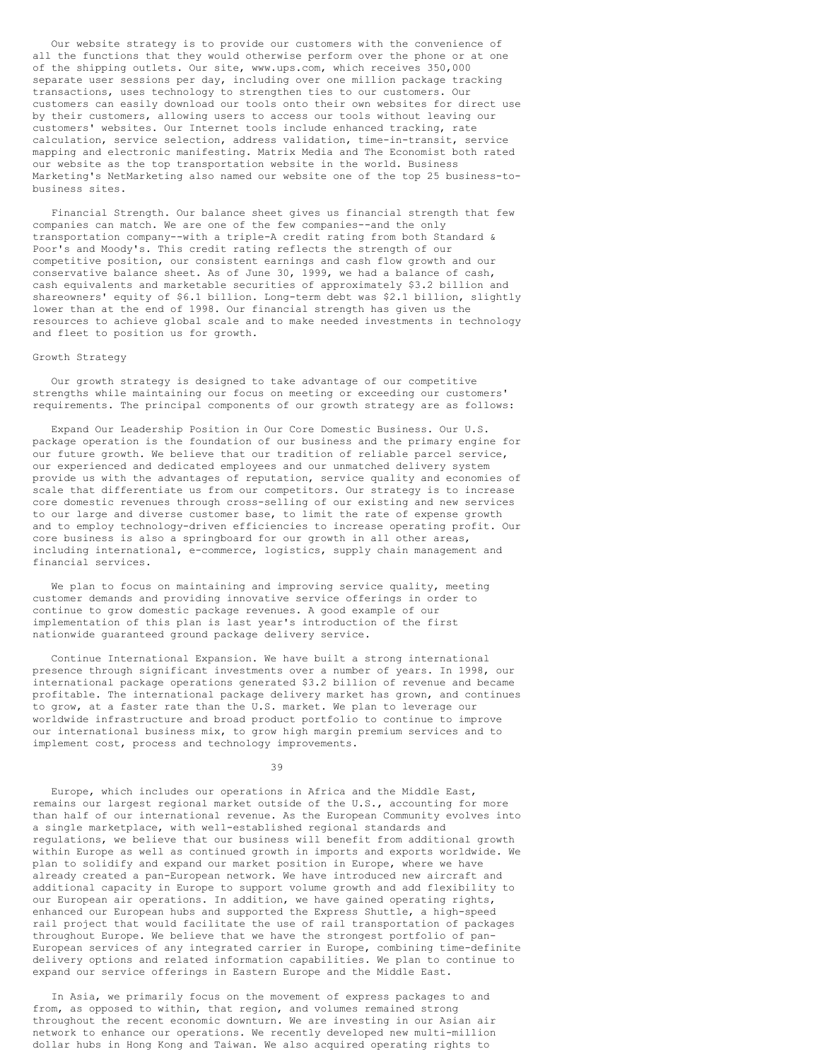Our website strategy is to provide our customers with the convenience of all the functions that they would otherwise perform over the phone or at one of the shipping outlets. Our site, www.ups.com, which receives 350,000 separate user sessions per day, including over one million package tracking transactions, uses technology to strengthen ties to our customers. Our customers can easily download our tools onto their own websites for direct use by their customers, allowing users to access our tools without leaving our customers' websites. Our Internet tools include enhanced tracking, rate calculation, service selection, address validation, time-in-transit, service mapping and electronic manifesting. Matrix Media and The Economist both rated our website as the top transportation website in the world. Business Marketing's NetMarketing also named our website one of the top 25 business-to-business sites.

Financial Strength. Our balance sheet gives us financial strength that few companies can match. We are one of the few companies--and the only transportation company--with a triple-A credit rating from both Standard & Poor's and Moody's. This credit rating reflects the strength of our competitive position, our consistent earnings and cash flow growth and our conservative balance sheet. As of June 30, 1999, we had a balance of cash, cash equivalents and marketable securities of approximately \$3.2 billion and shareowners' equity of \$6.1 billion. Long-term debt was \$2.1 billion, slightly lower than at the end of 1998. Our financial strength has given us the resources to achieve global scale and to make needed investments in technology and fleet to position us for growth.

## Growth Strategy

Our growth strategy is designed to take advantage of our competitive strengths while maintaining our focus on meeting or exceeding our customers' requirements. The principal components of our growth strategy are as follows:

Expand Our Leadership Position in Our Core Domestic Business. Our U.S. package operation is the foundation of our business and the primary engine for our future growth. We believe that our tradition of reliable parcel service, our experienced and dedicated employees and our unmatched delivery system provide us with the advantages of reputation, service quality and economies of scale that differentiate us from our competitors. Our strategy is to increase core domestic revenues through cross-selling of our existing and new services to our large and diverse customer base, to limit the rate of expense growth and to employ technology-driven efficiencies to increase operating profit. Our core business is also a springboard for our growth in all other areas, including international, e-commerce, logistics, supply chain management and financial services.

We plan to focus on maintaining and improving service quality, meeting customer demands and providing innovative service offerings in order to continue to grow domestic package revenues. A good example of our implementation of this plan is last year's introduction of the first nationwide guaranteed ground package delivery service.

Continue International Expansion. We have built a strong international presence through significant investments over a number of years. In 1998, our international package operations generated \$3.2 billion of revenue and became profitable. The international package delivery market has grown, and continues to grow, at a faster rate than the U.S. market. We plan to leverage our worldwide infrastructure and broad product portfolio to continue to improve our international business mix, to grow high margin premium services and to implement cost, process and technology improvements.

Europe, which includes our operations in Africa and the Middle East, remains our largest regional market outside of the U.S., accounting for more than half of our international revenue. As the European Community evolves into a single marketplace, with well-established regional standards and regulations, we believe that our business will benefit from additional growth within Europe as well as continued growth in imports and exports worldwide. We plan to solidify and expand our market position in Europe, where we have already created a pan-European network. We have introduced new aircraft and additional capacity in Europe to support volume growth and add flexibility to our European air operations. In addition, we have gained operating rights, enhanced our European hubs and supported the Express Shuttle, a high-speed rail project that would facilitate the use of rail transportation of packages throughout Europe. We believe that we have the strongest portfolio of pan-European services of any integrated carrier in Europe, combining time-definite delivery options and related information capabilities. We plan to continue to expand our service offerings in Eastern Europe and the Middle East.

In Asia, we primarily focus on the movement of express packages to and from, as opposed to within, that region, and volumes remained strong throughout the recent economic downturn. We are investing in our Asian air network to enhance our operations. We recently developed new multi-million dollar hubs in Hong Kong and Taiwan. We also acquired operating rights to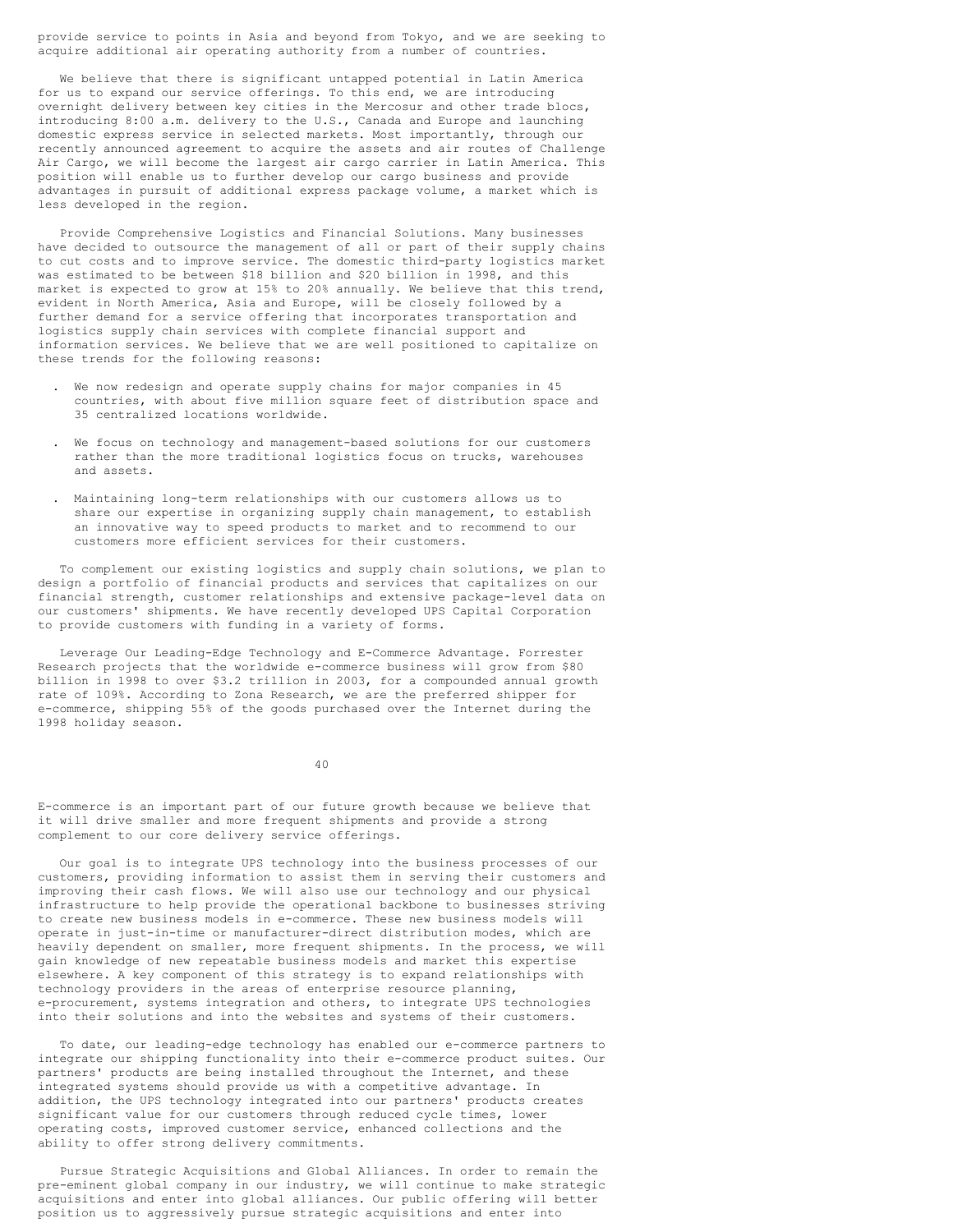provide service to points in Asia and beyond from Tokyo, and we are seeking to acquire additional air operating authority from a number of countries.

We believe that there is significant untapped potential in Latin America for us to expand our service offerings. To this end, we are introducing overnight delivery between key cities in the Mercosur and other trade blocs, introducing 8:00 a.m. delivery to the U.S., Canada and Europe and launching domestic express service in selected markets. Most importantly, through our recently announced agreement to acquire the assets and air routes of Challenge Air Cargo, we will become the largest air cargo carrier in Latin America. This position will enable us to further develop our cargo business and provide advantages in pursuit of additional express package volume, a market which is less developed in the region.

Provide Comprehensive Logistics and Financial Solutions. Many businesses have decided to outsource the management of all or part of their supply chains to cut costs and to improve service. The domestic third-party logistics market was estimated to be between $18 billion and $20 billion in 1998, and this market is expected to grow at 15% to 20% annually. We believe that this trend, evident in North America, Asia and Europe, will be closely followed by a further demand for a service offering that incorporates transportation and logistics supply chain services with complete financial support and information services. We believe that we are well positioned to capitalize on these trends for the following reasons:

- We now redesign and operate supply chains for major companies in 45 countries, with about five million square feet of distribution space and 35 centralized locations worldwide.
- We focus on technology and management-based solutions for our customers rather than the more traditional logistics focus on trucks, warehouses and assets.
- Maintaining long-term relationships with our customers allows us to share our expertise in organizing supply chain management, to establish an innovative way to speed products to market and to recommend to our customers more efficient services for their customers.

To complement our existing logistics and supply chain solutions, we plan to design a portfolio of financial products and services that capitalizes on our financial strength, customer relationships and extensive package-level data on our customers' shipments. We have recently developed UPS Capital Corporation to provide customers with funding in a variety of forms.

Leverage Our Leading-Edge Technology and E-Commerce Advantage. Forrester Research projects that the worldwide e-commerce business will grow from $80 billion in 1998 to over $3.2 trillion in 2003, for a compounded annual growth rate of 109%. According to Zona Research, we are the preferred shipper for e-commerce, shipping 55% of the goods purchased over the Internet during the 1998 holiday season.

E-commerce is an important part of our future growth because we believe that it will drive smaller and more frequent shipments and provide a strong complement to our core delivery service offerings.

Our goal is to integrate UPS technology into the business processes of our customers, providing information to assist them in serving their customers and improving their cash flows. We will also use our technology and our physical infrastructure to help provide the operational backbone to businesses striving to create new business models in e-commerce. These new business models will operate in just-in-time or manufacturer-direct distribution modes, which are heavily dependent on smaller, more frequent shipments. In the process, we will gain knowledge of new repeatable business models and market this expertise elsewhere. A key component of this strategy is to expand relationships with technology providers in the areas of enterprise resource planning, e-procurement, systems integration and others, to integrate UPS technologies into their solutions and into the websites and systems of their customers.

To date, our leading-edge technology has enabled our e-commerce partners to integrate our shipping functionality into their e-commerce product suites. Our partners' products are being installed throughout the Internet, and these integrated systems should provide us with a competitive advantage. In addition, the UPS technology integrated into our partners' products creates significant value for our customers through reduced cycle times, lower operating costs, improved customer service, enhanced collections and the ability to offer strong delivery commitments.

Pursue Strategic Acquisitions and Global Alliances. In order to remain the pre-eminent global company in our industry, we will continue to make strategic acquisitions and enter into global alliances. Our public offering will better position us to aggressively pursue strategic acquisitions and enter into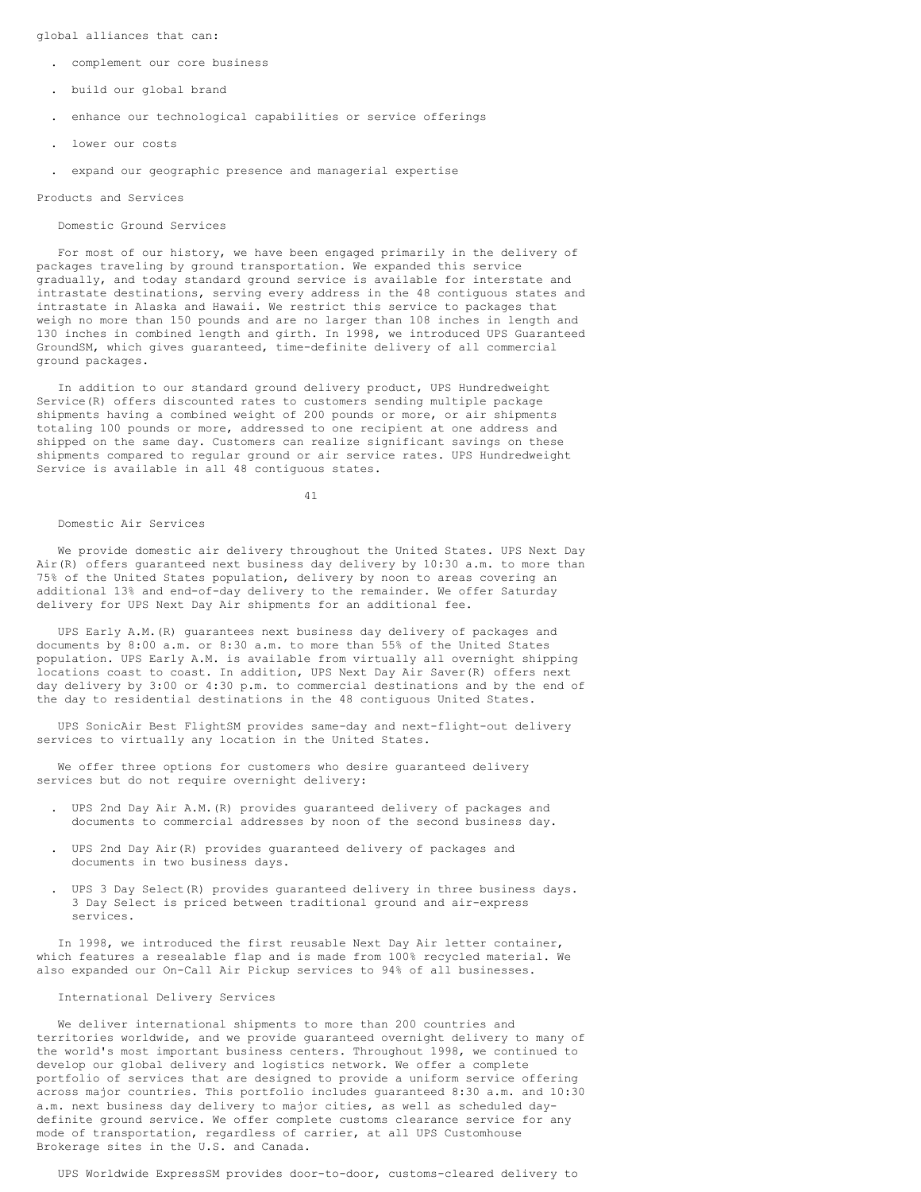global alliances that can:

- complement our core business
- build our global brand
- enhance our technological capabilities or service offerings
- lower our costs
- expand our geographic presence and managerial expertise

## Products and Services

### Domestic Ground Services

For most of our history, we have been engaged primarily in the delivery of packages traveling by ground transportation. We expanded this service gradually, and today standard ground service is available for interstate and intrastate destinations, serving every address in the 48 contiguous states and intrastate in Alaska and Hawaii. We restrict this service to packages that weigh no more than 150 pounds and are no larger than 108 inches in length and 130 inches in combined length and girth. In 1998, we introduced UPS Guaranteed GroundSM, which gives guaranteed, time-definite delivery of all commercial ground packages.

In addition to our standard ground delivery product, UPS Hundredweight Service(R) offers discounted rates to customers sending multiple package shipments having a combined weight of 200 pounds or more, or air shipments totaling 100 pounds or more, addressed to one recipient at one address and shipped on the same day. Customers can realize significant savings on these shipments compared to regular ground or air service rates. UPS Hundredweight Service is available in all 48 contiguous states.

### Domestic Air Services

We provide domestic air delivery throughout the United States. UPS Next Day Air(R) offers guaranteed next business day delivery by 10:30 a.m. to more than 75% of the United States population, delivery by noon to areas covering an additional 13% and end-of-day delivery to the remainder. We offer Saturday delivery for UPS Next Day Air shipments for an additional fee.

UPS Early A.M.(R) guarantees next business day delivery of packages and documents by 8:00 a.m. or 8:30 a.m. to more than 55% of the United States population. UPS Early A.M. is available from virtually all overnight shipping locations coast to coast. In addition, UPS Next Day Air Saver(R) offers next day delivery by 3:00 or 4:30 p.m. to commercial destinations and by the end of the day to residential destinations in the 48 contiguous United States.

UPS SonicAir Best FlightSM provides same-day and next-flight-out delivery services to virtually any location in the United States.

We offer three options for customers who desire guaranteed delivery services but do not require overnight delivery:

- UPS 2nd Day Air A.M.(R) provides guaranteed delivery of packages and documents to commercial addresses by noon of the second business day.
- UPS 2nd Day Air(R) provides guaranteed delivery of packages and documents in two business days.
- UPS 3 Day Select(R) provides guaranteed delivery in three business days. 3 Day Select is priced between traditional ground and air-express services.

In 1998, we introduced the first reusable Next Day Air letter container, which features a resealable flap and is made from 100% recycled material. We also expanded our On-Call Air Pickup services to 94% of all businesses.

### International Delivery Services

We deliver international shipments to more than 200 countries and territories worldwide, and we provide guaranteed overnight delivery to many of the world's most important business centers. Throughout 1998, we continued to develop our global delivery and logistics network. We offer a complete portfolio of services that are designed to provide a uniform service offering across major countries. This portfolio includes guaranteed 8:30 a.m. and 10:30 a.m. next business day delivery to major cities, as well as scheduled day-definite ground service. We offer complete customs clearance service for any mode of transportation, regardless of carrier, at all UPS Customhouse Brokerage sites in the U.S. and Canada.

UPS Worldwide ExpressSM provides door-to-door, customs-cleared delivery to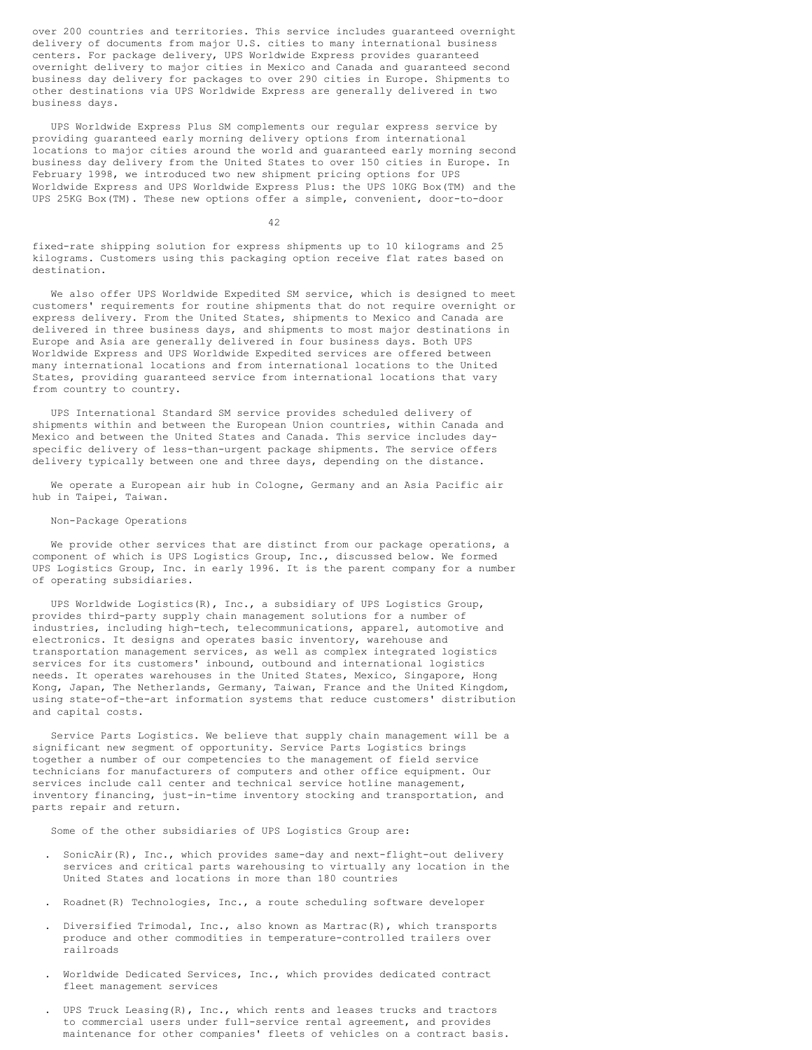over 200 countries and territories. This service includes guaranteed overnight delivery of documents from major U.S. cities to many international business centers. For package delivery, UPS Worldwide Express provides guaranteed overnight delivery to major cities in Mexico and Canada and guaranteed second business day delivery for packages to over 290 cities in Europe. Shipments to other destinations via UPS Worldwide Express are generally delivered in two business days.

UPS Worldwide Express Plus SM complements our regular express service by providing guaranteed early morning delivery options from international locations to major cities around the world and guaranteed early morning second business day delivery from the United States to over 150 cities in Europe. In February 1998, we introduced two new shipment pricing options for UPS Worldwide Express and UPS Worldwide Express Plus: the UPS 10KG Box(TM) and the UPS 25KG Box(TM). These new options offer a simple, convenient, door-to-door fixed-rate shipping solution for express shipments up to 10 kilograms and 25 kilograms. Customers using this packaging option receive flat rates based on destination.

We also offer UPS Worldwide Expedited SM service, which is designed to meet customers' requirements for routine shipments that do not require overnight or express delivery. From the United States, shipments to Mexico and Canada are delivered in three business days, and shipments to most major destinations in Europe and Asia are generally delivered in four business days. Both UPS Worldwide Express and UPS Worldwide Expedited services are offered between many international locations and from international locations to the United States, providing guaranteed service from international locations that vary from country to country.

UPS International Standard SM service provides scheduled delivery of shipments within and between the European Union countries, within Canada and Mexico and between the United States and Canada. This service includes day-specific delivery of less-than-urgent package shipments. The service offers delivery typically between one and three days, depending on the distance.

We operate a European air hub in Cologne, Germany and an Asia Pacific air hub in Taipei, Taiwan.

Non-Package Operations

We provide other services that are distinct from our package operations, a component of which is UPS Logistics Group, Inc., discussed below. We formed UPS Logistics Group, Inc. in early 1996. It is the parent company for a number of operating subsidiaries.

UPS Worldwide Logistics(R), Inc., a subsidiary of UPS Logistics Group, provides third-party supply chain management solutions for a number of industries, including high-tech, telecommunications, apparel, automotive and electronics. It designs and operates basic inventory, warehouse and transportation management services, as well as complex integrated logistics services for its customers' inbound, outbound and international logistics needs. It operates warehouses in the United States, Mexico, Singapore, Hong Kong, Japan, The Netherlands, Germany, Taiwan, France and the United Kingdom, using state-of-the-art information systems that reduce customers' distribution and capital costs.

Service Parts Logistics. We believe that supply chain management will be a significant new segment of opportunity. Service Parts Logistics brings together a number of our competencies to the management of field service technicians for manufacturers of computers and other office equipment. Our services include call center and technical service hotline management, inventory financing, just-in-time inventory stocking and transportation, and parts repair and return.

Some of the other subsidiaries of UPS Logistics Group are:

- SonicAir(R), Inc., which provides same-day and next-flight-out delivery services and critical parts warehousing to virtually any location in the United States and locations in more than 180 countries
- Roadnet(R) Technologies, Inc., a route scheduling software developer
- Diversified Trimodal, Inc., also known as Martrac(R), which transports produce and other commodities in temperature-controlled trailers over railroads
- Worldwide Dedicated Services, Inc., which provides dedicated contract fleet management services
- UPS Truck Leasing(R), Inc., which rents and leases trucks and tractors to commercial users under full-service rental agreement, and provides maintenance for other companies' fleets of vehicles on a contract basis.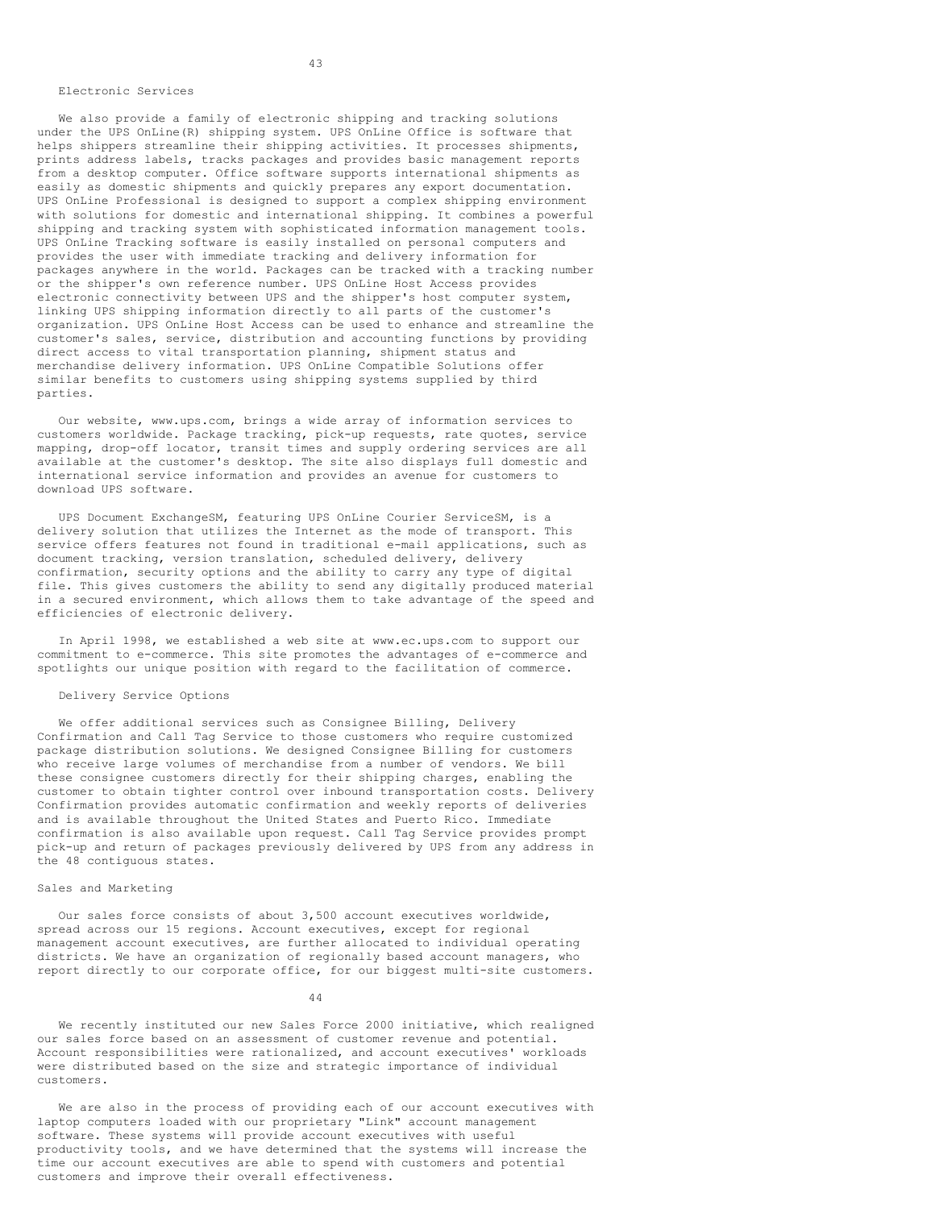### Electronic Services

We also provide a family of electronic shipping and tracking solutions under the UPS OnLine(R) shipping system. UPS OnLine Office is software that helps shippers streamline their shipping activities. It processes shipments, prints address labels, tracks packages and provides basic management reports from a desktop computer. Office software supports international shipments as easily as domestic shipments and quickly prepares any export documentation. UPS OnLine Professional is designed to support a complex shipping environment with solutions for domestic and international shipping. It combines a powerful shipping and tracking system with sophisticated information management tools. UPS OnLine Tracking software is easily installed on personal computers and provides the user with immediate tracking and delivery information for packages anywhere in the world. Packages can be tracked with a tracking number or the shipper's own reference number. UPS OnLine Host Access provides electronic connectivity between UPS and the shipper's host computer system, linking UPS shipping information directly to all parts of the customer's organization. UPS OnLine Host Access can be used to enhance and streamline the customer's sales, service, distribution and accounting functions by providing direct access to vital transportation planning, shipment status and merchandise delivery information. UPS OnLine Compatible Solutions offer similar benefits to customers using shipping systems supplied by third parties.

Our website, www.ups.com, brings a wide array of information services to customers worldwide. Package tracking, pick-up requests, rate quotes, service mapping, drop-off locator, transit times and supply ordering services are all available at the customer's desktop. The site also displays full domestic and international service information and provides an avenue for customers to download UPS software.

UPS Document ExchangeSM, featuring UPS OnLine Courier ServiceSM, is a delivery solution that utilizes the Internet as the mode of transport. This service offers features not found in traditional e-mail applications, such as document tracking, version translation, scheduled delivery, delivery confirmation, security options and the ability to carry any type of digital file. This gives customers the ability to send any digitally produced material in a secured environment, which allows them to take advantage of the speed and efficiencies of electronic delivery.

In April 1998, we established a web site at www.ec.ups.com to support our commitment to e-commerce. This site promotes the advantages of e-commerce and spotlights our unique position with regard to the facilitation of commerce.

### Delivery Service Options

We offer additional services such as Consignee Billing, Delivery Confirmation and Call Tag Service to those customers who require customized package distribution solutions. We designed Consignee Billing for customers who receive large volumes of merchandise from a number of vendors. We bill these consignee customers directly for their shipping charges, enabling the customer to obtain tighter control over inbound transportation costs. Delivery Confirmation provides automatic confirmation and weekly reports of deliveries and is available throughout the United States and Puerto Rico. Immediate confirmation is also available upon request. Call Tag Service provides prompt pick-up and return of packages previously delivered by UPS from any address in the 48 contiguous states.

## Sales and Marketing

Our sales force consists of about 3,500 account executives worldwide, spread across our 15 regions. Account executives, except for regional management account executives, are further allocated to individual operating districts. We have an organization of regionally based account managers, who report directly to our corporate office, for our biggest multi-site customers.

We recently instituted our new Sales Force 2000 initiative, which realigned our sales force based on an assessment of customer revenue and potential. Account responsibilities were rationalized, and account executives' workloads were distributed based on the size and strategic importance of individual customers.

We are also in the process of providing each of our account executives with laptop computers loaded with our proprietary "Link" account management software. These systems will provide account executives with useful productivity tools, and we have determined that the systems will increase the time our account executives are able to spend with customers and potential customers and improve their overall effectiveness.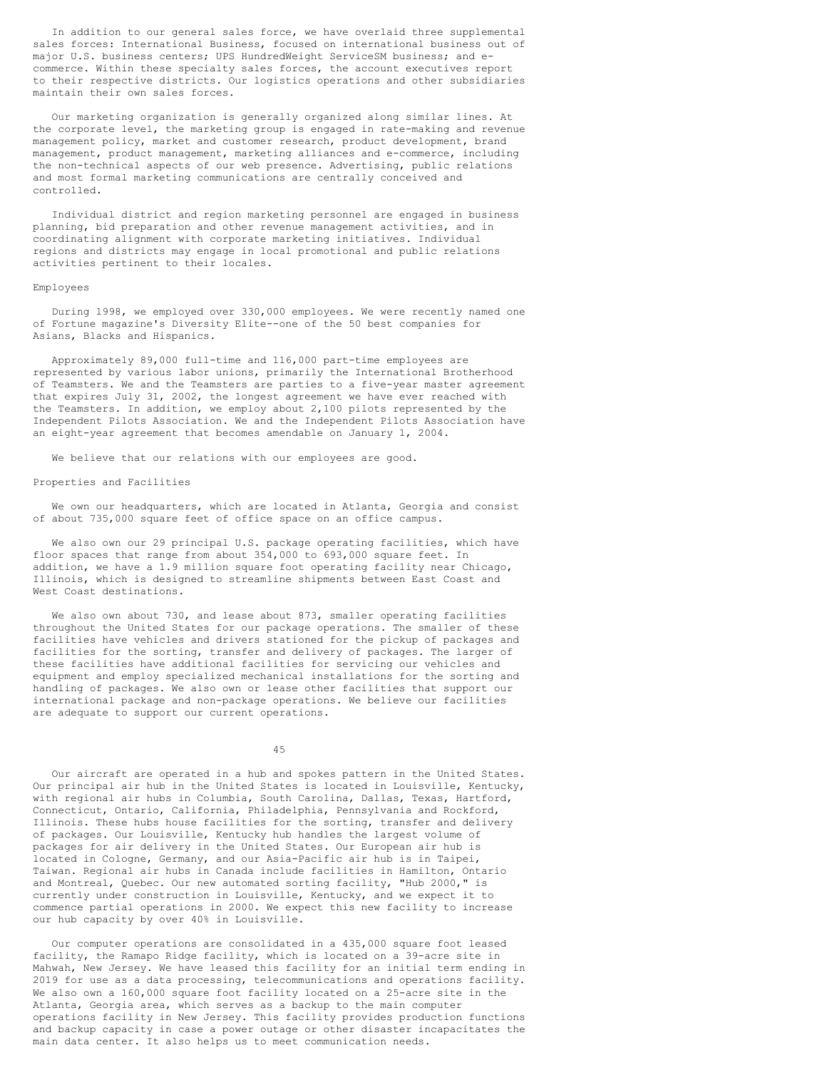In addition to our general sales force, we have overlaid three supplemental sales forces: International Business, focused on international business out of major U.S. business centers; UPS HundredWeight ServiceSM business; and e-commerce. Within these specialty sales forces, the account executives report to their respective districts. Our logistics operations and other subsidiaries maintain their own sales forces.

Our marketing organization is generally organized along similar lines. At the corporate level, the marketing group is engaged in rate-making and revenue management policy, market and customer research, product development, brand management, product management, marketing alliances and e-commerce, including the non-technical aspects of our web presence. Advertising, public relations and most formal marketing communications are centrally conceived and controlled.

Individual district and region marketing personnel are engaged in business planning, bid preparation and other revenue management activities, and in coordinating alignment with corporate marketing initiatives. Individual regions and districts may engage in local promotional and public relations activities pertinent to their locales.

## Employees

During 1998, we employed over 330,000 employees. We were recently named one of Fortune magazine's Diversity Elite--one of the 50 best companies for Asians, Blacks and Hispanics.

Approximately 89,000 full-time and 116,000 part-time employees are represented by various labor unions, primarily the International Brotherhood of Teamsters. We and the Teamsters are parties to a five-year master agreement that expires July 31, 2002, the longest agreement we have ever reached with the Teamsters. In addition, we employ about 2,100 pilots represented by the Independent Pilots Association. We and the Independent Pilots Association have an eight-year agreement that becomes amendable on January 1, 2004.

We believe that our relations with our employees are good.

## Properties and Facilities

We own our headquarters, which are located in Atlanta, Georgia and consist of about 735,000 square feet of office space on an office campus.

We also own our 29 principal U.S. package operating facilities, which have floor spaces that range from about 354,000 to 693,000 square feet. In addition, we have a 1.9 million square foot operating facility near Chicago, Illinois, which is designed to streamline shipments between East Coast and West Coast destinations.

We also own about 730, and lease about 873, smaller operating facilities throughout the United States for our package operations. The smaller of these facilities have vehicles and drivers stationed for the pickup of packages and facilities for the sorting, transfer and delivery of packages. The larger of these facilities have additional facilities for servicing our vehicles and equipment and employ specialized mechanical installations for the sorting and handling of packages. We also own or lease other facilities that support our international package and non-package operations. We believe our facilities are adequate to support our current operations.

Our aircraft are operated in a hub and spokes pattern in the United States. Our principal air hub in the United States is located in Louisville, Kentucky, with regional air hubs in Columbia, South Carolina, Dallas, Texas, Hartford, Connecticut, Ontario, California, Philadelphia, Pennsylvania and Rockford, Illinois. These hubs house facilities for the sorting, transfer and delivery of packages. Our Louisville, Kentucky hub handles the largest volume of packages for air delivery in the United States. Our European air hub is located in Cologne, Germany, and our Asia-Pacific air hub is in Taipei, Taiwan. Regional air hubs in Canada include facilities in Hamilton, Ontario and Montreal, Quebec. Our new automated sorting facility, "Hub 2000," is currently under construction in Louisville, Kentucky, and we expect it to commence partial operations in 2000. We expect this new facility to increase our hub capacity by over 40% in Louisville.

Our computer operations are consolidated in a 435,000 square foot leased facility, the Ramapo Ridge facility, which is located on a 39-acre site in Mahwah, New Jersey. We have leased this facility for an initial term ending in 2019 for use as a data processing, telecommunications and operations facility. We also own a 160,000 square foot facility located on a 25-acre site in the Atlanta, Georgia area, which serves as a backup to the main computer operations facility in New Jersey. This facility provides production functions and backup capacity in case a power outage or other disaster incapacitates the main data center. It also helps us to meet communication needs.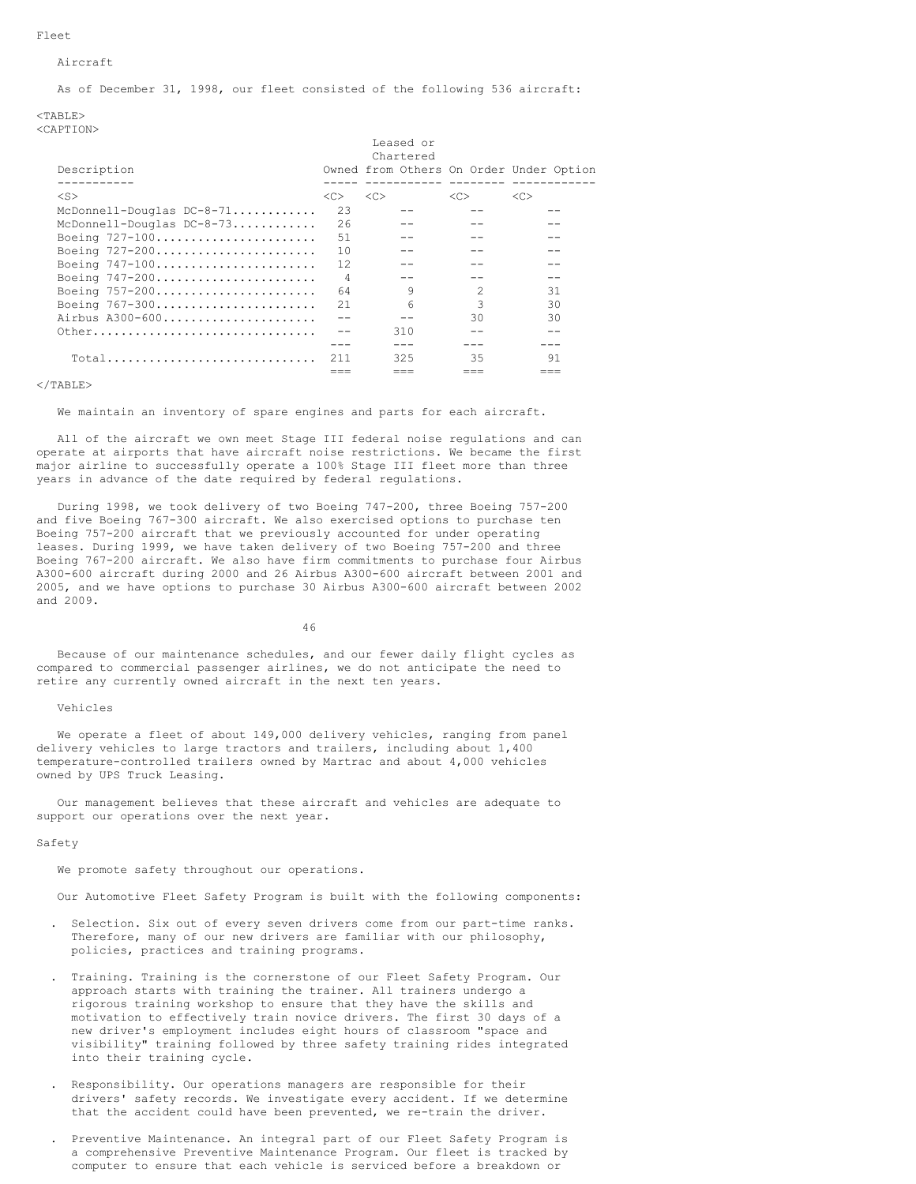## Fleet

### Aircraft

As of December 31, 1998, our fleet consisted of the following 536 aircraft:

| Description | Owned | Leased or Chartered from Others | On Order | Under Option |
|---|---|---|---|---|
| McDonnell-Douglas DC-8-71 | 23 | -- | -- | -- |
| McDonnell-Douglas DC-8-73 | 26 | -- | -- | -- |
| Boeing 727-100 | 51 | -- | -- | -- |
| Boeing 727-200 | 10 | -- | -- | -- |
| Boeing 747-100 | 12 | -- | -- | -- |
| Boeing 747-200 | 4 | -- | -- | -- |
| Boeing 757-200 | 64 | 9 | 2 | 31 |
| Boeing 767-300 | 21 | 6 | 3 | 30 |
| Airbus A300-600 | -- | -- | 30 | 30 |
| Other | -- | 310 | -- | -- |
| Total | 211 | 325 | 35 | 91 |

We maintain an inventory of spare engines and parts for each aircraft.

All of the aircraft we own meet Stage III federal noise regulations and can operate at airports that have aircraft noise restrictions. We became the first major airline to successfully operate a 100% Stage III fleet more than three years in advance of the date required by federal regulations.

During 1998, we took delivery of two Boeing 747-200, three Boeing 757-200 and five Boeing 767-300 aircraft. We also exercised options to purchase ten Boeing 757-200 aircraft that we previously accounted for under operating leases. During 1999, we have taken delivery of two Boeing 757-200 and three Boeing 767-200 aircraft. We also have firm commitments to purchase four Airbus A300-600 aircraft during 2000 and 26 Airbus A300-600 aircraft between 2001 and 2005, and we have options to purchase 30 Airbus A300-600 aircraft between 2002 and 2009.

Because of our maintenance schedules, and our fewer daily flight cycles as compared to commercial passenger airlines, we do not anticipate the need to retire any currently owned aircraft in the next ten years.

### Vehicles

We operate a fleet of about 149,000 delivery vehicles, ranging from panel delivery vehicles to large tractors and trailers, including about 1,400 temperature-controlled trailers owned by Martrac and about 4,000 vehicles owned by UPS Truck Leasing.

Our management believes that these aircraft and vehicles are adequate to support our operations over the next year.

## Safety

We promote safety throughout our operations.

Our Automotive Fleet Safety Program is built with the following components:

- Selection. Six out of every seven drivers come from our part-time ranks. Therefore, many of our new drivers are familiar with our philosophy, policies, practices and training programs.
- Training. Training is the cornerstone of our Fleet Safety Program. Our approach starts with training the trainer. All trainers undergo a rigorous training workshop to ensure that they have the skills and motivation to effectively train novice drivers. The first 30 days of a new driver's employment includes eight hours of classroom "space and visibility" training followed by three safety training rides integrated into their training cycle.
- Responsibility. Our operations managers are responsible for their drivers' safety records. We investigate every accident. If we determine that the accident could have been prevented, we re-train the driver.
- Preventive Maintenance. An integral part of our Fleet Safety Program is a comprehensive Preventive Maintenance Program. Our fleet is tracked by computer to ensure that each vehicle is serviced before a breakdown or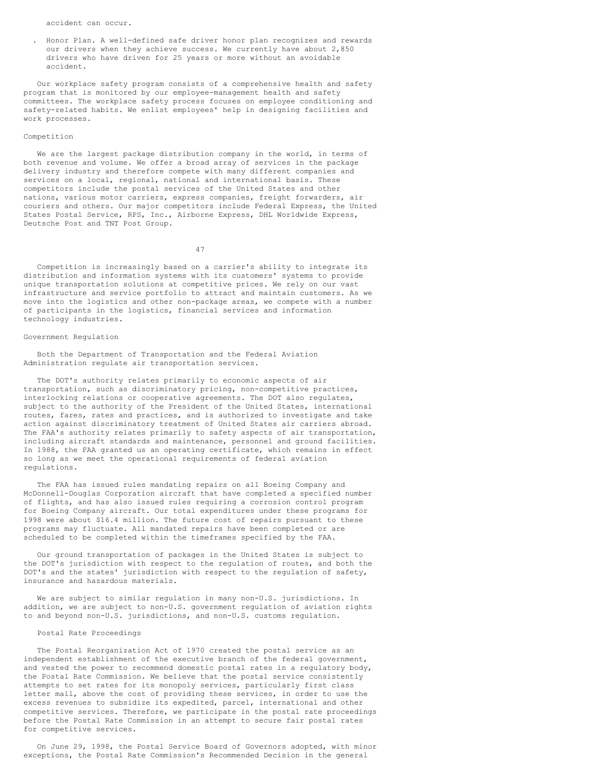accident can occur.

- Honor Plan. A well-defined safe driver honor plan recognizes and rewards our drivers when they achieve success. We currently have about 2,850 drivers who have driven for 25 years or more without an avoidable accident.

Our workplace safety program consists of a comprehensive health and safety program that is monitored by our employee-management health and safety committees. The workplace safety process focuses on employee conditioning and safety-related habits. We enlist employees' help in designing facilities and work processes.

## Competition

We are the largest package distribution company in the world, in terms of both revenue and volume. We offer a broad array of services in the package delivery industry and therefore compete with many different companies and services on a local, regional, national and international basis. These competitors include the postal services of the United States and other nations, various motor carriers, express companies, freight forwarders, air couriers and others. Our major competitors include Federal Express, the United States Postal Service, RPS, Inc., Airborne Express, DHL Worldwide Express, Deutsche Post and TNT Post Group.

Competition is increasingly based on a carrier's ability to integrate its distribution and information systems with its customers' systems to provide unique transportation solutions at competitive prices. We rely on our vast infrastructure and service portfolio to attract and maintain customers. As we move into the logistics and other non-package areas, we compete with a number of participants in the logistics, financial services and information technology industries.

## Government Regulation

Both the Department of Transportation and the Federal Aviation Administration regulate air transportation services.

The DOT's authority relates primarily to economic aspects of air transportation, such as discriminatory pricing, non-competitive practices, interlocking relations or cooperative agreements. The DOT also regulates, subject to the authority of the President of the United States, international routes, fares, rates and practices, and is authorized to investigate and take action against discriminatory treatment of United States air carriers abroad. The FAA's authority relates primarily to safety aspects of air transportation, including aircraft standards and maintenance, personnel and ground facilities. In 1988, the FAA granted us an operating certificate, which remains in effect so long as we meet the operational requirements of federal aviation regulations.

The FAA has issued rules mandating repairs on all Boeing Company and McDonnell-Douglas Corporation aircraft that have completed a specified number of flights, and has also issued rules requiring a corrosion control program for Boeing Company aircraft. Our total expenditures under these programs for 1998 were about $16.4 million. The future cost of repairs pursuant to these programs may fluctuate. All mandated repairs have been completed or are scheduled to be completed within the timeframes specified by the FAA.

Our ground transportation of packages in the United States is subject to the DOT's jurisdiction with respect to the regulation of routes, and both the DOT's and the states' jurisdiction with respect to the regulation of safety, insurance and hazardous materials.

We are subject to similar regulation in many non-U.S. jurisdictions. In addition, we are subject to non-U.S. government regulation of aviation rights to and beyond non-U.S. jurisdictions, and non-U.S. customs regulation.

### Postal Rate Proceedings

The Postal Reorganization Act of 1970 created the postal service as an independent establishment of the executive branch of the federal government, and vested the power to recommend domestic postal rates in a regulatory body, the Postal Rate Commission. We believe that the postal service consistently attempts to set rates for its monopoly services, particularly first class letter mail, above the cost of providing these services, in order to use the excess revenues to subsidize its expedited, parcel, international and other competitive services. Therefore, we participate in the postal rate proceedings before the Postal Rate Commission in an attempt to secure fair postal rates for competitive services.

On June 29, 1998, the Postal Service Board of Governors adopted, with minor exceptions, the Postal Rate Commission's Recommended Decision in the general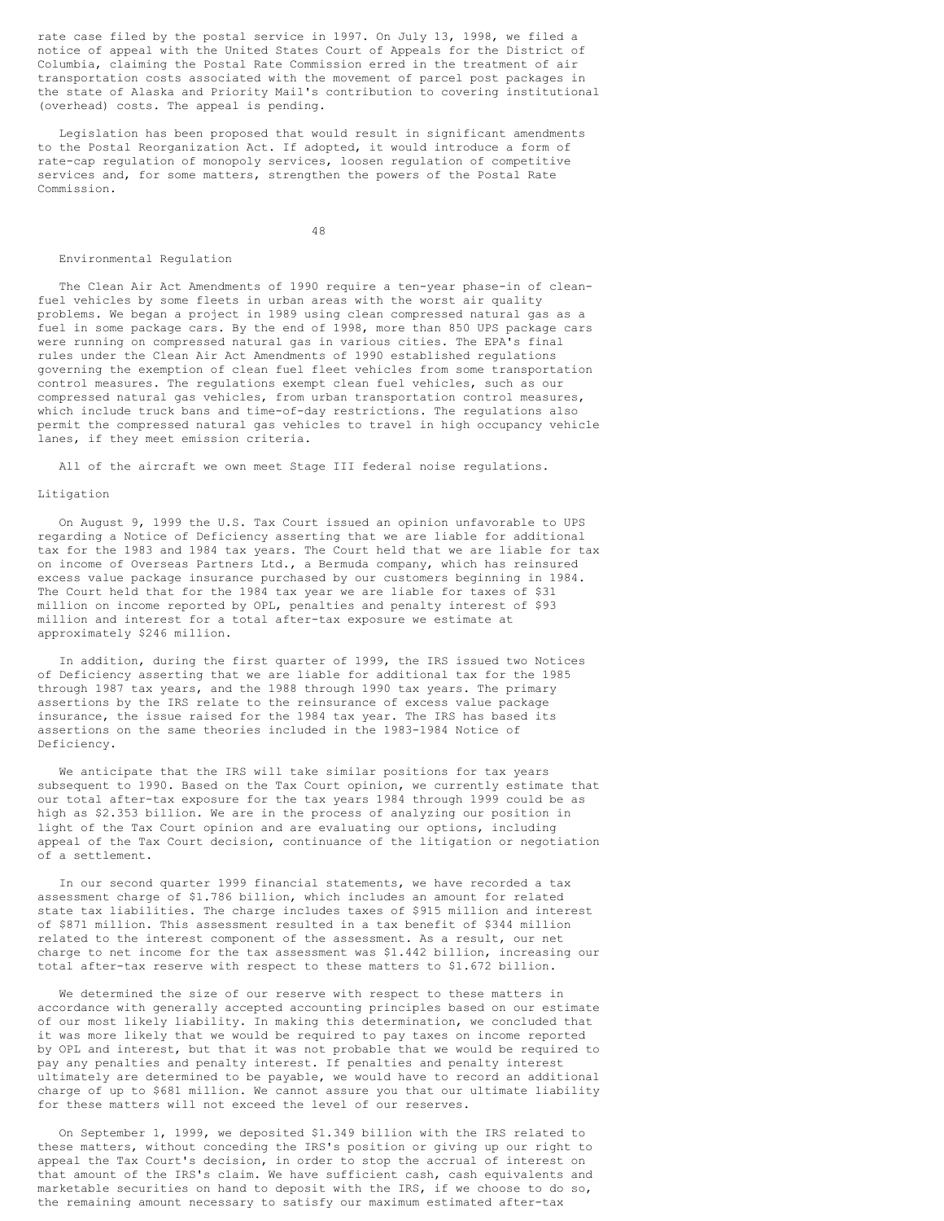rate case filed by the postal service in 1997. On July 13, 1998, we filed a notice of appeal with the United States Court of Appeals for the District of Columbia, claiming the Postal Rate Commission erred in the treatment of air transportation costs associated with the movement of parcel post packages in the state of Alaska and Priority Mail's contribution to covering institutional (overhead) costs. The appeal is pending.

Legislation has been proposed that would result in significant amendments to the Postal Reorganization Act. If adopted, it would introduce a form of rate-cap regulation of monopoly services, loosen regulation of competitive services and, for some matters, strengthen the powers of the Postal Rate Commission.

### Environmental Regulation

The Clean Air Act Amendments of 1990 require a ten-year phase-in of clean-fuel vehicles by some fleets in urban areas with the worst air quality problems. We began a project in 1989 using clean compressed natural gas as a fuel in some package cars. By the end of 1998, more than 850 UPS package cars were running on compressed natural gas in various cities. The EPA's final rules under the Clean Air Act Amendments of 1990 established regulations governing the exemption of clean fuel fleet vehicles from some transportation control measures. The regulations exempt clean fuel vehicles, such as our compressed natural gas vehicles, from urban transportation control measures, which include truck bans and time-of-day restrictions. The regulations also permit the compressed natural gas vehicles to travel in high occupancy vehicle lanes, if they meet emission criteria.

All of the aircraft we own meet Stage III federal noise regulations.

## Litigation

On August 9, 1999 the U.S. Tax Court issued an opinion unfavorable to UPS regarding a Notice of Deficiency asserting that we are liable for additional tax for the 1983 and 1984 tax years. The Court held that we are liable for tax on income of Overseas Partners Ltd., a Bermuda company, which has reinsured excess value package insurance purchased by our customers beginning in 1984. The Court held that for the 1984 tax year we are liable for taxes of $31 million on income reported by OPL, penalties and penalty interest of $93 million and interest for a total after-tax exposure we estimate at approximately $246 million.

In addition, during the first quarter of 1999, the IRS issued two Notices of Deficiency asserting that we are liable for additional tax for the 1985 through 1987 tax years, and the 1988 through 1990 tax years. The primary assertions by the IRS relate to the reinsurance of excess value package insurance, the issue raised for the 1984 tax year. The IRS has based its assertions on the same theories included in the 1983-1984 Notice of Deficiency.

We anticipate that the IRS will take similar positions for tax years subsequent to 1990. Based on the Tax Court opinion, we currently estimate that our total after-tax exposure for the tax years 1984 through 1999 could be as high as $2.353 billion. We are in the process of analyzing our position in light of the Tax Court opinion and are evaluating our options, including appeal of the Tax Court decision, continuance of the litigation or negotiation of a settlement.

In our second quarter 1999 financial statements, we have recorded a tax assessment charge of $1.786 billion, which includes an amount for related state tax liabilities. The charge includes taxes of $915 million and interest of $871 million. This assessment resulted in a tax benefit of $344 million related to the interest component of the assessment. As a result, our net charge to net income for the tax assessment was $1.442 billion, increasing our total after-tax reserve with respect to these matters to $1.672 billion.

We determined the size of our reserve with respect to these matters in accordance with generally accepted accounting principles based on our estimate of our most likely liability. In making this determination, we concluded that it was more likely that we would be required to pay taxes on income reported by OPL and interest, but that it was not probable that we would be required to pay any penalties and penalty interest. If penalties and penalty interest ultimately are determined to be payable, we would have to record an additional charge of up to $681 million. We cannot assure you that our ultimate liability for these matters will not exceed the level of our reserves.

On September 1, 1999, we deposited $1.349 billion with the IRS related to these matters, without conceding the IRS's position or giving up our right to appeal the Tax Court's decision, in order to stop the accrual of interest on that amount of the IRS's claim. We have sufficient cash, cash equivalents and marketable securities on hand to deposit with the IRS, if we choose to do so, the remaining amount necessary to satisfy our maximum estimated after-tax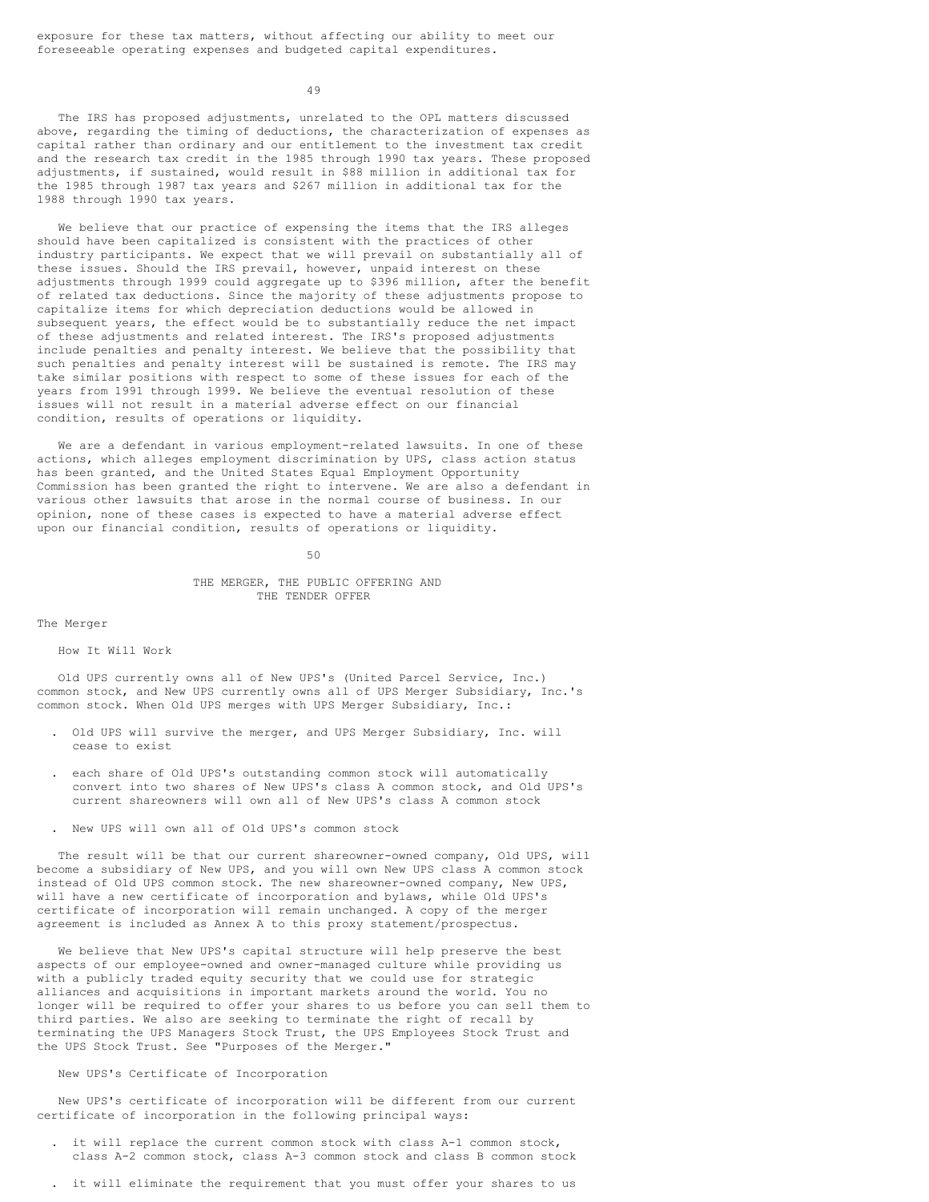exposure for these tax matters, without affecting our ability to meet our foreseeable operating expenses and budgeted capital expenditures.

The IRS has proposed adjustments, unrelated to the OPL matters discussed above, regarding the timing of deductions, the characterization of expenses as capital rather than ordinary and our entitlement to the investment tax credit and the research tax credit in the 1985 through 1990 tax years. These proposed adjustments, if sustained, would result in $88 million in additional tax for the 1985 through 1987 tax years and $267 million in additional tax for the 1988 through 1990 tax years.

We believe that our practice of expensing the items that the IRS alleges should have been capitalized is consistent with the practices of other industry participants. We expect that we will prevail on substantially all of these issues. Should the IRS prevail, however, unpaid interest on these adjustments through 1999 could aggregate up to $396 million, after the benefit of related tax deductions. Since the majority of these adjustments propose to capitalize items for which depreciation deductions would be allowed in subsequent years, the effect would be to substantially reduce the net impact of these adjustments and related interest. The IRS's proposed adjustments include penalties and penalty interest. We believe that the possibility that such penalties and penalty interest will be sustained is remote. The IRS may take similar positions with respect to some of these issues for each of the years from 1991 through 1999. We believe the eventual resolution of these issues will not result in a material adverse effect on our financial condition, results of operations or liquidity.

We are a defendant in various employment-related lawsuits. In one of these actions, which alleges employment discrimination by UPS, class action status has been granted, and the United States Equal Employment Opportunity Commission has been granted the right to intervene. We are also a defendant in various other lawsuits that arose in the normal course of business. In our opinion, none of these cases is expected to have a material adverse effect upon our financial condition, results of operations or liquidity.

# THE MERGER, THE PUBLIC OFFERING AND THE TENDER OFFER

## The Merger

### How It Will Work

Old UPS currently owns all of New UPS's (United Parcel Service, Inc.) common stock, and New UPS currently owns all of UPS Merger Subsidiary, Inc.'s common stock. When Old UPS merges with UPS Merger Subsidiary, Inc.:

- Old UPS will survive the merger, and UPS Merger Subsidiary, Inc. will cease to exist
- each share of Old UPS's outstanding common stock will automatically convert into two shares of New UPS's class A common stock, and Old UPS's current shareowners will own all of New UPS's class A common stock
- New UPS will own all of Old UPS's common stock

The result will be that our current shareowner-owned company, Old UPS, will become a subsidiary of New UPS, and you will own New UPS class A common stock instead of Old UPS common stock. The new shareowner-owned company, New UPS, will have a new certificate of incorporation and bylaws, while Old UPS's certificate of incorporation will remain unchanged. A copy of the merger agreement is included as Annex A to this proxy statement/prospectus.

We believe that New UPS's capital structure will help preserve the best aspects of our employee-owned and owner-managed culture while providing us with a publicly traded equity security that we could use for strategic alliances and acquisitions in important markets around the world. You no longer will be required to offer your shares to us before you can sell them to third parties. We also are seeking to terminate the right of recall by terminating the UPS Managers Stock Trust, the UPS Employees Stock Trust and the UPS Stock Trust. See "Purposes of the Merger."

### New UPS's Certificate of Incorporation

New UPS's certificate of incorporation will be different from our current certificate of incorporation in the following principal ways:

- it will replace the current common stock with class A-1 common stock, class A-2 common stock, class A-3 common stock and class B common stock
- it will eliminate the requirement that you must offer your shares to us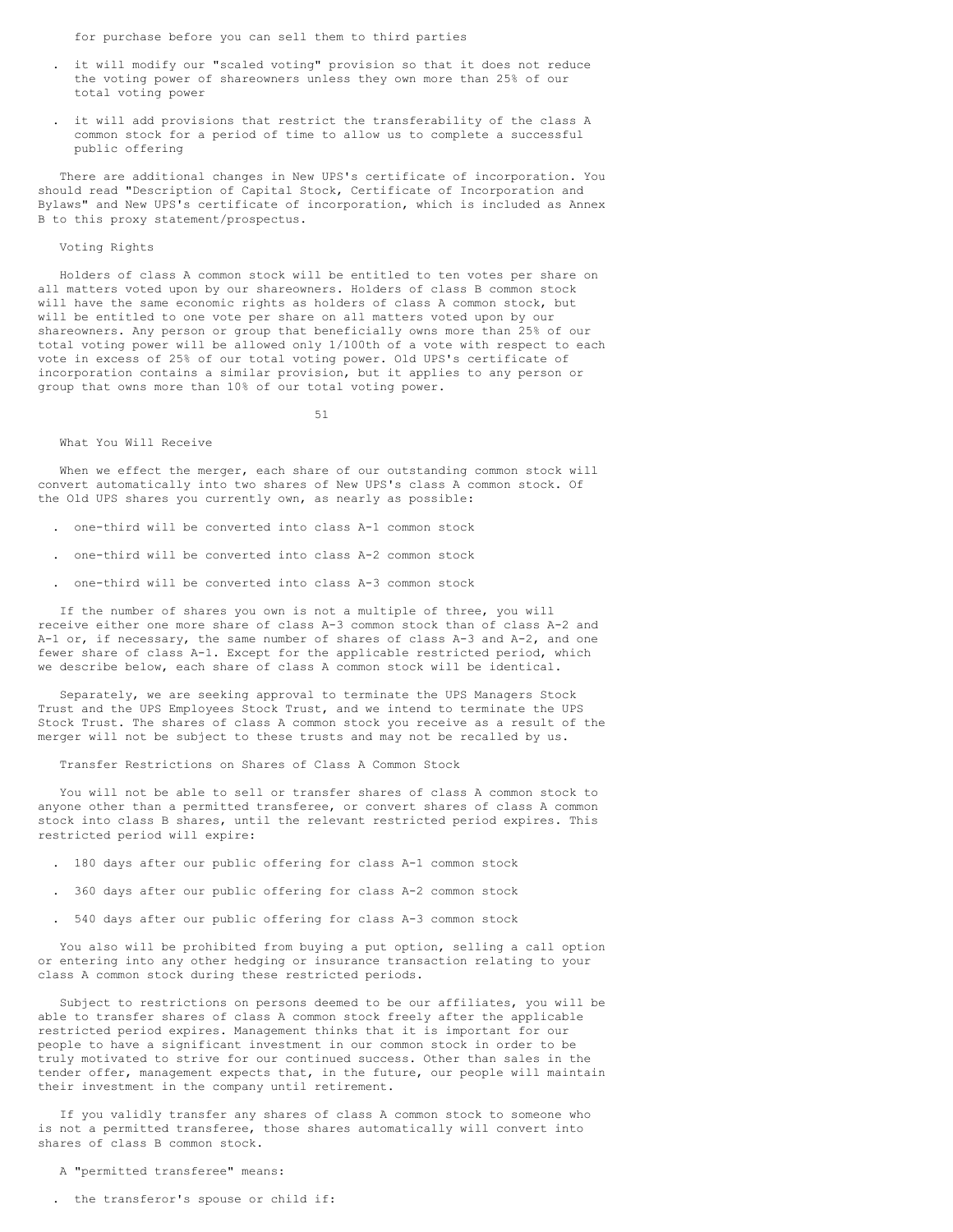for purchase before you can sell them to third parties

- it will modify our "scaled voting" provision so that it does not reduce the voting power of shareowners unless they own more than 25% of our total voting power
- it will add provisions that restrict the transferability of the class A common stock for a period of time to allow us to complete a successful public offering

There are additional changes in New UPS's certificate of incorporation. You should read "Description of Capital Stock, Certificate of Incorporation and Bylaws" and New UPS's certificate of incorporation, which is included as Annex B to this proxy statement/prospectus.

### Voting Rights

Holders of class A common stock will be entitled to ten votes per share on all matters voted upon by our shareowners. Holders of class B common stock will have the same economic rights as holders of class A common stock, but will be entitled to one vote per share on all matters voted upon by our shareowners. Any person or group that beneficially owns more than 25% of our total voting power will be allowed only 1/100th of a vote with respect to each vote in excess of 25% of our total voting power. Old UPS's certificate of incorporation contains a similar provision, but it applies to any person or group that owns more than 10% of our total voting power.

### What You Will Receive

When we effect the merger, each share of our outstanding common stock will convert automatically into two shares of New UPS's class A common stock. Of the Old UPS shares you currently own, as nearly as possible:

- one-third will be converted into class A-1 common stock
- one-third will be converted into class A-2 common stock
- one-third will be converted into class A-3 common stock

If the number of shares you own is not a multiple of three, you will receive either one more share of class A-3 common stock than of class A-2 and A-1 or, if necessary, the same number of shares of class A-3 and A-2, and one fewer share of class A-1. Except for the applicable restricted period, which we describe below, each share of class A common stock will be identical.

Separately, we are seeking approval to terminate the UPS Managers Stock Trust and the UPS Employees Stock Trust, and we intend to terminate the UPS Stock Trust. The shares of class A common stock you receive as a result of the merger will not be subject to these trusts and may not be recalled by us.

### Transfer Restrictions on Shares of Class A Common Stock

You will not be able to sell or transfer shares of class A common stock to anyone other than a permitted transferee, or convert shares of class A common stock into class B shares, until the relevant restricted period expires. This restricted period will expire:

- 180 days after our public offering for class A-1 common stock
- 360 days after our public offering for class A-2 common stock
- 540 days after our public offering for class A-3 common stock

You also will be prohibited from buying a put option, selling a call option or entering into any other hedging or insurance transaction relating to your class A common stock during these restricted periods.

Subject to restrictions on persons deemed to be our affiliates, you will be able to transfer shares of class A common stock freely after the applicable restricted period expires. Management thinks that it is important for our people to have a significant investment in our common stock in order to be truly motivated to strive for our continued success. Other than sales in the tender offer, management expects that, in the future, our people will maintain their investment in the company until retirement.

If you validly transfer any shares of class A common stock to someone who is not a permitted transferee, those shares automatically will convert into shares of class B common stock.

A "permitted transferee" means:

- the transferor's spouse or child if: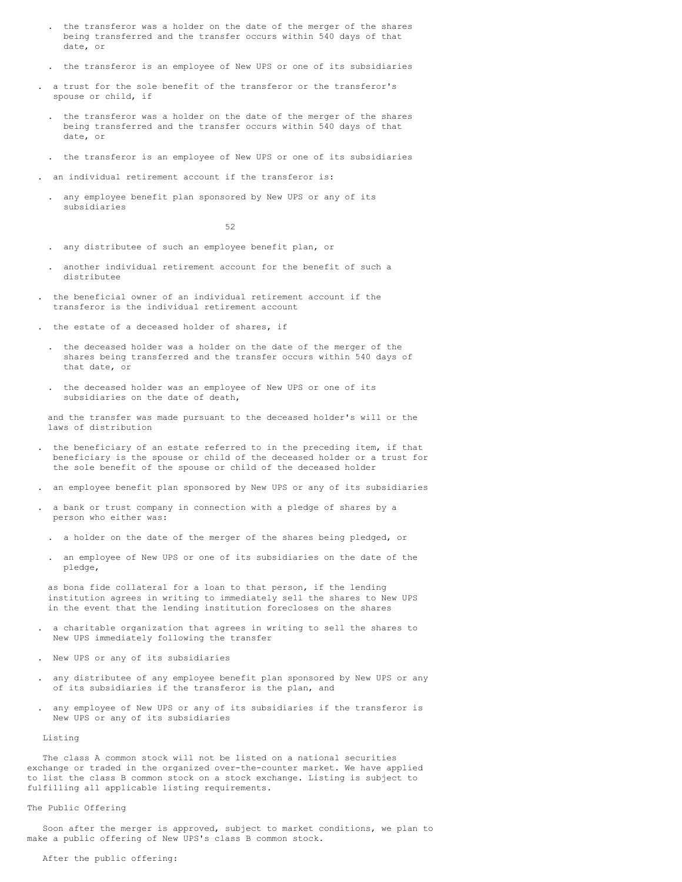- the transferor was a holder on the date of the merger of the shares being transferred and the transfer occurs within 540 days of that date, or
  - the transferor is an employee of New UPS or one of its subsidiaries
- a trust for the sole benefit of the transferor or the transferor's spouse or child, if
  - the transferor was a holder on the date of the merger of the shares being transferred and the transfer occurs within 540 days of that date, or
  - the transferor is an employee of New UPS or one of its subsidiaries
- an individual retirement account if the transferor is:
  - any employee benefit plan sponsored by New UPS or any of its subsidiaries
  - any distributee of such an employee benefit plan, or
  - another individual retirement account for the benefit of such a distributee
- the beneficial owner of an individual retirement account if the transferor is the individual retirement account
- the estate of a deceased holder of shares, if
  - the deceased holder was a holder on the date of the merger of the shares being transferred and the transfer occurs within 540 days of that date, or
  - the deceased holder was an employee of New UPS or one of its subsidiaries on the date of death,

  and the transfer was made pursuant to the deceased holder's will or the laws of distribution
- the beneficiary of an estate referred to in the preceding item, if that beneficiary is the spouse or child of the deceased holder or a trust for the sole benefit of the spouse or child of the deceased holder
- an employee benefit plan sponsored by New UPS or any of its subsidiaries
- a bank or trust company in connection with a pledge of shares by a person who either was:
  - a holder on the date of the merger of the shares being pledged, or
  - an employee of New UPS or one of its subsidiaries on the date of the pledge,

  as bona fide collateral for a loan to that person, if the lending institution agrees in writing to immediately sell the shares to New UPS in the event that the lending institution forecloses on the shares
- a charitable organization that agrees in writing to sell the shares to New UPS immediately following the transfer
- New UPS or any of its subsidiaries
- any distributee of any employee benefit plan sponsored by New UPS or any of its subsidiaries if the transferor is the plan, and
- any employee of New UPS or any of its subsidiaries if the transferor is New UPS or any of its subsidiaries

### Listing

The class A common stock will not be listed on a national securities exchange or traded in the organized over-the-counter market. We have applied to list the class B common stock on a stock exchange. Listing is subject to fulfilling all applicable listing requirements.

## The Public Offering

Soon after the merger is approved, subject to market conditions, we plan to make a public offering of New UPS's class B common stock.

After the public offering: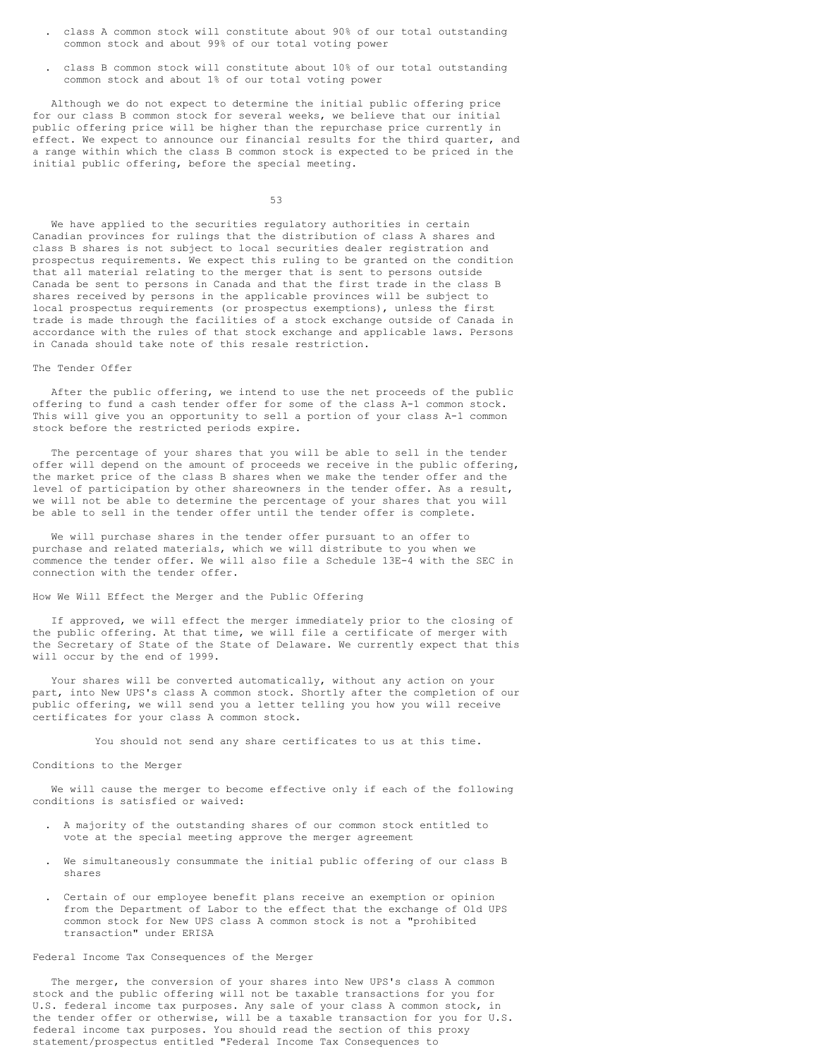- class A common stock will constitute about 90% of our total outstanding common stock and about 99% of our total voting power

- class B common stock will constitute about 10% of our total outstanding common stock and about 1% of our total voting power

Although we do not expect to determine the initial public offering price for our class B common stock for several weeks, we believe that our initial public offering price will be higher than the repurchase price currently in effect. We expect to announce our financial results for the third quarter, and a range within which the class B common stock is expected to be priced in the initial public offering, before the special meeting.

We have applied to the securities regulatory authorities in certain Canadian provinces for rulings that the distribution of class A shares and class B shares is not subject to local securities dealer registration and prospectus requirements. We expect this ruling to be granted on the condition that all material relating to the merger that is sent to persons outside Canada be sent to persons in Canada and that the first trade in the class B shares received by persons in the applicable provinces will be subject to local prospectus requirements (or prospectus exemptions), unless the first trade is made through the facilities of a stock exchange outside of Canada in accordance with the rules of that stock exchange and applicable laws. Persons in Canada should take note of this resale restriction.

## The Tender Offer

After the public offering, we intend to use the net proceeds of the public offering to fund a cash tender offer for some of the class A-1 common stock. This will give you an opportunity to sell a portion of your class A-1 common stock before the restricted periods expire.

The percentage of your shares that you will be able to sell in the tender offer will depend on the amount of proceeds we receive in the public offering, the market price of the class B shares when we make the tender offer and the level of participation by other shareowners in the tender offer. As a result, we will not be able to determine the percentage of your shares that you will be able to sell in the tender offer until the tender offer is complete.

We will purchase shares in the tender offer pursuant to an offer to purchase and related materials, which we will distribute to you when we commence the tender offer. We will also file a Schedule 13E-4 with the SEC in connection with the tender offer.

## How We Will Effect the Merger and the Public Offering

If approved, we will effect the merger immediately prior to the closing of the public offering. At that time, we will file a certificate of merger with the Secretary of State of the State of Delaware. We currently expect that this will occur by the end of 1999.

Your shares will be converted automatically, without any action on your part, into New UPS's class A common stock. Shortly after the completion of our public offering, we will send you a letter telling you how you will receive certificates for your class A common stock.

You should not send any share certificates to us at this time.

## Conditions to the Merger

We will cause the merger to become effective only if each of the following conditions is satisfied or waived:

- A majority of the outstanding shares of our common stock entitled to vote at the special meeting approve the merger agreement

- We simultaneously consummate the initial public offering of our class B shares

- Certain of our employee benefit plans receive an exemption or opinion from the Department of Labor to the effect that the exchange of Old UPS common stock for New UPS class A common stock is not a "prohibited transaction" under ERISA

## Federal Income Tax Consequences of the Merger

The merger, the conversion of your shares into New UPS's class A common stock and the public offering will not be taxable transactions for you for U.S. federal income tax purposes. Any sale of your class A common stock, in the tender offer or otherwise, will be a taxable transaction for you for U.S. federal income tax purposes. You should read the section of this proxy statement/prospectus entitled "Federal Income Tax Consequences to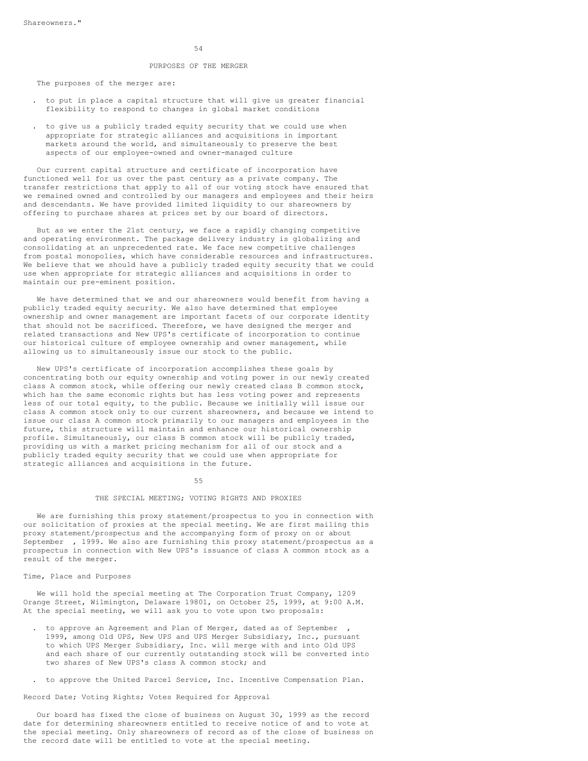Shareowners."

## PURPOSES OF THE MERGER

The purposes of the merger are:

- to put in place a capital structure that will give us greater financial flexibility to respond to changes in global market conditions

- to give us a publicly traded equity security that we could use when appropriate for strategic alliances and acquisitions in important markets around the world, and simultaneously to preserve the best aspects of our employee-owned and owner-managed culture

Our current capital structure and certificate of incorporation have functioned well for us over the past century as a private company. The transfer restrictions that apply to all of our voting stock have ensured that we remained owned and controlled by our managers and employees and their heirs and descendants. We have provided limited liquidity to our shareowners by offering to purchase shares at prices set by our board of directors.

But as we enter the 21st century, we face a rapidly changing competitive and operating environment. The package delivery industry is globalizing and consolidating at an unprecedented rate. We face new competitive challenges from postal monopolies, which have considerable resources and infrastructures. We believe that we should have a publicly traded equity security that we could use when appropriate for strategic alliances and acquisitions in order to maintain our pre-eminent position.

We have determined that we and our shareowners would benefit from having a publicly traded equity security. We also have determined that employee ownership and owner management are important facets of our corporate identity that should not be sacrificed. Therefore, we have designed the merger and related transactions and New UPS's certificate of incorporation to continue our historical culture of employee ownership and owner management, while allowing us to simultaneously issue our stock to the public.

New UPS's certificate of incorporation accomplishes these goals by concentrating both our equity ownership and voting power in our newly created class A common stock, while offering our newly created class B common stock, which has the same economic rights but has less voting power and represents less of our total equity, to the public. Because we initially will issue our class A common stock only to our current shareowners, and because we intend to issue our class A common stock primarily to our managers and employees in the future, this structure will maintain and enhance our historical ownership profile. Simultaneously, our class B common stock will be publicly traded, providing us with a market pricing mechanism for all of our stock and a publicly traded equity security that we could use when appropriate for strategic alliances and acquisitions in the future.

## THE SPECIAL MEETING; VOTING RIGHTS AND PROXIES

We are furnishing this proxy statement/prospectus to you in connection with our solicitation of proxies at the special meeting. We are first mailing this proxy statement/prospectus and the accompanying form of proxy on or about September , 1999. We also are furnishing this proxy statement/prospectus as a prospectus in connection with New UPS's issuance of class A common stock as a result of the merger.

### Time, Place and Purposes

We will hold the special meeting at The Corporation Trust Company, 1209 Orange Street, Wilmington, Delaware 19801, on October 25, 1999, at 9:00 A.M. At the special meeting, we will ask you to vote upon two proposals:

- to approve an Agreement and Plan of Merger, dated as of September , 1999, among Old UPS, New UPS and UPS Merger Subsidiary, Inc., pursuant to which UPS Merger Subsidiary, Inc. will merge with and into Old UPS and each share of our currently outstanding stock will be converted into two shares of New UPS's class A common stock; and

- to approve the United Parcel Service, Inc. Incentive Compensation Plan.

### Record Date; Voting Rights; Votes Required for Approval

Our board has fixed the close of business on August 30, 1999 as the record date for determining shareowners entitled to receive notice of and to vote at the special meeting. Only shareowners of record as of the close of business on the record date will be entitled to vote at the special meeting.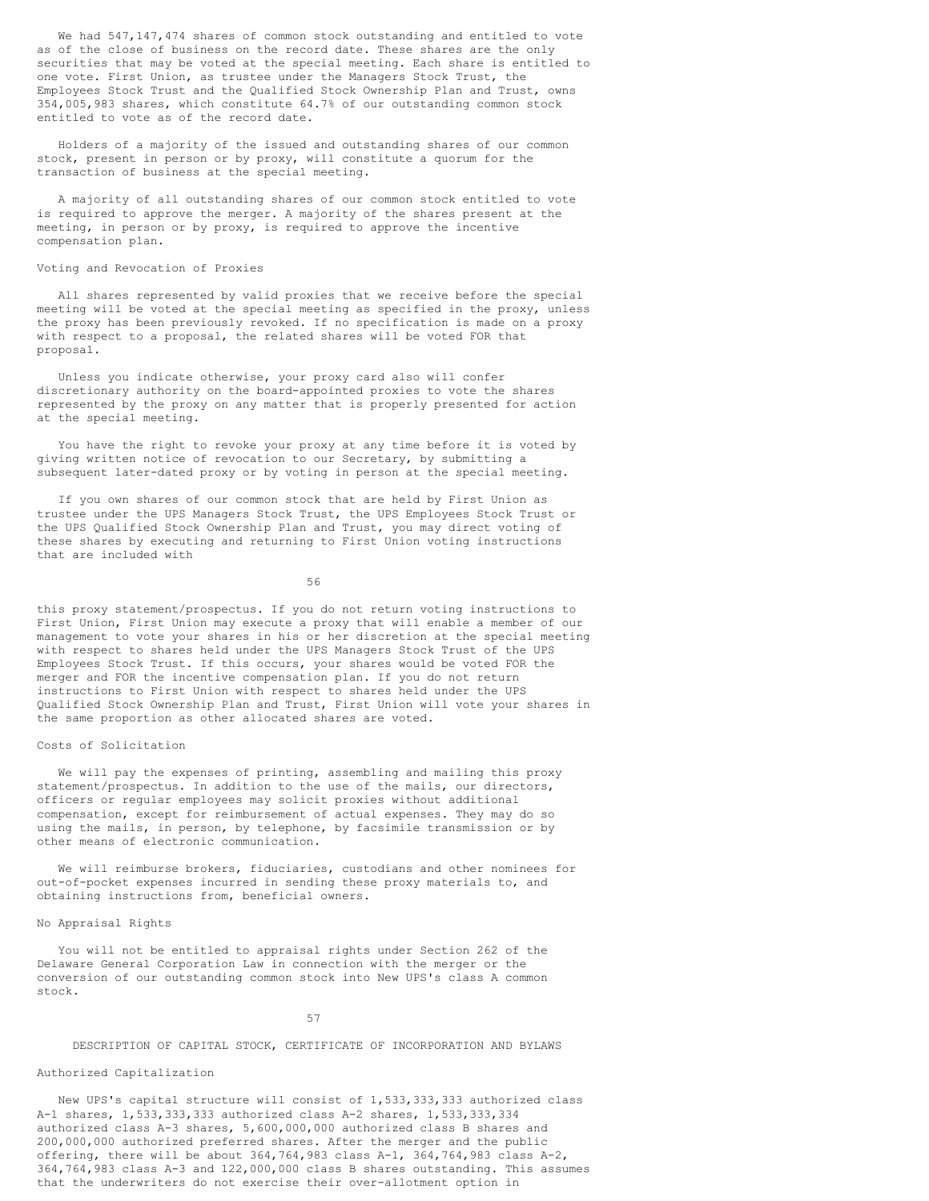We had 547,147,474 shares of common stock outstanding and entitled to vote as of the close of business on the record date. These shares are the only securities that may be voted at the special meeting. Each share is entitled to one vote. First Union, as trustee under the Managers Stock Trust, the Employees Stock Trust and the Qualified Stock Ownership Plan and Trust, owns 354,005,983 shares, which constitute 64.7% of our outstanding common stock entitled to vote as of the record date.

Holders of a majority of the issued and outstanding shares of our common stock, present in person or by proxy, will constitute a quorum for the transaction of business at the special meeting.

A majority of all outstanding shares of our common stock entitled to vote is required to approve the merger. A majority of the shares present at the meeting, in person or by proxy, is required to approve the incentive compensation plan.

## Voting and Revocation of Proxies

All shares represented by valid proxies that we receive before the special meeting will be voted at the special meeting as specified in the proxy, unless the proxy has been previously revoked. If no specification is made on a proxy with respect to a proposal, the related shares will be voted FOR that proposal.

Unless you indicate otherwise, your proxy card also will confer discretionary authority on the board-appointed proxies to vote the shares represented by the proxy on any matter that is properly presented for action at the special meeting.

You have the right to revoke your proxy at any time before it is voted by giving written notice of revocation to our Secretary, by submitting a subsequent later-dated proxy or by voting in person at the special meeting.

If you own shares of our common stock that are held by First Union as trustee under the UPS Managers Stock Trust, the UPS Employees Stock Trust or the UPS Qualified Stock Ownership Plan and Trust, you may direct voting of these shares by executing and returning to First Union voting instructions that are included with this proxy statement/prospectus. If you do not return voting instructions to First Union, First Union may execute a proxy that will enable a member of our management to vote your shares in his or her discretion at the special meeting with respect to shares held under the UPS Managers Stock Trust of the UPS Employees Stock Trust. If this occurs, your shares would be voted FOR the merger and FOR the incentive compensation plan. If you do not return instructions to First Union with respect to shares held under the UPS Qualified Stock Ownership Plan and Trust, First Union will vote your shares in the same proportion as other allocated shares are voted.

## Costs of Solicitation

We will pay the expenses of printing, assembling and mailing this proxy statement/prospectus. In addition to the use of the mails, our directors, officers or regular employees may solicit proxies without additional compensation, except for reimbursement of actual expenses. They may do so using the mails, in person, by telephone, by facsimile transmission or by other means of electronic communication.

We will reimburse brokers, fiduciaries, custodians and other nominees for out-of-pocket expenses incurred in sending these proxy materials to, and obtaining instructions from, beneficial owners.

## No Appraisal Rights

You will not be entitled to appraisal rights under Section 262 of the Delaware General Corporation Law in connection with the merger or the conversion of our outstanding common stock into New UPS's class A common stock.

# DESCRIPTION OF CAPITAL STOCK, CERTIFICATE OF INCORPORATION AND BYLAWS

## Authorized Capitalization

New UPS's capital structure will consist of 1,533,333,333 authorized class A-1 shares, 1,533,333,333 authorized class A-2 shares, 1,533,333,334 authorized class A-3 shares, 5,600,000,000 authorized class B shares and 200,000,000 authorized preferred shares. After the merger and the public offering, there will be about 364,764,983 class A-1, 364,764,983 class A-2, 364,764,983 class A-3 and 122,000,000 class B shares outstanding. This assumes that the underwriters do not exercise their over-allotment option in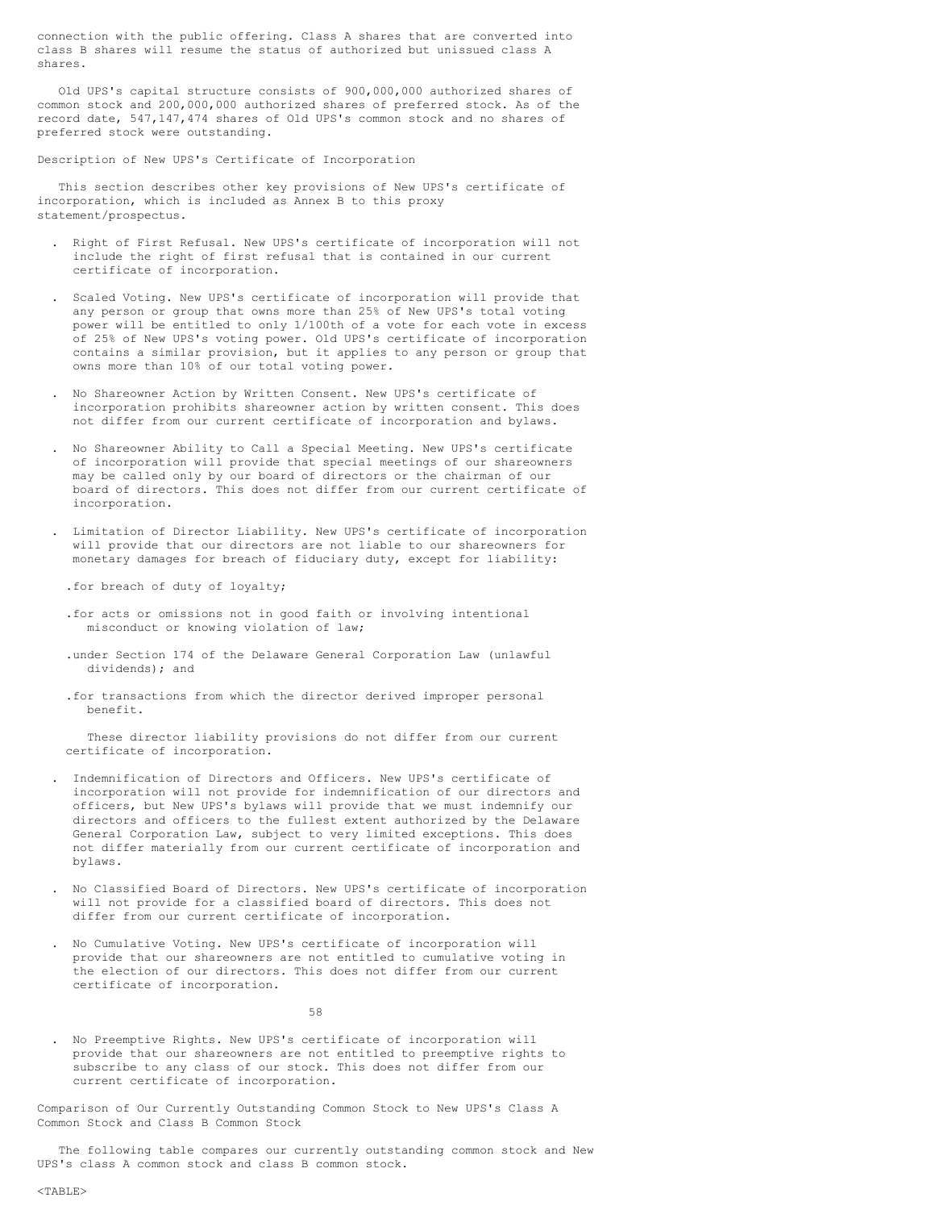connection with the public offering. Class A shares that are converted into class B shares will resume the status of authorized but unissued class A shares.

Old UPS's capital structure consists of 900,000,000 authorized shares of common stock and 200,000,000 authorized shares of preferred stock. As of the record date, 547,147,474 shares of Old UPS's common stock and no shares of preferred stock were outstanding.

Description of New UPS's Certificate of Incorporation

This section describes other key provisions of New UPS's certificate of incorporation, which is included as Annex B to this proxy statement/prospectus.

- Right of First Refusal. New UPS's certificate of incorporation will not include the right of first refusal that is contained in our current certificate of incorporation.

- Scaled Voting. New UPS's certificate of incorporation will provide that any person or group that owns more than 25% of New UPS's total voting power will be entitled to only 1/100th of a vote for each vote in excess of 25% of New UPS's voting power. Old UPS's certificate of incorporation contains a similar provision, but it applies to any person or group that owns more than 10% of our total voting power.

- No Shareowner Action by Written Consent. New UPS's certificate of incorporation prohibits shareowner action by written consent. This does not differ from our current certificate of incorporation and bylaws.

- No Shareowner Ability to Call a Special Meeting. New UPS's certificate of incorporation will provide that special meetings of our shareowners may be called only by our board of directors or the chairman of our board of directors. This does not differ from our current certificate of incorporation.

- Limitation of Director Liability. New UPS's certificate of incorporation will provide that our directors are not liable to our shareowners for monetary damages for breach of fiduciary duty, except for liability:

  - for breach of duty of loyalty;

  - for acts or omissions not in good faith or involving intentional misconduct or knowing violation of law;

  - under Section 174 of the Delaware General Corporation Law (unlawful dividends); and

  - for transactions from which the director derived improper personal benefit.

  These director liability provisions do not differ from our current certificate of incorporation.

- Indemnification of Directors and Officers. New UPS's certificate of incorporation will not provide for indemnification of our directors and officers, but New UPS's bylaws will provide that we must indemnify our directors and officers to the fullest extent authorized by the Delaware General Corporation Law, subject to very limited exceptions. This does not differ materially from our current certificate of incorporation and bylaws.

- No Classified Board of Directors. New UPS's certificate of incorporation will not provide for a classified board of directors. This does not differ from our current certificate of incorporation.

- No Cumulative Voting. New UPS's certificate of incorporation will provide that our shareowners are not entitled to cumulative voting in the election of our directors. This does not differ from our current certificate of incorporation.

- No Preemptive Rights. New UPS's certificate of incorporation will provide that our shareowners are not entitled to preemptive rights to subscribe to any class of our stock. This does not differ from our current certificate of incorporation.

Comparison of Our Currently Outstanding Common Stock to New UPS's Class A Common Stock and Class B Common Stock

The following table compares our currently outstanding common stock and New UPS's class A common stock and class B common stock.

<TABLE>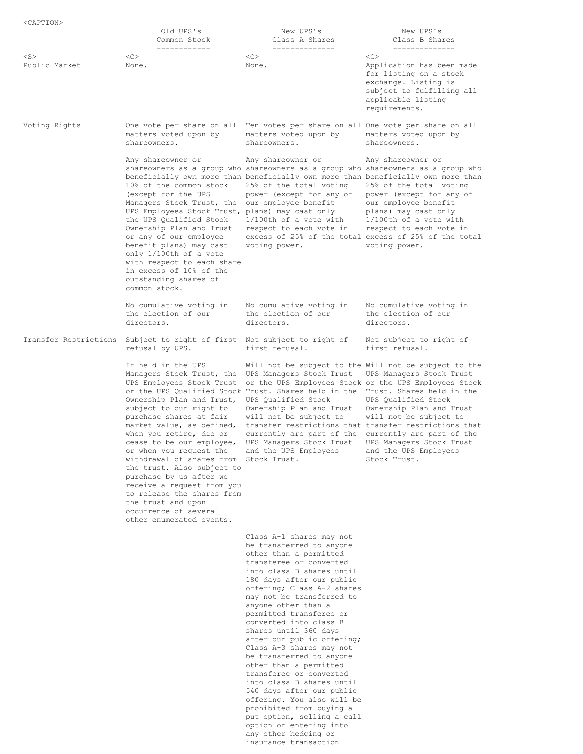| | Old UPS's Common Stock | New UPS's Class A Shares | New UPS's Class B Shares |
|---|---|---|---|
| Public Market | None. | None. | Application has been made for listing on a stock exchange. Listing is subject to fulfilling all applicable listing requirements. |
| Voting Rights | One vote per share on all matters voted upon by shareowners. | Ten votes per share on all matters voted upon by shareowners. | One vote per share on all matters voted upon by shareowners. |
| | Any shareowner or shareowners as a group who beneficially own more than 10% of the common stock (except for the UPS Managers Stock Trust, the UPS Employees Stock Trust, the UPS Qualified Stock Ownership Plan and Trust or any of our employee benefit plans) may cast only 1/100th of a vote with respect to each share in excess of 10% of the outstanding shares of common stock. | Any shareowner or shareowners as a group who beneficially own more than 25% of the total voting power (except for any of our employee benefit plans) may cast only 1/100th of a vote with respect to each vote in excess of 25% of the total voting power. | Any shareowner or shareowners as a group who beneficially own more than 25% of the total voting power (except for any of our employee benefit plans) may cast only 1/100th of a vote with respect to each vote in excess of 25% of the total voting power. |
| | No cumulative voting in the election of our directors. | No cumulative voting in the election of our directors. | No cumulative voting in the election of our directors. |
| Transfer Restrictions | Subject to right of first refusal by UPS. | Not subject to right of first refusal. | Not subject to right of first refusal. |
| | If held in the UPS Managers Stock Trust, the UPS Employees Stock Trust or the UPS Qualified Stock Ownership Plan and Trust, subject to our right to purchase shares at fair market value, as defined, when you retire, die or cease to be our employee, or when you request the withdrawal of shares from the trust. Also subject to purchase by us after we receive a request from you to release the shares from the trust and upon occurrence of several other enumerated events. | Will not be subject to the UPS Managers Stock Trust or the UPS Employees Stock Trust. Shares held in the UPS Qualified Stock Ownership Plan and Trust will not be subject to transfer restrictions that currently are part of the UPS Managers Stock Trust and the UPS Employees Stock Trust. | Will not be subject to the UPS Managers Stock Trust or the UPS Employees Stock Trust. Shares held in the UPS Qualified Stock Ownership Plan and Trust will not be subject to transfer restrictions that currently are part of the UPS Managers Stock Trust and the UPS Employees Stock Trust. |
| | | Class A-1 shares may not be transferred to anyone other than a permitted transferee or converted into class B shares until 180 days after our public offering; Class A-2 shares may not be transferred to anyone other than a permitted transferee or converted into class B shares until 360 days after our public offering; Class A-3 shares may not be transferred to anyone other than a permitted transferee or converted into class B shares until 540 days after our public offering. You also will be prohibited from buying a put option, selling a call option or entering into any other hedging or insurance transaction | |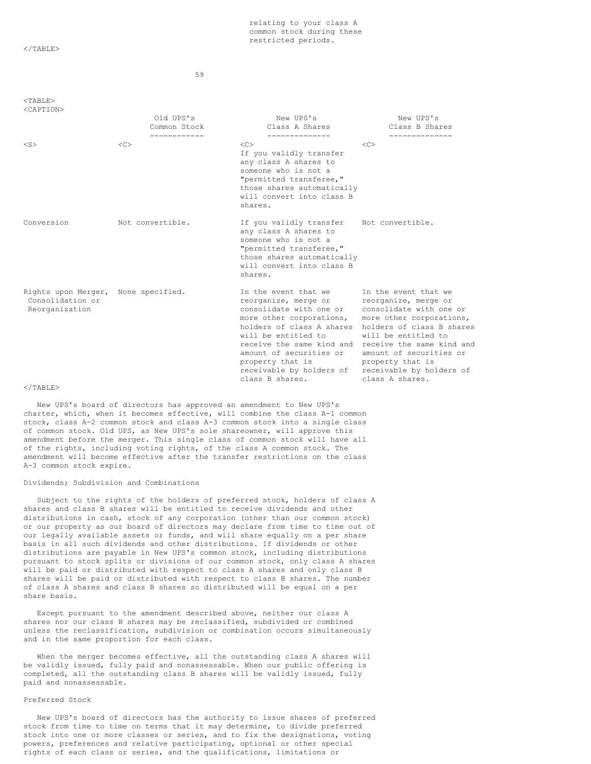| | | | |
|---|---|---|---|
| | | relating to your class A common stock during these restricted periods. | |

| | Old UPS's Common Stock | New UPS's Class A Shares | New UPS's Class B Shares |
|---|---|---|---|
| | | If you validly transfer any class A shares to someone who is not a "permitted transferee," those shares automatically will convert into class B shares. | |
| Conversion | Not convertible. | If you validly transfer any class A shares to someone who is not a "permitted transferee," those shares automatically will convert into class B shares. | Not convertible. |
| Rights upon Merger, Consolidation or Reorganization | None specified. | In the event that we reorganize, merge or consolidate with one or more other corporations, holders of class A shares will be entitled to receive the same kind and amount of securities or property that is receivable by holders of class B shares. | In the event that we reorganize, merge or consolidate with one or more other corporations, holders of class B shares will be entitled to receive the same kind and amount of securities or property that is receivable by holders of class A shares. |

New UPS's board of directors has approved an amendment to New UPS's charter, which, when it becomes effective, will combine the class A-1 common stock, class A-2 common stock and class A-3 common stock into a single class of common stock. Old UPS, as New UPS's sole shareowner, will approve this amendment before the merger. This single class of common stock will have all of the rights, including voting rights, of the class A common stock. The amendment will become effective after the transfer restrictions on the class A-3 common stock expire.

Dividends; Subdivision and Combinations

Subject to the rights of the holders of preferred stock, holders of class A shares and class B shares will be entitled to receive dividends and other distributions in cash, stock of any corporation (other than our common stock) or our property as our board of directors may declare from time to time out of our legally available assets or funds, and will share equally on a per share basis in all such dividends and other distributions. If dividends or other distributions are payable in New UPS's common stock, including distributions pursuant to stock splits or divisions of our common stock, only class A shares will be paid or distributed with respect to class A shares and only class B shares will be paid or distributed with respect to class B shares. The number of class A shares and class B shares so distributed will be equal on a per share basis.

Except pursuant to the amendment described above, neither our class A shares nor our class B shares may be reclassified, subdivided or combined unless the reclassification, subdivision or combination occurs simultaneously and in the same proportion for each class.

When the merger becomes effective, all the outstanding class A shares will be validly issued, fully paid and nonassessable. When our public offering is completed, all the outstanding class B shares will be validly issued, fully paid and nonassessable.

Preferred Stock

New UPS's board of directors has the authority to issue shares of preferred stock from time to time on terms that it may determine, to divide preferred stock into one or more classes or series, and to fix the designations, voting powers, preferences and relative participating, optional or other special rights of each class or series, and the qualifications, limitations or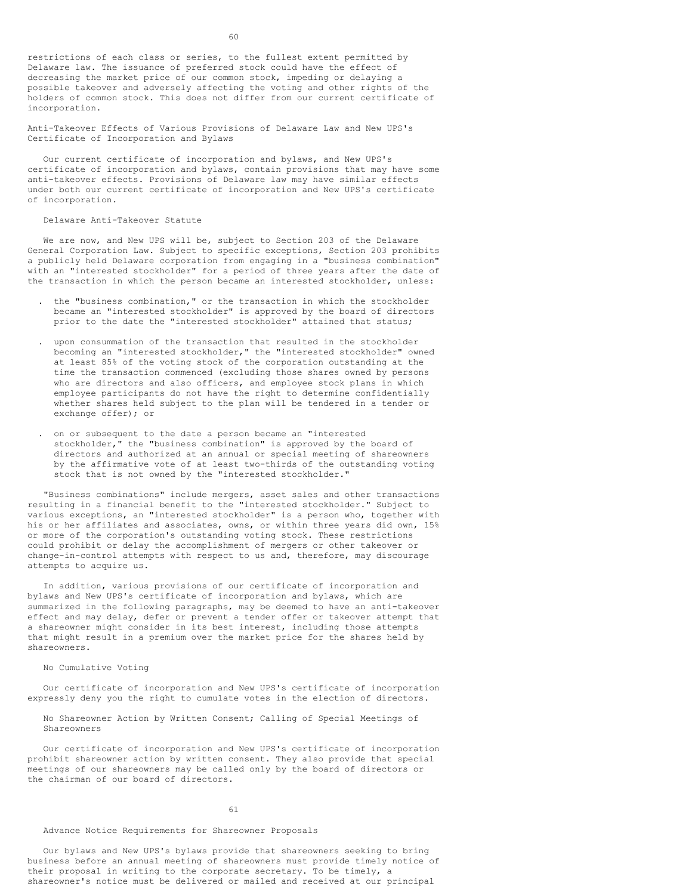restrictions of each class or series, to the fullest extent permitted by Delaware law. The issuance of preferred stock could have the effect of decreasing the market price of our common stock, impeding or delaying a possible takeover and adversely affecting the voting and other rights of the holders of common stock. This does not differ from our current certificate of incorporation.

## Anti-Takeover Effects of Various Provisions of Delaware Law and New UPS's Certificate of Incorporation and Bylaws

Our current certificate of incorporation and bylaws, and New UPS's certificate of incorporation and bylaws, contain provisions that may have some anti-takeover effects. Provisions of Delaware law may have similar effects under both our current certificate of incorporation and New UPS's certificate of incorporation.

### Delaware Anti-Takeover Statute

We are now, and New UPS will be, subject to Section 203 of the Delaware General Corporation Law. Subject to specific exceptions, Section 203 prohibits a publicly held Delaware corporation from engaging in a "business combination" with an "interested stockholder" for a period of three years after the date of the transaction in which the person became an interested stockholder, unless:

- the "business combination," or the transaction in which the stockholder became an "interested stockholder" is approved by the board of directors prior to the date the "interested stockholder" attained that status;
- upon consummation of the transaction that resulted in the stockholder becoming an "interested stockholder," the "interested stockholder" owned at least 85% of the voting stock of the corporation outstanding at the time the transaction commenced (excluding those shares owned by persons who are directors and also officers, and employee stock plans in which employee participants do not have the right to determine confidentially whether shares held subject to the plan will be tendered in a tender or exchange offer); or
- on or subsequent to the date a person became an "interested stockholder," the "business combination" is approved by the board of directors and authorized at an annual or special meeting of shareowners by the affirmative vote of at least two-thirds of the outstanding voting stock that is not owned by the "interested stockholder."

"Business combinations" include mergers, asset sales and other transactions resulting in a financial benefit to the "interested stockholder." Subject to various exceptions, an "interested stockholder" is a person who, together with his or her affiliates and associates, owns, or within three years did own, 15% or more of the corporation's outstanding voting stock. These restrictions could prohibit or delay the accomplishment of mergers or other takeover or change-in-control attempts with respect to us and, therefore, may discourage attempts to acquire us.

In addition, various provisions of our certificate of incorporation and bylaws and New UPS's certificate of incorporation and bylaws, which are summarized in the following paragraphs, may be deemed to have an anti-takeover effect and may delay, defer or prevent a tender offer or takeover attempt that a shareowner might consider in its best interest, including those attempts that might result in a premium over the market price for the shares held by shareowners.

### No Cumulative Voting

Our certificate of incorporation and New UPS's certificate of incorporation expressly deny you the right to cumulate votes in the election of directors.

### No Shareowner Action by Written Consent; Calling of Special Meetings of Shareowners

Our certificate of incorporation and New UPS's certificate of incorporation prohibit shareowner action by written consent. They also provide that special meetings of our shareowners may be called only by the board of directors or the chairman of our board of directors.

### Advance Notice Requirements for Shareowner Proposals

Our bylaws and New UPS's bylaws provide that shareowners seeking to bring business before an annual meeting of shareowners must provide timely notice of their proposal in writing to the corporate secretary. To be timely, a shareowner's notice must be delivered or mailed and received at our principal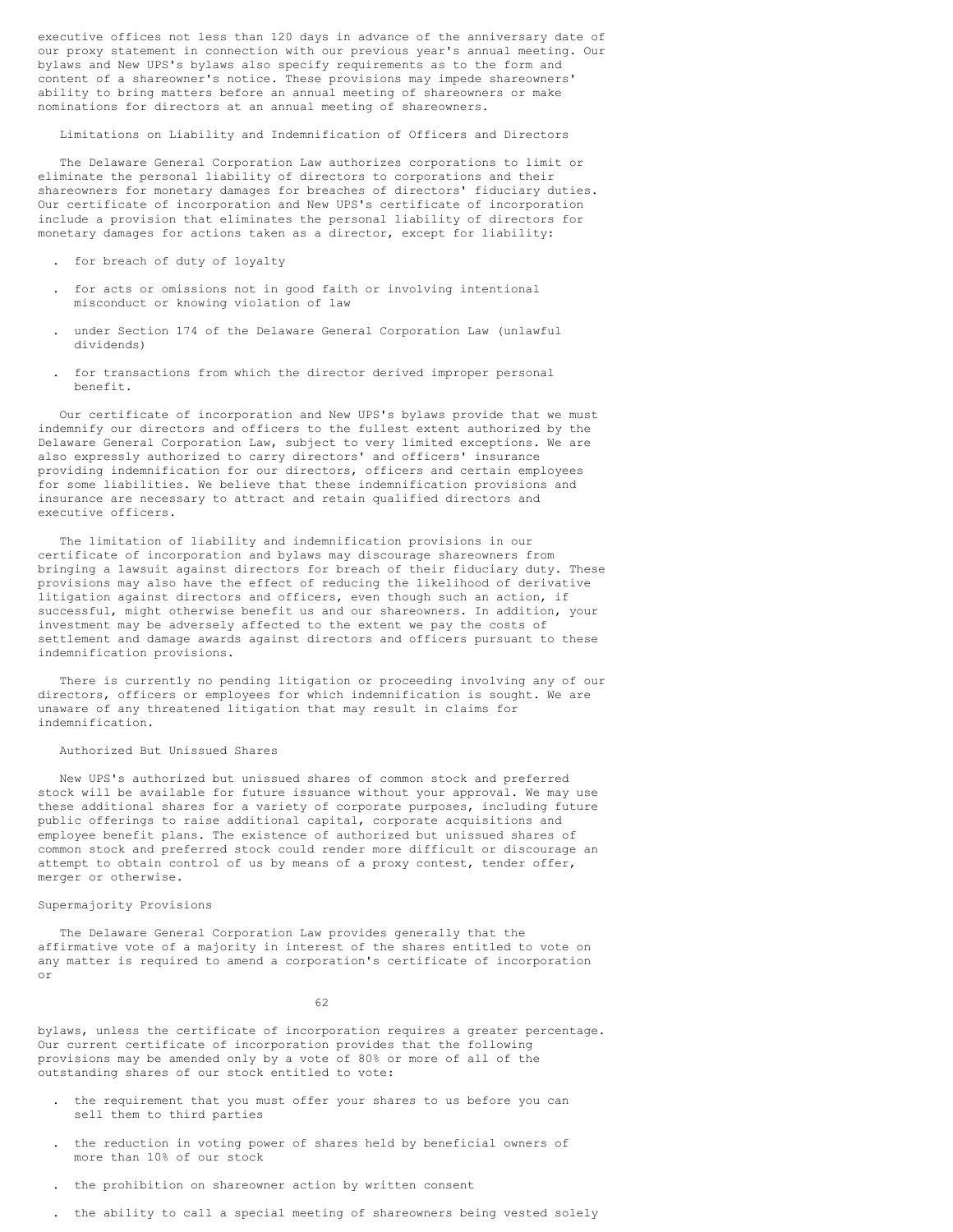executive offices not less than 120 days in advance of the anniversary date of our proxy statement in connection with our previous year's annual meeting. Our bylaws and New UPS's bylaws also specify requirements as to the form and content of a shareowner's notice. These provisions may impede shareowners' ability to bring matters before an annual meeting of shareowners or make nominations for directors at an annual meeting of shareowners.

### Limitations on Liability and Indemnification of Officers and Directors

The Delaware General Corporation Law authorizes corporations to limit or eliminate the personal liability of directors to corporations and their shareowners for monetary damages for breaches of directors' fiduciary duties. Our certificate of incorporation and New UPS's certificate of incorporation include a provision that eliminates the personal liability of directors for monetary damages for actions taken as a director, except for liability:

- for breach of duty of loyalty
- for acts or omissions not in good faith or involving intentional misconduct or knowing violation of law
- under Section 174 of the Delaware General Corporation Law (unlawful dividends)
- for transactions from which the director derived improper personal benefit.

Our certificate of incorporation and New UPS's bylaws provide that we must indemnify our directors and officers to the fullest extent authorized by the Delaware General Corporation Law, subject to very limited exceptions. We are also expressly authorized to carry directors' and officers' insurance providing indemnification for our directors, officers and certain employees for some liabilities. We believe that these indemnification provisions and insurance are necessary to attract and retain qualified directors and executive officers.

The limitation of liability and indemnification provisions in our certificate of incorporation and bylaws may discourage shareowners from bringing a lawsuit against directors for breach of their fiduciary duty. These provisions may also have the effect of reducing the likelihood of derivative litigation against directors and officers, even though such an action, if successful, might otherwise benefit us and our shareowners. In addition, your investment may be adversely affected to the extent we pay the costs of settlement and damage awards against directors and officers pursuant to these indemnification provisions.

There is currently no pending litigation or proceeding involving any of our directors, officers or employees for which indemnification is sought. We are unaware of any threatened litigation that may result in claims for indemnification.

### Authorized But Unissued Shares

New UPS's authorized but unissued shares of common stock and preferred stock will be available for future issuance without your approval. We may use these additional shares for a variety of corporate purposes, including future public offerings to raise additional capital, corporate acquisitions and employee benefit plans. The existence of authorized but unissued shares of common stock and preferred stock could render more difficult or discourage an attempt to obtain control of us by means of a proxy contest, tender offer, merger or otherwise.

## Supermajority Provisions

The Delaware General Corporation Law provides generally that the affirmative vote of a majority in interest of the shares entitled to vote on any matter is required to amend a corporation's certificate of incorporation or bylaws, unless the certificate of incorporation requires a greater percentage. Our current certificate of incorporation provides that the following provisions may be amended only by a vote of 80% or more of all of the outstanding shares of our stock entitled to vote:

- the requirement that you must offer your shares to us before you can sell them to third parties
- the reduction in voting power of shares held by beneficial owners of more than 10% of our stock
- the prohibition on shareowner action by written consent
- the ability to call a special meeting of shareowners being vested solely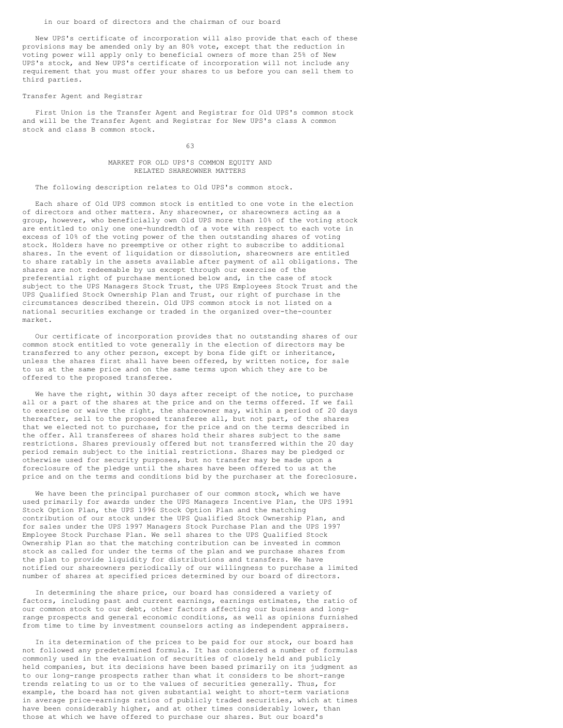in our board of directors and the chairman of our board

New UPS's certificate of incorporation will also provide that each of these provisions may be amended only by an 80% vote, except that the reduction in voting power will apply only to beneficial owners of more than 25% of New UPS's stock, and New UPS's certificate of incorporation will not include any requirement that you must offer your shares to us before you can sell them to third parties.

Transfer Agent and Registrar

First Union is the Transfer Agent and Registrar for Old UPS's common stock and will be the Transfer Agent and Registrar for New UPS's class A common stock and class B common stock.

## MARKET FOR OLD UPS'S COMMON EQUITY AND RELATED SHAREOWNER MATTERS

The following description relates to Old UPS's common stock.

Each share of Old UPS common stock is entitled to one vote in the election of directors and other matters. Any shareowner, or shareowners acting as a group, however, who beneficially own Old UPS more than 10% of the voting stock are entitled to only one one-hundredth of a vote with respect to each vote in excess of 10% of the voting power of the then outstanding shares of voting stock. Holders have no preemptive or other right to subscribe to additional shares. In the event of liquidation or dissolution, shareowners are entitled to share ratably in the assets available after payment of all obligations. The shares are not redeemable by us except through our exercise of the preferential right of purchase mentioned below and, in the case of stock subject to the UPS Managers Stock Trust, the UPS Employees Stock Trust and the UPS Qualified Stock Ownership Plan and Trust, our right of purchase in the circumstances described therein. Old UPS common stock is not listed on a national securities exchange or traded in the organized over-the-counter market.

Our certificate of incorporation provides that no outstanding shares of our common stock entitled to vote generally in the election of directors may be transferred to any other person, except by bona fide gift or inheritance, unless the shares first shall have been offered, by written notice, for sale to us at the same price and on the same terms upon which they are to be offered to the proposed transferee.

We have the right, within 30 days after receipt of the notice, to purchase all or a part of the shares at the price and on the terms offered. If we fail to exercise or waive the right, the shareowner may, within a period of 20 days thereafter, sell to the proposed transferee all, but not part, of the shares that we elected not to purchase, for the price and on the terms described in the offer. All transferees of shares hold their shares subject to the same restrictions. Shares previously offered but not transferred within the 20 day period remain subject to the initial restrictions. Shares may be pledged or otherwise used for security purposes, but no transfer may be made upon a foreclosure of the pledge until the shares have been offered to us at the price and on the terms and conditions bid by the purchaser at the foreclosure.

We have been the principal purchaser of our common stock, which we have used primarily for awards under the UPS Managers Incentive Plan, the UPS 1991 Stock Option Plan, the UPS 1996 Stock Option Plan and the matching contribution of our stock under the UPS Qualified Stock Ownership Plan, and for sales under the UPS 1997 Managers Stock Purchase Plan and the UPS 1997 Employee Stock Purchase Plan. We sell shares to the UPS Qualified Stock Ownership Plan so that the matching contribution can be invested in common stock as called for under the terms of the plan and we purchase shares from the plan to provide liquidity for distributions and transfers. We have notified our shareowners periodically of our willingness to purchase a limited number of shares at specified prices determined by our board of directors.

In determining the share price, our board has considered a variety of factors, including past and current earnings, earnings estimates, the ratio of our common stock to our debt, other factors affecting our business and long-range prospects and general economic conditions, as well as opinions furnished from time to time by investment counselors acting as independent appraisers.

In its determination of the prices to be paid for our stock, our board has not followed any predetermined formula. It has considered a number of formulas commonly used in the evaluation of securities of closely held and publicly held companies, but its decisions have been based primarily on its judgment as to our long-range prospects rather than what it considers to be short-range trends relating to us or to the values of securities generally. Thus, for example, the board has not given substantial weight to short-term variations in average price-earnings ratios of publicly traded securities, which at times have been considerably higher, and at other times considerably lower, than those at which we have offered to purchase our shares. But our board's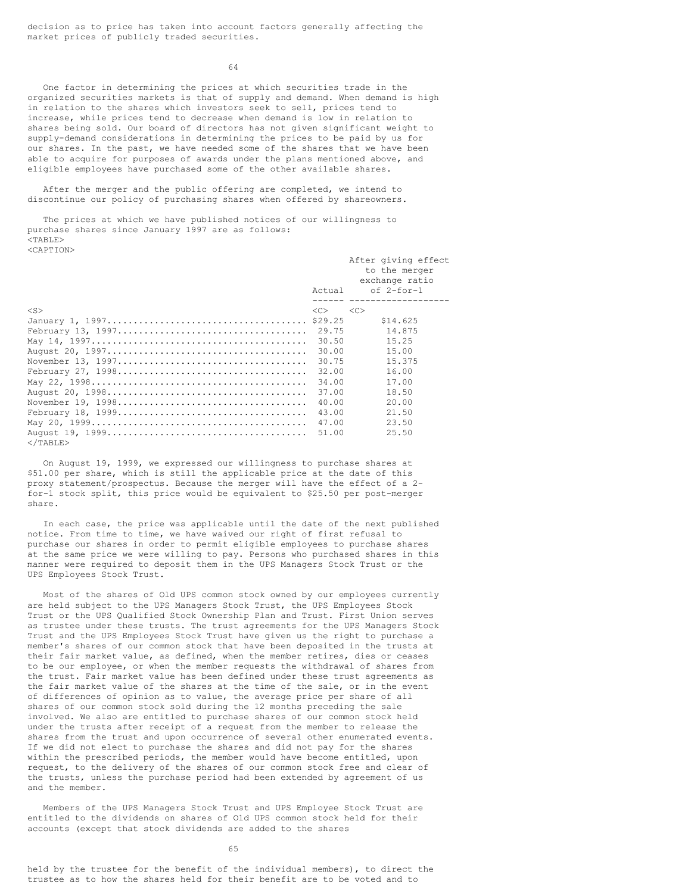decision as to price has taken into account factors generally affecting the market prices of publicly traded securities.

One factor in determining the prices at which securities trade in the organized securities markets is that of supply and demand. When demand is high in relation to the shares which investors seek to sell, prices tend to increase, while prices tend to decrease when demand is low in relation to shares being sold. Our board of directors has not given significant weight to supply-demand considerations in determining the prices to be paid by us for our shares. In the past, we have needed some of the shares that we have been able to acquire for purposes of awards under the plans mentioned above, and eligible employees have purchased some of the other available shares.

After the merger and the public offering are completed, we intend to discontinue our policy of purchasing shares when offered by shareowners.

The prices at which we have published notices of our willingness to purchase shares since January 1997 are as follows:

| | Actual | After giving effect to the merger exchange ratio of 2-for-1 |
|---|---|---|
| January 1, 1997 | $29.25 | $14.625 |
| February 13, 1997 | 29.75 | 14.875 |
| May 14, 1997 | 30.50 | 15.25 |
| August 20, 1997 | 30.00 | 15.00 |
| November 13, 1997 | 30.75 | 15.375 |
| February 27, 1998 | 32.00 | 16.00 |
| May 22, 1998 | 34.00 | 17.00 |
| August 20, 1998 | 37.00 | 18.50 |
| November 19, 1998 | 40.00 | 20.00 |
| February 18, 1999 | 43.00 | 21.50 |
| May 20, 1999 | 47.00 | 23.50 |
| August 19, 1999 | 51.00 | 25.50 |

On August 19, 1999, we expressed our willingness to purchase shares at $51.00 per share, which is still the applicable price at the date of this proxy statement/prospectus. Because the merger will have the effect of a 2-for-1 stock split, this price would be equivalent to $25.50 per post-merger share.

In each case, the price was applicable until the date of the next published notice. From time to time, we have waived our right of first refusal to purchase our shares in order to permit eligible employees to purchase shares at the same price we were willing to pay. Persons who purchased shares in this manner were required to deposit them in the UPS Managers Stock Trust or the UPS Employees Stock Trust.

Most of the shares of Old UPS common stock owned by our employees currently are held subject to the UPS Managers Stock Trust, the UPS Employees Stock Trust or the UPS Qualified Stock Ownership Plan and Trust. First Union serves as trustee under these trusts. The trust agreements for the UPS Managers Stock Trust and the UPS Employees Stock Trust have given us the right to purchase a member's shares of our common stock that have been deposited in the trusts at their fair market value, as defined, when the member retires, dies or ceases to be our employee, or when the member requests the withdrawal of shares from the trust. Fair market value has been defined under these trust agreements as the fair market value of the shares at the time of the sale, or in the event of differences of opinion as to value, the average price per share of all shares of our common stock sold during the 12 months preceding the sale involved. We also are entitled to purchase shares of our common stock held under the trusts after receipt of a request from the member to release the shares from the trust and upon occurrence of several other enumerated events. If we did not elect to purchase the shares and did not pay for the shares within the prescribed periods, the member would have become entitled, upon request, to the delivery of the shares of our common stock free and clear of the trusts, unless the purchase period had been extended by agreement of us and the member.

Members of the UPS Managers Stock Trust and UPS Employee Stock Trust are entitled to the dividends on shares of Old UPS common stock held for their accounts (except that stock dividends are added to the shares

held by the trustee for the benefit of the individual members), to direct the trustee as to how the shares held for their benefit are to be voted and to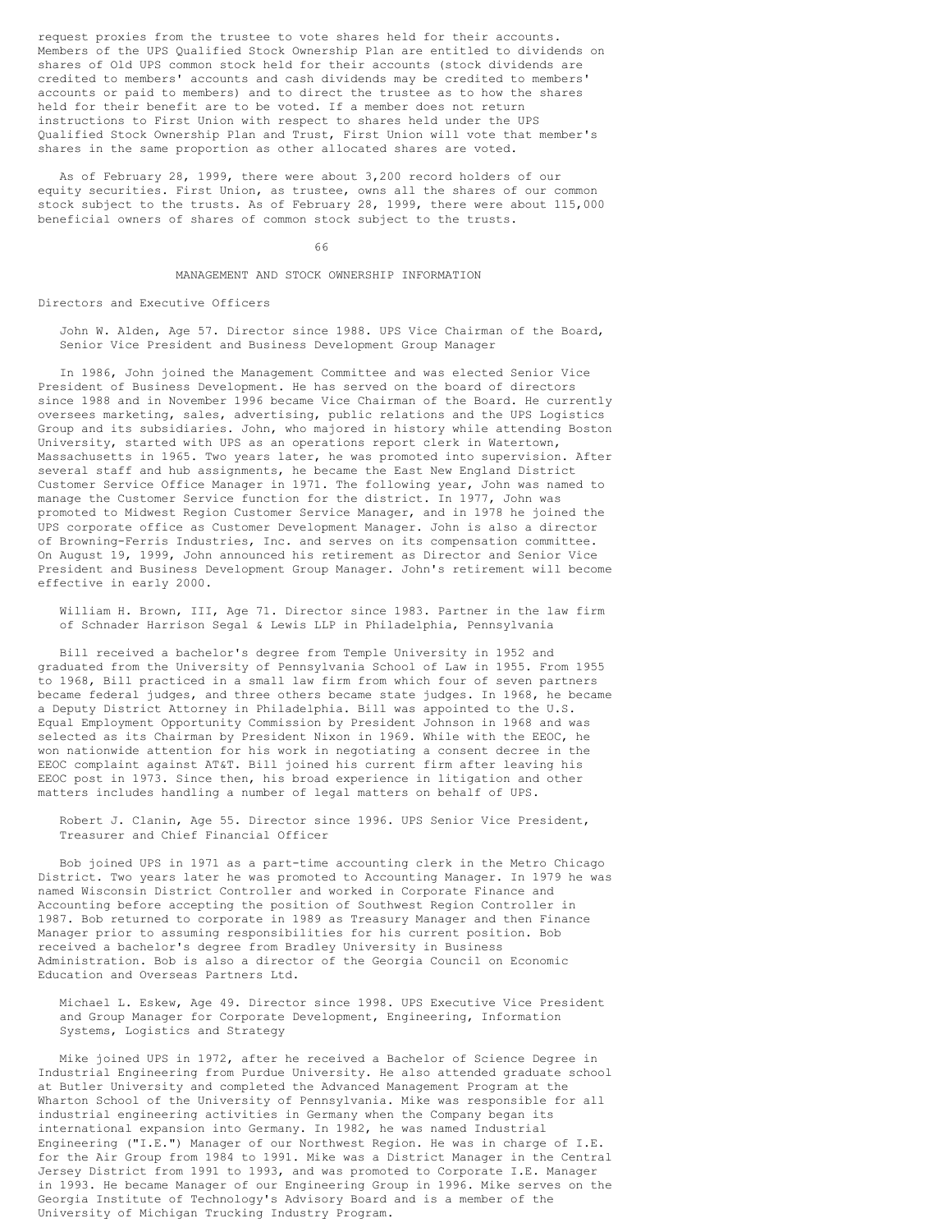request proxies from the trustee to vote shares held for their accounts. Members of the UPS Qualified Stock Ownership Plan are entitled to dividends on shares of Old UPS common stock held for their accounts (stock dividends are credited to members' accounts and cash dividends may be credited to members' accounts or paid to members) and to direct the trustee as to how the shares held for their benefit are to be voted. If a member does not return instructions to First Union with respect to shares held under the UPS Qualified Stock Ownership Plan and Trust, First Union will vote that member's shares in the same proportion as other allocated shares are voted.

As of February 28, 1999, there were about 3,200 record holders of our equity securities. First Union, as trustee, owns all the shares of our common stock subject to the trusts. As of February 28, 1999, there were about 115,000 beneficial owners of shares of common stock subject to the trusts.

## MANAGEMENT AND STOCK OWNERSHIP INFORMATION

### Directors and Executive Officers

John W. Alden, Age 57. Director since 1988. UPS Vice Chairman of the Board, Senior Vice President and Business Development Group Manager

In 1986, John joined the Management Committee and was elected Senior Vice President of Business Development. He has served on the board of directors since 1988 and in November 1996 became Vice Chairman of the Board. He currently oversees marketing, sales, advertising, public relations and the UPS Logistics Group and its subsidiaries. John, who majored in history while attending Boston University, started with UPS as an operations report clerk in Watertown, Massachusetts in 1965. Two years later, he was promoted into supervision. After several staff and hub assignments, he became the East New England District Customer Service Office Manager in 1971. The following year, John was named to manage the Customer Service function for the district. In 1977, John was promoted to Midwest Region Customer Service Manager, and in 1978 he joined the UPS corporate office as Customer Development Manager. John is also a director of Browning-Ferris Industries, Inc. and serves on its compensation committee. On August 19, 1999, John announced his retirement as Director and Senior Vice President and Business Development Group Manager. John's retirement will become effective in early 2000.

William H. Brown, III, Age 71. Director since 1983. Partner in the law firm of Schnader Harrison Segal & Lewis LLP in Philadelphia, Pennsylvania

Bill received a bachelor's degree from Temple University in 1952 and graduated from the University of Pennsylvania School of Law in 1955. From 1955 to 1968, Bill practiced in a small law firm from which four of seven partners became federal judges, and three others became state judges. In 1968, he became a Deputy District Attorney in Philadelphia. Bill was appointed to the U.S. Equal Employment Opportunity Commission by President Johnson in 1968 and was selected as its Chairman by President Nixon in 1969. While with the EEOC, he won nationwide attention for his work in negotiating a consent decree in the EEOC complaint against AT&T. Bill joined his current firm after leaving his EEOC post in 1973. Since then, his broad experience in litigation and other matters includes handling a number of legal matters on behalf of UPS.

Robert J. Clanin, Age 55. Director since 1996. UPS Senior Vice President, Treasurer and Chief Financial Officer

Bob joined UPS in 1971 as a part-time accounting clerk in the Metro Chicago District. Two years later he was promoted to Accounting Manager. In 1979 he was named Wisconsin District Controller and worked in Corporate Finance and Accounting before accepting the position of Southwest Region Controller in 1987. Bob returned to corporate in 1989 as Treasury Manager and then Finance Manager prior to assuming responsibilities for his current position. Bob received a bachelor's degree from Bradley University in Business Administration. Bob is also a director of the Georgia Council on Economic Education and Overseas Partners Ltd.

Michael L. Eskew, Age 49. Director since 1998. UPS Executive Vice President and Group Manager for Corporate Development, Engineering, Information Systems, Logistics and Strategy

Mike joined UPS in 1972, after he received a Bachelor of Science Degree in Industrial Engineering from Purdue University. He also attended graduate school at Butler University and completed the Advanced Management Program at the Wharton School of the University of Pennsylvania. Mike was responsible for all industrial engineering activities in Germany when the Company began its international expansion into Germany. In 1982, he was named Industrial Engineering ("I.E.") Manager of our Northwest Region. He was in charge of I.E. for the Air Group from 1984 to 1991. Mike was a District Manager in the Central Jersey District from 1991 to 1993, and was promoted to Corporate I.E. Manager in 1993. He became Manager of our Engineering Group in 1996. Mike serves on the Georgia Institute of Technology's Advisory Board and is a member of the University of Michigan Trucking Industry Program.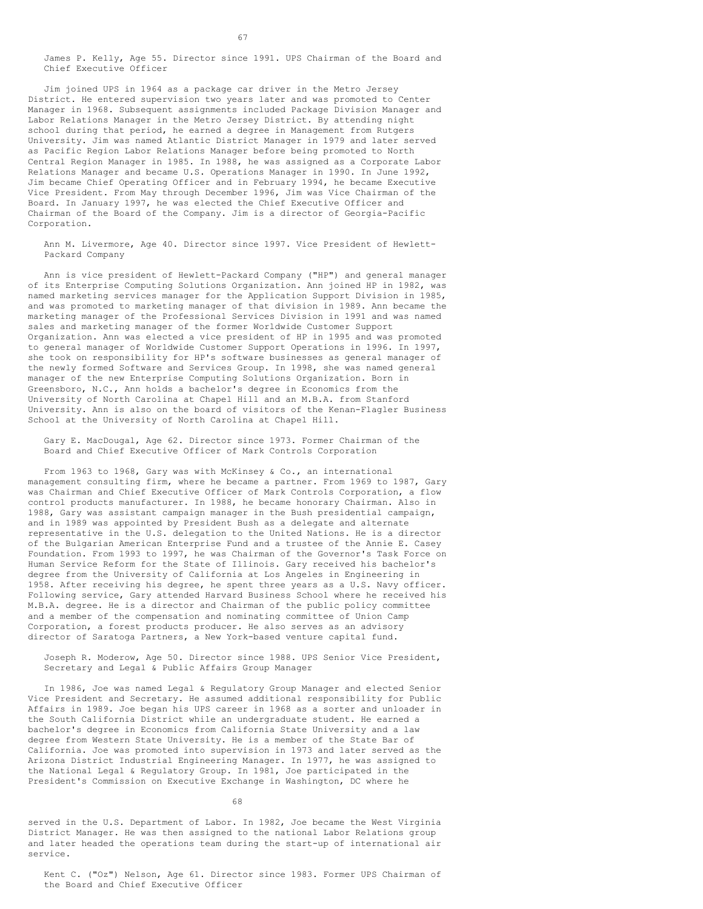James P. Kelly, Age 55. Director since 1991. UPS Chairman of the Board and Chief Executive Officer

Jim joined UPS in 1964 as a package car driver in the Metro Jersey District. He entered supervision two years later and was promoted to Center Manager in 1968. Subsequent assignments included Package Division Manager and Labor Relations Manager in the Metro Jersey District. By attending night school during that period, he earned a degree in Management from Rutgers University. Jim was named Atlantic District Manager in 1979 and later served as Pacific Region Labor Relations Manager before being promoted to North Central Region Manager in 1985. In 1988, he was assigned as a Corporate Labor Relations Manager and became U.S. Operations Manager in 1990. In June 1992, Jim became Chief Operating Officer and in February 1994, he became Executive Vice President. From May through December 1996, Jim was Vice Chairman of the Board. In January 1997, he was elected the Chief Executive Officer and Chairman of the Board of the Company. Jim is a director of Georgia-Pacific Corporation.

Ann M. Livermore, Age 40. Director since 1997. Vice President of Hewlett-Packard Company

Ann is vice president of Hewlett-Packard Company ("HP") and general manager of its Enterprise Computing Solutions Organization. Ann joined HP in 1982, was named marketing services manager for the Application Support Division in 1985, and was promoted to marketing manager of that division in 1989. Ann became the marketing manager of the Professional Services Division in 1991 and was named sales and marketing manager of the former Worldwide Customer Support Organization. Ann was elected a vice president of HP in 1995 and was promoted to general manager of Worldwide Customer Support Operations in 1996. In 1997, she took on responsibility for HP's software businesses as general manager of the newly formed Software and Services Group. In 1998, she was named general manager of the new Enterprise Computing Solutions Organization. Born in Greensboro, N.C., Ann holds a bachelor's degree in Economics from the University of North Carolina at Chapel Hill and an M.B.A. from Stanford University. Ann is also on the board of visitors of the Kenan-Flagler Business School at the University of North Carolina at Chapel Hill.

Gary E. MacDougal, Age 62. Director since 1973. Former Chairman of the Board and Chief Executive Officer of Mark Controls Corporation

From 1963 to 1968, Gary was with McKinsey & Co., an international management consulting firm, where he became a partner. From 1969 to 1987, Gary was Chairman and Chief Executive Officer of Mark Controls Corporation, a flow control products manufacturer. In 1988, he became honorary Chairman. Also in 1988, Gary was assistant campaign manager in the Bush presidential campaign, and in 1989 was appointed by President Bush as a delegate and alternate representative in the U.S. delegation to the United Nations. He is a director of the Bulgarian American Enterprise Fund and a trustee of the Annie E. Casey Foundation. From 1993 to 1997, he was Chairman of the Governor's Task Force on Human Service Reform for the State of Illinois. Gary received his bachelor's degree from the University of California at Los Angeles in Engineering in 1958. After receiving his degree, he spent three years as a U.S. Navy officer. Following service, Gary attended Harvard Business School where he received his M.B.A. degree. He is a director and Chairman of the public policy committee and a member of the compensation and nominating committee of Union Camp Corporation, a forest products producer. He also serves as an advisory director of Saratoga Partners, a New York-based venture capital fund.

Joseph R. Moderow, Age 50. Director since 1988. UPS Senior Vice President, Secretary and Legal & Public Affairs Group Manager

In 1986, Joe was named Legal & Regulatory Group Manager and elected Senior Vice President and Secretary. He assumed additional responsibility for Public Affairs in 1989. Joe began his UPS career in 1968 as a sorter and unloader in the South California District while an undergraduate student. He earned a bachelor's degree in Economics from California State University and a law degree from Western State University. He is a member of the State Bar of California. Joe was promoted into supervision in 1973 and later served as the Arizona District Industrial Engineering Manager. In 1977, he was assigned to the National Legal & Regulatory Group. In 1981, Joe participated in the President's Commission on Executive Exchange in Washington, DC where he served in the U.S. Department of Labor. In 1982, Joe became the West Virginia District Manager. He was then assigned to the national Labor Relations group and later headed the operations team during the start-up of international air service.

Kent C. ("Oz") Nelson, Age 61. Director since 1983. Former UPS Chairman of the Board and Chief Executive Officer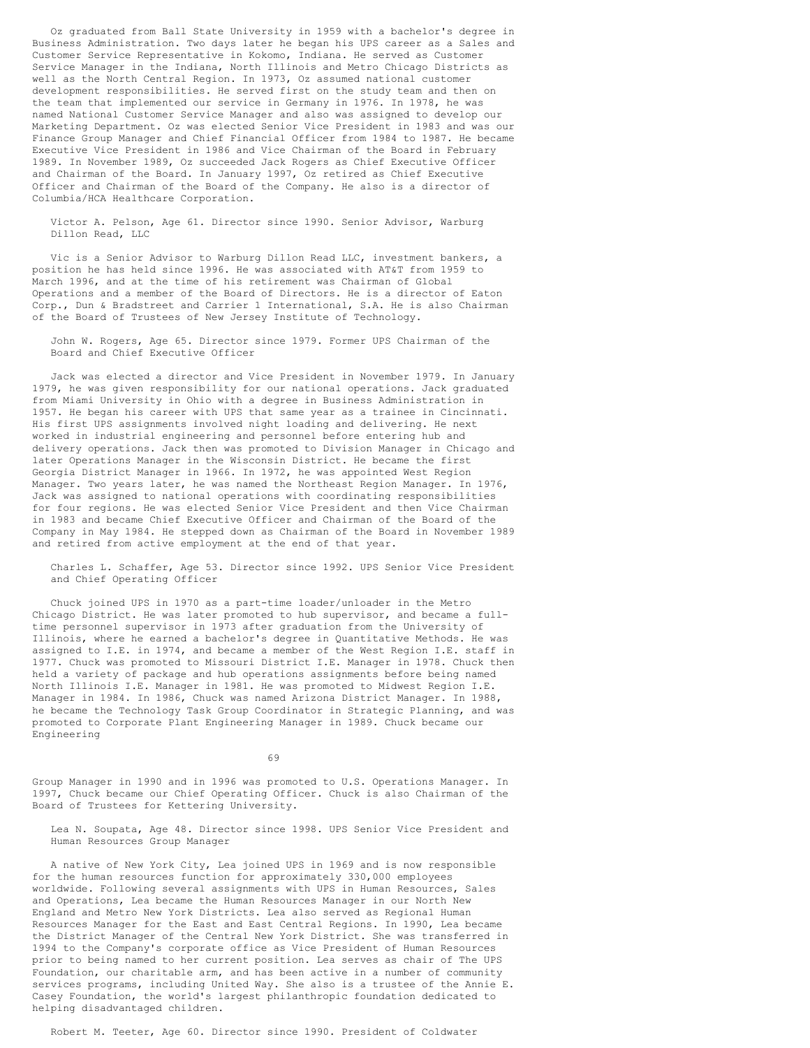Oz graduated from Ball State University in 1959 with a bachelor's degree in Business Administration. Two days later he began his UPS career as a Sales and Customer Service Representative in Kokomo, Indiana. He served as Customer Service Manager in the Indiana, North Illinois and Metro Chicago Districts as well as the North Central Region. In 1973, Oz assumed national customer development responsibilities. He served first on the study team and then on the team that implemented our service in Germany in 1976. In 1978, he was named National Customer Service Manager and also was assigned to develop our Marketing Department. Oz was elected Senior Vice President in 1983 and was our Finance Group Manager and Chief Financial Officer from 1984 to 1987. He became Executive Vice President in 1986 and Vice Chairman of the Board in February 1989. In November 1989, Oz succeeded Jack Rogers as Chief Executive Officer and Chairman of the Board. In January 1997, Oz retired as Chief Executive Officer and Chairman of the Board of the Company. He also is a director of Columbia/HCA Healthcare Corporation.

Victor A. Pelson, Age 61. Director since 1990. Senior Advisor, Warburg Dillon Read, LLC

Vic is a Senior Advisor to Warburg Dillon Read LLC, investment bankers, a position he has held since 1996. He was associated with AT&T from 1959 to March 1996, and at the time of his retirement was Chairman of Global Operations and a member of the Board of Directors. He is a director of Eaton Corp., Dun & Bradstreet and Carrier 1 International, S.A. He is also Chairman of the Board of Trustees of New Jersey Institute of Technology.

John W. Rogers, Age 65. Director since 1979. Former UPS Chairman of the Board and Chief Executive Officer

Jack was elected a director and Vice President in November 1979. In January 1979, he was given responsibility for our national operations. Jack graduated from Miami University in Ohio with a degree in Business Administration in 1957. He began his career with UPS that same year as a trainee in Cincinnati. His first UPS assignments involved night loading and delivering. He next worked in industrial engineering and personnel before entering hub and delivery operations. Jack then was promoted to Division Manager in Chicago and later Operations Manager in the Wisconsin District. He became the first Georgia District Manager in 1966. In 1972, he was appointed West Region Manager. Two years later, he was named the Northeast Region Manager. In 1976, Jack was assigned to national operations with coordinating responsibilities for four regions. He was elected Senior Vice President and then Vice Chairman in 1983 and became Chief Executive Officer and Chairman of the Board of the Company in May 1984. He stepped down as Chairman of the Board in November 1989 and retired from active employment at the end of that year.

Charles L. Schaffer, Age 53. Director since 1992. UPS Senior Vice President and Chief Operating Officer

Chuck joined UPS in 1970 as a part-time loader/unloader in the Metro Chicago District. He was later promoted to hub supervisor, and became a full-time personnel supervisor in 1973 after graduation from the University of Illinois, where he earned a bachelor's degree in Quantitative Methods. He was assigned to I.E. in 1974, and became a member of the West Region I.E. staff in 1977. Chuck was promoted to Missouri District I.E. Manager in 1978. Chuck then held a variety of package and hub operations assignments before being named North Illinois I.E. Manager in 1981. He was promoted to Midwest Region I.E. Manager in 1984. In 1986, Chuck was named Arizona District Manager. In 1988, he became the Technology Task Group Coordinator in Strategic Planning, and was promoted to Corporate Plant Engineering Manager in 1989. Chuck became our Engineering Group Manager in 1990 and in 1996 was promoted to U.S. Operations Manager. In 1997, Chuck became our Chief Operating Officer. Chuck is also Chairman of the Board of Trustees for Kettering University.

Lea N. Soupata, Age 48. Director since 1998. UPS Senior Vice President and Human Resources Group Manager

A native of New York City, Lea joined UPS in 1969 and is now responsible for the human resources function for approximately 330,000 employees worldwide. Following several assignments with UPS in Human Resources, Sales and Operations, Lea became the Human Resources Manager in our North New England and Metro New York Districts. Lea also served as Regional Human Resources Manager for the East and East Central Regions. In 1990, Lea became the District Manager of the Central New York District. She was transferred in 1994 to the Company's corporate office as Vice President of Human Resources prior to being named to her current position. Lea serves as chair of The UPS Foundation, our charitable arm, and has been active in a number of community services programs, including United Way. She also is a trustee of the Annie E. Casey Foundation, the world's largest philanthropic foundation dedicated to helping disadvantaged children.

Robert M. Teeter, Age 60. Director since 1990. President of Coldwater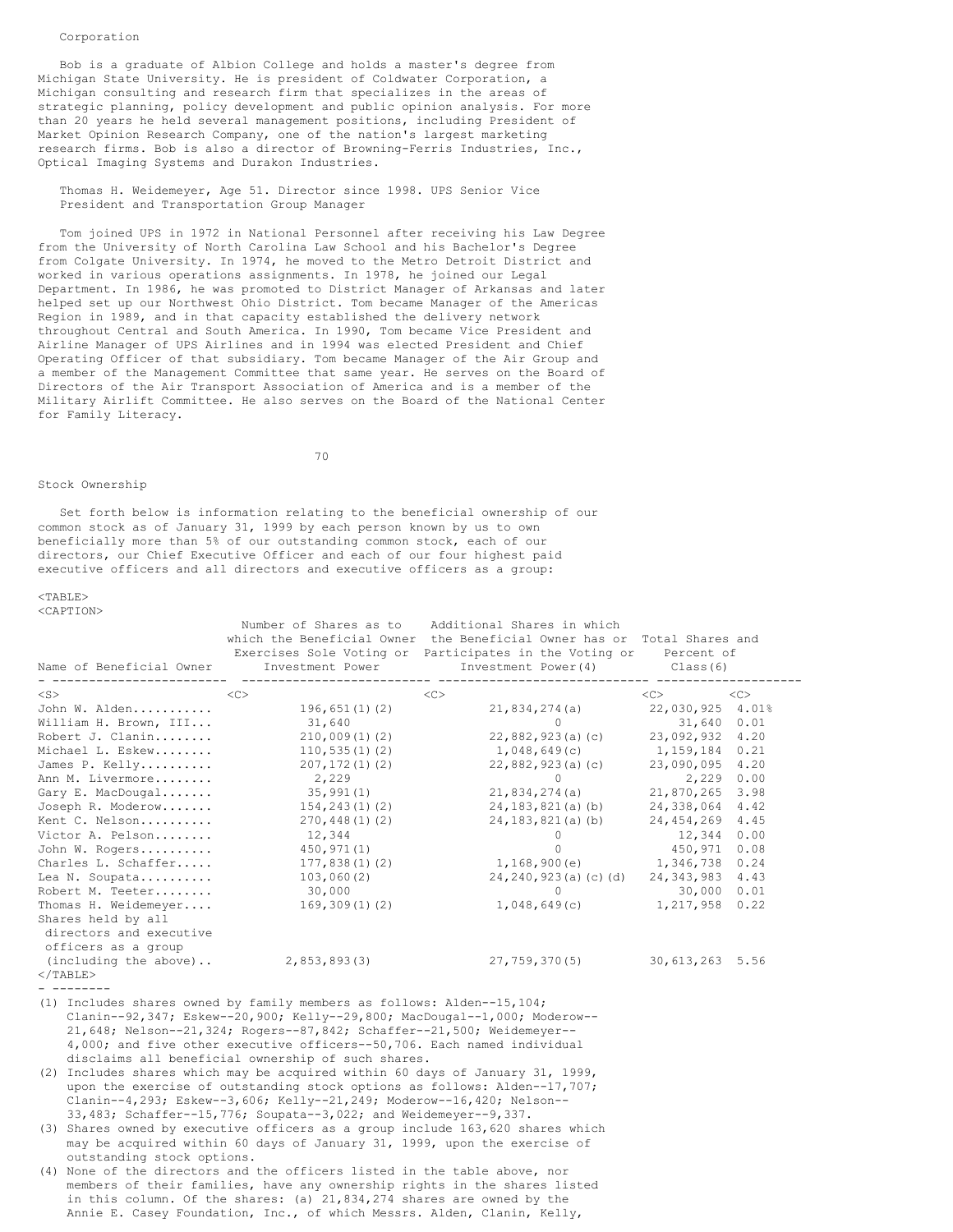Corporation

Bob is a graduate of Albion College and holds a master's degree from Michigan State University. He is president of Coldwater Corporation, a Michigan consulting and research firm that specializes in the areas of strategic planning, policy development and public opinion analysis. For more than 20 years he held several management positions, including President of Market Opinion Research Company, one of the nation's largest marketing research firms. Bob is also a director of Browning-Ferris Industries, Inc., Optical Imaging Systems and Durakon Industries.

Thomas H. Weidemeyer, Age 51. Director since 1998. UPS Senior Vice President and Transportation Group Manager

Tom joined UPS in 1972 in National Personnel after receiving his Law Degree from the University of North Carolina Law School and his Bachelor's Degree from Colgate University. In 1974, he moved to the Metro Detroit District and worked in various operations assignments. In 1978, he joined our Legal Department. In 1986, he was promoted to District Manager of Arkansas and later helped set up our Northwest Ohio District. Tom became Manager of the Americas Region in 1989, and in that capacity established the delivery network throughout Central and South America. In 1990, Tom became Vice President and Airline Manager of UPS Airlines and in 1994 was elected President and Chief Operating Officer of that subsidiary. Tom became Manager of the Air Group and a member of the Management Committee that same year. He serves on the Board of Directors of the Air Transport Association of America and is a member of the Military Airlift Committee. He also serves on the Board of the National Center for Family Literacy.

## Stock Ownership

Set forth below is information relating to the beneficial ownership of our common stock as of January 31, 1999 by each person known by us to own beneficially more than 5% of our outstanding common stock, each of our directors, our Chief Executive Officer and each of our four highest paid executive officers and all directors and executive officers as a group:

| Name of Beneficial Owner | Number of Shares as to which the Beneficial Owner Exercises Sole Voting or Investment Power | Additional Shares in which the Beneficial Owner has or Participates in the Voting or Investment Power(4) | Total Shares and Percent of Class(6) | |
|---|---|---|---|---|
| John W. Alden | 196,651(1)(2) | 21,834,274(a) | 22,030,925 | 4.01% |
| William H. Brown, III | 31,640 | 0 | 31,640 | 0.01 |
| Robert J. Clanin | 210,009(1)(2) | 22,882,923(a)(c) | 23,092,932 | 4.20 |
| Michael L. Eskew | 110,535(1)(2) | 1,048,649(c) | 1,159,184 | 0.21 |
| James P. Kelly | 207,172(1)(2) | 22,882,923(a)(c) | 23,090,095 | 4.20 |
| Ann M. Livermore | 2,229 | 0 | 2,229 | 0.00 |
| Gary E. MacDougal | 35,991(1) | 21,834,274(a) | 21,870,265 | 3.98 |
| Joseph R. Moderow | 154,243(1)(2) | 24,183,821(a)(b) | 24,338,064 | 4.42 |
| Kent C. Nelson | 270,448(1)(2) | 24,183,821(a)(b) | 24,454,269 | 4.45 |
| Victor A. Pelson | 12,344 | 0 | 12,344 | 0.00 |
| John W. Rogers | 450,971(1) | 0 | 450,971 | 0.08 |
| Charles L. Schaffer | 177,838(1)(2) | 1,168,900(e) | 1,346,738 | 0.24 |
| Lea N. Soupata | 103,060(2) | 24,240,923(a)(c)(d) | 24,343,983 | 4.43 |
| Robert M. Teeter | 30,000 | 0 | 30,000 | 0.01 |
| Thomas H. Weidemeyer | 169,309(1)(2) | 1,048,649(c) | 1,217,958 | 0.22 |
| Shares held by all directors and executive officers as a group (including the above) | 2,853,893(3) | 27,759,370(5) | 30,613,263 | 5.56 |

- --------

(1) Includes shares owned by family members as follows: Alden--15,104; Clanin--92,347; Eskew--20,900; Kelly--29,800; MacDougal--1,000; Moderow--21,648; Nelson--21,324; Rogers--87,842; Schaffer--21,500; Weidemeyer--4,000; and five other executive officers--50,706. Each named individual disclaims all beneficial ownership of such shares.

(2) Includes shares which may be acquired within 60 days of January 31, 1999, upon the exercise of outstanding stock options as follows: Alden--17,707; Clanin--4,293; Eskew--3,606; Kelly--21,249; Moderow--16,420; Nelson--33,483; Schaffer--15,776; Soupata--3,022; and Weidemeyer--9,337.

(3) Shares owned by executive officers as a group include 163,620 shares which may be acquired within 60 days of January 31, 1999, upon the exercise of outstanding stock options.

(4) None of the directors and the officers listed in the table above, nor members of their families, have any ownership rights in the shares listed in this column. Of the shares: (a) 21,834,274 shares are owned by the Annie E. Casey Foundation, Inc., of which Messrs. Alden, Clanin, Kelly,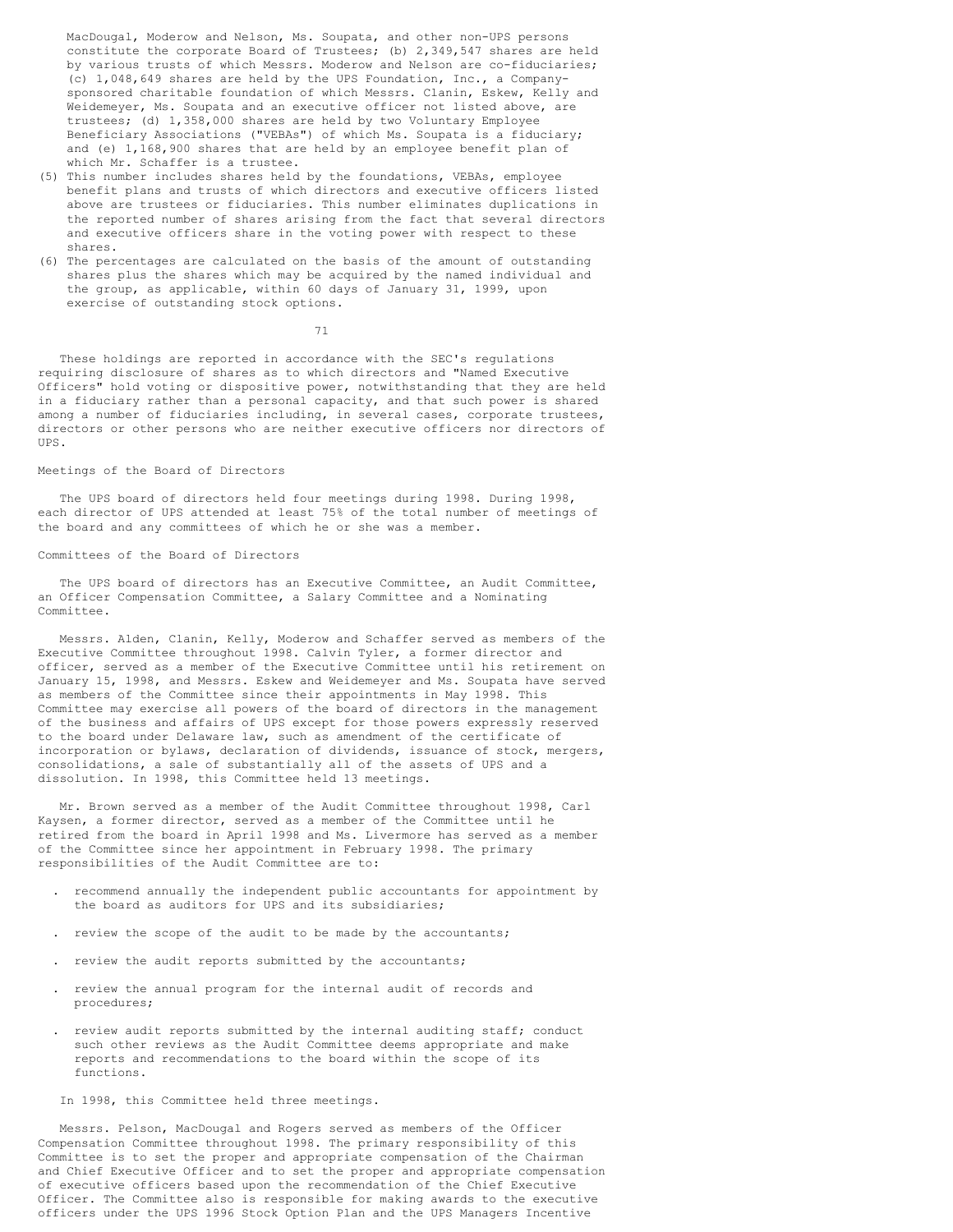MacDougal, Moderow and Nelson, Ms. Soupata, and other non-UPS persons constitute the corporate Board of Trustees; (b) 2,349,547 shares are held by various trusts of which Messrs. Moderow and Nelson are co-fiduciaries; (c) 1,048,649 shares are held by the UPS Foundation, Inc., a Company-sponsored charitable foundation of which Messrs. Clanin, Eskew, Kelly and Weidemeyer, Ms. Soupata and an executive officer not listed above, are trustees; (d) 1,358,000 shares are held by two Voluntary Employee Beneficiary Associations ("VEBAs") of which Ms. Soupata is a fiduciary; and (e) 1,168,900 shares that are held by an employee benefit plan of which Mr. Schaffer is a trustee.

(5) This number includes shares held by the foundations, VEBAs, employee benefit plans and trusts of which directors and executive officers listed above are trustees or fiduciaries. This number eliminates duplications in the reported number of shares arising from the fact that several directors and executive officers share in the voting power with respect to these shares.

(6) The percentages are calculated on the basis of the amount of outstanding shares plus the shares which may be acquired by the named individual and the group, as applicable, within 60 days of January 31, 1999, upon exercise of outstanding stock options.

These holdings are reported in accordance with the SEC's regulations requiring disclosure of shares as to which directors and "Named Executive Officers" hold voting or dispositive power, notwithstanding that they are held in a fiduciary rather than a personal capacity, and that such power is shared among a number of fiduciaries including, in several cases, corporate trustees, directors or other persons who are neither executive officers nor directors of UPS.

## Meetings of the Board of Directors

The UPS board of directors held four meetings during 1998. During 1998, each director of UPS attended at least 75% of the total number of meetings of the board and any committees of which he or she was a member.

## Committees of the Board of Directors

The UPS board of directors has an Executive Committee, an Audit Committee, an Officer Compensation Committee, a Salary Committee and a Nominating Committee.

Messrs. Alden, Clanin, Kelly, Moderow and Schaffer served as members of the Executive Committee throughout 1998. Calvin Tyler, a former director and officer, served as a member of the Executive Committee until his retirement on January 15, 1998, and Messrs. Eskew and Weidemeyer and Ms. Soupata have served as members of the Committee since their appointments in May 1998. This Committee may exercise all powers of the board of directors in the management of the business and affairs of UPS except for those powers expressly reserved to the board under Delaware law, such as amendment of the certificate of incorporation or bylaws, declaration of dividends, issuance of stock, mergers, consolidations, a sale of substantially all of the assets of UPS and a dissolution. In 1998, this Committee held 13 meetings.

Mr. Brown served as a member of the Audit Committee throughout 1998, Carl Kaysen, a former director, served as a member of the Committee until he retired from the board in April 1998 and Ms. Livermore has served as a member of the Committee since her appointment in February 1998. The primary responsibilities of the Audit Committee are to:

- recommend annually the independent public accountants for appointment by the board as auditors for UPS and its subsidiaries;
- review the scope of the audit to be made by the accountants;
- review the audit reports submitted by the accountants;
- review the annual program for the internal audit of records and procedures;
- review audit reports submitted by the internal auditing staff; conduct such other reviews as the Audit Committee deems appropriate and make reports and recommendations to the board within the scope of its functions.

In 1998, this Committee held three meetings.

Messrs. Pelson, MacDougal and Rogers served as members of the Officer Compensation Committee throughout 1998. The primary responsibility of this Committee is to set the proper and appropriate compensation of the Chairman and Chief Executive Officer and to set the proper and appropriate compensation of executive officers based upon the recommendation of the Chief Executive Officer. The Committee also is responsible for making awards to the executive officers under the UPS 1996 Stock Option Plan and the UPS Managers Incentive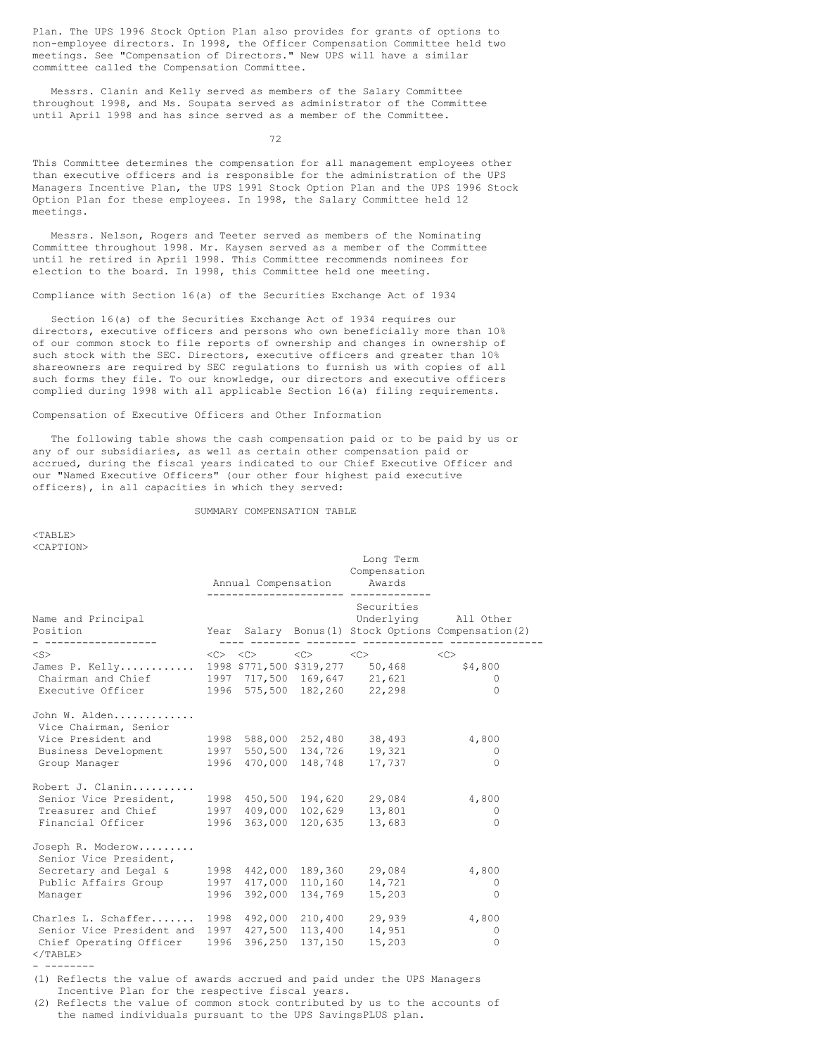Plan. The UPS 1996 Stock Option Plan also provides for grants of options to non-employee directors. In 1998, the Officer Compensation Committee held two meetings. See "Compensation of Directors." New UPS will have a similar committee called the Compensation Committee.

Messrs. Clanin and Kelly served as members of the Salary Committee throughout 1998, and Ms. Soupata served as administrator of the Committee until April 1998 and has since served as a member of the Committee.

This Committee determines the compensation for all management employees other than executive officers and is responsible for the administration of the UPS Managers Incentive Plan, the UPS 1991 Stock Option Plan and the UPS 1996 Stock Option Plan for these employees. In 1998, the Salary Committee held 12 meetings.

Messrs. Nelson, Rogers and Teeter served as members of the Nominating Committee throughout 1998. Mr. Kaysen served as a member of the Committee until he retired in April 1998. This Committee recommends nominees for election to the board. In 1998, this Committee held one meeting.

Compliance with Section 16(a) of the Securities Exchange Act of 1934

Section 16(a) of the Securities Exchange Act of 1934 requires our directors, executive officers and persons who own beneficially more than 10% of our common stock to file reports of ownership and changes in ownership of such stock with the SEC. Directors, executive officers and greater than 10% shareowners are required by SEC regulations to furnish us with copies of all such forms they file. To our knowledge, our directors and executive officers complied during 1998 with all applicable Section 16(a) filing requirements.

Compensation of Executive Officers and Other Information

The following table shows the cash compensation paid or to be paid by us or any of our subsidiaries, as well as certain other compensation paid or accrued, during the fiscal years indicated to our Chief Executive Officer and our "Named Executive Officers" (our other four highest paid executive officers), in all capacities in which they served:

SUMMARY COMPENSATION TABLE

| Name and Principal Position | Year | Annual Compensation | | Long Term Compensation Awards | |
|---|---|---|---|---|---|
| | | Salary | Bonus(1) | Securities Underlying Stock Options | All Other Compensation(2) |
| James P. Kelly, Chairman and Chief Executive Officer | 1998 | $771,500 | $319,277 | 50,468 | $4,800 |
| | 1997 | 717,500 | 169,647 | 21,621 | 0 |
| | 1996 | 575,500 | 182,260 | 22,298 | 0 |
| John W. Alden, Vice Chairman, Senior Vice President and Business Development Group Manager | 1998 | 588,000 | 252,480 | 38,493 | 4,800 |
| | 1997 | 550,500 | 134,726 | 19,321 | 0 |
| | 1996 | 470,000 | 148,748 | 17,737 | 0 |
| Robert J. Clanin, Senior Vice President, Treasurer and Chief Financial Officer | 1998 | 450,500 | 194,620 | 29,084 | 4,800 |
| | 1997 | 409,000 | 102,629 | 13,801 | 0 |
| | 1996 | 363,000 | 120,635 | 13,683 | 0 |
| Joseph R. Moderow, Senior Vice President, Secretary and Legal & Public Affairs Group Manager | 1998 | 442,000 | 189,360 | 29,084 | 4,800 |
| | 1997 | 417,000 | 110,160 | 14,721 | 0 |
| | 1996 | 392,000 | 134,769 | 15,203 | 0 |
| Charles L. Schaffer, Senior Vice President and Chief Operating Officer | 1998 | 492,000 | 210,400 | 29,939 | 4,800 |
| | 1997 | 427,500 | 113,400 | 14,951 | 0 |
| | 1996 | 396,250 | 137,150 | 15,203 | 0 |

(1) Reflects the value of awards accrued and paid under the UPS Managers Incentive Plan for the respective fiscal years.

(2) Reflects the value of common stock contributed by us to the accounts of the named individuals pursuant to the UPS SavingsPLUS plan.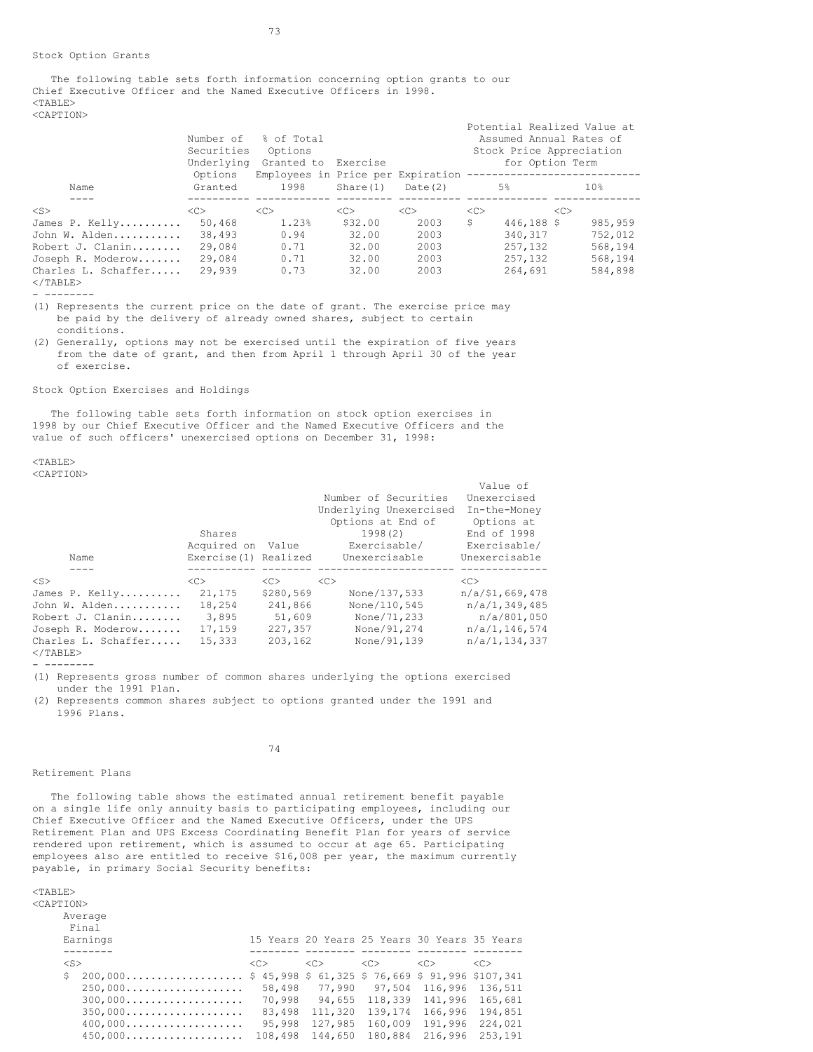Stock Option Grants

The following table sets forth information concerning option grants to our Chief Executive Officer and the Named Executive Officers in 1998.

| Name | Number of Securities Underlying Options Granted | % of Total Options Granted to Employees in 1998 | Exercise Price per Share(1) | Expiration Date(2) | Potential Realized Value at Assumed Annual Rates of Stock Price Appreciation for Option Term | |
|---|---|---|---|---|---|---|
| | | | | | 5% | 10% |
| James P. Kelly | 50,468 | 1.23% | $32.00 | 2003 | $ 446,188 | $ 985,959 |
| John W. Alden | 38,493 | 0.94 | 32.00 | 2003 | 340,317 | 752,012 |
| Robert J. Clanin | 29,084 | 0.71 | 32.00 | 2003 | 257,132 | 568,194 |
| Joseph R. Moderow | 29,084 | 0.71 | 32.00 | 2003 | 257,132 | 568,194 |
| Charles L. Schaffer | 29,939 | 0.73 | 32.00 | 2003 | 264,691 | 584,898 |

(1) Represents the current price on the date of grant. The exercise price may be paid by the delivery of already owned shares, subject to certain conditions.

(2) Generally, options may not be exercised until the expiration of five years from the date of grant, and then from April 1 through April 30 of the year of exercise.

Stock Option Exercises and Holdings

The following table sets forth information on stock option exercises in 1998 by our Chief Executive Officer and the Named Executive Officers and the value of such officers' unexercised options on December 31, 1998:

| Name | Shares Acquired on Exercise(1) | Value Realized | Number of Securities Underlying Unexercised Options at End of 1998(2) Exercisable/ Unexercisable | Value of Unexercised In-the-Money Options at End of 1998 Exercisable/ Unexercisable |
|---|---|---|---|---|
| James P. Kelly | 21,175 | $280,569 | None/137,533 | n/a/$1,669,478 |
| John W. Alden | 18,254 | 241,866 | None/110,545 | n/a/1,349,485 |
| Robert J. Clanin | 3,895 | 51,609 | None/71,233 | n/a/801,050 |
| Joseph R. Moderow | 17,159 | 227,357 | None/91,274 | n/a/1,146,574 |
| Charles L. Schaffer | 15,333 | 203,162 | None/91,139 | n/a/1,134,337 |

(1) Represents gross number of common shares underlying the options exercised under the 1991 Plan.

(2) Represents common shares subject to options granted under the 1991 and 1996 Plans.

Retirement Plans

The following table shows the estimated annual retirement benefit payable on a single life only annuity basis to participating employees, including our Chief Executive Officer and the Named Executive Officers, under the UPS Retirement Plan and UPS Excess Coordinating Benefit Plan for years of service rendered upon retirement, which is assumed to occur at age 65. Participating employees also are entitled to receive $16,008 per year, the maximum currently payable, in primary Social Security benefits:

| Average Final Earnings | 15 Years | 20 Years | 25 Years | 30 Years | 35 Years |
|---|---|---|---|---|---|
| $ 200,000 | $ 45,998 | $ 61,325 | $ 76,669 | $ 91,996 | $107,341 |
| 250,000 | 58,498 | 77,990 | 97,504 | 116,996 | 136,511 |
| 300,000 | 70,998 | 94,655 | 118,339 | 141,996 | 165,681 |
| 350,000 | 83,498 | 111,320 | 139,174 | 166,996 | 194,851 |
| 400,000 | 95,998 | 127,985 | 160,009 | 191,996 | 224,021 |
| 450,000 | 108,498 | 144,650 | 180,884 | 216,996 | 253,191 |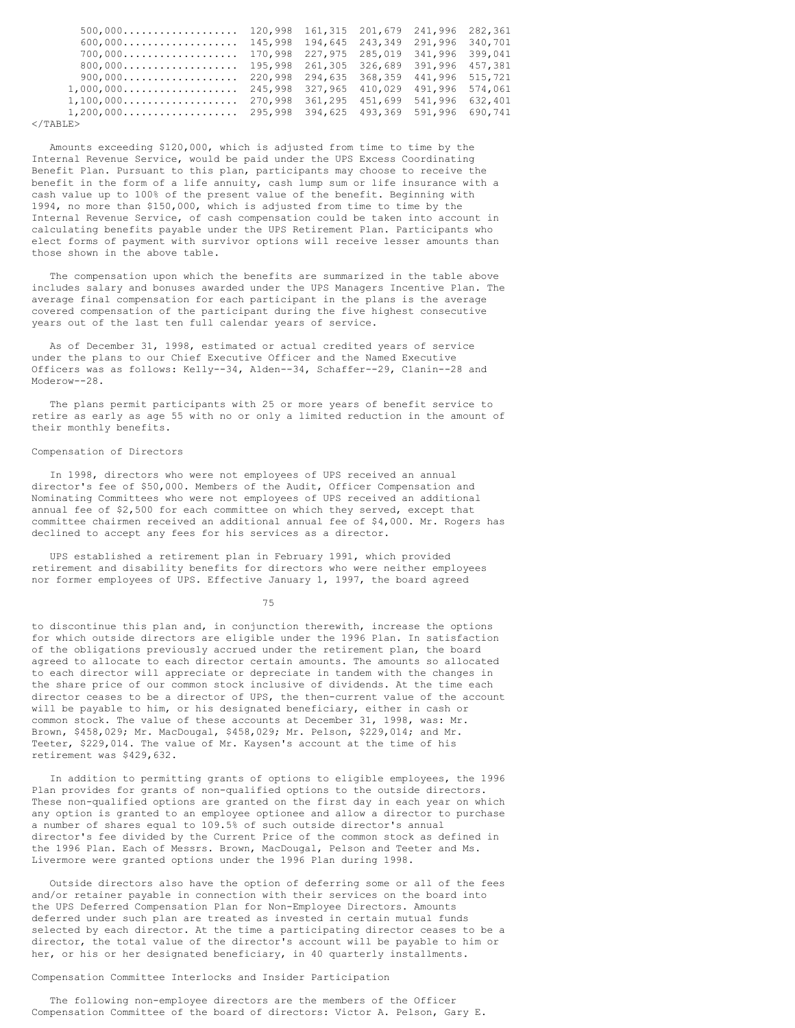| | | | | | |
|---|---|---|---|---|---|
| 500,000 | 120,998 | 161,315 | 201,679 | 241,996 | 282,361 |
| 600,000 | 145,998 | 194,645 | 243,349 | 291,996 | 340,701 |
| 700,000 | 170,998 | 227,975 | 285,019 | 341,996 | 399,041 |
| 800,000 | 195,998 | 261,305 | 326,689 | 391,996 | 457,381 |
| 900,000 | 220,998 | 294,635 | 368,359 | 441,996 | 515,721 |
| 1,000,000 | 245,998 | 327,965 | 410,029 | 491,996 | 574,061 |
| 1,100,000 | 270,998 | 361,295 | 451,699 | 541,996 | 632,401 |
| 1,200,000 | 295,998 | 394,625 | 493,369 | 591,996 | 690,741 |

Amounts exceeding $120,000, which is adjusted from time to time by the Internal Revenue Service, would be paid under the UPS Excess Coordinating Benefit Plan. Pursuant to this plan, participants may choose to receive the benefit in the form of a life annuity, cash lump sum or life insurance with a cash value up to 100% of the present value of the benefit. Beginning with 1994, no more than $150,000, which is adjusted from time to time by the Internal Revenue Service, of cash compensation could be taken into account in calculating benefits payable under the UPS Retirement Plan. Participants who elect forms of payment with survivor options will receive lesser amounts than those shown in the above table.

The compensation upon which the benefits are summarized in the table above includes salary and bonuses awarded under the UPS Managers Incentive Plan. The average final compensation for each participant in the plans is the average covered compensation of the participant during the five highest consecutive years out of the last ten full calendar years of service.

As of December 31, 1998, estimated or actual credited years of service under the plans to our Chief Executive Officer and the Named Executive Officers was as follows: Kelly--34, Alden--34, Schaffer--29, Clanin--28 and Moderow--28.

The plans permit participants with 25 or more years of benefit service to retire as early as age 55 with no or only a limited reduction in the amount of their monthly benefits.

## Compensation of Directors

In 1998, directors who were not employees of UPS received an annual director's fee of $50,000. Members of the Audit, Officer Compensation and Nominating Committees who were not employees of UPS received an additional annual fee of $2,500 for each committee on which they served, except that committee chairmen received an additional annual fee of $4,000. Mr. Rogers has declined to accept any fees for his services as a director.

UPS established a retirement plan in February 1991, which provided retirement and disability benefits for directors who were neither employees nor former employees of UPS. Effective January 1, 1997, the board agreed to discontinue this plan and, in conjunction therewith, increase the options for which outside directors are eligible under the 1996 Plan. In satisfaction of the obligations previously accrued under the retirement plan, the board agreed to allocate to each director certain amounts. The amounts so allocated to each director will appreciate or depreciate in tandem with the changes in the share price of our common stock inclusive of dividends. At the time each director ceases to be a director of UPS, the then-current value of the account will be payable to him, or his designated beneficiary, either in cash or common stock. The value of these accounts at December 31, 1998, was: Mr. Brown, $458,029; Mr. MacDougal, $458,029; Mr. Pelson, $229,014; and Mr. Teeter, $229,014. The value of Mr. Kaysen's account at the time of his retirement was $429,632.

In addition to permitting grants of options to eligible employees, the 1996 Plan provides for grants of non-qualified options to the outside directors. These non-qualified options are granted on the first day in each year on which any option is granted to an employee optionee and allow a director to purchase a number of shares equal to 109.5% of such outside director's annual director's fee divided by the Current Price of the common stock as defined in the 1996 Plan. Each of Messrs. Brown, MacDougal, Pelson and Teeter and Ms. Livermore were granted options under the 1996 Plan during 1998.

Outside directors also have the option of deferring some or all of the fees and/or retainer payable in connection with their services on the board into the UPS Deferred Compensation Plan for Non-Employee Directors. Amounts deferred under such plan are treated as invested in certain mutual funds selected by each director. At the time a participating director ceases to be a director, the total value of the director's account will be payable to him or her, or his or her designated beneficiary, in 40 quarterly installments.

## Compensation Committee Interlocks and Insider Participation

The following non-employee directors are the members of the Officer Compensation Committee of the board of directors: Victor A. Pelson, Gary E.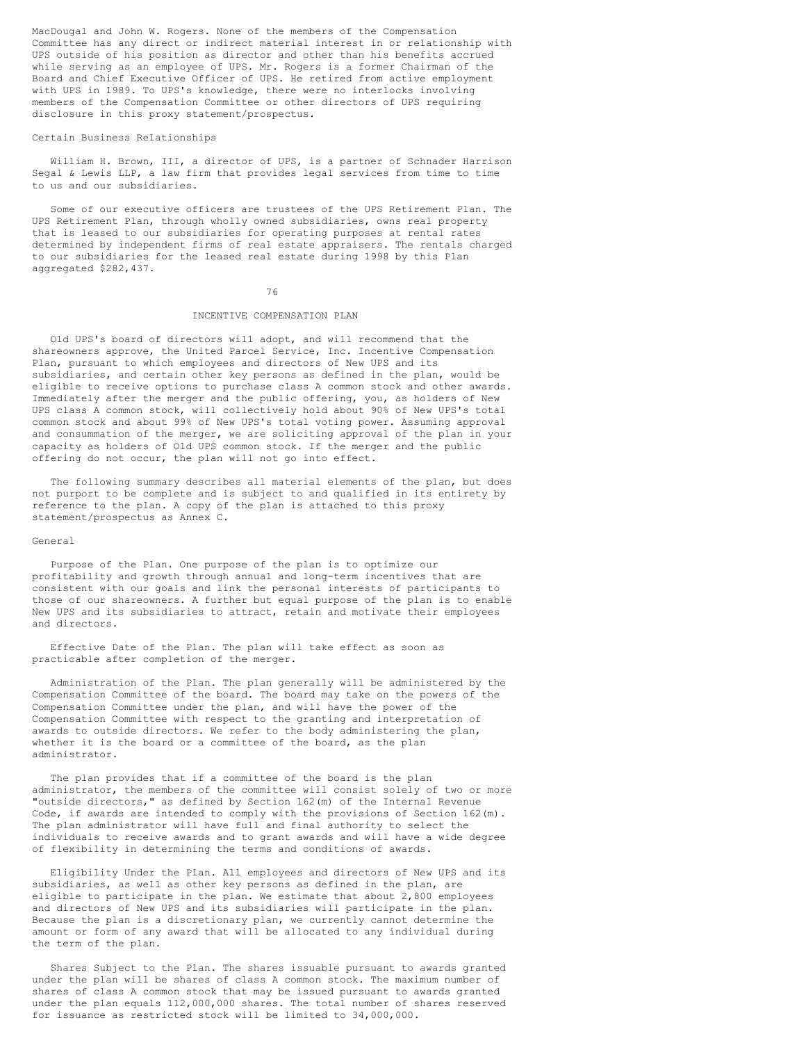MacDougal and John W. Rogers. None of the members of the Compensation Committee has any direct or indirect material interest in or relationship with UPS outside of his position as director and other than his benefits accrued while serving as an employee of UPS. Mr. Rogers is a former Chairman of the Board and Chief Executive Officer of UPS. He retired from active employment with UPS in 1989. To UPS's knowledge, there were no interlocks involving members of the Compensation Committee or other directors of UPS requiring disclosure in this proxy statement/prospectus.

### Certain Business Relationships

William H. Brown, III, a director of UPS, is a partner of Schnader Harrison Segal & Lewis LLP, a law firm that provides legal services from time to time to us and our subsidiaries.

Some of our executive officers are trustees of the UPS Retirement Plan. The UPS Retirement Plan, through wholly owned subsidiaries, owns real property that is leased to our subsidiaries for operating purposes at rental rates determined by independent firms of real estate appraisers. The rentals charged to our subsidiaries for the leased real estate during 1998 by this Plan aggregated $282,437.

## INCENTIVE COMPENSATION PLAN

Old UPS's board of directors will adopt, and will recommend that the shareowners approve, the United Parcel Service, Inc. Incentive Compensation Plan, pursuant to which employees and directors of New UPS and its subsidiaries, and certain other key persons as defined in the plan, would be eligible to receive options to purchase class A common stock and other awards. Immediately after the merger and the public offering, you, as holders of New UPS class A common stock, will collectively hold about 90% of New UPS's total common stock and about 99% of New UPS's total voting power. Assuming approval and consummation of the merger, we are soliciting approval of the plan in your capacity as holders of Old UPS common stock. If the merger and the public offering do not occur, the plan will not go into effect.

The following summary describes all material elements of the plan, but does not purport to be complete and is subject to and qualified in its entirety by reference to the plan. A copy of the plan is attached to this proxy statement/prospectus as Annex C.

### General

Purpose of the Plan. One purpose of the plan is to optimize our profitability and growth through annual and long-term incentives that are consistent with our goals and link the personal interests of participants to those of our shareowners. A further but equal purpose of the plan is to enable New UPS and its subsidiaries to attract, retain and motivate their employees and directors.

Effective Date of the Plan. The plan will take effect as soon as practicable after completion of the merger.

Administration of the Plan. The plan generally will be administered by the Compensation Committee of the board. The board may take on the powers of the Compensation Committee under the plan, and will have the power of the Compensation Committee with respect to the granting and interpretation of awards to outside directors. We refer to the body administering the plan, whether it is the board or a committee of the board, as the plan administrator.

The plan provides that if a committee of the board is the plan administrator, the members of the committee will consist solely of two or more "outside directors," as defined by Section 162(m) of the Internal Revenue Code, if awards are intended to comply with the provisions of Section 162(m). The plan administrator will have full and final authority to select the individuals to receive awards and to grant awards and will have a wide degree of flexibility in determining the terms and conditions of awards.

Eligibility Under the Plan. All employees and directors of New UPS and its subsidiaries, as well as other key persons as defined in the plan, are eligible to participate in the plan. We estimate that about 2,800 employees and directors of New UPS and its subsidiaries will participate in the plan. Because the plan is a discretionary plan, we currently cannot determine the amount or form of any award that will be allocated to any individual during the term of the plan.

Shares Subject to the Plan. The shares issuable pursuant to awards granted under the plan will be shares of class A common stock. The maximum number of shares of class A common stock that may be issued pursuant to awards granted under the plan equals 112,000,000 shares. The total number of shares reserved for issuance as restricted stock will be limited to 34,000,000.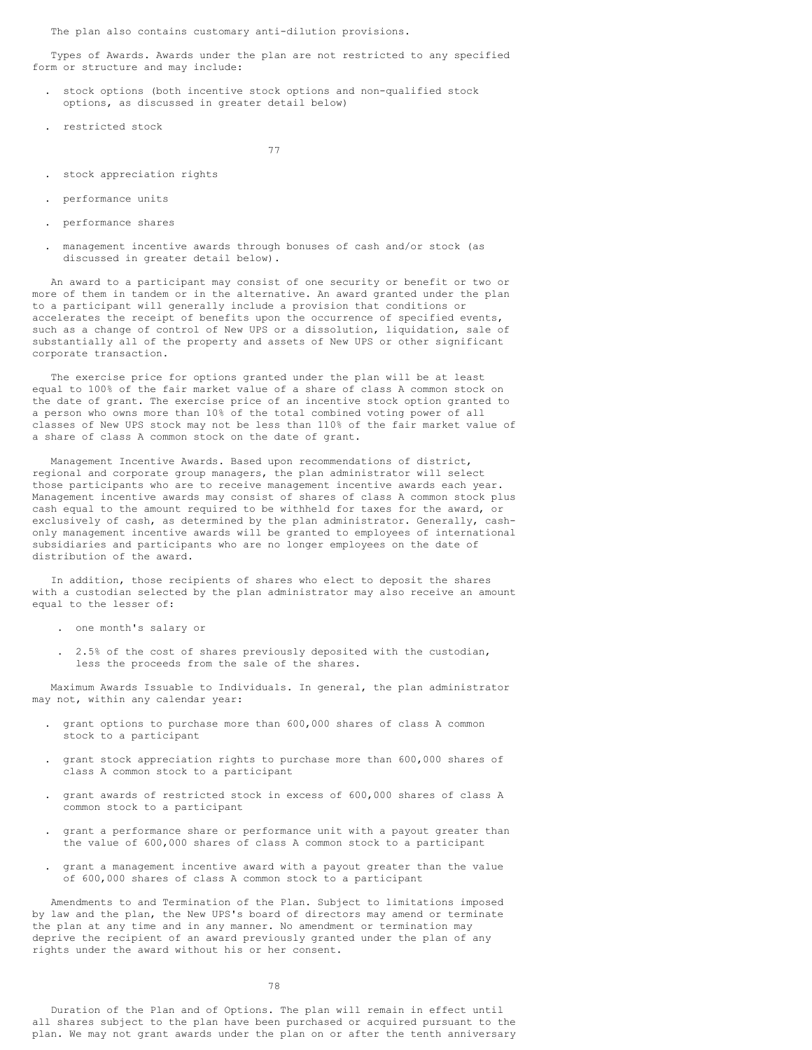The plan also contains customary anti-dilution provisions.

Types of Awards. Awards under the plan are not restricted to any specified form or structure and may include:

- stock options (both incentive stock options and non-qualified stock options, as discussed in greater detail below)
- restricted stock
- stock appreciation rights
- performance units
- performance shares
- management incentive awards through bonuses of cash and/or stock (as discussed in greater detail below).

An award to a participant may consist of one security or benefit or two or more of them in tandem or in the alternative. An award granted under the plan to a participant will generally include a provision that conditions or accelerates the receipt of benefits upon the occurrence of specified events, such as a change of control of New UPS or a dissolution, liquidation, sale of substantially all of the property and assets of New UPS or other significant corporate transaction.

The exercise price for options granted under the plan will be at least equal to 100% of the fair market value of a share of class A common stock on the date of grant. The exercise price of an incentive stock option granted to a person who owns more than 10% of the total combined voting power of all classes of New UPS stock may not be less than 110% of the fair market value of a share of class A common stock on the date of grant.

Management Incentive Awards. Based upon recommendations of district, regional and corporate group managers, the plan administrator will select those participants who are to receive management incentive awards each year. Management incentive awards may consist of shares of class A common stock plus cash equal to the amount required to be withheld for taxes for the award, or exclusively of cash, as determined by the plan administrator. Generally, cash-only management incentive awards will be granted to employees of international subsidiaries and participants who are no longer employees on the date of distribution of the award.

In addition, those recipients of shares who elect to deposit the shares with a custodian selected by the plan administrator may also receive an amount equal to the lesser of:

- one month's salary or
- 2.5% of the cost of shares previously deposited with the custodian, less the proceeds from the sale of the shares.

Maximum Awards Issuable to Individuals. In general, the plan administrator may not, within any calendar year:

- grant options to purchase more than 600,000 shares of class A common stock to a participant
- grant stock appreciation rights to purchase more than 600,000 shares of class A common stock to a participant
- grant awards of restricted stock in excess of 600,000 shares of class A common stock to a participant
- grant a performance share or performance unit with a payout greater than the value of 600,000 shares of class A common stock to a participant
- grant a management incentive award with a payout greater than the value of 600,000 shares of class A common stock to a participant

Amendments to and Termination of the Plan. Subject to limitations imposed by law and the plan, the New UPS's board of directors may amend or terminate the plan at any time and in any manner. No amendment or termination may deprive the recipient of an award previously granted under the plan of any rights under the award without his or her consent.

Duration of the Plan and of Options. The plan will remain in effect until all shares subject to the plan have been purchased or acquired pursuant to the plan. We may not grant awards under the plan on or after the tenth anniversary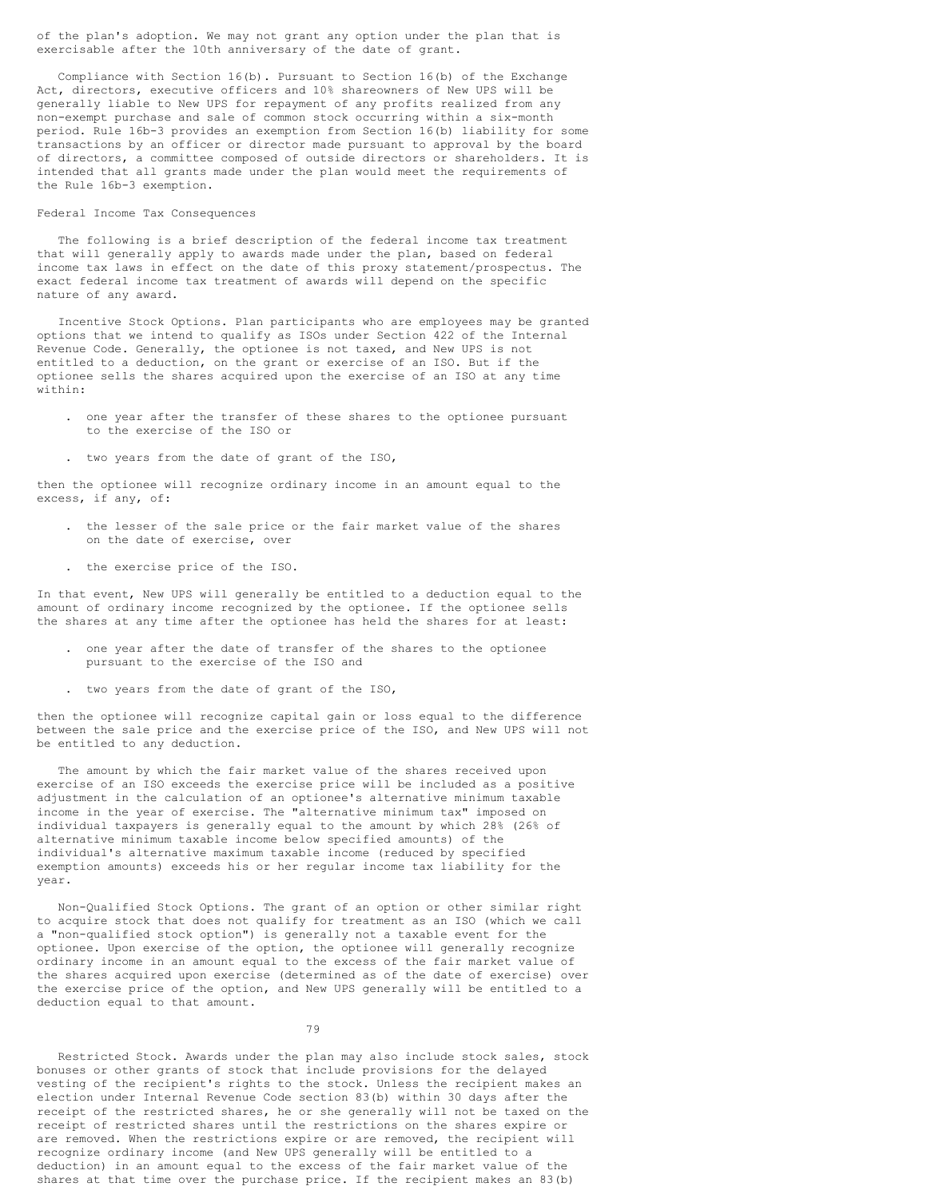of the plan's adoption. We may not grant any option under the plan that is exercisable after the 10th anniversary of the date of grant.

Compliance with Section 16(b). Pursuant to Section 16(b) of the Exchange Act, directors, executive officers and 10% shareowners of New UPS will be generally liable to New UPS for repayment of any profits realized from any non-exempt purchase and sale of common stock occurring within a six-month period. Rule 16b-3 provides an exemption from Section 16(b) liability for some transactions by an officer or director made pursuant to approval by the board of directors, a committee composed of outside directors or shareholders. It is intended that all grants made under the plan would meet the requirements of the Rule 16b-3 exemption.

Federal Income Tax Consequences

The following is a brief description of the federal income tax treatment that will generally apply to awards made under the plan, based on federal income tax laws in effect on the date of this proxy statement/prospectus. The exact federal income tax treatment of awards will depend on the specific nature of any award.

Incentive Stock Options. Plan participants who are employees may be granted options that we intend to qualify as ISOs under Section 422 of the Internal Revenue Code. Generally, the optionee is not taxed, and New UPS is not entitled to a deduction, on the grant or exercise of an ISO. But if the optionee sells the shares acquired upon the exercise of an ISO at any time within:

- one year after the transfer of these shares to the optionee pursuant to the exercise of the ISO or
- two years from the date of grant of the ISO,

then the optionee will recognize ordinary income in an amount equal to the excess, if any, of:

- the lesser of the sale price or the fair market value of the shares on the date of exercise, over
- the exercise price of the ISO.

In that event, New UPS will generally be entitled to a deduction equal to the amount of ordinary income recognized by the optionee. If the optionee sells the shares at any time after the optionee has held the shares for at least:

- one year after the date of transfer of the shares to the optionee pursuant to the exercise of the ISO and
- two years from the date of grant of the ISO,

then the optionee will recognize capital gain or loss equal to the difference between the sale price and the exercise price of the ISO, and New UPS will not be entitled to any deduction.

The amount by which the fair market value of the shares received upon exercise of an ISO exceeds the exercise price will be included as a positive adjustment in the calculation of an optionee's alternative minimum taxable income in the year of exercise. The "alternative minimum tax" imposed on individual taxpayers is generally equal to the amount by which 28% (26% of alternative minimum taxable income below specified amounts) of the individual's alternative maximum taxable income (reduced by specified exemption amounts) exceeds his or her regular income tax liability for the year.

Non-Qualified Stock Options. The grant of an option or other similar right to acquire stock that does not qualify for treatment as an ISO (which we call a "non-qualified stock option") is generally not a taxable event for the optionee. Upon exercise of the option, the optionee will generally recognize ordinary income in an amount equal to the excess of the fair market value of the shares acquired upon exercise (determined as of the date of exercise) over the exercise price of the option, and New UPS generally will be entitled to a deduction equal to that amount.

Restricted Stock. Awards under the plan may also include stock sales, stock bonuses or other grants of stock that include provisions for the delayed vesting of the recipient's rights to the stock. Unless the recipient makes an election under Internal Revenue Code section 83(b) within 30 days after the receipt of the restricted shares, he or she generally will not be taxed on the receipt of restricted shares until the restrictions on the shares expire or are removed. When the restrictions expire or are removed, the recipient will recognize ordinary income (and New UPS generally will be entitled to a deduction) in an amount equal to the excess of the fair market value of the shares at that time over the purchase price. If the recipient makes an 83(b)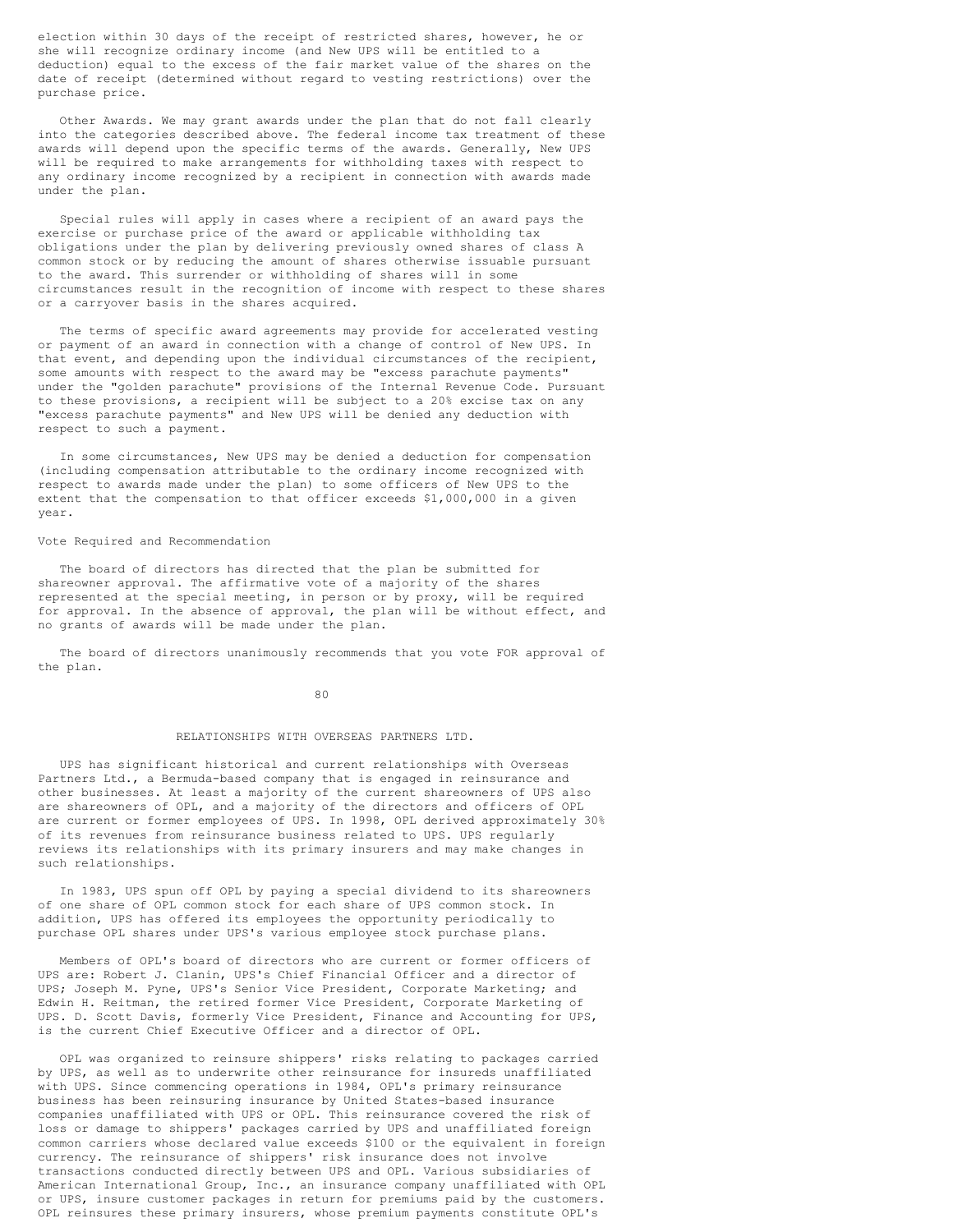election within 30 days of the receipt of restricted shares, however, he or she will recognize ordinary income (and New UPS will be entitled to a deduction) equal to the excess of the fair market value of the shares on the date of receipt (determined without regard to vesting restrictions) over the purchase price.

Other Awards. We may grant awards under the plan that do not fall clearly into the categories described above. The federal income tax treatment of these awards will depend upon the specific terms of the awards. Generally, New UPS will be required to make arrangements for withholding taxes with respect to any ordinary income recognized by a recipient in connection with awards made under the plan.

Special rules will apply in cases where a recipient of an award pays the exercise or purchase price of the award or applicable withholding tax obligations under the plan by delivering previously owned shares of class A common stock or by reducing the amount of shares otherwise issuable pursuant to the award. This surrender or withholding of shares will in some circumstances result in the recognition of income with respect to these shares or a carryover basis in the shares acquired.

The terms of specific award agreements may provide for accelerated vesting or payment of an award in connection with a change of control of New UPS. In that event, and depending upon the individual circumstances of the recipient, some amounts with respect to the award may be "excess parachute payments" under the "golden parachute" provisions of the Internal Revenue Code. Pursuant to these provisions, a recipient will be subject to a 20% excise tax on any "excess parachute payments" and New UPS will be denied any deduction with respect to such a payment.

In some circumstances, New UPS may be denied a deduction for compensation (including compensation attributable to the ordinary income recognized with respect to awards made under the plan) to some officers of New UPS to the extent that the compensation to that officer exceeds $1,000,000 in a given year.

Vote Required and Recommendation

The board of directors has directed that the plan be submitted for shareowner approval. The affirmative vote of a majority of the shares represented at the special meeting, in person or by proxy, will be required for approval. In the absence of approval, the plan will be without effect, and no grants of awards will be made under the plan.

The board of directors unanimously recommends that you vote FOR approval of the plan.

## RELATIONSHIPS WITH OVERSEAS PARTNERS LTD.

UPS has significant historical and current relationships with Overseas Partners Ltd., a Bermuda-based company that is engaged in reinsurance and other businesses. At least a majority of the current shareowners of UPS also are shareowners of OPL, and a majority of the directors and officers of OPL are current or former employees of UPS. In 1998, OPL derived approximately 30% of its revenues from reinsurance business related to UPS. UPS regularly reviews its relationships with its primary insurers and may make changes in such relationships.

In 1983, UPS spun off OPL by paying a special dividend to its shareowners of one share of OPL common stock for each share of UPS common stock. In addition, UPS has offered its employees the opportunity periodically to purchase OPL shares under UPS's various employee stock purchase plans.

Members of OPL's board of directors who are current or former officers of UPS are: Robert J. Clanin, UPS's Chief Financial Officer and a director of UPS; Joseph M. Pyne, UPS's Senior Vice President, Corporate Marketing; and Edwin H. Reitman, the retired former Vice President, Corporate Marketing of UPS. D. Scott Davis, formerly Vice President, Finance and Accounting for UPS, is the current Chief Executive Officer and a director of OPL.

OPL was organized to reinsure shippers' risks relating to packages carried by UPS, as well as to underwrite other reinsurance for insureds unaffiliated with UPS. Since commencing operations in 1984, OPL's primary reinsurance business has been reinsuring insurance by United States-based insurance companies unaffiliated with UPS or OPL. This reinsurance covered the risk of loss or damage to shippers' packages carried by UPS and unaffiliated foreign common carriers whose declared value exceeds $100 or the equivalent in foreign currency. The reinsurance of shippers' risk insurance does not involve transactions conducted directly between UPS and OPL. Various subsidiaries of American International Group, Inc., an insurance company unaffiliated with OPL or UPS, insure customer packages in return for premiums paid by the customers. OPL reinsures these primary insurers, whose premium payments constitute OPL's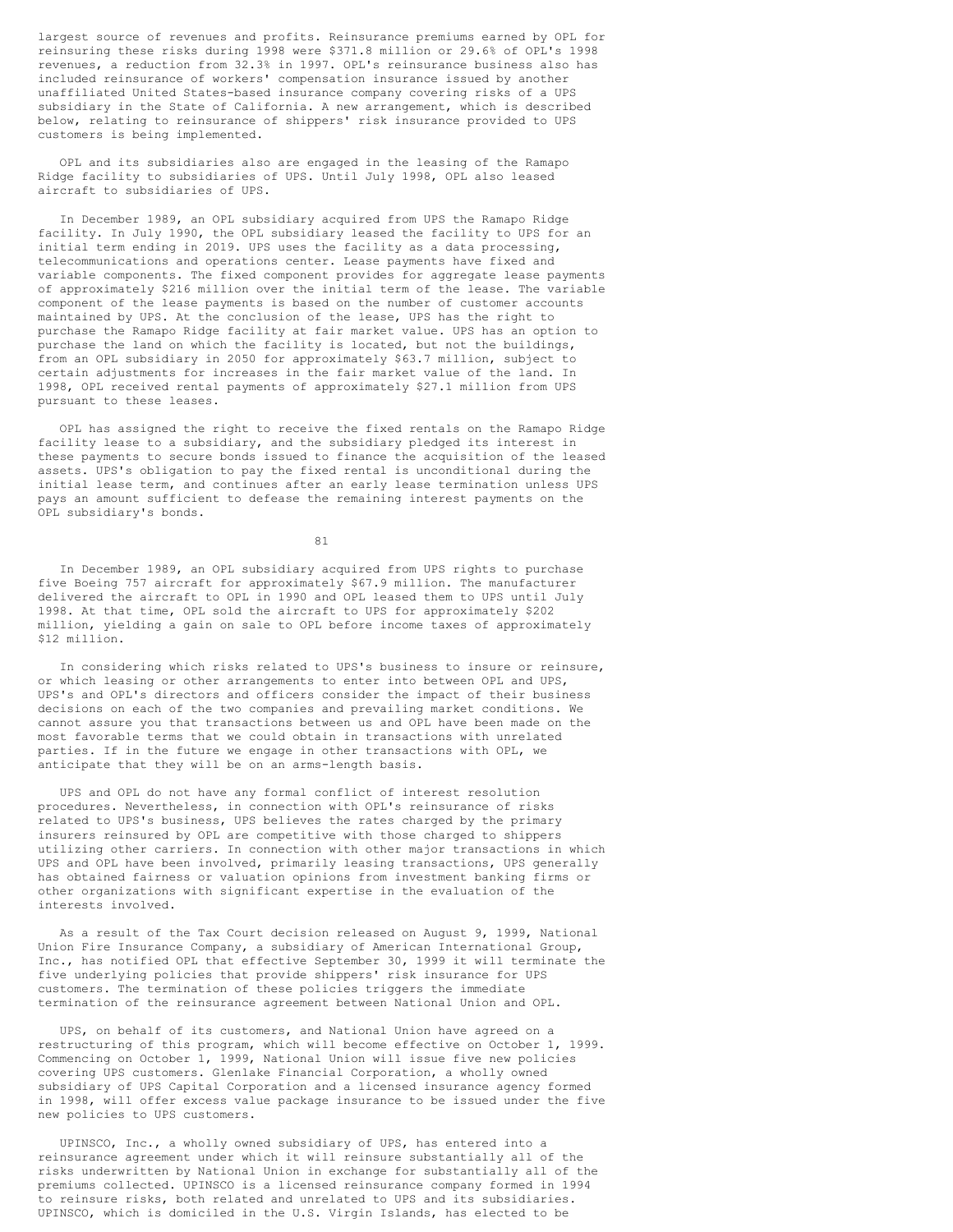largest source of revenues and profits. Reinsurance premiums earned by OPL for reinsuring these risks during 1998 were $371.8 million or 29.6% of OPL's 1998 revenues, a reduction from 32.3% in 1997. OPL's reinsurance business also has included reinsurance of workers' compensation insurance issued by another unaffiliated United States-based insurance company covering risks of a UPS subsidiary in the State of California. A new arrangement, which is described below, relating to reinsurance of shippers' risk insurance provided to UPS customers is being implemented.

OPL and its subsidiaries also are engaged in the leasing of the Ramapo Ridge facility to subsidiaries of UPS. Until July 1998, OPL also leased aircraft to subsidiaries of UPS.

In December 1989, an OPL subsidiary acquired from UPS the Ramapo Ridge facility. In July 1990, the OPL subsidiary leased the facility to UPS for an initial term ending in 2019. UPS uses the facility as a data processing, telecommunications and operations center. Lease payments have fixed and variable components. The fixed component provides for aggregate lease payments of approximately $216 million over the initial term of the lease. The variable component of the lease payments is based on the number of customer accounts maintained by UPS. At the conclusion of the lease, UPS has the right to purchase the Ramapo Ridge facility at fair market value. UPS has an option to purchase the land on which the facility is located, but not the buildings, from an OPL subsidiary in 2050 for approximately $63.7 million, subject to certain adjustments for increases in the fair market value of the land. In 1998, OPL received rental payments of approximately $27.1 million from UPS pursuant to these leases.

OPL has assigned the right to receive the fixed rentals on the Ramapo Ridge facility lease to a subsidiary, and the subsidiary pledged its interest in these payments to secure bonds issued to finance the acquisition of the leased assets. UPS's obligation to pay the fixed rental is unconditional during the initial lease term, and continues after an early lease termination unless UPS pays an amount sufficient to defease the remaining interest payments on the OPL subsidiary's bonds.

In December 1989, an OPL subsidiary acquired from UPS rights to purchase five Boeing 757 aircraft for approximately $67.9 million. The manufacturer delivered the aircraft to OPL in 1990 and OPL leased them to UPS until July 1998. At that time, OPL sold the aircraft to UPS for approximately $202 million, yielding a gain on sale to OPL before income taxes of approximately $12 million.

In considering which risks related to UPS's business to insure or reinsure, or which leasing or other arrangements to enter into between OPL and UPS, UPS's and OPL's directors and officers consider the impact of their business decisions on each of the two companies and prevailing market conditions. We cannot assure you that transactions between us and OPL have been made on the most favorable terms that we could obtain in transactions with unrelated parties. If in the future we engage in other transactions with OPL, we anticipate that they will be on an arms-length basis.

UPS and OPL do not have any formal conflict of interest resolution procedures. Nevertheless, in connection with OPL's reinsurance of risks related to UPS's business, UPS believes the rates charged by the primary insurers reinsured by OPL are competitive with those charged to shippers utilizing other carriers. In connection with other major transactions in which UPS and OPL have been involved, primarily leasing transactions, UPS generally has obtained fairness or valuation opinions from investment banking firms or other organizations with significant expertise in the evaluation of the interests involved.

As a result of the Tax Court decision released on August 9, 1999, National Union Fire Insurance Company, a subsidiary of American International Group, Inc., has notified OPL that effective September 30, 1999 it will terminate the five underlying policies that provide shippers' risk insurance for UPS customers. The termination of these policies triggers the immediate termination of the reinsurance agreement between National Union and OPL.

UPS, on behalf of its customers, and National Union have agreed on a restructuring of this program, which will become effective on October 1, 1999. Commencing on October 1, 1999, National Union will issue five new policies covering UPS customers. Glenlake Financial Corporation, a wholly owned subsidiary of UPS Capital Corporation and a licensed insurance agency formed in 1998, will offer excess value package insurance to be issued under the five new policies to UPS customers.

UPINSCO, Inc., a wholly owned subsidiary of UPS, has entered into a reinsurance agreement under which it will reinsure substantially all of the risks underwritten by National Union in exchange for substantially all of the premiums collected. UPINSCO is a licensed reinsurance company formed in 1994 to reinsure risks, both related and unrelated to UPS and its subsidiaries. UPINSCO, which is domiciled in the U.S. Virgin Islands, has elected to be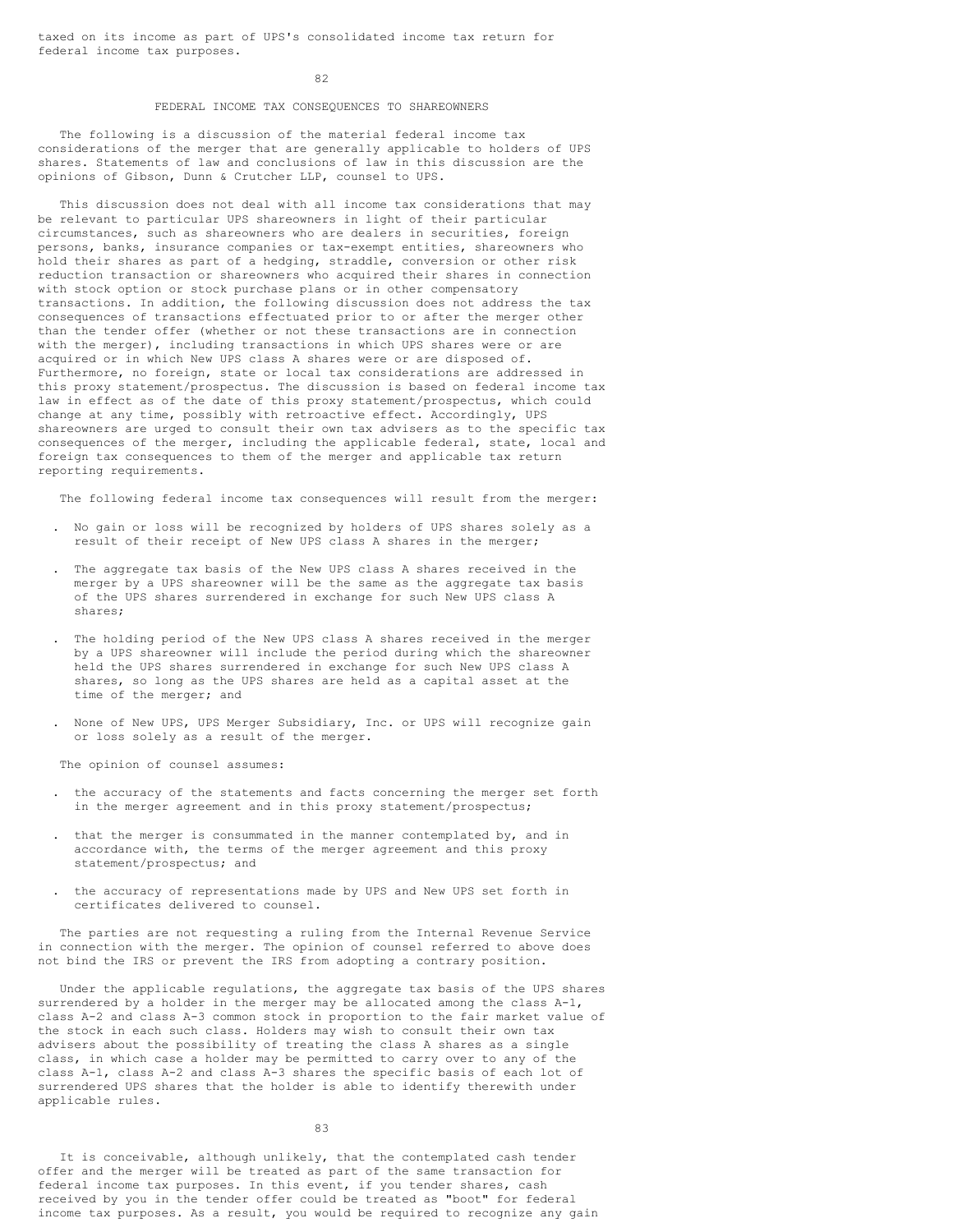taxed on its income as part of UPS's consolidated income tax return for federal income tax purposes.

## FEDERAL INCOME TAX CONSEQUENCES TO SHAREOWNERS

The following is a discussion of the material federal income tax considerations of the merger that are generally applicable to holders of UPS shares. Statements of law and conclusions of law in this discussion are the opinions of Gibson, Dunn & Crutcher LLP, counsel to UPS.

This discussion does not deal with all income tax considerations that may be relevant to particular UPS shareowners in light of their particular circumstances, such as shareowners who are dealers in securities, foreign persons, banks, insurance companies or tax-exempt entities, shareowners who hold their shares as part of a hedging, straddle, conversion or other risk reduction transaction or shareowners who acquired their shares in connection with stock option or stock purchase plans or in other compensatory transactions. In addition, the following discussion does not address the tax consequences of transactions effectuated prior to or after the merger other than the tender offer (whether or not these transactions are in connection with the merger), including transactions in which UPS shares were or are acquired or in which New UPS class A shares were or are disposed of. Furthermore, no foreign, state or local tax considerations are addressed in this proxy statement/prospectus. The discussion is based on federal income tax law in effect as of the date of this proxy statement/prospectus, which could change at any time, possibly with retroactive effect. Accordingly, UPS shareowners are urged to consult their own tax advisers as to the specific tax consequences of the merger, including the applicable federal, state, local and foreign tax consequences to them of the merger and applicable tax return reporting requirements.

The following federal income tax consequences will result from the merger:

- No gain or loss will be recognized by holders of UPS shares solely as a result of their receipt of New UPS class A shares in the merger;
- The aggregate tax basis of the New UPS class A shares received in the merger by a UPS shareowner will be the same as the aggregate tax basis of the UPS shares surrendered in exchange for such New UPS class A shares;
- The holding period of the New UPS class A shares received in the merger by a UPS shareowner will include the period during which the shareowner held the UPS shares surrendered in exchange for such New UPS class A shares, so long as the UPS shares are held as a capital asset at the time of the merger; and
- None of New UPS, UPS Merger Subsidiary, Inc. or UPS will recognize gain or loss solely as a result of the merger.

The opinion of counsel assumes:

- the accuracy of the statements and facts concerning the merger set forth in the merger agreement and in this proxy statement/prospectus;
- that the merger is consummated in the manner contemplated by, and in accordance with, the terms of the merger agreement and this proxy statement/prospectus; and
- the accuracy of representations made by UPS and New UPS set forth in certificates delivered to counsel.

The parties are not requesting a ruling from the Internal Revenue Service in connection with the merger. The opinion of counsel referred to above does not bind the IRS or prevent the IRS from adopting a contrary position.

Under the applicable regulations, the aggregate tax basis of the UPS shares surrendered by a holder in the merger may be allocated among the class A-1, class A-2 and class A-3 common stock in proportion to the fair market value of the stock in each such class. Holders may wish to consult their own tax advisers about the possibility of treating the class A shares as a single class, in which case a holder may be permitted to carry over to any of the class A-1, class A-2 and class A-3 shares the specific basis of each lot of surrendered UPS shares that the holder is able to identify therewith under applicable rules.

It is conceivable, although unlikely, that the contemplated cash tender offer and the merger will be treated as part of the same transaction for federal income tax purposes. In this event, if you tender shares, cash received by you in the tender offer could be treated as "boot" for federal income tax purposes. As a result, you would be required to recognize any gain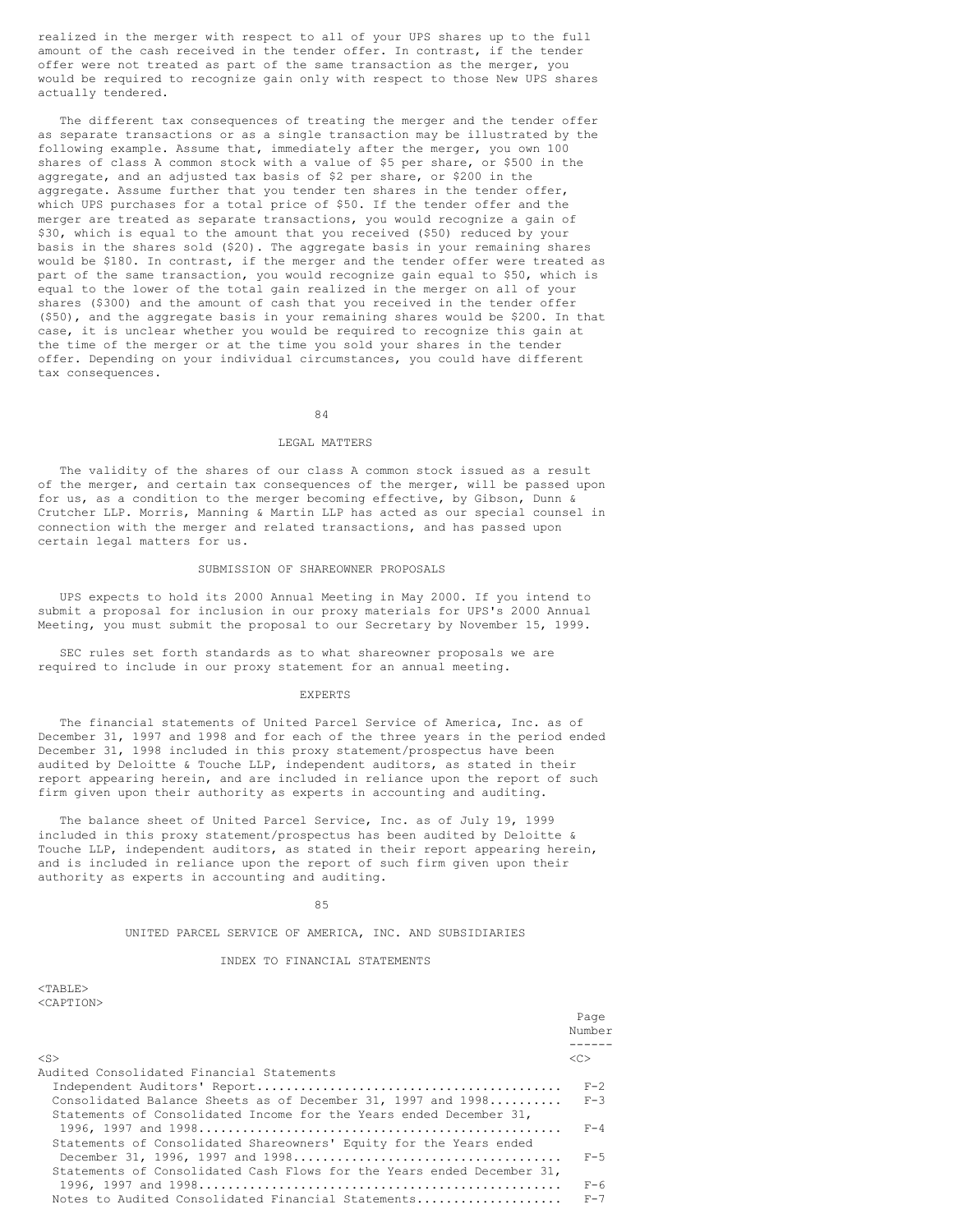realized in the merger with respect to all of your UPS shares up to the full amount of the cash received in the tender offer. In contrast, if the tender offer were not treated as part of the same transaction as the merger, you would be required to recognize gain only with respect to those New UPS shares actually tendered.

The different tax consequences of treating the merger and the tender offer as separate transactions or as a single transaction may be illustrated by the following example. Assume that, immediately after the merger, you own 100 shares of class A common stock with a value of $5 per share, or $500 in the aggregate, and an adjusted tax basis of $2 per share, or $200 in the aggregate. Assume further that you tender ten shares in the tender offer, which UPS purchases for a total price of $50. If the tender offer and the merger are treated as separate transactions, you would recognize a gain of $30, which is equal to the amount that you received ($50) reduced by your basis in the shares sold ($20). The aggregate basis in your remaining shares would be $180. In contrast, if the merger and the tender offer were treated as part of the same transaction, you would recognize gain equal to $50, which is equal to the lower of the total gain realized in the merger on all of your shares ($300) and the amount of cash that you received in the tender offer ($50), and the aggregate basis in your remaining shares would be $200. In that case, it is unclear whether you would be required to recognize this gain at the time of the merger or at the time you sold your shares in the tender offer. Depending on your individual circumstances, you could have different tax consequences.

## LEGAL MATTERS

The validity of the shares of our class A common stock issued as a result of the merger, and certain tax consequences of the merger, will be passed upon for us, as a condition to the merger becoming effective, by Gibson, Dunn & Crutcher LLP. Morris, Manning & Martin LLP has acted as our special counsel in connection with the merger and related transactions, and has passed upon certain legal matters for us.

## SUBMISSION OF SHAREOWNER PROPOSALS

UPS expects to hold its 2000 Annual Meeting in May 2000. If you intend to submit a proposal for inclusion in our proxy materials for UPS's 2000 Annual Meeting, you must submit the proposal to our Secretary by November 15, 1999.

SEC rules set forth standards as to what shareowner proposals we are required to include in our proxy statement for an annual meeting.

## EXPERTS

The financial statements of United Parcel Service of America, Inc. as of December 31, 1997 and 1998 and for each of the three years in the period ended December 31, 1998 included in this proxy statement/prospectus have been audited by Deloitte & Touche LLP, independent auditors, as stated in their report appearing herein, and are included in reliance upon the report of such firm given upon their authority as experts in accounting and auditing.

The balance sheet of United Parcel Service, Inc. as of July 19, 1999 included in this proxy statement/prospectus has been audited by Deloitte & Touche LLP, independent auditors, as stated in their report appearing herein, and is included in reliance upon the report of such firm given upon their authority as experts in accounting and auditing.

## UNITED PARCEL SERVICE OF AMERICA, INC. AND SUBSIDIARIES

### INDEX TO FINANCIAL STATEMENTS

| | Page Number |
|---|---|
| Audited Consolidated Financial Statements | |
| Independent Auditors' Report | F-2 |
| Consolidated Balance Sheets as of December 31, 1997 and 1998 | F-3 |
| Statements of Consolidated Income for the Years ended December 31, 1996, 1997 and 1998 | F-4 |
| Statements of Consolidated Shareowners' Equity for the Years ended December 31, 1996, 1997 and 1998 | F-5 |
| Statements of Consolidated Cash Flows for the Years ended December 31, 1996, 1997 and 1998 | F-6 |
| Notes to Audited Consolidated Financial Statements | F-7 |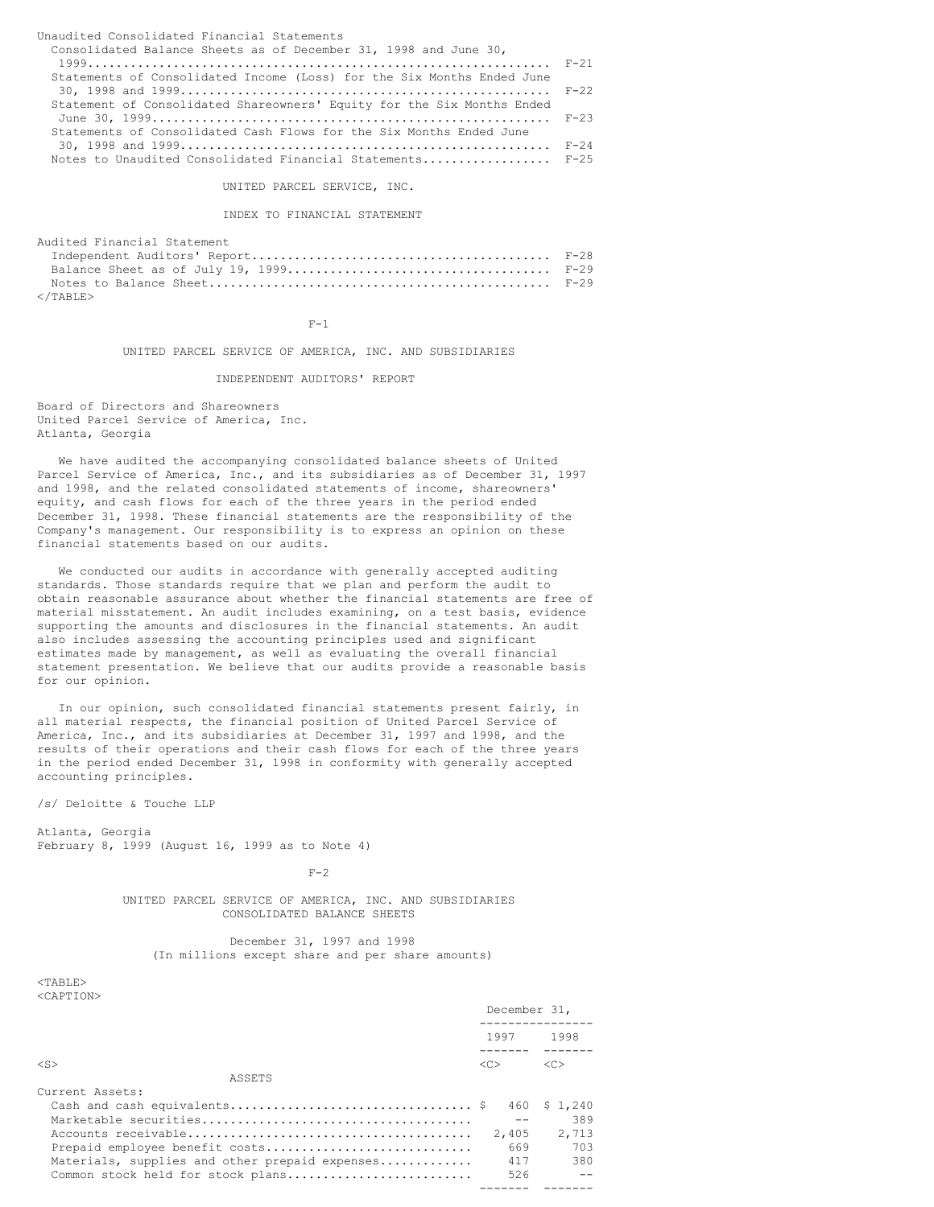| | |
|---|---|
| Unaudited Consolidated Financial Statements | |
| Consolidated Balance Sheets as of December 31, 1998 and June 30, 1999 | F-21 |
| Statements of Consolidated Income (Loss) for the Six Months Ended June 30, 1998 and 1999 | F-22 |
| Statement of Consolidated Shareowners' Equity for the Six Months Ended June 30, 1999 | F-23 |
| Statements of Consolidated Cash Flows for the Six Months Ended June 30, 1998 and 1999 | F-24 |
| Notes to Unaudited Consolidated Financial Statements | F-25 |

UNITED PARCEL SERVICE, INC.

INDEX TO FINANCIAL STATEMENT

| | |
|---|---|
| Audited Financial Statement | |
| Independent Auditors' Report | F-28 |
| Balance Sheet as of July 19, 1999 | F-29 |
| Notes to Balance Sheet | F-29 |

UNITED PARCEL SERVICE OF AMERICA, INC. AND SUBSIDIARIES

INDEPENDENT AUDITORS' REPORT

Board of Directors and Shareowners
United Parcel Service of America, Inc.
Atlanta, Georgia

We have audited the accompanying consolidated balance sheets of United Parcel Service of America, Inc., and its subsidiaries as of December 31, 1997 and 1998, and the related consolidated statements of income, shareowners' equity, and cash flows for each of the three years in the period ended December 31, 1998. These financial statements are the responsibility of the Company's management. Our responsibility is to express an opinion on these financial statements based on our audits.

We conducted our audits in accordance with generally accepted auditing standards. Those standards require that we plan and perform the audit to obtain reasonable assurance about whether the financial statements are free of material misstatement. An audit includes examining, on a test basis, evidence supporting the amounts and disclosures in the financial statements. An audit also includes assessing the accounting principles used and significant estimates made by management, as well as evaluating the overall financial statement presentation. We believe that our audits provide a reasonable basis for our opinion.

In our opinion, such consolidated financial statements present fairly, in all material respects, the financial position of United Parcel Service of America, Inc., and its subsidiaries at December 31, 1997 and 1998, and the results of their operations and their cash flows for each of the three years in the period ended December 31, 1998 in conformity with generally accepted accounting principles.

/s/ Deloitte & Touche LLP

Atlanta, Georgia
February 8, 1999 (August 16, 1999 as to Note 4)

UNITED PARCEL SERVICE OF AMERICA, INC. AND SUBSIDIARIES
CONSOLIDATED BALANCE SHEETS

December 31, 1997 and 1998
(In millions except share and per share amounts)

| | December 31, | |
|---|---|---|
| | 1997 | 1998 |
| **ASSETS** | | |
| Current Assets: | | |
| Cash and cash equivalents | $ 460 | $ 1,240 |
| Marketable securities | -- | 389 |
| Accounts receivable | 2,405 | 2,713 |
| Prepaid employee benefit costs | 669 | 703 |
| Materials, supplies and other prepaid expenses | 417 | 380 |
| Common stock held for stock plans | 526 | -- |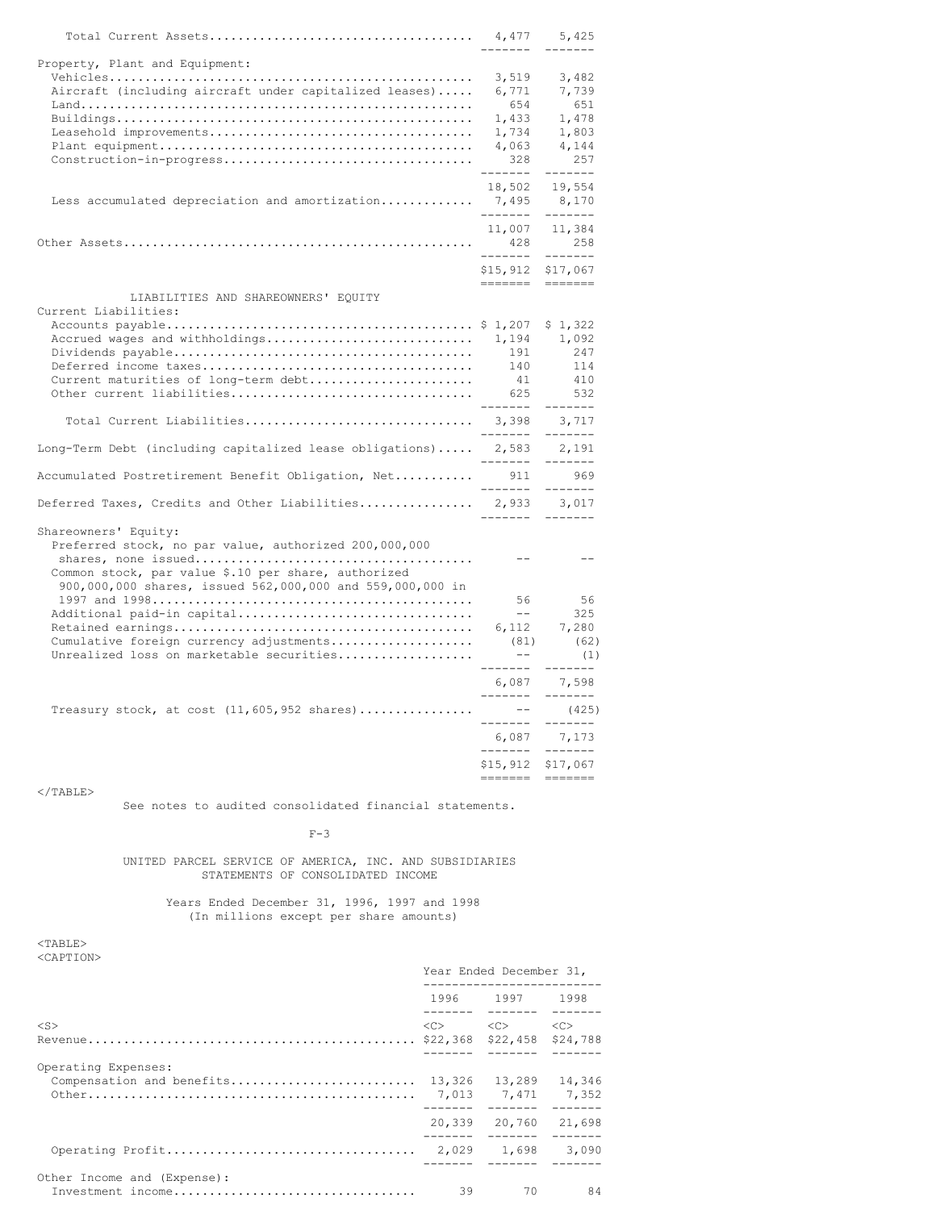| | 1997 | 1998 |
|---|---|---|
| Total Current Assets | 4,477 | 5,425 |
| Property, Plant and Equipment: | | |
| Vehicles | 3,519 | 3,482 |
| Aircraft (including aircraft under capitalized leases) | 6,771 | 7,739 |
| Land | 654 | 651 |
| Buildings | 1,433 | 1,478 |
| Leasehold improvements | 1,734 | 1,803 |
| Plant equipment | 4,063 | 4,144 |
| Construction-in-progress | 328 | 257 |
| | 18,502 | 19,554 |
| Less accumulated depreciation and amortization | 7,495 | 8,170 |
| | 11,007 | 11,384 |
| Other Assets | 428 | 258 |
| | $15,912 | $17,067 |
| **LIABILITIES AND SHAREOWNERS' EQUITY** | | |
| Current Liabilities: | | |
| Accounts payable | $ 1,207 | $ 1,322 |
| Accrued wages and withholdings | 1,194 | 1,092 |
| Dividends payable | 191 | 247 |
| Deferred income taxes | 140 | 114 |
| Current maturities of long-term debt | 41 | 410 |
| Other current liabilities | 625 | 532 |
| Total Current Liabilities | 3,398 | 3,717 |
| Long-Term Debt (including capitalized lease obligations) | 2,583 | 2,191 |
| Accumulated Postretirement Benefit Obligation, Net | 911 | 969 |
| Deferred Taxes, Credits and Other Liabilities | 2,933 | 3,017 |
| Shareowners' Equity: | | |
| Preferred stock, no par value, authorized 200,000,000 shares, none issued | -- | -- |
| Common stock, par value $.10 per share, authorized 900,000,000 shares, issued 562,000,000 and 559,000,000 in 1997 and 1998 | 56 | 56 |
| Additional paid-in capital | -- | 325 |
| Retained earnings | 6,112 | 7,280 |
| Cumulative foreign currency adjustments | (81) | (62) |
| Unrealized loss on marketable securities | -- | (1) |
| | 6,087 | 7,598 |
| Treasury stock, at cost (11,605,952 shares) | -- | (425) |
| | 6,087 | 7,173 |
| | $15,912 | $17,067 |

See notes to audited consolidated financial statements.

F-3

UNITED PARCEL SERVICE OF AMERICA, INC. AND SUBSIDIARIES
STATEMENTS OF CONSOLIDATED INCOME

Years Ended December 31, 1996, 1997 and 1998
(In millions except per share amounts)

| | Year Ended December 31, | | |
|---|---|---|---|
| | 1996 | 1997 | 1998 |
| Revenue | $22,368 | $22,458 | $24,788 |
| Operating Expenses: | | | |
| Compensation and benefits | 13,326 | 13,289 | 14,346 |
| Other | 7,013 | 7,471 | 7,352 |
| | 20,339 | 20,760 | 21,698 |
| Operating Profit | 2,029 | 1,698 | 3,090 |
| Other Income and (Expense): | | | |
| Investment income | 39 | 70 | 84 |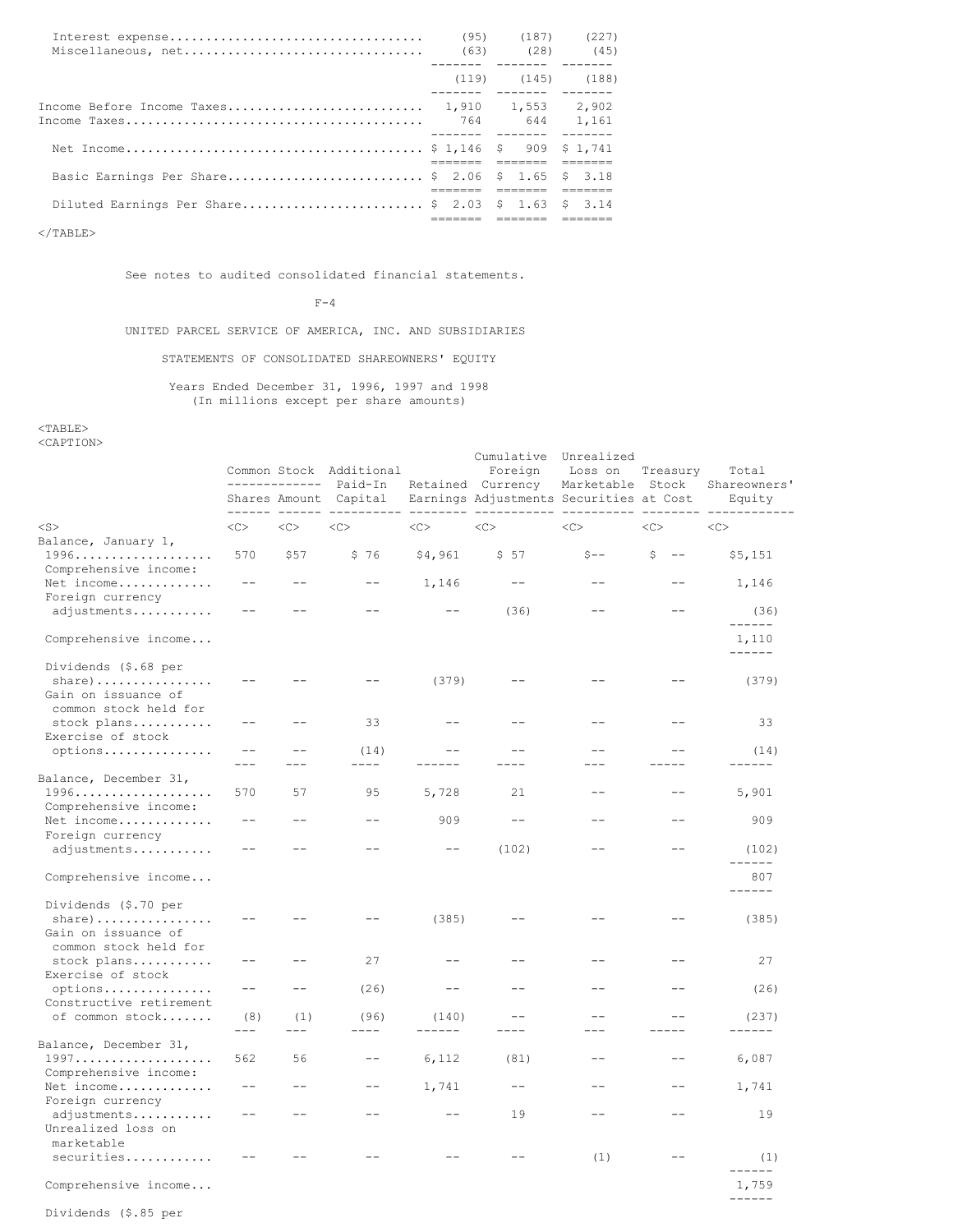| | | | |
|---|---|---|---|
| Interest expense | (95) | (187) | (227) |
| Miscellaneous, net | (63) | (28) | (45) |
| | (119) | (145) | (188) |
| Income Before Income Taxes | 1,910 | 1,553 | 2,902 |
| Income Taxes | 764 | 644 | 1,161 |
| Net Income | $ 1,146 | $ 909 | $ 1,741 |
| Basic Earnings Per Share | $ 2.06 | $ 1.65 | $ 3.18 |
| Diluted Earnings Per Share | $ 2.03 | $ 1.63 | $ 3.14 |

See notes to audited consolidated financial statements.

UNITED PARCEL SERVICE OF AMERICA, INC. AND SUBSIDIARIES

STATEMENTS OF CONSOLIDATED SHAREOWNERS' EQUITY

Years Ended December 31, 1996, 1997 and 1998
(In millions except per share amounts)

| | Common Stock | | Additional Paid-In Capital | Retained Earnings | Cumulative Foreign Currency Adjustments | Unrealized Loss on Marketable Securities | Treasury Stock at Cost | Total Shareowners' Equity |
|---|---|---|---|---|---|---|---|---|
| | Shares | Amount | | | | | | |
| Balance, January 1, 1996 | 570 | $57 | $ 76 | $4,961 | $ 57 | $-- | $ -- | $5,151 |
| Comprehensive income: | | | | | | | | |
| Net income | -- | -- | -- | 1,146 | -- | -- | -- | 1,146 |
| Foreign currency adjustments | -- | -- | -- | -- | (36) | -- | -- | (36) |
| Comprehensive income | | | | | | | | 1,110 |
| Dividends ($.68 per share) | -- | -- | -- | (379) | -- | -- | -- | (379) |
| Gain on issuance of common stock held for stock plans | -- | -- | 33 | -- | -- | -- | -- | 33 |
| Exercise of stock options | -- | -- | (14) | -- | -- | -- | -- | (14) |
| Balance, December 31, 1996 | 570 | 57 | 95 | 5,728 | 21 | -- | -- | 5,901 |
| Comprehensive income: | | | | | | | | |
| Net income | -- | -- | -- | 909 | -- | -- | -- | 909 |
| Foreign currency adjustments | -- | -- | -- | -- | (102) | -- | -- | (102) |
| Comprehensive income | | | | | | | | 807 |
| Dividends ($.70 per share) | -- | -- | -- | (385) | -- | -- | -- | (385) |
| Gain on issuance of common stock held for stock plans | -- | -- | 27 | -- | -- | -- | -- | 27 |
| Exercise of stock options | -- | -- | (26) | -- | -- | -- | -- | (26) |
| Constructive retirement of common stock | (8) | (1) | (96) | (140) | -- | -- | -- | (237) |
| Balance, December 31, 1997 | 562 | 56 | -- | 6,112 | (81) | -- | -- | 6,087 |
| Comprehensive income: | | | | | | | | |
| Net income | -- | -- | -- | 1,741 | -- | -- | -- | 1,741 |
| Foreign currency adjustments | -- | -- | -- | -- | 19 | -- | -- | 19 |
| Unrealized loss on marketable securities | -- | -- | -- | -- | -- | (1) | -- | (1) |
| Comprehensive income | | | | | | | | 1,759 |
| Dividends ($.85 per | | | | | | | | |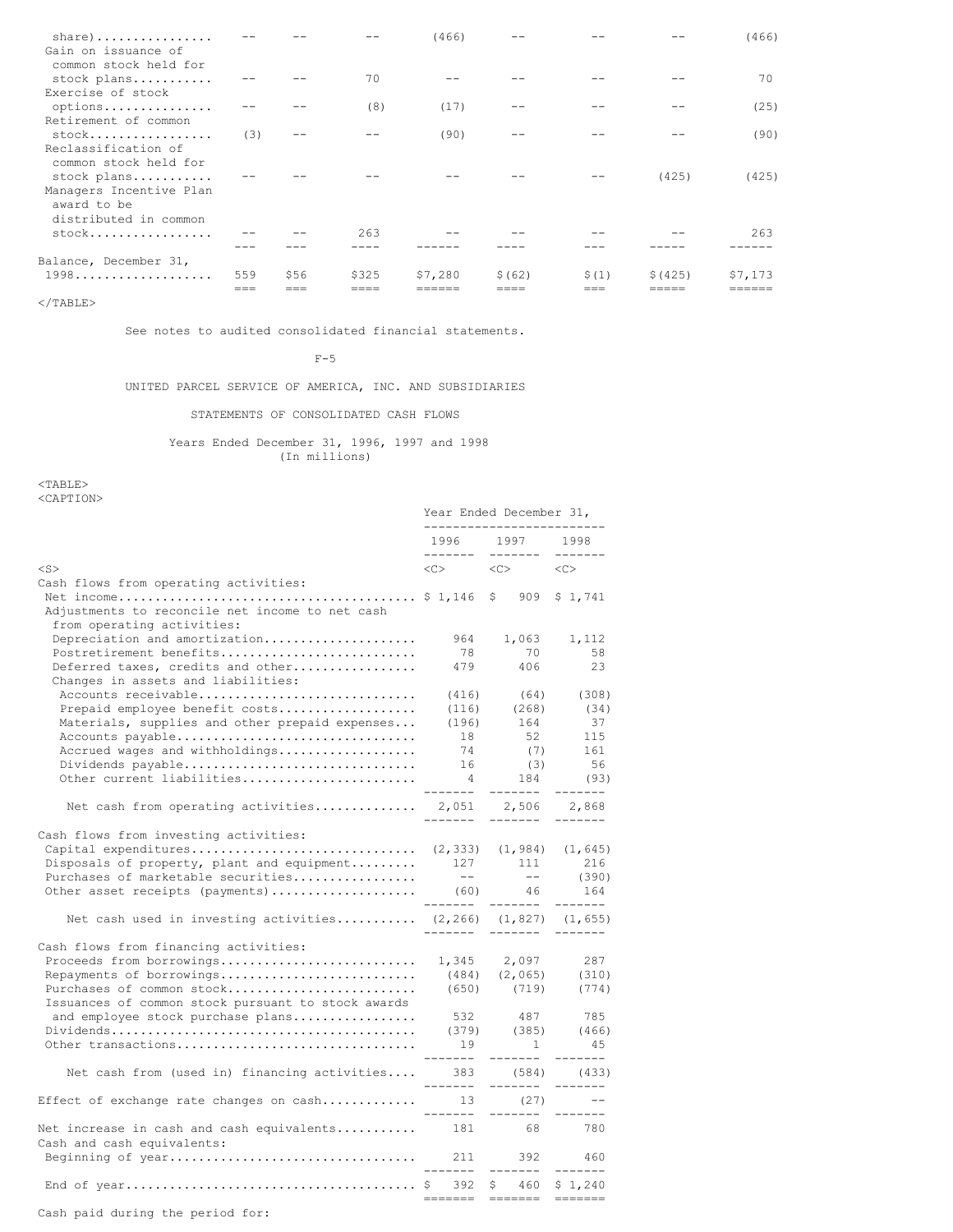| | | | | | | | | |
|---|---|---|---|---|---|---|---|---|
| share) | -- | -- | -- | (466) | -- | -- | -- | (466) |
| Gain on issuance of common stock held for stock plans | -- | -- | 70 | -- | -- | -- | -- | 70 |
| Exercise of stock options | -- | -- | (8) | (17) | -- | -- | -- | (25) |
| Retirement of common stock | (3) | -- | -- | (90) | -- | -- | -- | (90) |
| Reclassification of common stock held for stock plans | -- | -- | -- | -- | -- | -- | (425) | (425) |
| Managers Incentive Plan award to be distributed in common stock | -- | -- | 263 | -- | -- | -- | -- | 263 |
| Balance, December 31, 1998 | 559 | $56 | $325 | $7,280 | $(62) | $(1) | $(425) | $7,173 |

See notes to audited consolidated financial statements.

F-5

UNITED PARCEL SERVICE OF AMERICA, INC. AND SUBSIDIARIES

STATEMENTS OF CONSOLIDATED CASH FLOWS

Years Ended December 31, 1996, 1997 and 1998
(In millions)

| | Year Ended December 31, | | |
|---|---|---|---|
| | 1996 | 1997 | 1998 |
| Cash flows from operating activities: | | | |
| Net income | $ 1,146 | $ 909 | $ 1,741 |
| Adjustments to reconcile net income to net cash from operating activities: | | | |
| Depreciation and amortization | 964 | 1,063 | 1,112 |
| Postretirement benefits | 78 | 70 | 58 |
| Deferred taxes, credits and other | 479 | 406 | 23 |
| Changes in assets and liabilities: | | | |
| Accounts receivable | (416) | (64) | (308) |
| Prepaid employee benefit costs | (116) | (268) | (34) |
| Materials, supplies and other prepaid expenses | (196) | 164 | 37 |
| Accounts payable | 18 | 52 | 115 |
| Accrued wages and withholdings | 74 | (7) | 161 |
| Dividends payable | 16 | (3) | 56 |
| Other current liabilities | 4 | 184 | (93) |
| Net cash from operating activities | 2,051 | 2,506 | 2,868 |
| Cash flows from investing activities: | | | |
| Capital expenditures | (2,333) | (1,984) | (1,645) |
| Disposals of property, plant and equipment | 127 | 111 | 216 |
| Purchases of marketable securities | -- | -- | (390) |
| Other asset receipts (payments) | (60) | 46 | 164 |
| Net cash used in investing activities | (2,266) | (1,827) | (1,655) |
| Cash flows from financing activities: | | | |
| Proceeds from borrowings | 1,345 | 2,097 | 287 |
| Repayments of borrowings | (484) | (2,065) | (310) |
| Purchases of common stock | (650) | (719) | (774) |
| Issuances of common stock pursuant to stock awards and employee stock purchase plans | 532 | 487 | 785 |
| Dividends | (379) | (385) | (466) |
| Other transactions | 19 | 1 | 45 |
| Net cash from (used in) financing activities | 383 | (584) | (433) |
| Effect of exchange rate changes on cash | 13 | (27) | -- |
| Net increase in cash and cash equivalents | 181 | 68 | 780 |
| Cash and cash equivalents: | | | |
| Beginning of year | 211 | 392 | 460 |
| End of year | $ 392 | $ 460 | $ 1,240 |

Cash paid during the period for: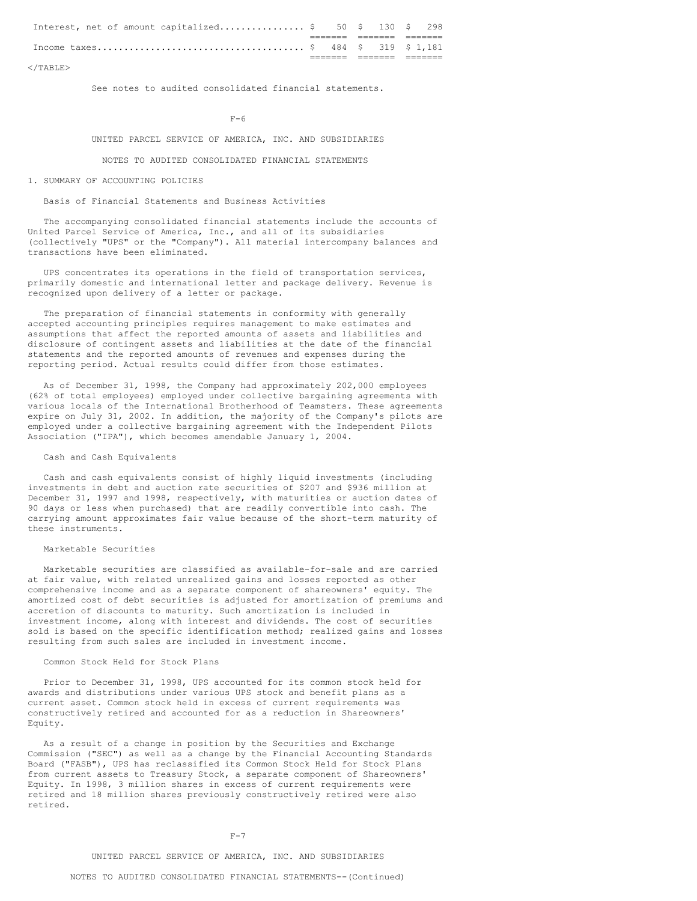| | | | |
|---|---|---|---|
| Interest, net of amount capitalized | $ 50 | $ 130 | $ 298 |
| Income taxes | $ 484 | $ 319 | $ 1,181 |

See notes to audited consolidated financial statements.

UNITED PARCEL SERVICE OF AMERICA, INC. AND SUBSIDIARIES

NOTES TO AUDITED CONSOLIDATED FINANCIAL STATEMENTS

## 1. SUMMARY OF ACCOUNTING POLICIES

### Basis of Financial Statements and Business Activities

The accompanying consolidated financial statements include the accounts of United Parcel Service of America, Inc., and all of its subsidiaries (collectively "UPS" or the "Company"). All material intercompany balances and transactions have been eliminated.

UPS concentrates its operations in the field of transportation services, primarily domestic and international letter and package delivery. Revenue is recognized upon delivery of a letter or package.

The preparation of financial statements in conformity with generally accepted accounting principles requires management to make estimates and assumptions that affect the reported amounts of assets and liabilities and disclosure of contingent assets and liabilities at the date of the financial statements and the reported amounts of revenues and expenses during the reporting period. Actual results could differ from those estimates.

As of December 31, 1998, the Company had approximately 202,000 employees (62% of total employees) employed under collective bargaining agreements with various locals of the International Brotherhood of Teamsters. These agreements expire on July 31, 2002. In addition, the majority of the Company's pilots are employed under a collective bargaining agreement with the Independent Pilots Association ("IPA"), which becomes amendable January 1, 2004.

### Cash and Cash Equivalents

Cash and cash equivalents consist of highly liquid investments (including investments in debt and auction rate securities of $207 and $936 million at December 31, 1997 and 1998, respectively, with maturities or auction dates of 90 days or less when purchased) that are readily convertible into cash. The carrying amount approximates fair value because of the short-term maturity of these instruments.

### Marketable Securities

Marketable securities are classified as available-for-sale and are carried at fair value, with related unrealized gains and losses reported as other comprehensive income and as a separate component of shareowners' equity. The amortized cost of debt securities is adjusted for amortization of premiums and accretion of discounts to maturity. Such amortization is included in investment income, along with interest and dividends. The cost of securities sold is based on the specific identification method; realized gains and losses resulting from such sales are included in investment income.

### Common Stock Held for Stock Plans

Prior to December 31, 1998, UPS accounted for its common stock held for awards and distributions under various UPS stock and benefit plans as a current asset. Common stock held in excess of current requirements was constructively retired and accounted for as a reduction in Shareowners' Equity.

As a result of a change in position by the Securities and Exchange Commission ("SEC") as well as a change by the Financial Accounting Standards Board ("FASB"), UPS has reclassified its Common Stock Held for Stock Plans from current assets to Treasury Stock, a separate component of Shareowners' Equity. In 1998, 3 million shares in excess of current requirements were retired and 18 million shares previously constructively retired were also retired.

UNITED PARCEL SERVICE OF AMERICA, INC. AND SUBSIDIARIES

NOTES TO AUDITED CONSOLIDATED FINANCIAL STATEMENTS--(Continued)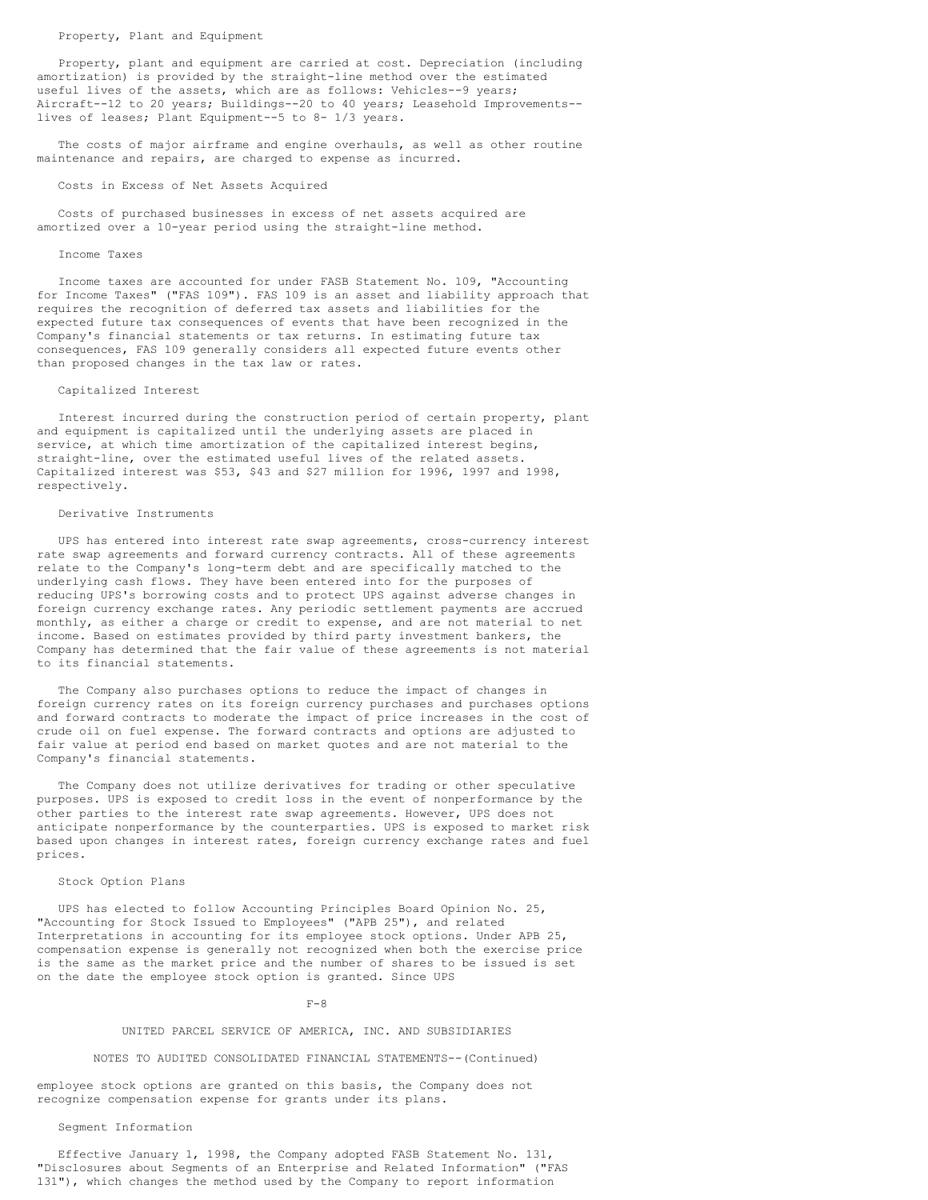### Property, Plant and Equipment

Property, plant and equipment are carried at cost. Depreciation (including amortization) is provided by the straight-line method over the estimated useful lives of the assets, which are as follows: Vehicles--9 years; Aircraft--12 to 20 years; Buildings--20 to 40 years; Leasehold Improvements--lives of leases; Plant Equipment--5 to 8- 1/3 years.

The costs of major airframe and engine overhauls, as well as other routine maintenance and repairs, are charged to expense as incurred.

### Costs in Excess of Net Assets Acquired

Costs of purchased businesses in excess of net assets acquired are amortized over a 10-year period using the straight-line method.

### Income Taxes

Income taxes are accounted for under FASB Statement No. 109, "Accounting for Income Taxes" ("FAS 109"). FAS 109 is an asset and liability approach that requires the recognition of deferred tax assets and liabilities for the expected future tax consequences of events that have been recognized in the Company's financial statements or tax returns. In estimating future tax consequences, FAS 109 generally considers all expected future events other than proposed changes in the tax law or rates.

### Capitalized Interest

Interest incurred during the construction period of certain property, plant and equipment is capitalized until the underlying assets are placed in service, at which time amortization of the capitalized interest begins, straight-line, over the estimated useful lives of the related assets. Capitalized interest was $53, $43 and $27 million for 1996, 1997 and 1998, respectively.

### Derivative Instruments

UPS has entered into interest rate swap agreements, cross-currency interest rate swap agreements and forward currency contracts. All of these agreements relate to the Company's long-term debt and are specifically matched to the underlying cash flows. They have been entered into for the purposes of reducing UPS's borrowing costs and to protect UPS against adverse changes in foreign currency exchange rates. Any periodic settlement payments are accrued monthly, as either a charge or credit to expense, and are not material to net income. Based on estimates provided by third party investment bankers, the Company has determined that the fair value of these agreements is not material to its financial statements.

The Company also purchases options to reduce the impact of changes in foreign currency rates on its foreign currency purchases and purchases options and forward contracts to moderate the impact of price increases in the cost of crude oil on fuel expense. The forward contracts and options are adjusted to fair value at period end based on market quotes and are not material to the Company's financial statements.

The Company does not utilize derivatives for trading or other speculative purposes. UPS is exposed to credit loss in the event of nonperformance by the other parties to the interest rate swap agreements. However, UPS does not anticipate nonperformance by the counterparties. UPS is exposed to market risk based upon changes in interest rates, foreign currency exchange rates and fuel prices.

### Stock Option Plans

UPS has elected to follow Accounting Principles Board Opinion No. 25, "Accounting for Stock Issued to Employees" ("APB 25"), and related Interpretations in accounting for its employee stock options. Under APB 25, compensation expense is generally not recognized when both the exercise price is the same as the market price and the number of shares to be issued is set on the date the employee stock option is granted. Since UPS employee stock options are granted on this basis, the Company does not recognize compensation expense for grants under its plans.

### Segment Information

Effective January 1, 1998, the Company adopted FASB Statement No. 131, "Disclosures about Segments of an Enterprise and Related Information" ("FAS 131"), which changes the method used by the Company to report information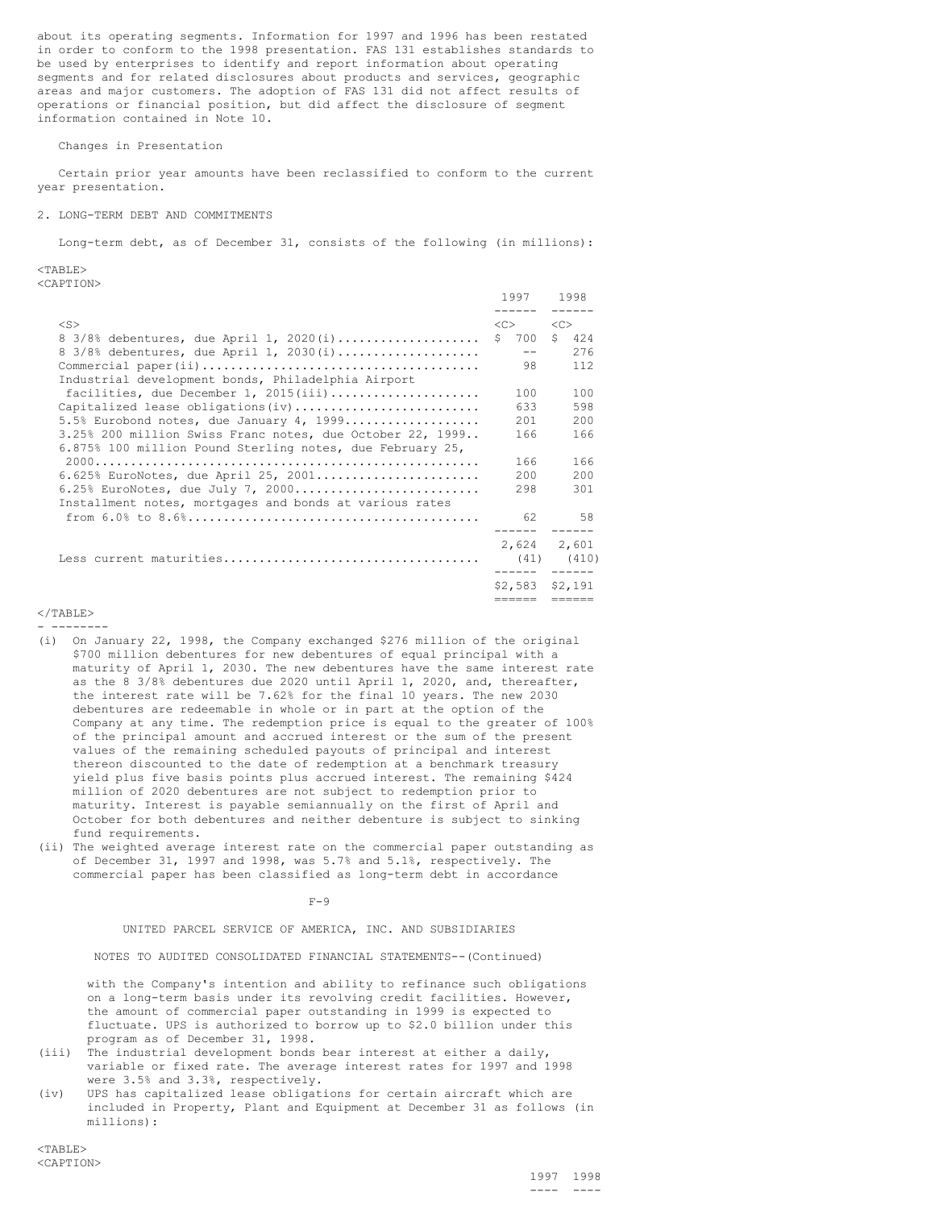about its operating segments. Information for 1997 and 1996 has been restated in order to conform to the 1998 presentation. FAS 131 establishes standards to be used by enterprises to identify and report information about operating segments and for related disclosures about products and services, geographic areas and major customers. The adoption of FAS 131 did not affect results of operations or financial position, but did affect the disclosure of segment information contained in Note 10.

Changes in Presentation

Certain prior year amounts have been reclassified to conform to the current year presentation.

2. LONG-TERM DEBT AND COMMITMENTS

Long-term debt, as of December 31, consists of the following (in millions):

| | 1997 | 1998 |
|---|---|---|
| 8 3/8% debentures, due April 1, 2020(i) | $ 700 | $ 424 |
| 8 3/8% debentures, due April 1, 2030(i) | -- | 276 |
| Commercial paper(ii) | 98 | 112 |
| Industrial development bonds, Philadelphia Airport facilities, due December 1, 2015(iii) | 100 | 100 |
| Capitalized lease obligations(iv) | 633 | 598 |
| 5.5% Eurobond notes, due January 4, 1999 | 201 | 200 |
| 3.25% 200 million Swiss Franc notes, due October 22, 1999 | 166 | 166 |
| 6.875% 100 million Pound Sterling notes, due February 25, 2000 | 166 | 166 |
| 6.625% EuroNotes, due April 25, 2001 | 200 | 200 |
| 6.25% EuroNotes, due July 7, 2000 | 298 | 301 |
| Installment notes, mortgages and bonds at various rates from 6.0% to 8.6% | 62 | 58 |
| | 2,624 | 2,601 |
| Less current maturities | (41) | (410) |
| | $2,583 | $2,191 |

- --------

(i) On January 22, 1998, the Company exchanged $276 million of the original $700 million debentures for new debentures of equal principal with a maturity of April 1, 2030. The new debentures have the same interest rate as the 8 3/8% debentures due 2020 until April 1, 2020, and, thereafter, the interest rate will be 7.62% for the final 10 years. The new 2030 debentures are redeemable in whole or in part at the option of the Company at any time. The redemption price is equal to the greater of 100% of the principal amount and accrued interest or the sum of the present values of the remaining scheduled payouts of principal and interest thereon discounted to the date of redemption at a benchmark treasury yield plus five basis points plus accrued interest. The remaining $424 million of 2020 debentures are not subject to redemption prior to maturity. Interest is payable semiannually on the first of April and October for both debentures and neither debenture is subject to sinking fund requirements.

(ii) The weighted average interest rate on the commercial paper outstanding as of December 31, 1997 and 1998, was 5.7% and 5.1%, respectively. The commercial paper has been classified as long-term debt in accordance with the Company's intention and ability to refinance such obligations on a long-term basis under its revolving credit facilities. However, the amount of commercial paper outstanding in 1999 is expected to fluctuate. UPS is authorized to borrow up to $2.0 billion under this program as of December 31, 1998.

(iii) The industrial development bonds bear interest at either a daily, variable or fixed rate. The average interest rates for 1997 and 1998 were 3.5% and 3.3%, respectively.

(iv) UPS has capitalized lease obligations for certain aircraft which are included in Property, Plant and Equipment at December 31 as follows (in millions):

| | 1997 | 1998 |
|---|---|---|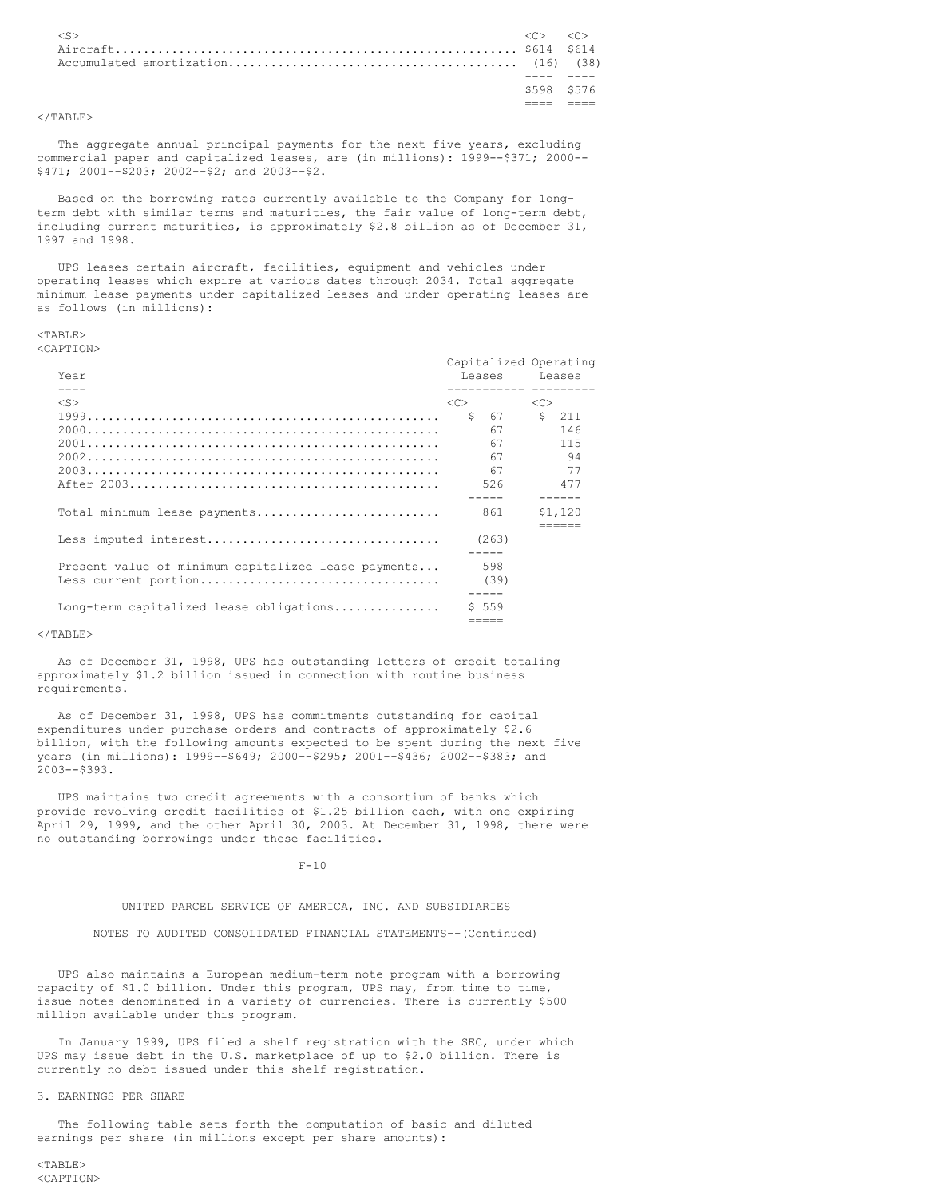| | | |
|---|---|---|
| Aircraft | $614 | $614 |
| Accumulated amortization | (16) | (38) |
| | $598 | $576 |

The aggregate annual principal payments for the next five years, excluding commercial paper and capitalized leases, are (in millions): 1999--$371; 2000--$471; 2001--$203; 2002--$2; and 2003--$2.

Based on the borrowing rates currently available to the Company for long-term debt with similar terms and maturities, the fair value of long-term debt, including current maturities, is approximately $2.8 billion as of December 31, 1997 and 1998.

UPS leases certain aircraft, facilities, equipment and vehicles under operating leases which expire at various dates through 2034. Total aggregate minimum lease payments under capitalized leases and under operating leases are as follows (in millions):

| Year | Capitalized Leases | Operating Leases |
|---|---|---|
| 1999 | $ 67 | $ 211 |
| 2000 | 67 | 146 |
| 2001 | 67 | 115 |
| 2002 | 67 | 94 |
| 2003 | 67 | 77 |
| After 2003 | 526 | 477 |
| Total minimum lease payments | 861 | $1,120 |
| Less imputed interest | (263) | |
| Present value of minimum capitalized lease payments | 598 | |
| Less current portion | (39) | |
| Long-term capitalized lease obligations | $ 559 | |

As of December 31, 1998, UPS has outstanding letters of credit totaling approximately $1.2 billion issued in connection with routine business requirements.

As of December 31, 1998, UPS has commitments outstanding for capital expenditures under purchase orders and contracts of approximately $2.6 billion, with the following amounts expected to be spent during the next five years (in millions): 1999--$649; 2000--$295; 2001--$436; 2002--$383; and 2003--$393.

UPS maintains two credit agreements with a consortium of banks which provide revolving credit facilities of $1.25 billion each, with one expiring April 29, 1999, and the other April 30, 2003. At December 31, 1998, there were no outstanding borrowings under these facilities.

UNITED PARCEL SERVICE OF AMERICA, INC. AND SUBSIDIARIES

NOTES TO AUDITED CONSOLIDATED FINANCIAL STATEMENTS--(Continued)

UPS also maintains a European medium-term note program with a borrowing capacity of $1.0 billion. Under this program, UPS may, from time to time, issue notes denominated in a variety of currencies. There is currently $500 million available under this program.

In January 1999, UPS filed a shelf registration with the SEC, under which UPS may issue debt in the U.S. marketplace of up to $2.0 billion. There is currently no debt issued under this shelf registration.

## 3. EARNINGS PER SHARE

The following table sets forth the computation of basic and diluted earnings per share (in millions except per share amounts):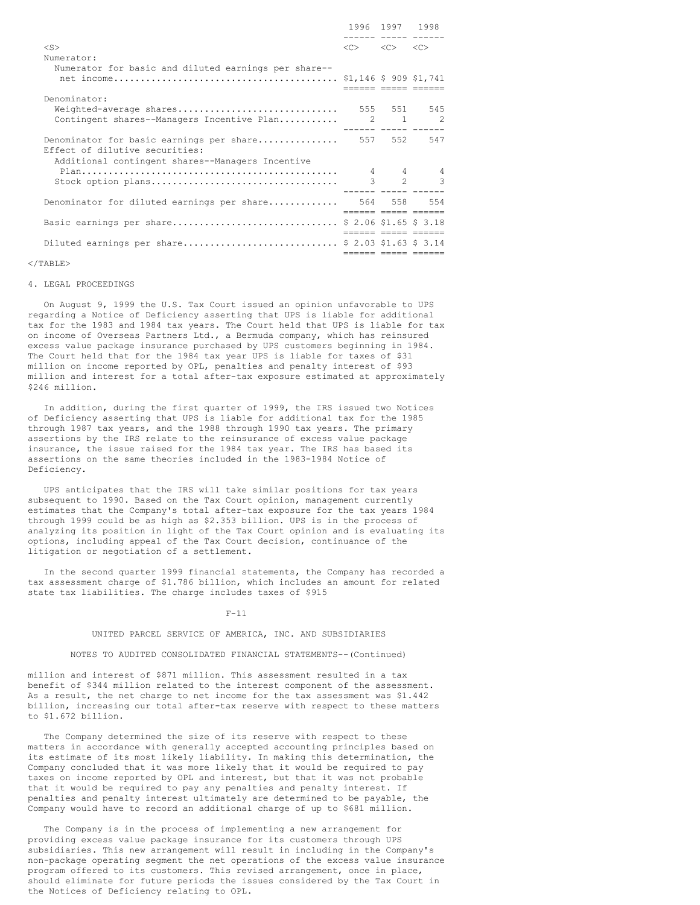| | 1996 | 1997 | 1998 |
|---|---|---|---|
| Numerator: | | | |
| Numerator for basic and diluted earnings per share--net income | $1,146 | $ 909 | $1,741 |
| Denominator: | | | |
| Weighted-average shares | 555 | 551 | 545 |
| Contingent shares--Managers Incentive Plan | 2 | 1 | 2 |
| Denominator for basic earnings per share | 557 | 552 | 547 |
| Effect of dilutive securities: | | | |
| Additional contingent shares--Managers Incentive Plan | 4 | 4 | 4 |
| Stock option plans | 3 | 2 | 3 |
| Denominator for diluted earnings per share | 564 | 558 | 554 |
| Basic earnings per share | $ 2.06 | $1.65 | $ 3.18 |
| Diluted earnings per share | $ 2.03 | $1.63 | $ 3.14 |

4. LEGAL PROCEEDINGS

On August 9, 1999 the U.S. Tax Court issued an opinion unfavorable to UPS regarding a Notice of Deficiency asserting that UPS is liable for additional tax for the 1983 and 1984 tax years. The Court held that UPS is liable for tax on income of Overseas Partners Ltd., a Bermuda company, which has reinsured excess value package insurance purchased by UPS customers beginning in 1984. The Court held that for the 1984 tax year UPS is liable for taxes of $31 million on income reported by OPL, penalties and penalty interest of $93 million and interest for a total after-tax exposure estimated at approximately $246 million.

In addition, during the first quarter of 1999, the IRS issued two Notices of Deficiency asserting that UPS is liable for additional tax for the 1985 through 1987 tax years, and the 1988 through 1990 tax years. The primary assertions by the IRS relate to the reinsurance of excess value package insurance, the issue raised for the 1984 tax year. The IRS has based its assertions on the same theories included in the 1983-1984 Notice of Deficiency.

UPS anticipates that the IRS will take similar positions for tax years subsequent to 1990. Based on the Tax Court opinion, management currently estimates that the Company's total after-tax exposure for the tax years 1984 through 1999 could be as high as $2.353 billion. UPS is in the process of analyzing its position in light of the Tax Court opinion and is evaluating its options, including appeal of the Tax Court decision, continuance of the litigation or negotiation of a settlement.

In the second quarter 1999 financial statements, the Company has recorded a tax assessment charge of $1.786 billion, which includes an amount for related state tax liabilities. The charge includes taxes of $915 million and interest of $871 million. This assessment resulted in a tax benefit of $344 million related to the interest component of the assessment. As a result, the net charge to net income for the tax assessment was $1.442 billion, increasing our total after-tax reserve with respect to these matters to $1.672 billion.

The Company determined the size of its reserve with respect to these matters in accordance with generally accepted accounting principles based on its estimate of its most likely liability. In making this determination, the Company concluded that it was more likely that it would be required to pay taxes on income reported by OPL and interest, but that it was not probable that it would be required to pay any penalties and penalty interest. If penalties and penalty interest ultimately are determined to be payable, the Company would have to record an additional charge of up to $681 million.

The Company is in the process of implementing a new arrangement for providing excess value package insurance for its customers through UPS subsidiaries. This new arrangement will result in including in the Company's non-package operating segment the net operations of the excess value insurance program offered to its customers. This revised arrangement, once in place, should eliminate for future periods the issues considered by the Tax Court in the Notices of Deficiency relating to OPL.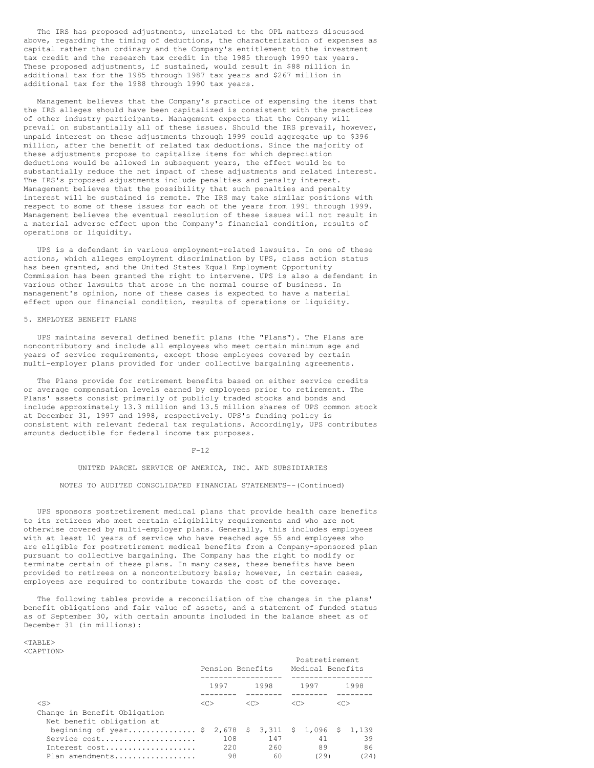The IRS has proposed adjustments, unrelated to the OPL matters discussed above, regarding the timing of deductions, the characterization of expenses as capital rather than ordinary and the Company's entitlement to the investment tax credit and the research tax credit in the 1985 through 1990 tax years. These proposed adjustments, if sustained, would result in $88 million in additional tax for the 1985 through 1987 tax years and $267 million in additional tax for the 1988 through 1990 tax years.

Management believes that the Company's practice of expensing the items that the IRS alleges should have been capitalized is consistent with the practices of other industry participants. Management expects that the Company will prevail on substantially all of these issues. Should the IRS prevail, however, unpaid interest on these adjustments through 1999 could aggregate up to $396 million, after the benefit of related tax deductions. Since the majority of these adjustments propose to capitalize items for which depreciation deductions would be allowed in subsequent years, the effect would be to substantially reduce the net impact of these adjustments and related interest. The IRS's proposed adjustments include penalties and penalty interest. Management believes that the possibility that such penalties and penalty interest will be sustained is remote. The IRS may take similar positions with respect to some of these issues for each of the years from 1991 through 1999. Management believes the eventual resolution of these issues will not result in a material adverse effect upon the Company's financial condition, results of operations or liquidity.

UPS is a defendant in various employment-related lawsuits. In one of these actions, which alleges employment discrimination by UPS, class action status has been granted, and the United States Equal Employment Opportunity Commission has been granted the right to intervene. UPS is also a defendant in various other lawsuits that arose in the normal course of business. In management's opinion, none of these cases is expected to have a material effect upon our financial condition, results of operations or liquidity.

## 5. EMPLOYEE BENEFIT PLANS

UPS maintains several defined benefit plans (the "Plans"). The Plans are noncontributory and include all employees who meet certain minimum age and years of service requirements, except those employees covered by certain multi-employer plans provided for under collective bargaining agreements.

The Plans provide for retirement benefits based on either service credits or average compensation levels earned by employees prior to retirement. The Plans' assets consist primarily of publicly traded stocks and bonds and include approximately 13.3 million and 13.5 million shares of UPS common stock at December 31, 1997 and 1998, respectively. UPS's funding policy is consistent with relevant federal tax regulations. Accordingly, UPS contributes amounts deductible for federal income tax purposes.

UPS sponsors postretirement medical plans that provide health care benefits to its retirees who meet certain eligibility requirements and who are not otherwise covered by multi-employer plans. Generally, this includes employees with at least 10 years of service who have reached age 55 and employees who are eligible for postretirement medical benefits from a Company-sponsored plan pursuant to collective bargaining. The Company has the right to modify or terminate certain of these plans. In many cases, these benefits have been provided to retirees on a noncontributory basis; however, in certain cases, employees are required to contribute towards the cost of the coverage.

The following tables provide a reconciliation of the changes in the plans' benefit obligations and fair value of assets, and a statement of funded status as of September 30, with certain amounts included in the balance sheet as of December 31 (in millions):

| | Pension Benefits | | Postretirement Medical Benefits | |
|---|---|---|---|---|
| | 1997 | 1998 | 1997 | 1998 |
| Change in Benefit Obligation | | | | |
| Net benefit obligation at beginning of year | $ 2,678 | $ 3,311 | $ 1,096 | $ 1,139 |
| Service cost | 108 | 147 | 41 | 39 |
| Interest cost | 220 | 260 | 89 | 86 |
| Plan amendments | 98 | 60 | (29) | (24) |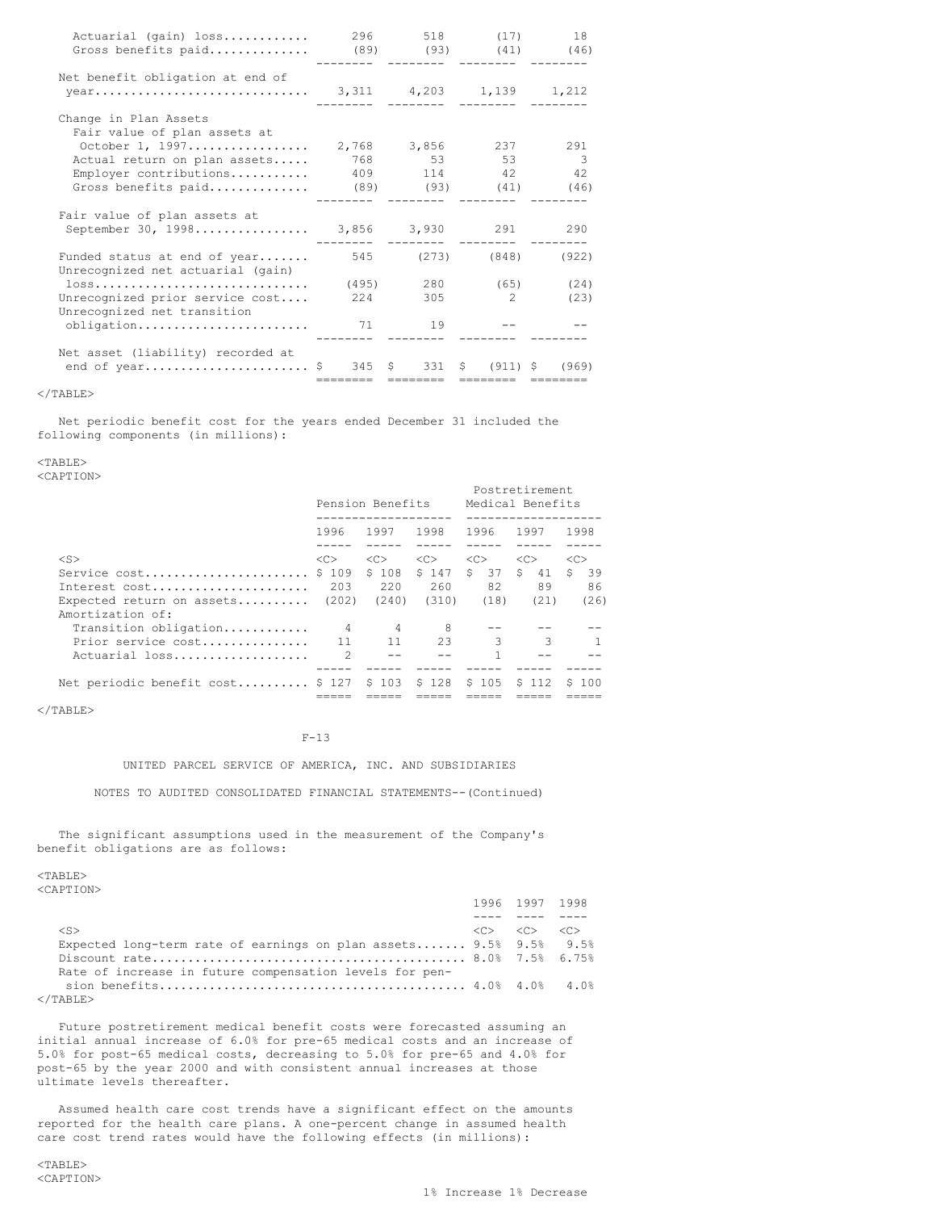| | | | | |
|---|---|---|---|---|
| Actuarial (gain) loss | 296 | 518 | (17) | 18 |
| Gross benefits paid | (89) | (93) | (41) | (46) |
| Net benefit obligation at end of year | 3,311 | 4,203 | 1,139 | 1,212 |
| Change in Plan Assets | | | | |
| Fair value of plan assets at October 1, 1997 | 2,768 | 3,856 | 237 | 291 |
| Actual return on plan assets | 768 | 53 | 53 | 3 |
| Employer contributions | 409 | 114 | 42 | 42 |
| Gross benefits paid | (89) | (93) | (41) | (46) |
| Fair value of plan assets at September 30, 1998 | 3,856 | 3,930 | 291 | 290 |
| Funded status at end of year | 545 | (273) | (848) | (922) |
| Unrecognized net actuarial (gain) loss | (495) | 280 | (65) | (24) |
| Unrecognized prior service cost | 224 | 305 | 2 | (23) |
| Unrecognized net transition obligation | 71 | 19 | -- | -- |
| Net asset (liability) recorded at end of year | $ 345 | $ 331 | $ (911) | $ (969) |

Net periodic benefit cost for the years ended December 31 included the following components (in millions):

| | Pension Benefits | | | Postretirement Medical Benefits | | |
|---|---|---|---|---|---|---|
| | 1996 | 1997 | 1998 | 1996 | 1997 | 1998 |
| Service cost | $ 109 | $ 108 | $ 147 | $ 37 | $ 41 | $ 39 |
| Interest cost | 203 | 220 | 260 | 82 | 89 | 86 |
| Expected return on assets | (202) | (240) | (310) | (18) | (21) | (26) |
| Amortization of: | | | | | | |
| Transition obligation | 4 | 4 | 8 | -- | -- | -- |
| Prior service cost | 11 | 11 | 23 | 3 | 3 | 1 |
| Actuarial loss | 2 | -- | -- | 1 | -- | -- |
| Net periodic benefit cost | $ 127 | $ 103 | $ 128 | $ 105 | $ 112 | $ 100 |

UNITED PARCEL SERVICE OF AMERICA, INC. AND SUBSIDIARIES

NOTES TO AUDITED CONSOLIDATED FINANCIAL STATEMENTS--(Continued)

The significant assumptions used in the measurement of the Company's benefit obligations are as follows:

| | 1996 | 1997 | 1998 |
|---|---|---|---|
| Expected long-term rate of earnings on plan assets | 9.5% | 9.5% | 9.5% |
| Discount rate | 8.0% | 7.5% | 6.75% |
| Rate of increase in future compensation levels for pension benefits | 4.0% | 4.0% | 4.0% |

Future postretirement medical benefit costs were forecasted assuming an initial annual increase of 6.0% for pre-65 medical costs and an increase of 5.0% for post-65 medical costs, decreasing to 5.0% for pre-65 and 4.0% for post-65 by the year 2000 and with consistent annual increases at those ultimate levels thereafter.

Assumed health care cost trends have a significant effect on the amounts reported for the health care plans. A one-percent change in assumed health care cost trend rates would have the following effects (in millions):

| | 1% Increase | 1% Decrease |
|---|---|---|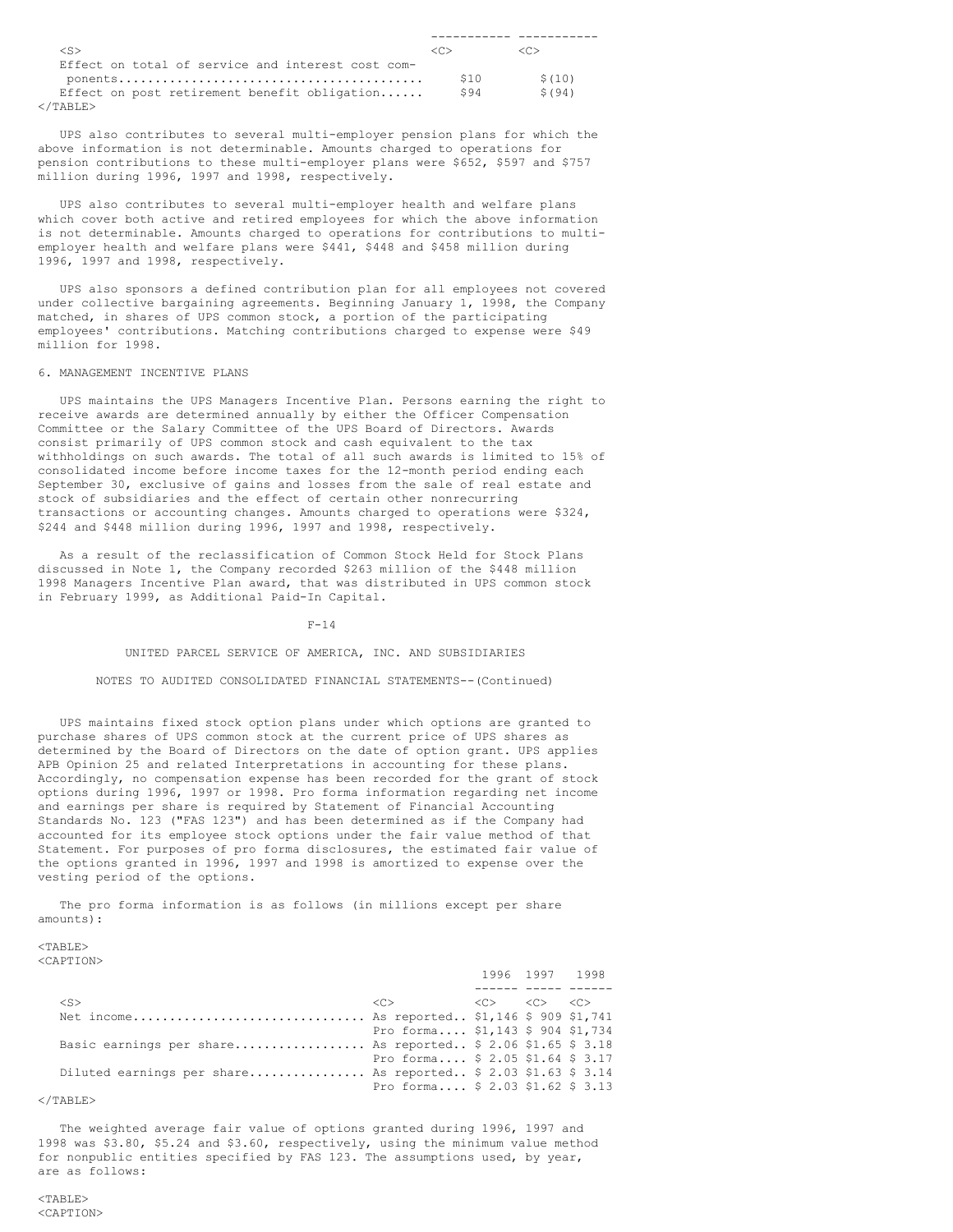| | | |
|---|---|---|
| Effect on total of service and interest cost components | $10 | $(10) |
| Effect on post retirement benefit obligation | $94 | $(94) |

UPS also contributes to several multi-employer pension plans for which the above information is not determinable. Amounts charged to operations for pension contributions to these multi-employer plans were $652, $597 and $757 million during 1996, 1997 and 1998, respectively.

UPS also contributes to several multi-employer health and welfare plans which cover both active and retired employees for which the above information is not determinable. Amounts charged to operations for contributions to multi-employer health and welfare plans were $441, $448 and $458 million during 1996, 1997 and 1998, respectively.

UPS also sponsors a defined contribution plan for all employees not covered under collective bargaining agreements. Beginning January 1, 1998, the Company matched, in shares of UPS common stock, a portion of the participating employees' contributions. Matching contributions charged to expense were $49 million for 1998.

## 6. MANAGEMENT INCENTIVE PLANS

UPS maintains the UPS Managers Incentive Plan. Persons earning the right to receive awards are determined annually by either the Officer Compensation Committee or the Salary Committee of the UPS Board of Directors. Awards consist primarily of UPS common stock and cash equivalent to the tax withholdings on such awards. The total of all such awards is limited to 15% of consolidated income before income taxes for the 12-month period ending each September 30, exclusive of gains and losses from the sale of real estate and stock of subsidiaries and the effect of certain other nonrecurring transactions or accounting changes. Amounts charged to operations were $324, $244 and $448 million during 1996, 1997 and 1998, respectively.

As a result of the reclassification of Common Stock Held for Stock Plans discussed in Note 1, the Company recorded $263 million of the $448 million 1998 Managers Incentive Plan award, that was distributed in UPS common stock in February 1999, as Additional Paid-In Capital.

UNITED PARCEL SERVICE OF AMERICA, INC. AND SUBSIDIARIES

NOTES TO AUDITED CONSOLIDATED FINANCIAL STATEMENTS--(Continued)

UPS maintains fixed stock option plans under which options are granted to purchase shares of UPS common stock at the current price of UPS shares as determined by the Board of Directors on the date of option grant. UPS applies APB Opinion 25 and related Interpretations in accounting for these plans. Accordingly, no compensation expense has been recorded for the grant of stock options during 1996, 1997 or 1998. Pro forma information regarding net income and earnings per share is required by Statement of Financial Accounting Standards No. 123 ("FAS 123") and has been determined as if the Company had accounted for its employee stock options under the fair value method of that Statement. For purposes of pro forma disclosures, the estimated fair value of the options granted in 1996, 1997 and 1998 is amortized to expense over the vesting period of the options.

The pro forma information is as follows (in millions except per share amounts):

| | | 1996 | 1997 | 1998 |
|---|---|---|---|---|
| Net income | As reported | $1,146 | $ 909 | $1,741 |
| | Pro forma | $1,143 | $ 904 | $1,734 |
| Basic earnings per share | As reported | $ 2.06 | $1.65 | $ 3.18 |
| | Pro forma | $ 2.05 | $1.64 | $ 3.17 |
| Diluted earnings per share | As reported | $ 2.03 | $1.63 | $ 3.14 |
| | Pro forma | $ 2.03 | $1.62 | $ 3.13 |

The weighted average fair value of options granted during 1996, 1997 and 1998 was $3.80, $5.24 and $3.60, respectively, using the minimum value method for nonpublic entities specified by FAS 123. The assumptions used, by year, are as follows: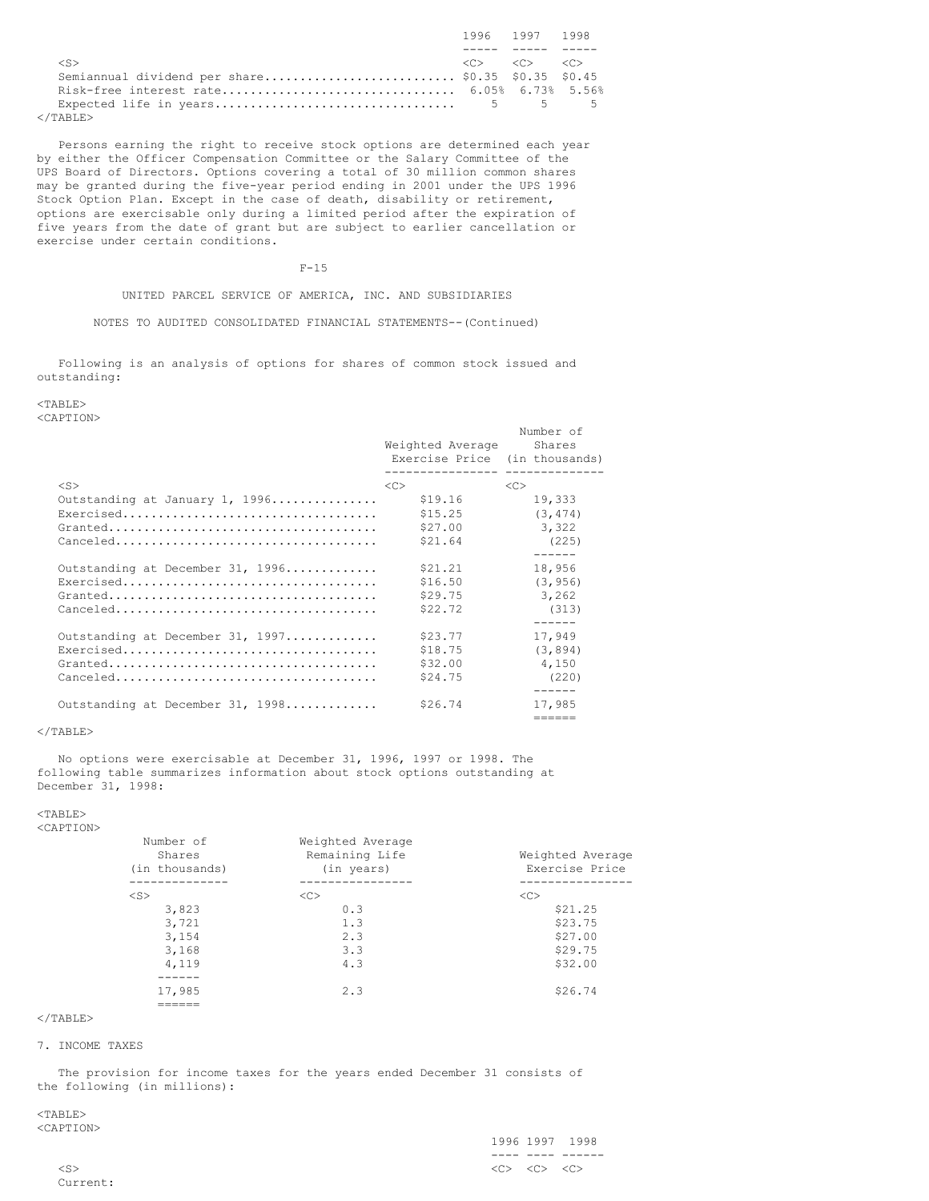| | 1996 | 1997 | 1998 |
|---|---|---|---|
| Semiannual dividend per share | $0.35 | $0.35 | $0.45 |
| Risk-free interest rate | 6.05% | 6.73% | 5.56% |
| Expected life in years | 5 | 5 | 5 |

Persons earning the right to receive stock options are determined each year by either the Officer Compensation Committee or the Salary Committee of the UPS Board of Directors. Options covering a total of 30 million common shares may be granted during the five-year period ending in 2001 under the UPS 1996 Stock Option Plan. Except in the case of death, disability or retirement, options are exercisable only during a limited period after the expiration of five years from the date of grant but are subject to earlier cancellation or exercise under certain conditions.

UNITED PARCEL SERVICE OF AMERICA, INC. AND SUBSIDIARIES

NOTES TO AUDITED CONSOLIDATED FINANCIAL STATEMENTS--(Continued)

Following is an analysis of options for shares of common stock issued and outstanding:

| | Weighted Average Exercise Price | Number of Shares (in thousands) |
|---|---|---|
| Outstanding at January 1, 1996 | $19.16 | 19,333 |
| Exercised | $15.25 | (3,474) |
| Granted | $27.00 | 3,322 |
| Canceled | $21.64 | (225) |
| Outstanding at December 31, 1996 | $21.21 | 18,956 |
| Exercised | $16.50 | (3,956) |
| Granted | $29.75 | 3,262 |
| Canceled | $22.72 | (313) |
| Outstanding at December 31, 1997 | $23.77 | 17,949 |
| Exercised | $18.75 | (3,894) |
| Granted | $32.00 | 4,150 |
| Canceled | $24.75 | (220) |
| Outstanding at December 31, 1998 | $26.74 | 17,985 |

No options were exercisable at December 31, 1996, 1997 or 1998. The following table summarizes information about stock options outstanding at December 31, 1998:

| Number of Shares (in thousands) | Weighted Average Remaining Life (in years) | Weighted Average Exercise Price |
|---|---|---|
| 3,823 | 0.3 | $21.25 |
| 3,721 | 1.3 | $23.75 |
| 3,154 | 2.3 | $27.00 |
| 3,168 | 3.3 | $29.75 |
| 4,119 | 4.3 | $32.00 |
| 17,985 | 2.3 | $26.74 |

7. INCOME TAXES

The provision for income taxes for the years ended December 31 consists of the following (in millions):

| | 1996 | 1997 | 1998 |
|---|---|---|---|
| Current: | | | |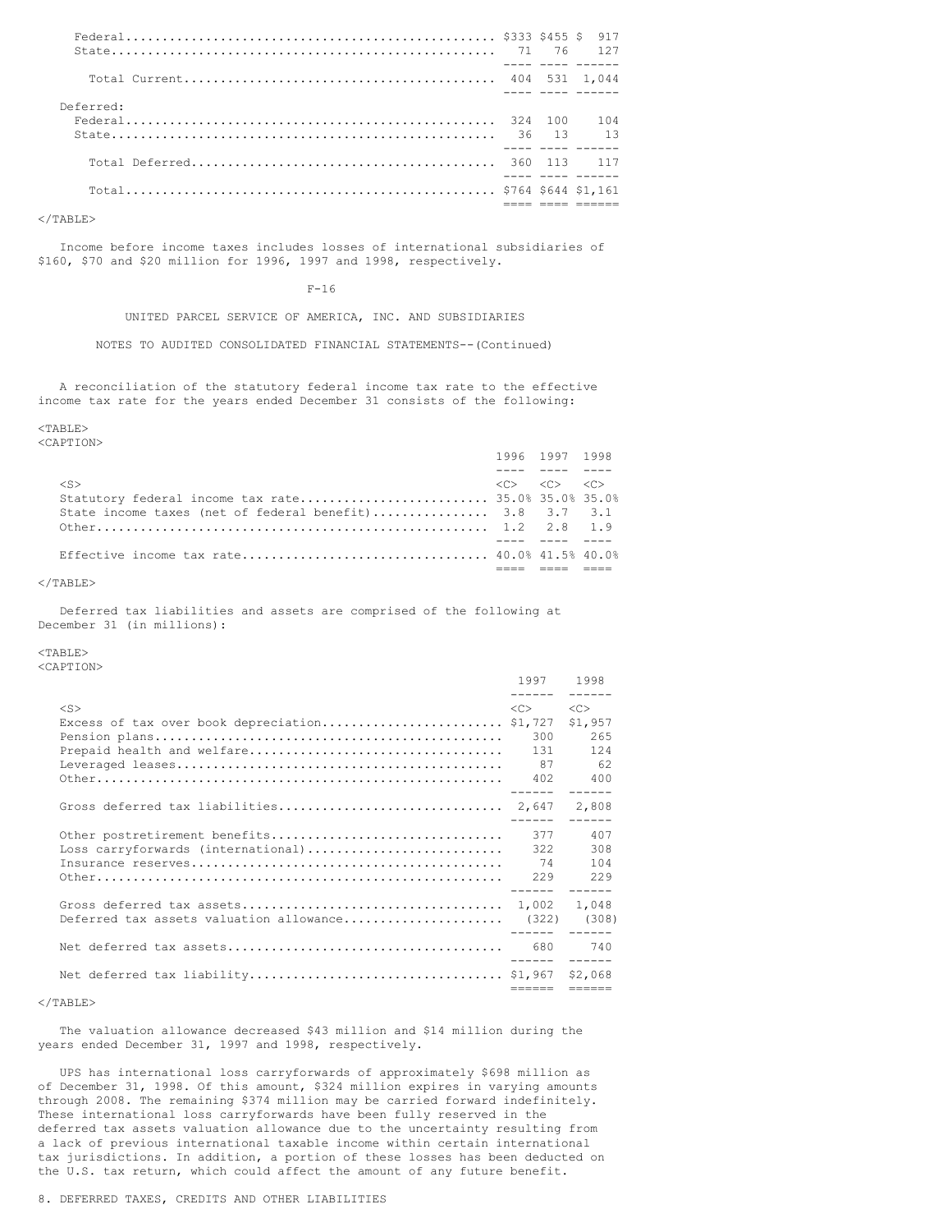| | | | |
|---|---|---|---|
| Federal | $333 | $455 | $ 917 |
| State | 71 | 76 | 127 |
| Total Current | 404 | 531 | 1,044 |
| Deferred: | | | |
| Federal | 324 | 100 | 104 |
| State | 36 | 13 | 13 |
| Total Deferred | 360 | 113 | 117 |
| Total | $764 | $644 | $1,161 |

Income before income taxes includes losses of international subsidiaries of $160, $70 and $20 million for 1996, 1997 and 1998, respectively.

UNITED PARCEL SERVICE OF AMERICA, INC. AND SUBSIDIARIES

NOTES TO AUDITED CONSOLIDATED FINANCIAL STATEMENTS--(Continued)

A reconciliation of the statutory federal income tax rate to the effective income tax rate for the years ended December 31 consists of the following:

| | 1996 | 1997 | 1998 |
|---|---|---|---|
| Statutory federal income tax rate | 35.0% | 35.0% | 35.0% |
| State income taxes (net of federal benefit) | 3.8 | 3.7 | 3.1 |
| Other | 1.2 | 2.8 | 1.9 |
| Effective income tax rate | 40.0% | 41.5% | 40.0% |

Deferred tax liabilities and assets are comprised of the following at December 31 (in millions):

| | 1997 | 1998 |
|---|---|---|
| Excess of tax over book depreciation | $1,727 | $1,957 |
| Pension plans | 300 | 265 |
| Prepaid health and welfare | 131 | 124 |
| Leveraged leases | 87 | 62 |
| Other | 402 | 400 |
| Gross deferred tax liabilities | 2,647 | 2,808 |
| Other postretirement benefits | 377 | 407 |
| Loss carryforwards (international) | 322 | 308 |
| Insurance reserves | 74 | 104 |
| Other | 229 | 229 |
| Gross deferred tax assets | 1,002 | 1,048 |
| Deferred tax assets valuation allowance | (322) | (308) |
| Net deferred tax assets | 680 | 740 |
| Net deferred tax liability | $1,967 | $2,068 |

The valuation allowance decreased $43 million and $14 million during the years ended December 31, 1997 and 1998, respectively.

UPS has international loss carryforwards of approximately $698 million as of December 31, 1998. Of this amount, $324 million expires in varying amounts through 2008. The remaining $374 million may be carried forward indefinitely. These international loss carryforwards have been fully reserved in the deferred tax assets valuation allowance due to the uncertainty resulting from a lack of previous international taxable income within certain international tax jurisdictions. In addition, a portion of these losses has been deducted on the U.S. tax return, which could affect the amount of any future benefit.

8. DEFERRED TAXES, CREDITS AND OTHER LIABILITIES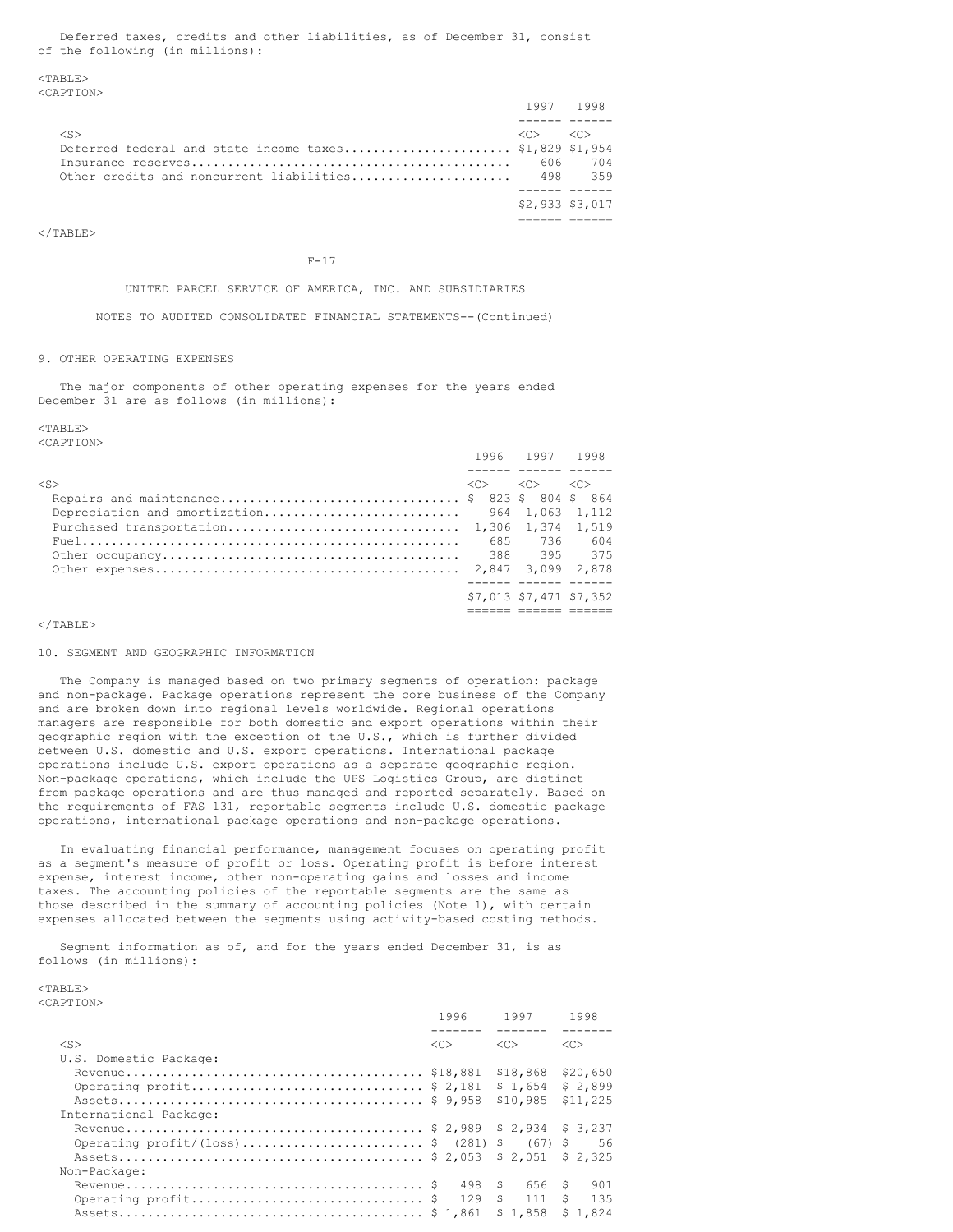Deferred taxes, credits and other liabilities, as of December 31, consist of the following (in millions):

| | 1997 | 1998 |
|---|---|---|
| Deferred federal and state income taxes | $1,829 | $1,954 |
| Insurance reserves | 606 | 704 |
| Other credits and noncurrent liabilities | 498 | 359 |
| | $2,933 | $3,017 |

UNITED PARCEL SERVICE OF AMERICA, INC. AND SUBSIDIARIES

NOTES TO AUDITED CONSOLIDATED FINANCIAL STATEMENTS--(Continued)

## 9. OTHER OPERATING EXPENSES

The major components of other operating expenses for the years ended December 31 are as follows (in millions):

| | 1996 | 1997 | 1998 |
|---|---|---|---|
| Repairs and maintenance | $ 823 | $ 804 | $ 864 |
| Depreciation and amortization | 964 | 1,063 | 1,112 |
| Purchased transportation | 1,306 | 1,374 | 1,519 |
| Fuel | 685 | 736 | 604 |
| Other occupancy | 388 | 395 | 375 |
| Other expenses | 2,847 | 3,099 | 2,878 |
| | $7,013 | $7,471 | $7,352 |

## 10. SEGMENT AND GEOGRAPHIC INFORMATION

The Company is managed based on two primary segments of operation: package and non-package. Package operations represent the core business of the Company and are broken down into regional levels worldwide. Regional operations managers are responsible for both domestic and export operations within their geographic region with the exception of the U.S., which is further divided between U.S. domestic and U.S. export operations. International package operations include U.S. export operations as a separate geographic region. Non-package operations, which include the UPS Logistics Group, are distinct from package operations and are thus managed and reported separately. Based on the requirements of FAS 131, reportable segments include U.S. domestic package operations, international package operations and non-package operations.

In evaluating financial performance, management focuses on operating profit as a segment's measure of profit or loss. Operating profit is before interest expense, interest income, other non-operating gains and losses and income taxes. The accounting policies of the reportable segments are the same as those described in the summary of accounting policies (Note 1), with certain expenses allocated between the segments using activity-based costing methods.

Segment information as of, and for the years ended December 31, is as follows (in millions):

| | 1996 | 1997 | 1998 |
|---|---|---|---|
| U.S. Domestic Package: | | | |
| Revenue | $18,881 | $18,868 | $20,650 |
| Operating profit | $ 2,181 | $ 1,654 | $ 2,899 |
| Assets | $ 9,958 | $10,985 | $11,225 |
| International Package: | | | |
| Revenue | $ 2,989 | $ 2,934 | $ 3,237 |
| Operating profit/(loss) | $ (281) | $ (67) | $ 56 |
| Assets | $ 2,053 | $ 2,051 | $ 2,325 |
| Non-Package: | | | |
| Revenue | $ 498 | $ 656 | $ 901 |
| Operating profit | $ 129 | $ 111 | $ 135 |
| Assets | $ 1,861 | $ 1,858 | $ 1,824 |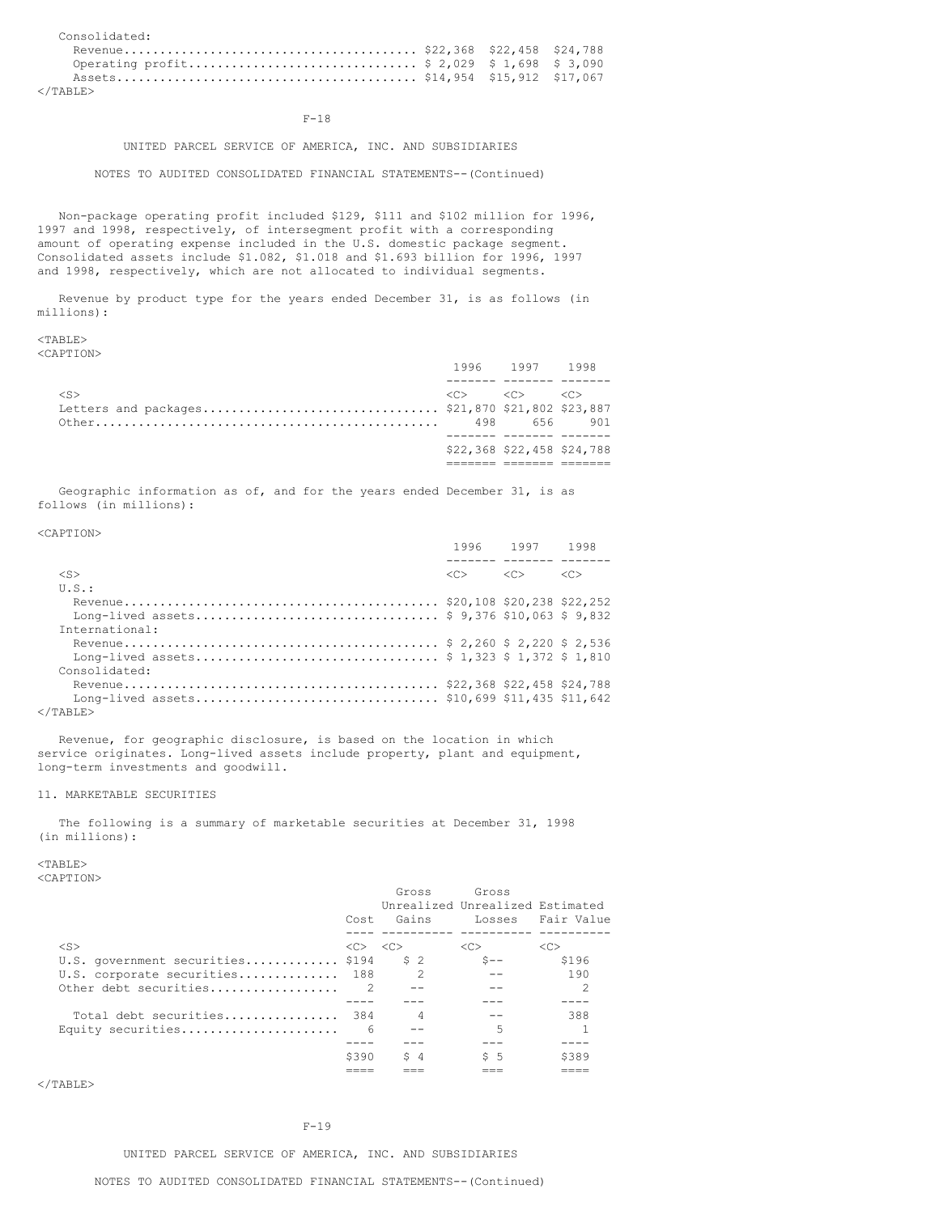| | | | |
|---|---|---|---|
| Consolidated: | | | |
| Revenue | $22,368 | $22,458 | $24,788 |
| Operating profit | $ 2,029 | $ 1,698 | $ 3,090 |
| Assets | $14,954 | $15,912 | $17,067 |

UNITED PARCEL SERVICE OF AMERICA, INC. AND SUBSIDIARIES

NOTES TO AUDITED CONSOLIDATED FINANCIAL STATEMENTS--(Continued)

Non-package operating profit included $129, $111 and $102 million for 1996, 1997 and 1998, respectively, of intersegment profit with a corresponding amount of operating expense included in the U.S. domestic package segment. Consolidated assets include $1.082, $1.018 and $1.693 billion for 1996, 1997 and 1998, respectively, which are not allocated to individual segments.

Revenue by product type for the years ended December 31, is as follows (in millions):

| | 1996 | 1997 | 1998 |
|---|---|---|---|
| Letters and packages | $21,870 | $21,802 | $23,887 |
| Other | 498 | 656 | 901 |
| | $22,368 | $22,458 | $24,788 |

Geographic information as of, and for the years ended December 31, is as follows (in millions):

| | 1996 | 1997 | 1998 |
|---|---|---|---|
| U.S.: | | | |
| Revenue | $20,108 | $20,238 | $22,252 |
| Long-lived assets | $ 9,376 | $10,063 | $ 9,832 |
| International: | | | |
| Revenue | $ 2,260 | $ 2,220 | $ 2,536 |
| Long-lived assets | $ 1,323 | $ 1,372 | $ 1,810 |
| Consolidated: | | | |
| Revenue | $22,368 | $22,458 | $24,788 |
| Long-lived assets | $10,699 | $11,435 | $11,642 |

Revenue, for geographic disclosure, is based on the location in which service originates. Long-lived assets include property, plant and equipment, long-term investments and goodwill.

## 11. MARKETABLE SECURITIES

The following is a summary of marketable securities at December 31, 1998 (in millions):

| | Cost | Gross Unrealized Gains | Gross Unrealized Losses | Estimated Fair Value |
|---|---|---|---|---|
| U.S. government securities | $194 | $ 2 | $-- | $196 |
| U.S. corporate securities | 188 | 2 | -- | 190 |
| Other debt securities | 2 | -- | -- | 2 |
| Total debt securities | 384 | 4 | -- | 388 |
| Equity securities | 6 | -- | 5 | 1 |
| | $390 | $ 4 | $ 5 | $389 |

UNITED PARCEL SERVICE OF AMERICA, INC. AND SUBSIDIARIES

NOTES TO AUDITED CONSOLIDATED FINANCIAL STATEMENTS--(Continued)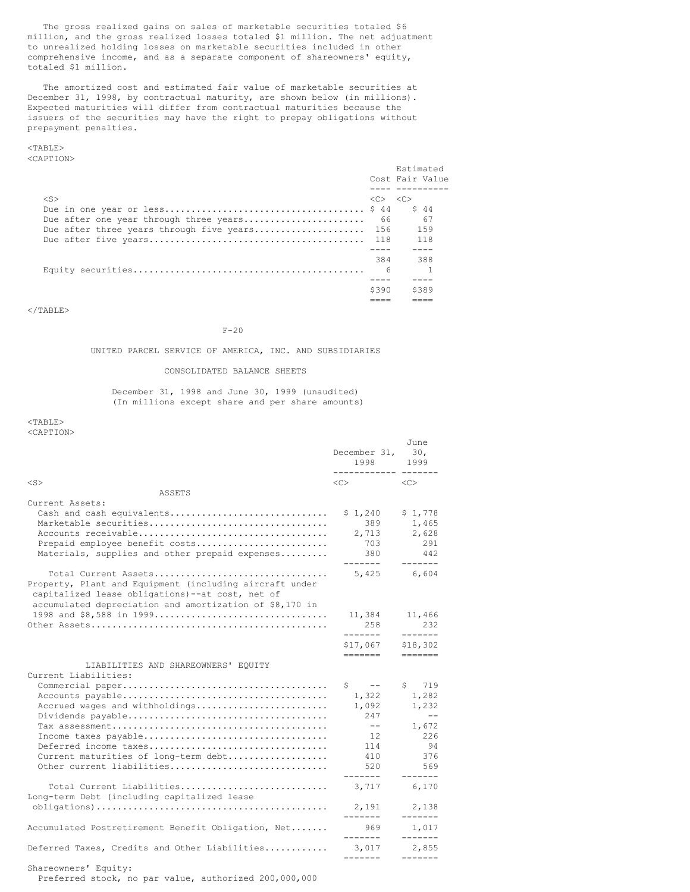The gross realized gains on sales of marketable securities totaled $6 million, and the gross realized losses totaled $1 million. The net adjustment to unrealized holding losses on marketable securities included in other comprehensive income, and as a separate component of shareowners' equity, totaled $1 million.

The amortized cost and estimated fair value of marketable securities at December 31, 1998, by contractual maturity, are shown below (in millions). Expected maturities will differ from contractual maturities because the issuers of the securities may have the right to prepay obligations without prepayment penalties.

| | Cost | Estimated Fair Value |
|---|---|---|
| Due in one year or less | $ 44 | $ 44 |
| Due after one year through three years | 66 | 67 |
| Due after three years through five years | 156 | 159 |
| Due after five years | 118 | 118 |
| | 384 | 388 |
| Equity securities | 6 | 1 |
| | $390 | $389 |

UNITED PARCEL SERVICE OF AMERICA, INC. AND SUBSIDIARIES

CONSOLIDATED BALANCE SHEETS

December 31, 1998 and June 30, 1999 (unaudited)
(In millions except share and per share amounts)

| | December 31, 1998 | June 30, 1999 |
|---|---|---|
| **ASSETS** | | |
| Current Assets: | | |
| Cash and cash equivalents | $ 1,240 | $ 1,778 |
| Marketable securities | 389 | 1,465 |
| Accounts receivable | 2,713 | 2,628 |
| Prepaid employee benefit costs | 703 | 291 |
| Materials, supplies and other prepaid expenses | 380 | 442 |
| Total Current Assets | 5,425 | 6,604 |
| Property, Plant and Equipment (including aircraft under capitalized lease obligations)--at cost, net of accumulated depreciation and amortization of $8,170 in 1998 and $8,588 in 1999 | 11,384 | 11,466 |
| Other Assets | 258 | 232 |
| | $17,067 | $18,302 |
| **LIABILITIES AND SHAREOWNERS' EQUITY** | | |
| Current Liabilities: | | |
| Commercial paper | $ -- | $ 719 |
| Accounts payable | 1,322 | 1,282 |
| Accrued wages and withholdings | 1,092 | 1,232 |
| Dividends payable | 247 | -- |
| Tax assessment | -- | 1,672 |
| Income taxes payable | 12 | 226 |
| Deferred income taxes | 114 | 94 |
| Current maturities of long-term debt | 410 | 376 |
| Other current liabilities | 520 | 569 |
| Total Current Liabilities | 3,717 | 6,170 |
| Long-term Debt (including capitalized lease obligations) | 2,191 | 2,138 |
| Accumulated Postretirement Benefit Obligation, Net | 969 | 1,017 |
| Deferred Taxes, Credits and Other Liabilities | 3,017 | 2,855 |
| Shareowners' Equity: | | |
| Preferred stock, no par value, authorized 200,000,000 | | |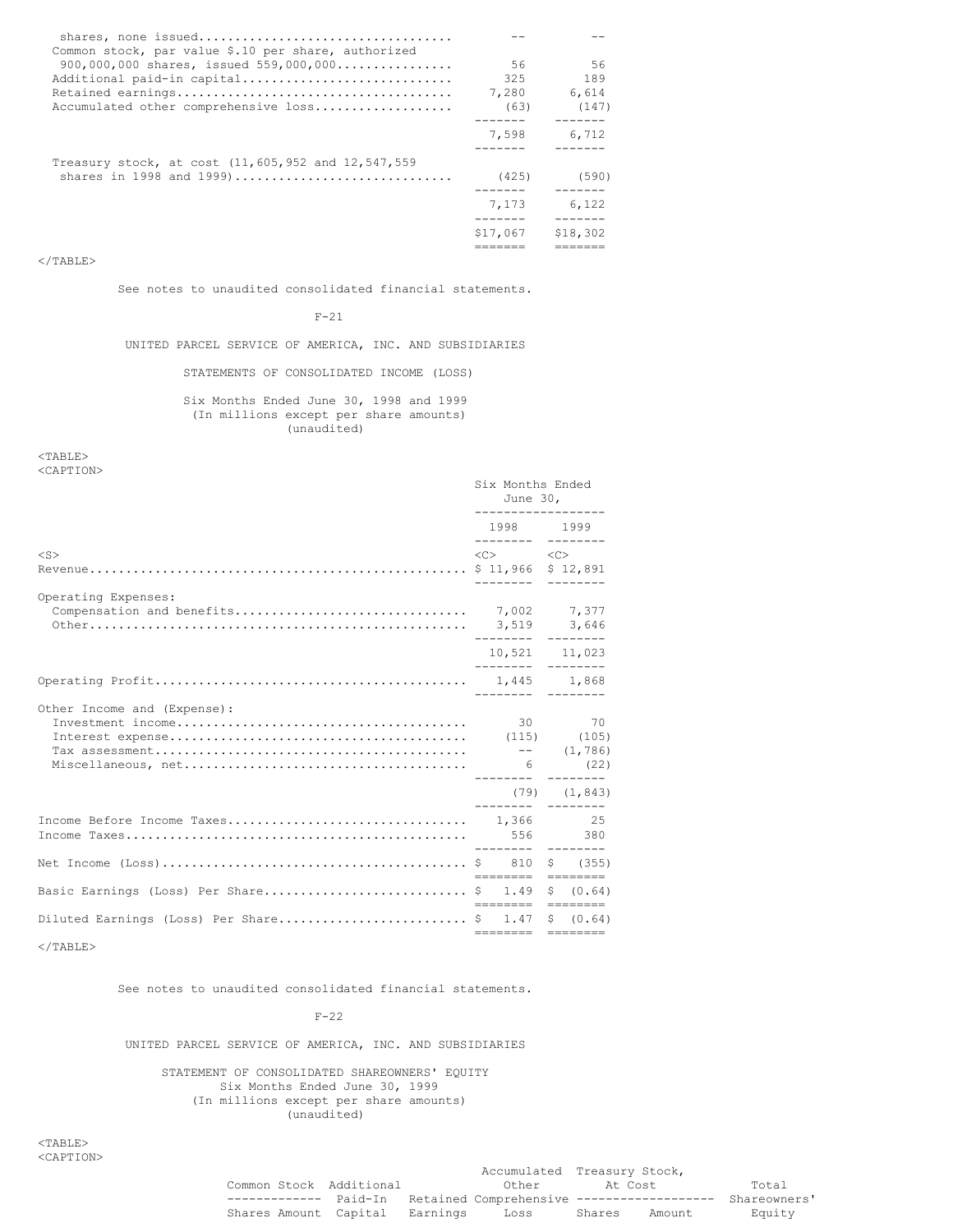| | | |
|---|---|---|
| shares, none issued | -- | -- |
| Common stock, par value $.10 per share, authorized 900,000,000 shares, issued 559,000,000 | 56 | 56 |
| Additional paid-in capital | 325 | 189 |
| Retained earnings | 7,280 | 6,614 |
| Accumulated other comprehensive loss | (63) | (147) |
| | 7,598 | 6,712 |
| Treasury stock, at cost (11,605,952 and 12,547,559 shares in 1998 and 1999) | (425) | (590) |
| | 7,173 | 6,122 |
| | $17,067 | $18,302 |

See notes to unaudited consolidated financial statements.

UNITED PARCEL SERVICE OF AMERICA, INC. AND SUBSIDIARIES

STATEMENTS OF CONSOLIDATED INCOME (LOSS)

Six Months Ended June 30, 1998 and 1999
(In millions except per share amounts)
(unaudited)

| | Six Months Ended June 30, | |
|---|---|---|
| | 1998 | 1999 |
| Revenue | $ 11,966 | $ 12,891 |
| Operating Expenses: | | |
| Compensation and benefits | 7,002 | 7,377 |
| Other | 3,519 | 3,646 |
| | 10,521 | 11,023 |
| Operating Profit | 1,445 | 1,868 |
| Other Income and (Expense): | | |
| Investment income | 30 | 70 |
| Interest expense | (115) | (105) |
| Tax assessment | -- | (1,786) |
| Miscellaneous, net | 6 | (22) |
| | (79) | (1,843) |
| Income Before Income Taxes | 1,366 | 25 |
| Income Taxes | 556 | 380 |
| Net Income (Loss) | $ 810 | $ (355) |
| Basic Earnings (Loss) Per Share | $ 1.49 | $ (0.64) |
| Diluted Earnings (Loss) Per Share | $ 1.47 | $ (0.64) |

See notes to unaudited consolidated financial statements.

UNITED PARCEL SERVICE OF AMERICA, INC. AND SUBSIDIARIES

STATEMENT OF CONSOLIDATED SHAREOWNERS' EQUITY
Six Months Ended June 30, 1999
(In millions except per share amounts)
(unaudited)

| | Common Stock | | Additional Paid-In Capital | Retained Earnings | Accumulated Other Comprehensive Loss | Treasury Stock, At Cost | | Total Shareowners' Equity |
|---|---|---|---|---|---|---|---|---|
| | Shares | Amount | | | | Shares | Amount | |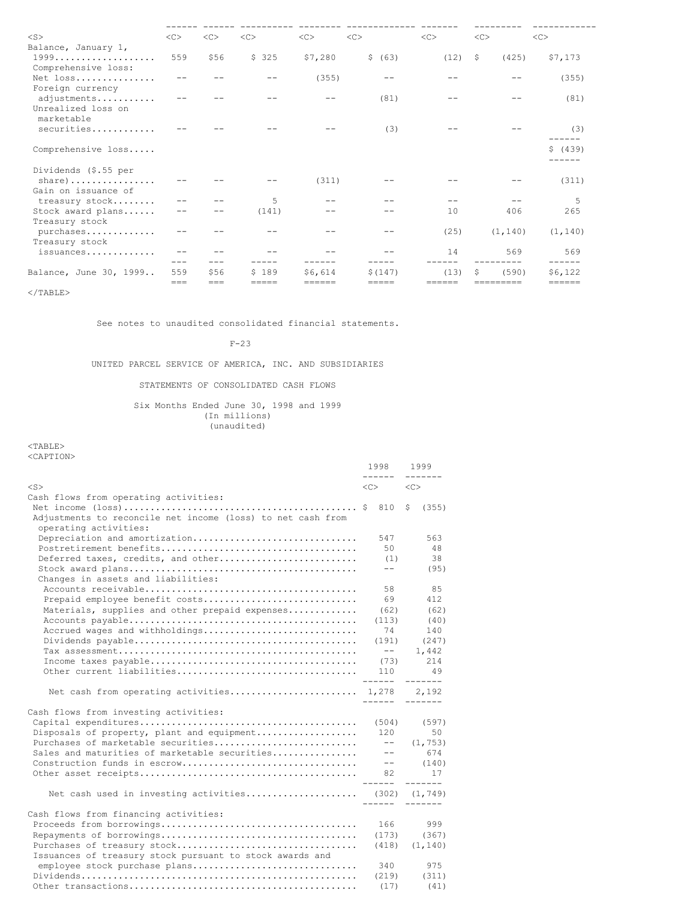| | | | | | | | | |
|---|---|---|---|---|---|---|---|---|
| Balance, January 1, 1999 | 559 | $56 | $ 325 | $7,280 | $ (63) | (12) | $ (425) | $7,173 |
| Comprehensive loss: | | | | | | | | |
| Net loss | -- | -- | -- | (355) | -- | -- | -- | (355) |
| Foreign currency adjustments | -- | -- | -- | -- | (81) | -- | -- | (81) |
| Unrealized loss on marketable securities | -- | -- | -- | -- | (3) | -- | -- | (3) |
| Comprehensive loss | | | | | | | | $ (439) |
| Dividends ($.55 per share) | -- | -- | -- | (311) | -- | -- | -- | (311) |
| Gain on issuance of treasury stock | -- | -- | 5 | -- | -- | -- | -- | 5 |
| Stock award plans | -- | -- | (141) | -- | -- | 10 | 406 | 265 |
| Treasury stock purchases | -- | -- | -- | -- | -- | (25) | (1,140) | (1,140) |
| Treasury stock issuances | -- | -- | -- | -- | -- | 14 | 569 | 569 |
| Balance, June 30, 1999 | 559 | $56 | $ 189 | $6,614 | $(147) | (13) | $ (590) | $6,122 |

See notes to unaudited consolidated financial statements.

UNITED PARCEL SERVICE OF AMERICA, INC. AND SUBSIDIARIES

STATEMENTS OF CONSOLIDATED CASH FLOWS

Six Months Ended June 30, 1998 and 1999
(In millions)
(unaudited)

| | 1998 | 1999 |
|---|---|---|
| **Cash flows from operating activities:** | | |
| Net income (loss) | $ 810 | $ (355) |
| Adjustments to reconcile net income (loss) to net cash from operating activities: | | |
| Depreciation and amortization | 547 | 563 |
| Postretirement benefits | 50 | 48 |
| Deferred taxes, credits, and other | (1) | 38 |
| Stock award plans | -- | (95) |
| Changes in assets and liabilities: | | |
| Accounts receivable | 58 | 85 |
| Prepaid employee benefit costs | 69 | 412 |
| Materials, supplies and other prepaid expenses | (62) | (62) |
| Accounts payable | (113) | (40) |
| Accrued wages and withholdings | 74 | 140 |
| Dividends payable | (191) | (247) |
| Tax assessment | -- | 1,442 |
| Income taxes payable | (73) | 214 |
| Other current liabilities | 110 | 49 |
| Net cash from operating activities | 1,278 | 2,192 |
| **Cash flows from investing activities:** | | |
| Capital expenditures | (504) | (597) |
| Disposals of property, plant and equipment | 120 | 50 |
| Purchases of marketable securities | -- | (1,753) |
| Sales and maturities of marketable securities | -- | 674 |
| Construction funds in escrow | -- | (140) |
| Other asset receipts | 82 | 17 |
| Net cash used in investing activities | (302) | (1,749) |
| **Cash flows from financing activities:** | | |
| Proceeds from borrowings | 166 | 999 |
| Repayments of borrowings | (173) | (367) |
| Purchases of treasury stock | (418) | (1,140) |
| Issuances of treasury stock pursuant to stock awards and employee stock purchase plans | 340 | 975 |
| Dividends | (219) | (311) |
| Other transactions | (17) | (41) |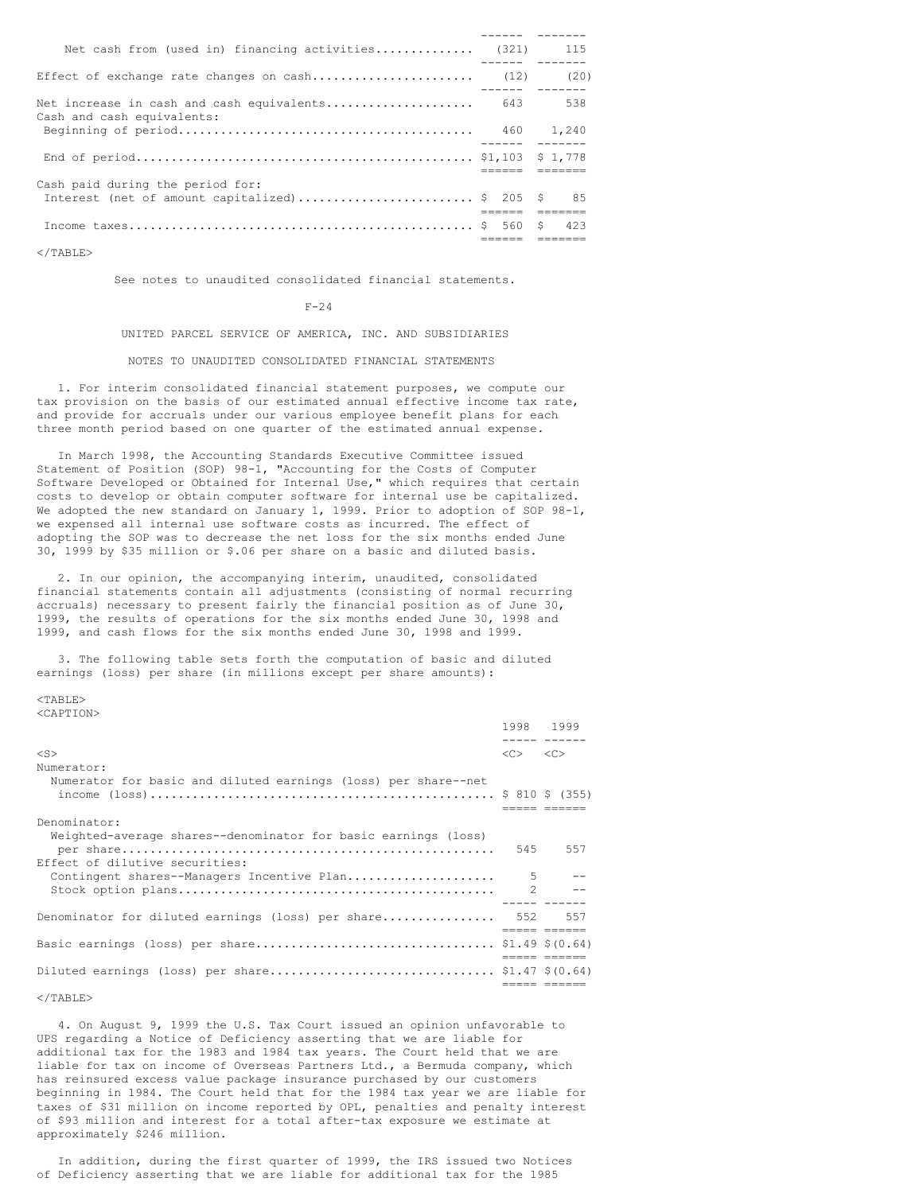| | | |
|---|---|---|
| Net cash from (used in) financing activities | (321) | 115 |
| Effect of exchange rate changes on cash | (12) | (20) |
| Net increase in cash and cash equivalents | 643 | 538 |
| Cash and cash equivalents: | | |
| Beginning of period | 460 | 1,240 |
| End of period | $1,103 | $ 1,778 |
| Cash paid during the period for: | | |
| Interest (net of amount capitalized) | $ 205 | $ 85 |
| Income taxes | $ 560 | $ 423 |

See notes to unaudited consolidated financial statements.

UNITED PARCEL SERVICE OF AMERICA, INC. AND SUBSIDIARIES

NOTES TO UNAUDITED CONSOLIDATED FINANCIAL STATEMENTS

1. For interim consolidated financial statement purposes, we compute our tax provision on the basis of our estimated annual effective income tax rate, and provide for accruals under our various employee benefit plans for each three month period based on one quarter of the estimated annual expense.

In March 1998, the Accounting Standards Executive Committee issued Statement of Position (SOP) 98-1, "Accounting for the Costs of Computer Software Developed or Obtained for Internal Use," which requires that certain costs to develop or obtain computer software for internal use be capitalized. We adopted the new standard on January 1, 1999. Prior to adoption of SOP 98-1, we expensed all internal use software costs as incurred. The effect of adopting the SOP was to decrease the net loss for the six months ended June 30, 1999 by $35 million or $.06 per share on a basic and diluted basis.

2. In our opinion, the accompanying interim, unaudited, consolidated financial statements contain all adjustments (consisting of normal recurring accruals) necessary to present fairly the financial position as of June 30, 1999, the results of operations for the six months ended June 30, 1998 and 1999, and cash flows for the six months ended June 30, 1998 and 1999.

3. The following table sets forth the computation of basic and diluted earnings (loss) per share (in millions except per share amounts):

| | 1998 | 1999 |
|---|---|---|
| Numerator: | | |
| Numerator for basic and diluted earnings (loss) per share--net income (loss) | $ 810 | $ (355) |
| Denominator: | | |
| Weighted-average shares--denominator for basic earnings (loss) per share | 545 | 557 |
| Effect of dilutive securities: | | |
| Contingent shares--Managers Incentive Plan | 5 | -- |
| Stock option plans | 2 | -- |
| Denominator for diluted earnings (loss) per share | 552 | 557 |
| Basic earnings (loss) per share | $1.49 | $(0.64) |
| Diluted earnings (loss) per share | $1.47 | $(0.64) |

4. On August 9, 1999 the U.S. Tax Court issued an opinion unfavorable to UPS regarding a Notice of Deficiency asserting that we are liable for additional tax for the 1983 and 1984 tax years. The Court held that we are liable for tax on income of Overseas Partners Ltd., a Bermuda company, which has reinsured excess value package insurance purchased by our customers beginning in 1984. The Court held that for the 1984 tax year we are liable for taxes of $31 million on income reported by OPL, penalties and penalty interest of $93 million and interest for a total after-tax exposure we estimate at approximately $246 million.

In addition, during the first quarter of 1999, the IRS issued two Notices of Deficiency asserting that we are liable for additional tax for the 1985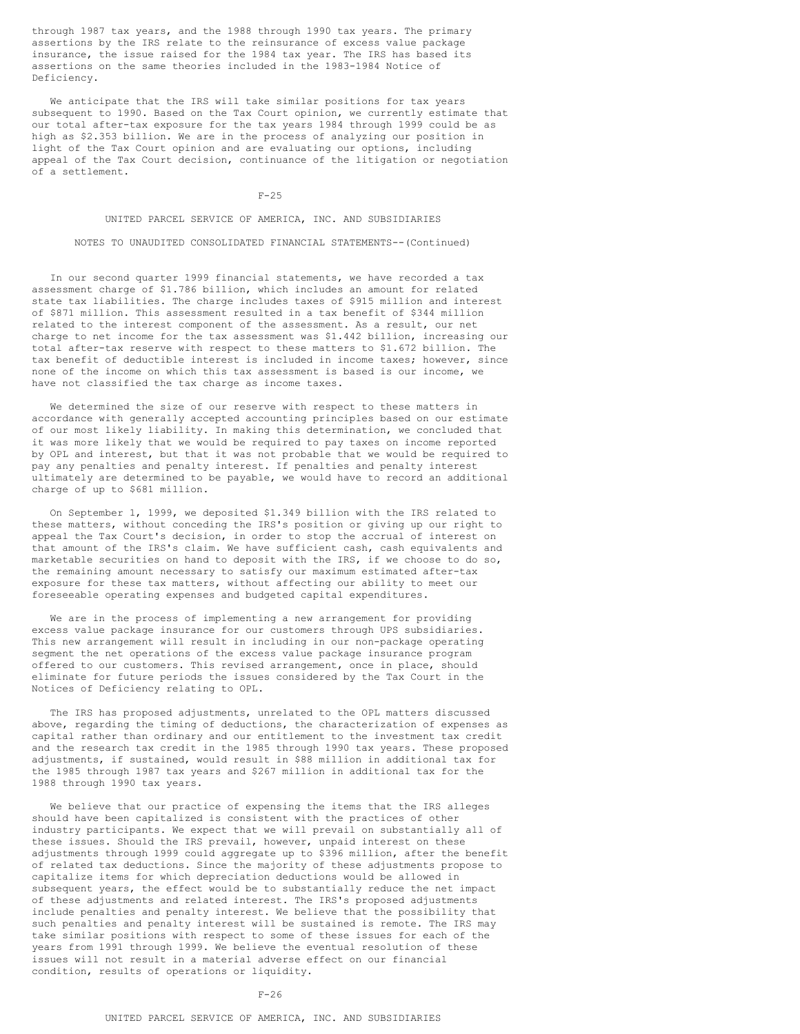through 1987 tax years, and the 1988 through 1990 tax years. The primary assertions by the IRS relate to the reinsurance of excess value package insurance, the issue raised for the 1984 tax year. The IRS has based its assertions on the same theories included in the 1983-1984 Notice of Deficiency.

We anticipate that the IRS will take similar positions for tax years subsequent to 1990. Based on the Tax Court opinion, we currently estimate that our total after-tax exposure for the tax years 1984 through 1999 could be as high as $2.353 billion. We are in the process of analyzing our position in light of the Tax Court opinion and are evaluating our options, including appeal of the Tax Court decision, continuance of the litigation or negotiation of a settlement.

UNITED PARCEL SERVICE OF AMERICA, INC. AND SUBSIDIARIES

NOTES TO UNAUDITED CONSOLIDATED FINANCIAL STATEMENTS--(Continued)

In our second quarter 1999 financial statements, we have recorded a tax assessment charge of $1.786 billion, which includes an amount for related state tax liabilities. The charge includes taxes of $915 million and interest of $871 million. This assessment resulted in a tax benefit of $344 million related to the interest component of the assessment. As a result, our net charge to net income for the tax assessment was $1.442 billion, increasing our total after-tax reserve with respect to these matters to $1.672 billion. The tax benefit of deductible interest is included in income taxes; however, since none of the income on which this tax assessment is based is our income, we have not classified the tax charge as income taxes.

We determined the size of our reserve with respect to these matters in accordance with generally accepted accounting principles based on our estimate of our most likely liability. In making this determination, we concluded that it was more likely that we would be required to pay taxes on income reported by OPL and interest, but that it was not probable that we would be required to pay any penalties and penalty interest. If penalties and penalty interest ultimately are determined to be payable, we would have to record an additional charge of up to $681 million.

On September 1, 1999, we deposited $1.349 billion with the IRS related to these matters, without conceding the IRS's position or giving up our right to appeal the Tax Court's decision, in order to stop the accrual of interest on that amount of the IRS's claim. We have sufficient cash, cash equivalents and marketable securities on hand to deposit with the IRS, if we choose to do so, the remaining amount necessary to satisfy our maximum estimated after-tax exposure for these tax matters, without affecting our ability to meet our foreseeable operating expenses and budgeted capital expenditures.

We are in the process of implementing a new arrangement for providing excess value package insurance for our customers through UPS subsidiaries. This new arrangement will result in including in our non-package operating segment the net operations of the excess value package insurance program offered to our customers. This revised arrangement, once in place, should eliminate for future periods the issues considered by the Tax Court in the Notices of Deficiency relating to OPL.

The IRS has proposed adjustments, unrelated to the OPL matters discussed above, regarding the timing of deductions, the characterization of expenses as capital rather than ordinary and our entitlement to the investment tax credit and the research tax credit in the 1985 through 1990 tax years. These proposed adjustments, if sustained, would result in $88 million in additional tax for the 1985 through 1987 tax years and $267 million in additional tax for the 1988 through 1990 tax years.

We believe that our practice of expensing the items that the IRS alleges should have been capitalized is consistent with the practices of other industry participants. We expect that we will prevail on substantially all of these issues. Should the IRS prevail, however, unpaid interest on these adjustments through 1999 could aggregate up to $396 million, after the benefit of related tax deductions. Since the majority of these adjustments propose to capitalize items for which depreciation deductions would be allowed in subsequent years, the effect would be to substantially reduce the net impact of these adjustments and related interest. The IRS's proposed adjustments include penalties and penalty interest. We believe that the possibility that such penalties and penalty interest will be sustained is remote. The IRS may take similar positions with respect to some of these issues for each of the years from 1991 through 1999. We believe the eventual resolution of these issues will not result in a material adverse effect on our financial condition, results of operations or liquidity.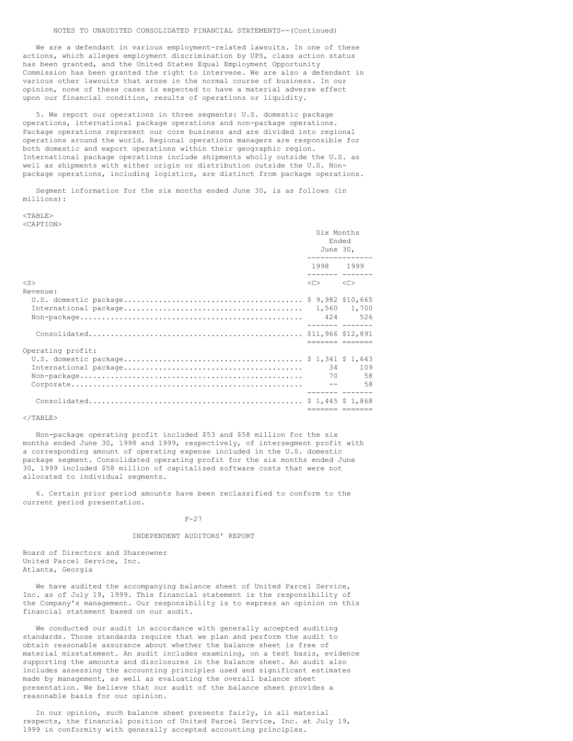NOTES TO UNAUDITED CONSOLIDATED FINANCIAL STATEMENTS--(Continued)

We are a defendant in various employment-related lawsuits. In one of these actions, which alleges employment discrimination by UPS, class action status has been granted, and the United States Equal Employment Opportunity Commission has been granted the right to intervene. We are also a defendant in various other lawsuits that arose in the normal course of business. In our opinion, none of these cases is expected to have a material adverse effect upon our financial condition, results of operations or liquidity.

5. We report our operations in three segments: U.S. domestic package operations, international package operations and non-package operations. Package operations represent our core business and are divided into regional operations around the world. Regional operations managers are responsible for both domestic and export operations within their geographic region. International package operations include shipments wholly outside the U.S. as well as shipments with either origin or distribution outside the U.S. Non-package operations, including logistics, are distinct from package operations.

Segment information for the six months ended June 30, is as follows (in millions):

| | Six Months Ended June 30, | |
|---|---|---|
| | 1998 | 1999 |
| Revenue: | | |
| U.S. domestic package | $ 9,982 | $10,665 |
| International package | 1,560 | 1,700 |
| Non-package | 424 | 526 |
| Consolidated | $11,966 | $12,891 |
| Operating profit: | | |
| U.S. domestic package | $ 1,341 | $ 1,643 |
| International package | 34 | 109 |
| Non-package | 70 | 58 |
| Corporate | -- | 58 |
| Consolidated | $ 1,445 | $ 1,868 |

Non-package operating profit included $53 and $58 million for the six months ended June 30, 1998 and 1999, respectively, of intersegment profit with a corresponding amount of operating expense included in the U.S. domestic package segment. Consolidated operating profit for the six months ended June 30, 1999 included $58 million of capitalized software costs that were not allocated to individual segments.

6. Certain prior period amounts have been reclassified to conform to the current period presentation.

## INDEPENDENT AUDITORS' REPORT

Board of Directors and Shareowner
United Parcel Service, Inc.
Atlanta, Georgia

We have audited the accompanying balance sheet of United Parcel Service, Inc. as of July 19, 1999. This financial statement is the responsibility of the Company's management. Our responsibility is to express an opinion on this financial statement based on our audit.

We conducted our audit in accordance with generally accepted auditing standards. Those standards require that we plan and perform the audit to obtain reasonable assurance about whether the balance sheet is free of material misstatement. An audit includes examining, on a test basis, evidence supporting the amounts and disclosures in the balance sheet. An audit also includes assessing the accounting principles used and significant estimates made by management, as well as evaluating the overall balance sheet presentation. We believe that our audit of the balance sheet provides a reasonable basis for our opinion.

In our opinion, such balance sheet presents fairly, in all material respects, the financial position of United Parcel Service, Inc. at July 19, 1999 in conformity with generally accepted accounting principles.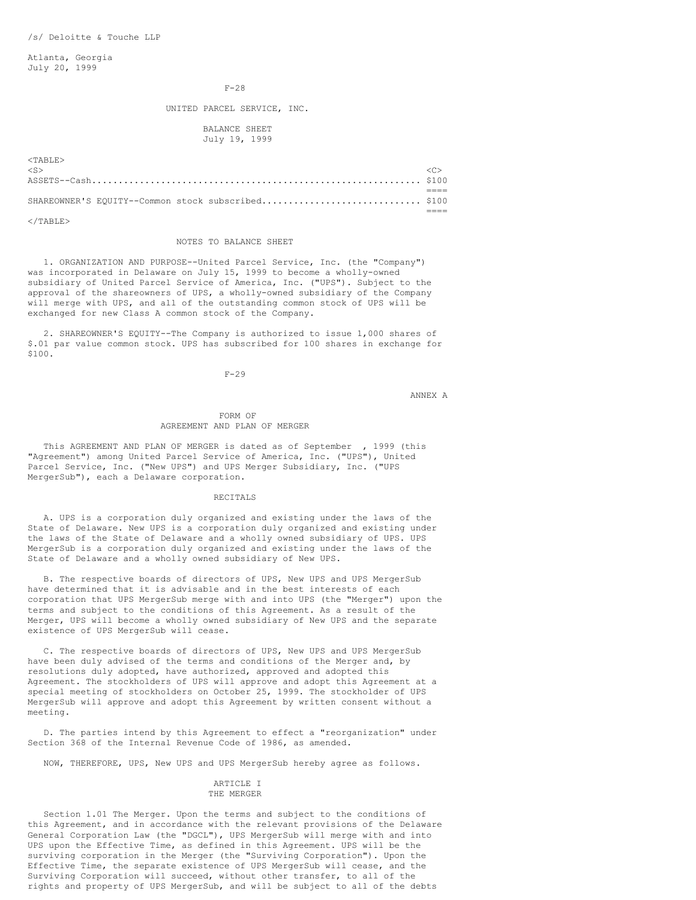/s/ Deloitte & Touche LLP

Atlanta, Georgia
July 20, 1999

## UNITED PARCEL SERVICE, INC.

### BALANCE SHEET
### July 19, 1999

| | |
|---|---|
| ASSETS--Cash | $100 |
| SHAREOWNER'S EQUITY--Common stock subscribed | $100 |

### NOTES TO BALANCE SHEET

1. ORGANIZATION AND PURPOSE--United Parcel Service, Inc. (the "Company") was incorporated in Delaware on July 15, 1999 to become a wholly-owned subsidiary of United Parcel Service of America, Inc. ("UPS"). Subject to the approval of the shareowners of UPS, a wholly-owned subsidiary of the Company will merge with UPS, and all of the outstanding common stock of UPS will be exchanged for new Class A common stock of the Company.

2. SHAREOWNER'S EQUITY--The Company is authorized to issue 1,000 shares of $.01 par value common stock. UPS has subscribed for 100 shares in exchange for $100.

ANNEX A

## FORM OF AGREEMENT AND PLAN OF MERGER

This AGREEMENT AND PLAN OF MERGER is dated as of September , 1999 (this "Agreement") among United Parcel Service of America, Inc. ("UPS"), United Parcel Service, Inc. ("New UPS") and UPS Merger Subsidiary, Inc. ("UPS MergerSub"), each a Delaware corporation.

### RECITALS

A. UPS is a corporation duly organized and existing under the laws of the State of Delaware. New UPS is a corporation duly organized and existing under the laws of the State of Delaware and a wholly owned subsidiary of UPS. UPS MergerSub is a corporation duly organized and existing under the laws of the State of Delaware and a wholly owned subsidiary of New UPS.

B. The respective boards of directors of UPS, New UPS and UPS MergerSub have determined that it is advisable and in the best interests of each corporation that UPS MergerSub merge with and into UPS (the "Merger") upon the terms and subject to the conditions of this Agreement. As a result of the Merger, UPS will become a wholly owned subsidiary of New UPS and the separate existence of UPS MergerSub will cease.

C. The respective boards of directors of UPS, New UPS and UPS MergerSub have been duly advised of the terms and conditions of the Merger and, by resolutions duly adopted, have authorized, approved and adopted this Agreement. The stockholders of UPS will approve and adopt this Agreement at a special meeting of stockholders on October 25, 1999. The stockholder of UPS MergerSub will approve and adopt this Agreement by written consent without a meeting.

D. The parties intend by this Agreement to effect a "reorganization" under Section 368 of the Internal Revenue Code of 1986, as amended.

NOW, THEREFORE, UPS, New UPS and UPS MergerSub hereby agree as follows.

### ARTICLE I
### THE MERGER

Section 1.01 The Merger. Upon the terms and subject to the conditions of this Agreement, and in accordance with the relevant provisions of the Delaware General Corporation Law (the "DGCL"), UPS MergerSub will merge with and into UPS upon the Effective Time, as defined in this Agreement. UPS will be the surviving corporation in the Merger (the "Surviving Corporation"). Upon the Effective Time, the separate existence of UPS MergerSub will cease, and the Surviving Corporation will succeed, without other transfer, to all of the rights and property of UPS MergerSub, and will be subject to all of the debts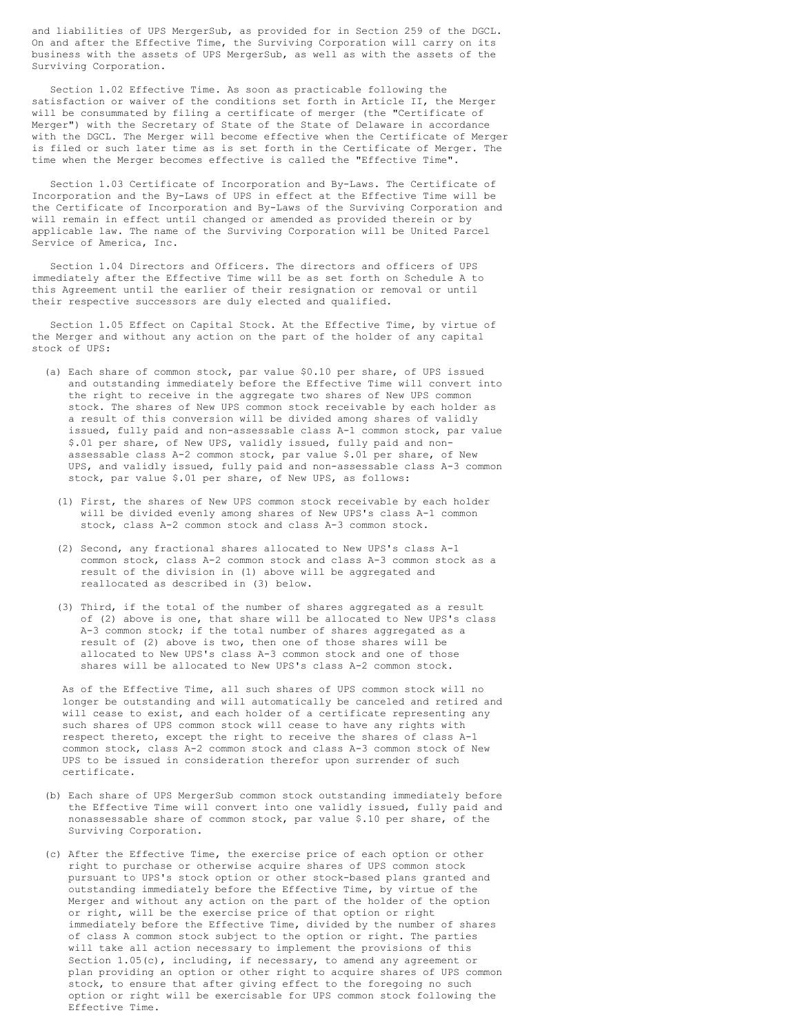and liabilities of UPS MergerSub, as provided for in Section 259 of the DGCL. On and after the Effective Time, the Surviving Corporation will carry on its business with the assets of UPS MergerSub, as well as with the assets of the Surviving Corporation.

Section 1.02 Effective Time. As soon as practicable following the satisfaction or waiver of the conditions set forth in Article II, the Merger will be consummated by filing a certificate of merger (the "Certificate of Merger") with the Secretary of State of the State of Delaware in accordance with the DGCL. The Merger will become effective when the Certificate of Merger is filed or such later time as is set forth in the Certificate of Merger. The time when the Merger becomes effective is called the "Effective Time".

Section 1.03 Certificate of Incorporation and By-Laws. The Certificate of Incorporation and the By-Laws of UPS in effect at the Effective Time will be the Certificate of Incorporation and By-Laws of the Surviving Corporation and will remain in effect until changed or amended as provided therein or by applicable law. The name of the Surviving Corporation will be United Parcel Service of America, Inc.

Section 1.04 Directors and Officers. The directors and officers of UPS immediately after the Effective Time will be as set forth on Schedule A to this Agreement until the earlier of their resignation or removal or until their respective successors are duly elected and qualified.

Section 1.05 Effect on Capital Stock. At the Effective Time, by virtue of the Merger and without any action on the part of the holder of any capital stock of UPS:

(a) Each share of common stock, par value $0.10 per share, of UPS issued and outstanding immediately before the Effective Time will convert into the right to receive in the aggregate two shares of New UPS common stock. The shares of New UPS common stock receivable by each holder as a result of this conversion will be divided among shares of validly issued, fully paid and non-assessable class A-1 common stock, par value $.01 per share, of New UPS, validly issued, fully paid and non-assessable class A-2 common stock, par value $.01 per share, of New UPS, and validly issued, fully paid and non-assessable class A-3 common stock, par value $.01 per share, of New UPS, as follows:

(1) First, the shares of New UPS common stock receivable by each holder will be divided evenly among shares of New UPS's class A-1 common stock, class A-2 common stock and class A-3 common stock.

(2) Second, any fractional shares allocated to New UPS's class A-1 common stock, class A-2 common stock and class A-3 common stock as a result of the division in (1) above will be aggregated and reallocated as described in (3) below.

(3) Third, if the total of the number of shares aggregated as a result of (2) above is one, that share will be allocated to New UPS's class A-3 common stock; if the total number of shares aggregated as a result of (2) above is two, then one of those shares will be allocated to New UPS's class A-3 common stock and one of those shares will be allocated to New UPS's class A-2 common stock.

As of the Effective Time, all such shares of UPS common stock will no longer be outstanding and will automatically be canceled and retired and will cease to exist, and each holder of a certificate representing any such shares of UPS common stock will cease to have any rights with respect thereto, except the right to receive the shares of class A-1 common stock, class A-2 common stock and class A-3 common stock of New UPS to be issued in consideration therefor upon surrender of such certificate.

(b) Each share of UPS MergerSub common stock outstanding immediately before the Effective Time will convert into one validly issued, fully paid and nonassessable share of common stock, par value $.10 per share, of the Surviving Corporation.

(c) After the Effective Time, the exercise price of each option or other right to purchase or otherwise acquire shares of UPS common stock pursuant to UPS's stock option or other stock-based plans granted and outstanding immediately before the Effective Time, by virtue of the Merger and without any action on the part of the holder of the option or right, will be the exercise price of that option or right immediately before the Effective Time, divided by the number of shares of class A common stock subject to the option or right. The parties will take all action necessary to implement the provisions of this Section 1.05(c), including, if necessary, to amend any agreement or plan providing an option or other right to acquire shares of UPS common stock, to ensure that after giving effect to the foregoing no such option or right will be exercisable for UPS common stock following the Effective Time.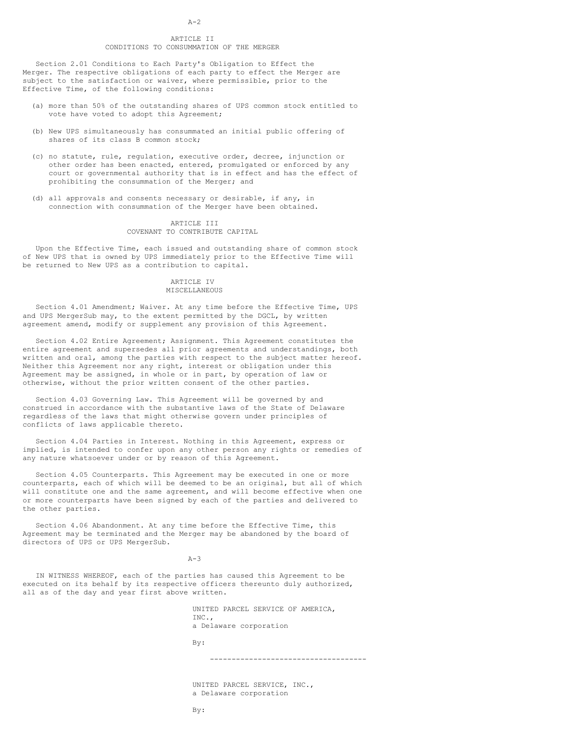## ARTICLE II
## CONDITIONS TO CONSUMMATION OF THE MERGER

Section 2.01 Conditions to Each Party's Obligation to Effect the Merger. The respective obligations of each party to effect the Merger are subject to the satisfaction or waiver, where permissible, prior to the Effective Time, of the following conditions:

(a) more than 50% of the outstanding shares of UPS common stock entitled to vote have voted to adopt this Agreement;

(b) New UPS simultaneously has consummated an initial public offering of shares of its class B common stock;

(c) no statute, rule, regulation, executive order, decree, injunction or other order has been enacted, entered, promulgated or enforced by any court or governmental authority that is in effect and has the effect of prohibiting the consummation of the Merger; and

(d) all approvals and consents necessary or desirable, if any, in connection with consummation of the Merger have been obtained.

## ARTICLE III
## COVENANT TO CONTRIBUTE CAPITAL

Upon the Effective Time, each issued and outstanding share of common stock of New UPS that is owned by UPS immediately prior to the Effective Time will be returned to New UPS as a contribution to capital.

## ARTICLE IV
## MISCELLANEOUS

Section 4.01 Amendment; Waiver. At any time before the Effective Time, UPS and UPS MergerSub may, to the extent permitted by the DGCL, by written agreement amend, modify or supplement any provision of this Agreement.

Section 4.02 Entire Agreement; Assignment. This Agreement constitutes the entire agreement and supersedes all prior agreements and understandings, both written and oral, among the parties with respect to the subject matter hereof. Neither this Agreement nor any right, interest or obligation under this Agreement may be assigned, in whole or in part, by operation of law or otherwise, without the prior written consent of the other parties.

Section 4.03 Governing Law. This Agreement will be governed by and construed in accordance with the substantive laws of the State of Delaware regardless of the laws that might otherwise govern under principles of conflicts of laws applicable thereto.

Section 4.04 Parties in Interest. Nothing in this Agreement, express or implied, is intended to confer upon any other person any rights or remedies of any nature whatsoever under or by reason of this Agreement.

Section 4.05 Counterparts. This Agreement may be executed in one or more counterparts, each of which will be deemed to be an original, but all of which will constitute one and the same agreement, and will become effective when one or more counterparts have been signed by each of the parties and delivered to the other parties.

Section 4.06 Abandonment. At any time before the Effective Time, this Agreement may be terminated and the Merger may be abandoned by the board of directors of UPS or UPS MergerSub.

IN WITNESS WHEREOF, each of the parties has caused this Agreement to be executed on its behalf by its respective officers thereunto duly authorized, all as of the day and year first above written.

UNITED PARCEL SERVICE OF AMERICA, INC.,
a Delaware corporation

By:

------------------------------------

UNITED PARCEL SERVICE, INC.,
a Delaware corporation

By: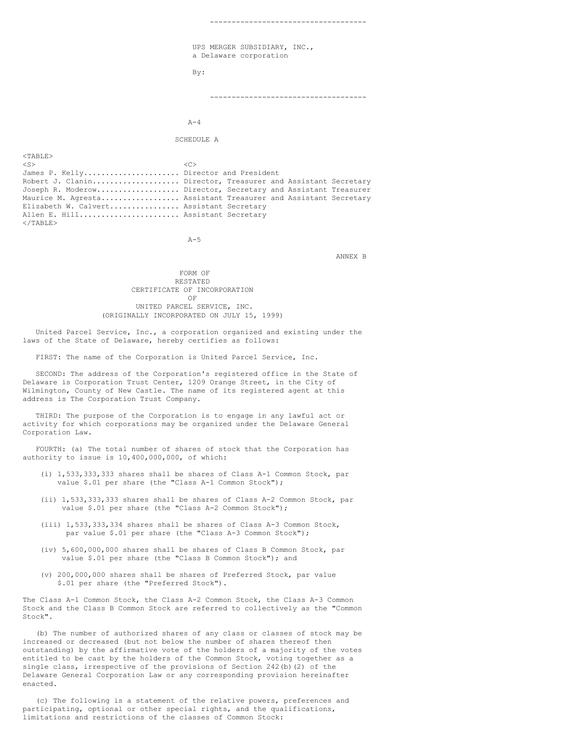------------------------------------

UPS MERGER SUBSIDIARY, INC.,
a Delaware corporation

By:

------------------------------------

SCHEDULE A

| | |
|---|---|
| James P. Kelly | Director and President |
| Robert J. Clanin | Director, Treasurer and Assistant Secretary |
| Joseph R. Moderow | Director, Secretary and Assistant Treasurer |
| Maurice M. Agresta | Assistant Treasurer and Assistant Secretary |
| Elizabeth W. Calvert | Assistant Secretary |
| Allen E. Hill | Assistant Secretary |

ANNEX B

# FORM OF RESTATED CERTIFICATE OF INCORPORATION OF UNITED PARCEL SERVICE, INC.
(ORIGINALLY INCORPORATED ON JULY 15, 1999)

United Parcel Service, Inc., a corporation organized and existing under the laws of the State of Delaware, hereby certifies as follows:

FIRST: The name of the Corporation is United Parcel Service, Inc.

SECOND: The address of the Corporation's registered office in the State of Delaware is Corporation Trust Center, 1209 Orange Street, in the City of Wilmington, County of New Castle. The name of its registered agent at this address is The Corporation Trust Company.

THIRD: The purpose of the Corporation is to engage in any lawful act or activity for which corporations may be organized under the Delaware General Corporation Law.

FOURTH: (a) The total number of shares of stock that the Corporation has authority to issue is 10,400,000,000, of which:

(i) 1,533,333,333 shares shall be shares of Class A-1 Common Stock, par value $.01 per share (the "Class A-1 Common Stock");

(ii) 1,533,333,333 shares shall be shares of Class A-2 Common Stock, par value $.01 per share (the "Class A-2 Common Stock");

(iii) 1,533,333,334 shares shall be shares of Class A-3 Common Stock, par value $.01 per share (the "Class A-3 Common Stock");

(iv) 5,600,000,000 shares shall be shares of Class B Common Stock, par value $.01 per share (the "Class B Common Stock"); and

(v) 200,000,000 shares shall be shares of Preferred Stock, par value $.01 per share (the "Preferred Stock").

The Class A-1 Common Stock, the Class A-2 Common Stock, the Class A-3 Common Stock and the Class B Common Stock are referred to collectively as the "Common Stock".

(b) The number of authorized shares of any class or classes of stock may be increased or decreased (but not below the number of shares thereof then outstanding) by the affirmative vote of the holders of a majority of the votes entitled to be cast by the holders of the Common Stock, voting together as a single class, irrespective of the provisions of Section 242(b)(2) of the Delaware General Corporation Law or any corresponding provision hereinafter enacted.

(c) The following is a statement of the relative powers, preferences and participating, optional or other special rights, and the qualifications, limitations and restrictions of the classes of Common Stock: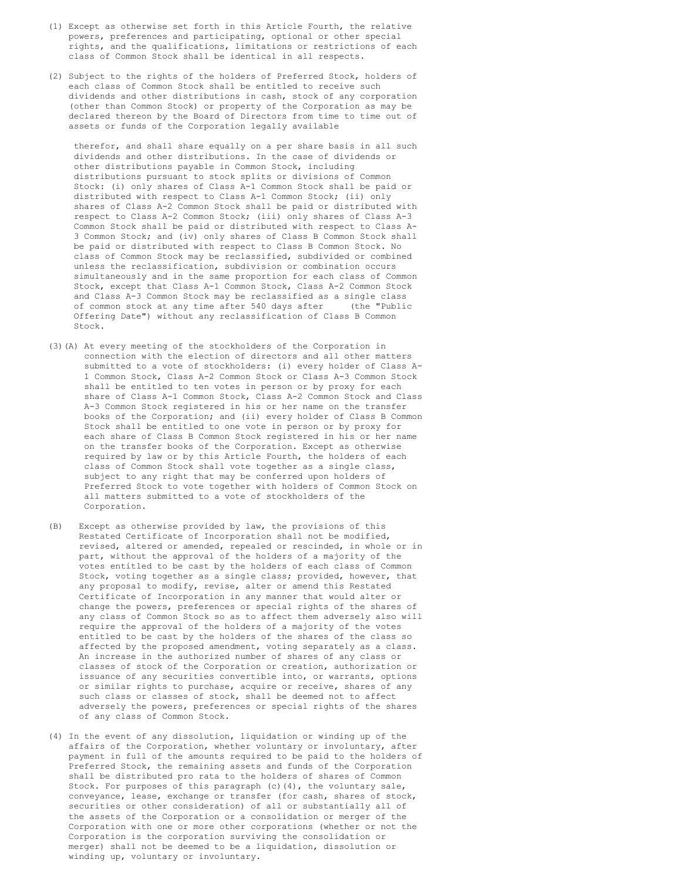(1) Except as otherwise set forth in this Article Fourth, the relative powers, preferences and participating, optional or other special rights, and the qualifications, limitations or restrictions of each class of Common Stock shall be identical in all respects.

(2) Subject to the rights of the holders of Preferred Stock, holders of each class of Common Stock shall be entitled to receive such dividends and other distributions in cash, stock of any corporation (other than Common Stock) or property of the Corporation as may be declared thereon by the Board of Directors from time to time out of assets or funds of the Corporation legally available therefor, and shall share equally on a per share basis in all such dividends and other distributions. In the case of dividends or other distributions payable in Common Stock, including distributions pursuant to stock splits or divisions of Common Stock: (i) only shares of Class A-1 Common Stock shall be paid or distributed with respect to Class A-1 Common Stock; (ii) only shares of Class A-2 Common Stock shall be paid or distributed with respect to Class A-2 Common Stock; (iii) only shares of Class A-3 Common Stock shall be paid or distributed with respect to Class A-3 Common Stock; and (iv) only shares of Class B Common Stock shall be paid or distributed with respect to Class B Common Stock. No class of Common Stock may be reclassified, subdivided or combined unless the reclassification, subdivision or combination occurs simultaneously and in the same proportion for each class of Common Stock, except that Class A-1 Common Stock, Class A-2 Common Stock and Class A-3 Common Stock may be reclassified as a single class of common stock at any time after 540 days after      (the "Public Offering Date") without any reclassification of Class B Common Stock.

(3)(A) At every meeting of the stockholders of the Corporation in connection with the election of directors and all other matters submitted to a vote of stockholders: (i) every holder of Class A-1 Common Stock, Class A-2 Common Stock or Class A-3 Common Stock shall be entitled to ten votes in person or by proxy for each share of Class A-1 Common Stock, Class A-2 Common Stock and Class A-3 Common Stock registered in his or her name on the transfer books of the Corporation; and (ii) every holder of Class B Common Stock shall be entitled to one vote in person or by proxy for each share of Class B Common Stock registered in his or her name on the transfer books of the Corporation. Except as otherwise required by law or by this Article Fourth, the holders of each class of Common Stock shall vote together as a single class, subject to any right that may be conferred upon holders of Preferred Stock to vote together with holders of Common Stock on all matters submitted to a vote of stockholders of the Corporation.

(B) Except as otherwise provided by law, the provisions of this Restated Certificate of Incorporation shall not be modified, revised, altered or amended, repealed or rescinded, in whole or in part, without the approval of the holders of a majority of the votes entitled to be cast by the holders of each class of Common Stock, voting together as a single class; provided, however, that any proposal to modify, revise, alter or amend this Restated Certificate of Incorporation in any manner that would alter or change the powers, preferences or special rights of the shares of any class of Common Stock so as to affect them adversely also will require the approval of the holders of a majority of the votes entitled to be cast by the holders of the shares of the class so affected by the proposed amendment, voting separately as a class. An increase in the authorized number of shares of any class or classes of stock of the Corporation or creation, authorization or issuance of any securities convertible into, or warrants, options or similar rights to purchase, acquire or receive, shares of any such class or classes of stock, shall be deemed not to affect adversely the powers, preferences or special rights of the shares of any class of Common Stock.

(4) In the event of any dissolution, liquidation or winding up of the affairs of the Corporation, whether voluntary or involuntary, after payment in full of the amounts required to be paid to the holders of Preferred Stock, the remaining assets and funds of the Corporation shall be distributed pro rata to the holders of shares of Common Stock. For purposes of this paragraph (c)(4), the voluntary sale, conveyance, lease, exchange or transfer (for cash, shares of stock, securities or other consideration) of all or substantially all of the assets of the Corporation or a consolidation or merger of the Corporation with one or more other corporations (whether or not the Corporation is the corporation surviving the consolidation or merger) shall not be deemed to be a liquidation, dissolution or winding up, voluntary or involuntary.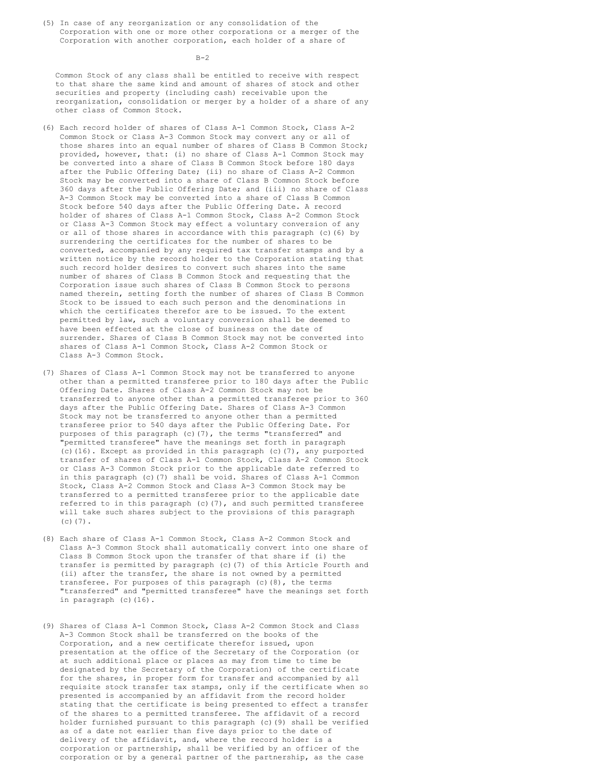(5) In case of any reorganization or any consolidation of the Corporation with one or more other corporations or a merger of the Corporation with another corporation, each holder of a share of Common Stock of any class shall be entitled to receive with respect to that share the same kind and amount of shares of stock and other securities and property (including cash) receivable upon the reorganization, consolidation or merger by a holder of a share of any other class of Common Stock.

(6) Each record holder of shares of Class A-1 Common Stock, Class A-2 Common Stock or Class A-3 Common Stock may convert any or all of those shares into an equal number of shares of Class B Common Stock; provided, however, that: (i) no share of Class A-1 Common Stock may be converted into a share of Class B Common Stock before 180 days after the Public Offering Date; (ii) no share of Class A-2 Common Stock may be converted into a share of Class B Common Stock before 360 days after the Public Offering Date; and (iii) no share of Class A-3 Common Stock may be converted into a share of Class B Common Stock before 540 days after the Public Offering Date. A record holder of shares of Class A-1 Common Stock, Class A-2 Common Stock or Class A-3 Common Stock may effect a voluntary conversion of any or all of those shares in accordance with this paragraph (c)(6) by surrendering the certificates for the number of shares to be converted, accompanied by any required tax transfer stamps and by a written notice by the record holder to the Corporation stating that such record holder desires to convert such shares into the same number of shares of Class B Common Stock and requesting that the Corporation issue such shares of Class B Common Stock to persons named therein, setting forth the number of shares of Class B Common Stock to be issued to each such person and the denominations in which the certificates therefor are to be issued. To the extent permitted by law, such a voluntary conversion shall be deemed to have been effected at the close of business on the date of surrender. Shares of Class B Common Stock may not be converted into shares of Class A-1 Common Stock, Class A-2 Common Stock or Class A-3 Common Stock.

(7) Shares of Class A-1 Common Stock may not be transferred to anyone other than a permitted transferee prior to 180 days after the Public Offering Date. Shares of Class A-2 Common Stock may not be transferred to anyone other than a permitted transferee prior to 360 days after the Public Offering Date. Shares of Class A-3 Common Stock may not be transferred to anyone other than a permitted transferee prior to 540 days after the Public Offering Date. For purposes of this paragraph (c)(7), the terms "transferred" and "permitted transferee" have the meanings set forth in paragraph (c)(16). Except as provided in this paragraph (c)(7), any purported transfer of shares of Class A-1 Common Stock, Class A-2 Common Stock or Class A-3 Common Stock prior to the applicable date referred to in this paragraph (c)(7) shall be void. Shares of Class A-1 Common Stock, Class A-2 Common Stock and Class A-3 Common Stock may be transferred to a permitted transferee prior to the applicable date referred to in this paragraph (c)(7), and such permitted transferee will take such shares subject to the provisions of this paragraph (c)(7).

(8) Each share of Class A-1 Common Stock, Class A-2 Common Stock and Class A-3 Common Stock shall automatically convert into one share of Class B Common Stock upon the transfer of that share if (i) the transfer is permitted by paragraph (c)(7) of this Article Fourth and (ii) after the transfer, the share is not owned by a permitted transferee. For purposes of this paragraph (c)(8), the terms "transferred" and "permitted transferee" have the meanings set forth in paragraph (c)(16).

(9) Shares of Class A-1 Common Stock, Class A-2 Common Stock and Class A-3 Common Stock shall be transferred on the books of the Corporation, and a new certificate therefor issued, upon presentation at the office of the Secretary of the Corporation (or at such additional place or places as may from time to time be designated by the Secretary of the Corporation) of the certificate for the shares, in proper form for transfer and accompanied by all requisite stock transfer tax stamps, only if the certificate when so presented is accompanied by an affidavit from the record holder stating that the certificate is being presented to effect a transfer of the shares to a permitted transferee. The affidavit of a record holder furnished pursuant to this paragraph (c)(9) shall be verified as of a date not earlier than five days prior to the date of delivery of the affidavit, and, where the record holder is a corporation or partnership, shall be verified by an officer of the corporation or by a general partner of the partnership, as the case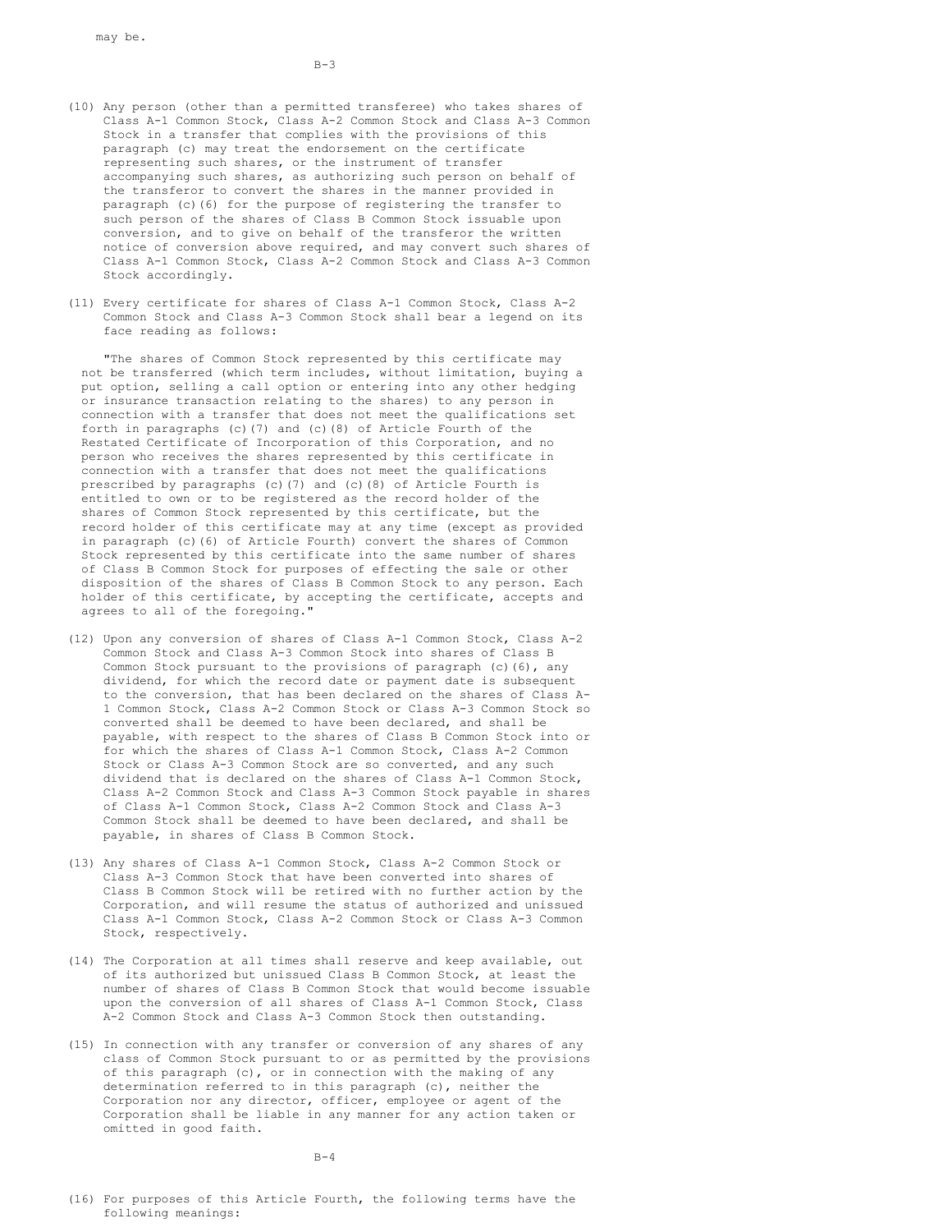may be.

(10) Any person (other than a permitted transferee) who takes shares of Class A-1 Common Stock, Class A-2 Common Stock and Class A-3 Common Stock in a transfer that complies with the provisions of this paragraph (c) may treat the endorsement on the certificate representing such shares, or the instrument of transfer accompanying such shares, as authorizing such person on behalf of the transferor to convert the shares in the manner provided in paragraph (c)(6) for the purpose of registering the transfer to such person of the shares of Class B Common Stock issuable upon conversion, and to give on behalf of the transferor the written notice of conversion above required, and may convert such shares of Class A-1 Common Stock, Class A-2 Common Stock and Class A-3 Common Stock accordingly.

(11) Every certificate for shares of Class A-1 Common Stock, Class A-2 Common Stock and Class A-3 Common Stock shall bear a legend on its face reading as follows:

"The shares of Common Stock represented by this certificate may not be transferred (which term includes, without limitation, buying a put option, selling a call option or entering into any other hedging or insurance transaction relating to the shares) to any person in connection with a transfer that does not meet the qualifications set forth in paragraphs (c)(7) and (c)(8) of Article Fourth of the Restated Certificate of Incorporation of this Corporation, and no person who receives the shares represented by this certificate in connection with a transfer that does not meet the qualifications prescribed by paragraphs (c)(7) and (c)(8) of Article Fourth is entitled to own or to be registered as the record holder of the shares of Common Stock represented by this certificate, but the record holder of this certificate may at any time (except as provided in paragraph (c)(6) of Article Fourth) convert the shares of Common Stock represented by this certificate into the same number of shares of Class B Common Stock for purposes of effecting the sale or other disposition of the shares of Class B Common Stock to any person. Each holder of this certificate, by accepting the certificate, accepts and agrees to all of the foregoing."

(12) Upon any conversion of shares of Class A-1 Common Stock, Class A-2 Common Stock and Class A-3 Common Stock into shares of Class B Common Stock pursuant to the provisions of paragraph (c)(6), any dividend, for which the record date or payment date is subsequent to the conversion, that has been declared on the shares of Class A-1 Common Stock, Class A-2 Common Stock or Class A-3 Common Stock so converted shall be deemed to have been declared, and shall be payable, with respect to the shares of Class B Common Stock into or for which the shares of Class A-1 Common Stock, Class A-2 Common Stock or Class A-3 Common Stock are so converted, and any such dividend that is declared on the shares of Class A-1 Common Stock, Class A-2 Common Stock and Class A-3 Common Stock payable in shares of Class A-1 Common Stock, Class A-2 Common Stock and Class A-3 Common Stock shall be deemed to have been declared, and shall be payable, in shares of Class B Common Stock.

(13) Any shares of Class A-1 Common Stock, Class A-2 Common Stock or Class A-3 Common Stock that have been converted into shares of Class B Common Stock will be retired with no further action by the Corporation, and will resume the status of authorized and unissued Class A-1 Common Stock, Class A-2 Common Stock or Class A-3 Common Stock, respectively.

(14) The Corporation at all times shall reserve and keep available, out of its authorized but unissued Class B Common Stock, at least the number of shares of Class B Common Stock that would become issuable upon the conversion of all shares of Class A-1 Common Stock, Class A-2 Common Stock and Class A-3 Common Stock then outstanding.

(15) In connection with any transfer or conversion of any shares of any class of Common Stock pursuant to or as permitted by the provisions of this paragraph (c), or in connection with the making of any determination referred to in this paragraph (c), neither the Corporation nor any director, officer, employee or agent of the Corporation shall be liable in any manner for any action taken or omitted in good faith.

(16) For purposes of this Article Fourth, the following terms have the following meanings: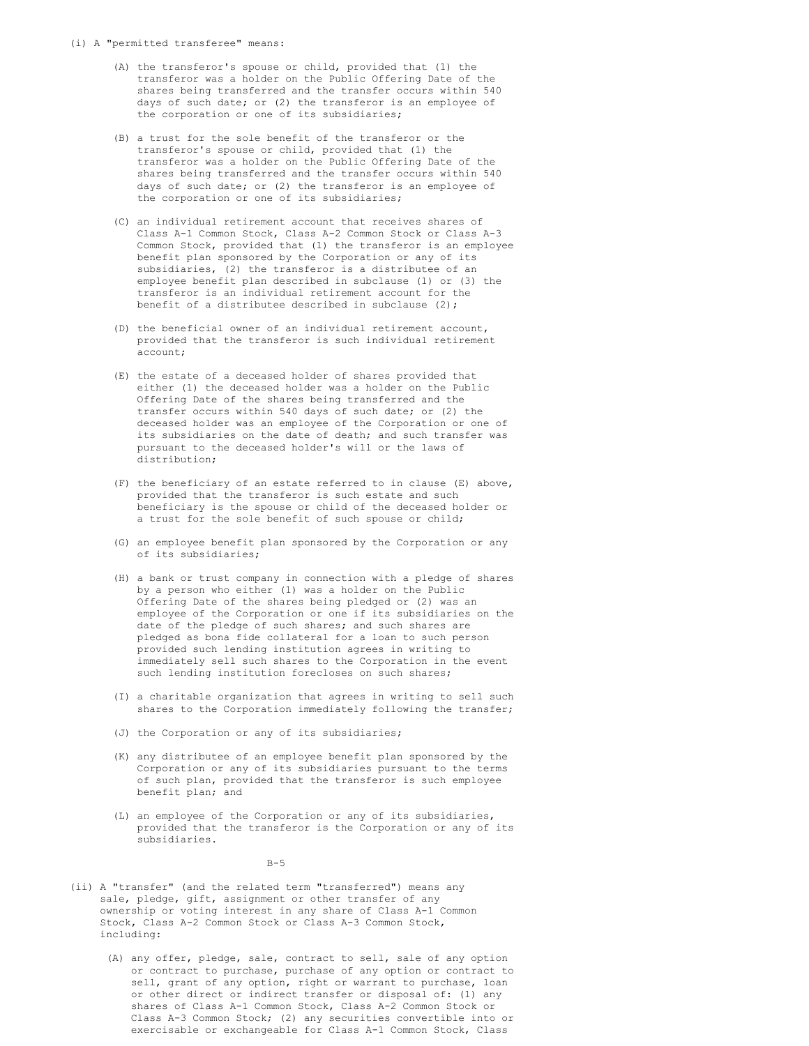(i) A "permitted transferee" means:

(A) the transferor's spouse or child, provided that (1) the transferor was a holder on the Public Offering Date of the shares being transferred and the transfer occurs within 540 days of such date; or (2) the transferor is an employee of the corporation or one of its subsidiaries;

(B) a trust for the sole benefit of the transferor or the transferor's spouse or child, provided that (1) the transferor was a holder on the Public Offering Date of the shares being transferred and the transfer occurs within 540 days of such date; or (2) the transferor is an employee of the corporation or one of its subsidiaries;

(C) an individual retirement account that receives shares of Class A-1 Common Stock, Class A-2 Common Stock or Class A-3 Common Stock, provided that (1) the transferor is an employee benefit plan sponsored by the Corporation or any of its subsidiaries, (2) the transferor is a distributee of an employee benefit plan described in subclause (1) or (3) the transferor is an individual retirement account for the benefit of a distributee described in subclause (2);

(D) the beneficial owner of an individual retirement account, provided that the transferor is such individual retirement account;

(E) the estate of a deceased holder of shares provided that either (1) the deceased holder was a holder on the Public Offering Date of the shares being transferred and the transfer occurs within 540 days of such date; or (2) the deceased holder was an employee of the Corporation or one of its subsidiaries on the date of death; and such transfer was pursuant to the deceased holder's will or the laws of distribution;

(F) the beneficiary of an estate referred to in clause (E) above, provided that the transferor is such estate and such beneficiary is the spouse or child of the deceased holder or a trust for the sole benefit of such spouse or child;

(G) an employee benefit plan sponsored by the Corporation or any of its subsidiaries;

(H) a bank or trust company in connection with a pledge of shares by a person who either (1) was a holder on the Public Offering Date of the shares being pledged or (2) was an employee of the Corporation or one if its subsidiaries on the date of the pledge of such shares; and such shares are pledged as bona fide collateral for a loan to such person provided such lending institution agrees in writing to immediately sell such shares to the Corporation in the event such lending institution forecloses on such shares;

(I) a charitable organization that agrees in writing to sell such shares to the Corporation immediately following the transfer;

(J) the Corporation or any of its subsidiaries;

(K) any distributee of an employee benefit plan sponsored by the Corporation or any of its subsidiaries pursuant to the terms of such plan, provided that the transferor is such employee benefit plan; and

(L) an employee of the Corporation or any of its subsidiaries, provided that the transferor is the Corporation or any of its subsidiaries.

(ii) A "transfer" (and the related term "transferred") means any sale, pledge, gift, assignment or other transfer of any ownership or voting interest in any share of Class A-1 Common Stock, Class A-2 Common Stock or Class A-3 Common Stock, including:

(A) any offer, pledge, sale, contract to sell, sale of any option or contract to purchase, purchase of any option or contract to sell, grant of any option, right or warrant to purchase, loan or other direct or indirect transfer or disposal of: (1) any shares of Class A-1 Common Stock, Class A-2 Common Stock or Class A-3 Common Stock; (2) any securities convertible into or exercisable or exchangeable for Class A-1 Common Stock, Class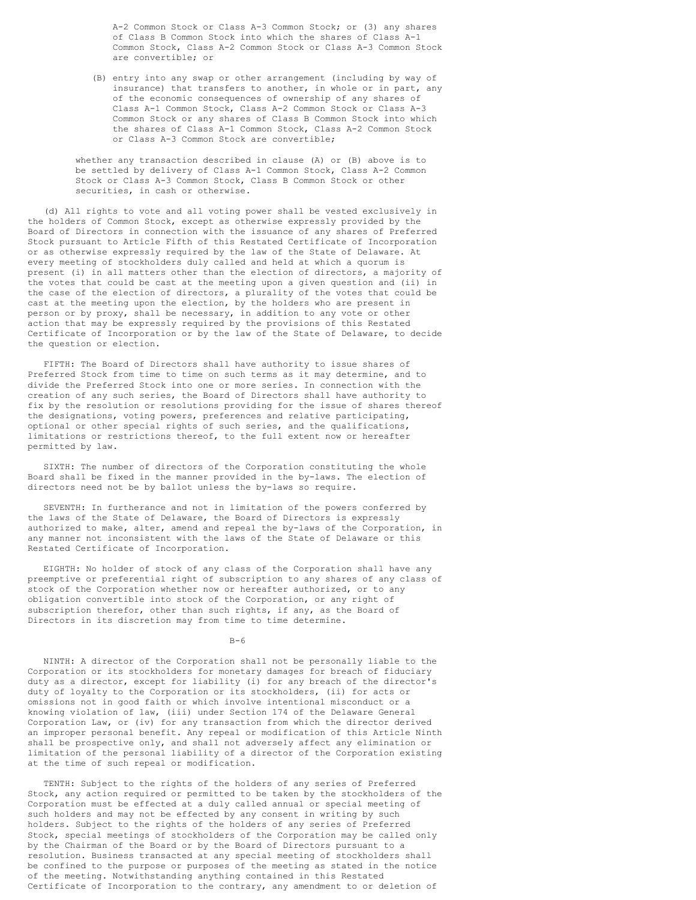A-2 Common Stock or Class A-3 Common Stock; or (3) any shares of Class B Common Stock into which the shares of Class A-1 Common Stock, Class A-2 Common Stock or Class A-3 Common Stock are convertible; or

(B) entry into any swap or other arrangement (including by way of insurance) that transfers to another, in whole or in part, any of the economic consequences of ownership of any shares of Class A-1 Common Stock, Class A-2 Common Stock or Class A-3 Common Stock or any shares of Class B Common Stock into which the shares of Class A-1 Common Stock, Class A-2 Common Stock or Class A-3 Common Stock are convertible;

whether any transaction described in clause (A) or (B) above is to be settled by delivery of Class A-1 Common Stock, Class A-2 Common Stock or Class A-3 Common Stock, Class B Common Stock or other securities, in cash or otherwise.

(d) All rights to vote and all voting power shall be vested exclusively in the holders of Common Stock, except as otherwise expressly provided by the Board of Directors in connection with the issuance of any shares of Preferred Stock pursuant to Article Fifth of this Restated Certificate of Incorporation or as otherwise expressly required by the law of the State of Delaware. At every meeting of stockholders duly called and held at which a quorum is present (i) in all matters other than the election of directors, a majority of the votes that could be cast at the meeting upon a given question and (ii) in the case of the election of directors, a plurality of the votes that could be cast at the meeting upon the election, by the holders who are present in person or by proxy, shall be necessary, in addition to any vote or other action that may be expressly required by the provisions of this Restated Certificate of Incorporation or by the law of the State of Delaware, to decide the question or election.

FIFTH: The Board of Directors shall have authority to issue shares of Preferred Stock from time to time on such terms as it may determine, and to divide the Preferred Stock into one or more series. In connection with the creation of any such series, the Board of Directors shall have authority to fix by the resolution or resolutions providing for the issue of shares thereof the designations, voting powers, preferences and relative participating, optional or other special rights of such series, and the qualifications, limitations or restrictions thereof, to the full extent now or hereafter permitted by law.

SIXTH: The number of directors of the Corporation constituting the whole Board shall be fixed in the manner provided in the by-laws. The election of directors need not be by ballot unless the by-laws so require.

SEVENTH: In furtherance and not in limitation of the powers conferred by the laws of the State of Delaware, the Board of Directors is expressly authorized to make, alter, amend and repeal the by-laws of the Corporation, in any manner not inconsistent with the laws of the State of Delaware or this Restated Certificate of Incorporation.

EIGHTH: No holder of stock of any class of the Corporation shall have any preemptive or preferential right of subscription to any shares of any class of stock of the Corporation whether now or hereafter authorized, or to any obligation convertible into stock of the Corporation, or any right of subscription therefor, other than such rights, if any, as the Board of Directors in its discretion may from time to time determine.

NINTH: A director of the Corporation shall not be personally liable to the Corporation or its stockholders for monetary damages for breach of fiduciary duty as a director, except for liability (i) for any breach of the director's duty of loyalty to the Corporation or its stockholders, (ii) for acts or omissions not in good faith or which involve intentional misconduct or a knowing violation of law, (iii) under Section 174 of the Delaware General Corporation Law, or (iv) for any transaction from which the director derived an improper personal benefit. Any repeal or modification of this Article Ninth shall be prospective only, and shall not adversely affect any elimination or limitation of the personal liability of a director of the Corporation existing at the time of such repeal or modification.

TENTH: Subject to the rights of the holders of any series of Preferred Stock, any action required or permitted to be taken by the stockholders of the Corporation must be effected at a duly called annual or special meeting of such holders and may not be effected by any consent in writing by such holders. Subject to the rights of the holders of any series of Preferred Stock, special meetings of stockholders of the Corporation may be called only by the Chairman of the Board or by the Board of Directors pursuant to a resolution. Business transacted at any special meeting of stockholders shall be confined to the purpose or purposes of the meeting as stated in the notice of the meeting. Notwithstanding anything contained in this Restated Certificate of Incorporation to the contrary, any amendment to or deletion of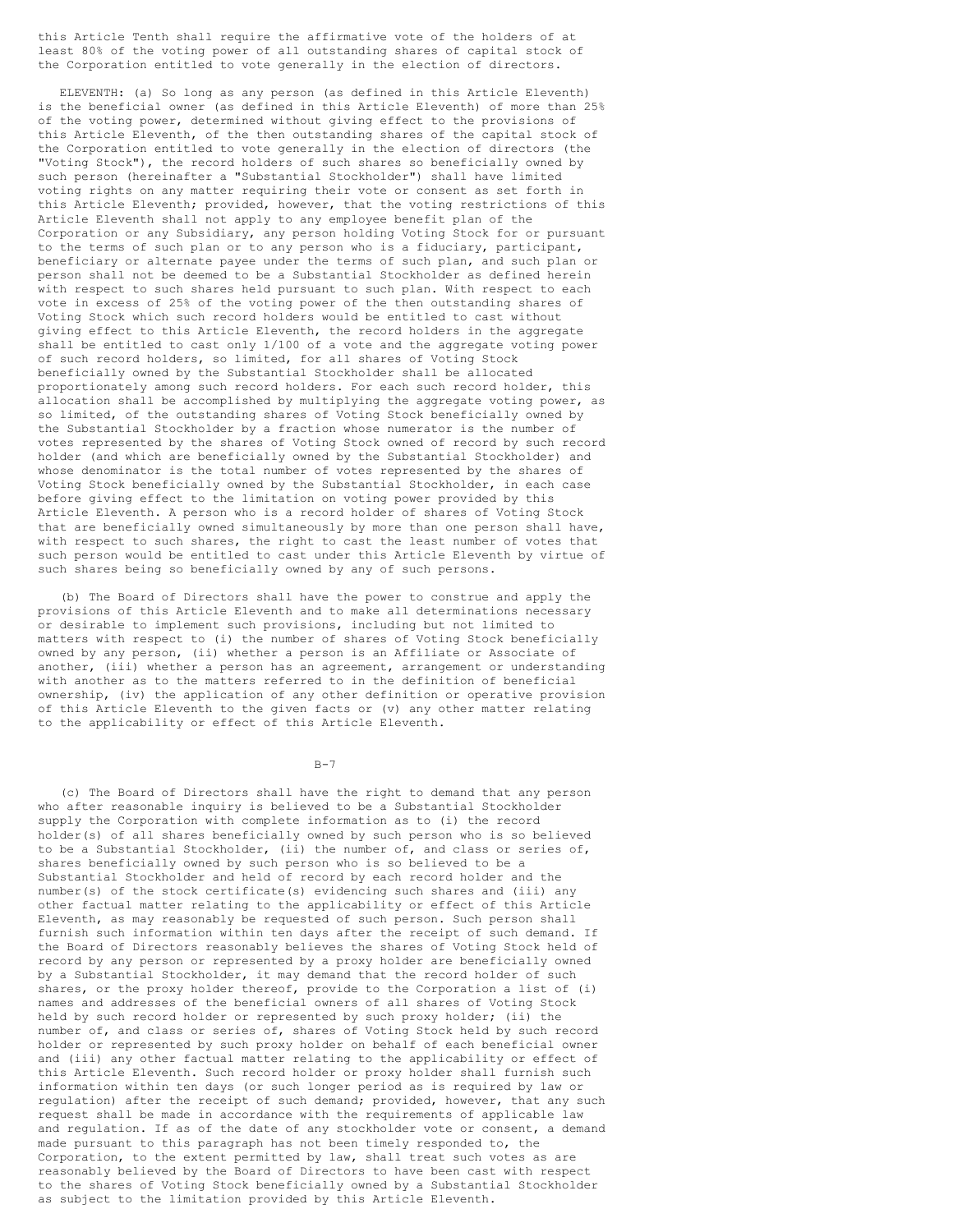this Article Tenth shall require the affirmative vote of the holders of at least 80% of the voting power of all outstanding shares of capital stock of the Corporation entitled to vote generally in the election of directors.

ELEVENTH: (a) So long as any person (as defined in this Article Eleventh) is the beneficial owner (as defined in this Article Eleventh) of more than 25% of the voting power, determined without giving effect to the provisions of this Article Eleventh, of the then outstanding shares of the capital stock of the Corporation entitled to vote generally in the election of directors (the "Voting Stock"), the record holders of such shares so beneficially owned by such person (hereinafter a "Substantial Stockholder") shall have limited voting rights on any matter requiring their vote or consent as set forth in this Article Eleventh; provided, however, that the voting restrictions of this Article Eleventh shall not apply to any employee benefit plan of the Corporation or any Subsidiary, any person holding Voting Stock for or pursuant to the terms of such plan or to any person who is a fiduciary, participant, beneficiary or alternate payee under the terms of such plan, and such plan or person shall not be deemed to be a Substantial Stockholder as defined herein with respect to such shares held pursuant to such plan. With respect to each vote in excess of 25% of the voting power of the then outstanding shares of Voting Stock which such record holders would be entitled to cast without giving effect to this Article Eleventh, the record holders in the aggregate shall be entitled to cast only 1/100 of a vote and the aggregate voting power of such record holders, so limited, for all shares of Voting Stock beneficially owned by the Substantial Stockholder shall be allocated proportionately among such record holders. For each such record holder, this allocation shall be accomplished by multiplying the aggregate voting power, as so limited, of the outstanding shares of Voting Stock beneficially owned by the Substantial Stockholder by a fraction whose numerator is the number of votes represented by the shares of Voting Stock owned of record by such record holder (and which are beneficially owned by the Substantial Stockholder) and whose denominator is the total number of votes represented by the shares of Voting Stock beneficially owned by the Substantial Stockholder, in each case before giving effect to the limitation on voting power provided by this Article Eleventh. A person who is a record holder of shares of Voting Stock that are beneficially owned simultaneously by more than one person shall have, with respect to such shares, the right to cast the least number of votes that such person would be entitled to cast under this Article Eleventh by virtue of such shares being so beneficially owned by any of such persons.

(b) The Board of Directors shall have the power to construe and apply the provisions of this Article Eleventh and to make all determinations necessary or desirable to implement such provisions, including but not limited to matters with respect to (i) the number of shares of Voting Stock beneficially owned by any person, (ii) whether a person is an Affiliate or Associate of another, (iii) whether a person has an agreement, arrangement or understanding with another as to the matters referred to in the definition of beneficial ownership, (iv) the application of any other definition or operative provision of this Article Eleventh to the given facts or (v) any other matter relating to the applicability or effect of this Article Eleventh.

(c) The Board of Directors shall have the right to demand that any person who after reasonable inquiry is believed to be a Substantial Stockholder supply the Corporation with complete information as to (i) the record holder(s) of all shares beneficially owned by such person who is so believed to be a Substantial Stockholder, (ii) the number of, and class or series of, shares beneficially owned by such person who is so believed to be a Substantial Stockholder and held of record by each record holder and the number(s) of the stock certificate(s) evidencing such shares and (iii) any other factual matter relating to the applicability or effect of this Article Eleventh, as may reasonably be requested of such person. Such person shall furnish such information within ten days after the receipt of such demand. If the Board of Directors reasonably believes the shares of Voting Stock held of record by any person or represented by a proxy holder are beneficially owned by a Substantial Stockholder, it may demand that the record holder of such shares, or the proxy holder thereof, provide to the Corporation a list of (i) names and addresses of the beneficial owners of all shares of Voting Stock held by such record holder or represented by such proxy holder; (ii) the number of, and class or series of, shares of Voting Stock held by such record holder or represented by such proxy holder on behalf of each beneficial owner and (iii) any other factual matter relating to the applicability or effect of this Article Eleventh. Such record holder or proxy holder shall furnish such information within ten days (or such longer period as is required by law or regulation) after the receipt of such demand; provided, however, that any such request shall be made in accordance with the requirements of applicable law and regulation. If as of the date of any stockholder vote or consent, a demand made pursuant to this paragraph has not been timely responded to, the Corporation, to the extent permitted by law, shall treat such votes as are reasonably believed by the Board of Directors to have been cast with respect to the shares of Voting Stock beneficially owned by a Substantial Stockholder as subject to the limitation provided by this Article Eleventh.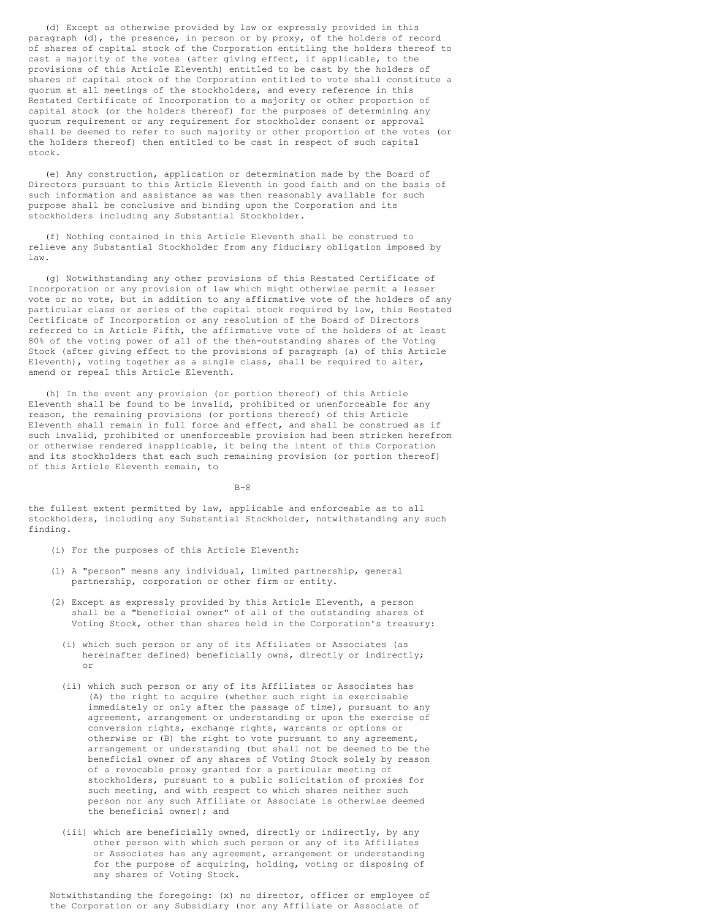(d) Except as otherwise provided by law or expressly provided in this paragraph (d), the presence, in person or by proxy, of the holders of record of shares of capital stock of the Corporation entitling the holders thereof to cast a majority of the votes (after giving effect, if applicable, to the provisions of this Article Eleventh) entitled to be cast by the holders of shares of capital stock of the Corporation entitled to vote shall constitute a quorum at all meetings of the stockholders, and every reference in this Restated Certificate of Incorporation to a majority or other proportion of capital stock (or the holders thereof) for the purposes of determining any quorum requirement or any requirement for stockholder consent or approval shall be deemed to refer to such majority or other proportion of the votes (or the holders thereof) then entitled to be cast in respect of such capital stock.

(e) Any construction, application or determination made by the Board of Directors pursuant to this Article Eleventh in good faith and on the basis of such information and assistance as was then reasonably available for such purpose shall be conclusive and binding upon the Corporation and its stockholders including any Substantial Stockholder.

(f) Nothing contained in this Article Eleventh shall be construed to relieve any Substantial Stockholder from any fiduciary obligation imposed by law.

(g) Notwithstanding any other provisions of this Restated Certificate of Incorporation or any provision of law which might otherwise permit a lesser vote or no vote, but in addition to any affirmative vote of the holders of any particular class or series of the capital stock required by law, this Restated Certificate of Incorporation or any resolution of the Board of Directors referred to in Article Fifth, the affirmative vote of the holders of at least 80% of the voting power of all of the then-outstanding shares of the Voting Stock (after giving effect to the provisions of paragraph (a) of this Article Eleventh), voting together as a single class, shall be required to alter, amend or repeal this Article Eleventh.

(h) In the event any provision (or portion thereof) of this Article Eleventh shall be found to be invalid, prohibited or unenforceable for any reason, the remaining provisions (or portions thereof) of this Article Eleventh shall remain in full force and effect, and shall be construed as if such invalid, prohibited or unenforceable provision had been stricken herefrom or otherwise rendered inapplicable, it being the intent of this Corporation and its stockholders that each such remaining provision (or portion thereof) of this Article Eleventh remain, to the fullest extent permitted by law, applicable and enforceable as to all stockholders, including any Substantial Stockholder, notwithstanding any such finding.

(i) For the purposes of this Article Eleventh:

(1) A "person" means any individual, limited partnership, general partnership, corporation or other firm or entity.

(2) Except as expressly provided by this Article Eleventh, a person shall be a "beneficial owner" of all of the outstanding shares of Voting Stock, other than shares held in the Corporation's treasury:

(i) which such person or any of its Affiliates or Associates (as hereinafter defined) beneficially owns, directly or indirectly; or

(ii) which such person or any of its Affiliates or Associates has (A) the right to acquire (whether such right is exercisable immediately or only after the passage of time), pursuant to any agreement, arrangement or understanding or upon the exercise of conversion rights, exchange rights, warrants or options or otherwise or (B) the right to vote pursuant to any agreement, arrangement or understanding (but shall not be deemed to be the beneficial owner of any shares of Voting Stock solely by reason of a revocable proxy granted for a particular meeting of stockholders, pursuant to a public solicitation of proxies for such meeting, and with respect to which shares neither such person nor any such Affiliate or Associate is otherwise deemed the beneficial owner); and

(iii) which are beneficially owned, directly or indirectly, by any other person with which such person or any of its Affiliates or Associates has any agreement, arrangement or understanding for the purpose of acquiring, holding, voting or disposing of any shares of Voting Stock.

Notwithstanding the foregoing: (x) no director, officer or employee of the Corporation or any Subsidiary (nor any Affiliate or Associate of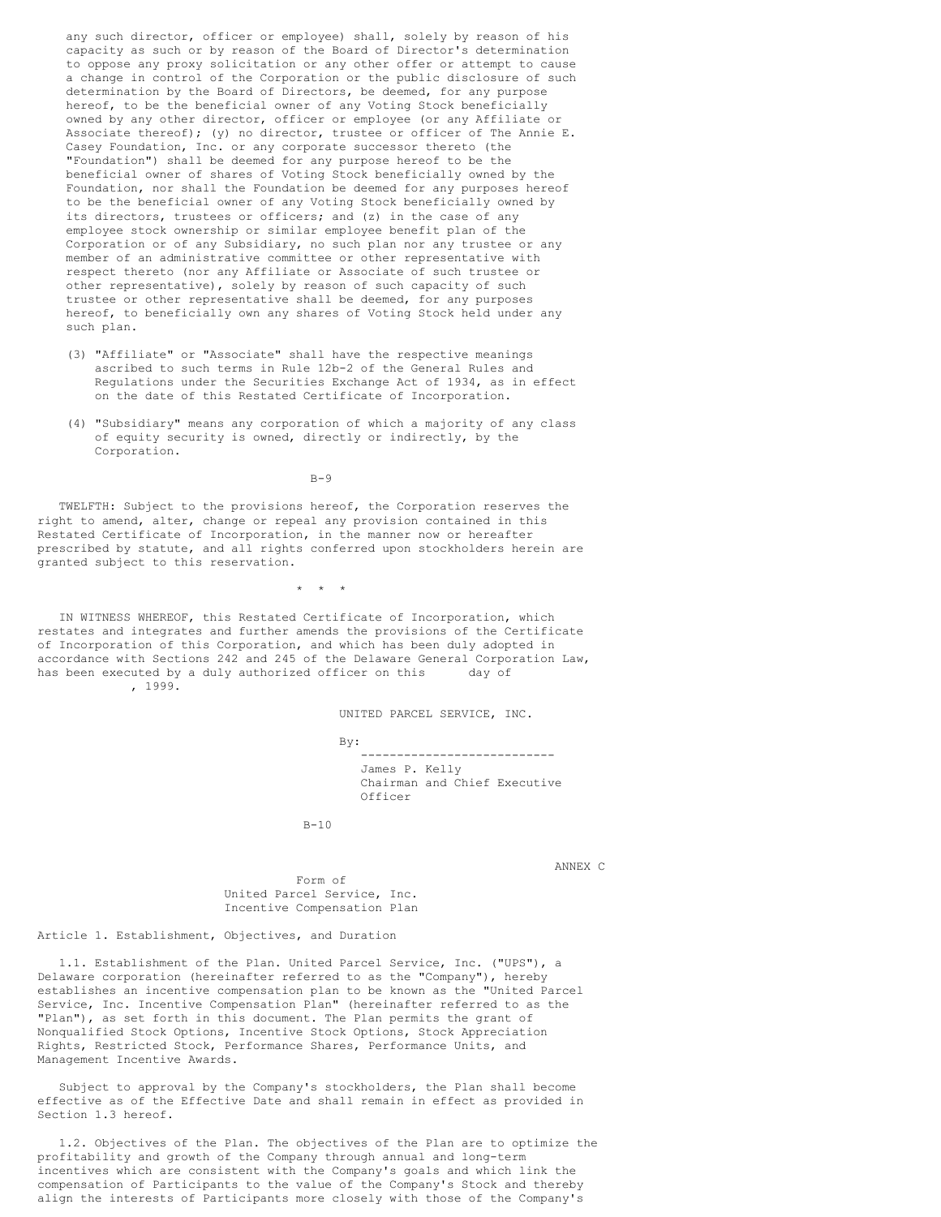any such director, officer or employee) shall, solely by reason of his capacity as such or by reason of the Board of Director's determination to oppose any proxy solicitation or any other offer or attempt to cause a change in control of the Corporation or the public disclosure of such determination by the Board of Directors, be deemed, for any purpose hereof, to be the beneficial owner of any Voting Stock beneficially owned by any other director, officer or employee (or any Affiliate or Associate thereof); (y) no director, trustee or officer of The Annie E. Casey Foundation, Inc. or any corporate successor thereto (the "Foundation") shall be deemed for any purpose hereof to be the beneficial owner of shares of Voting Stock beneficially owned by the Foundation, nor shall the Foundation be deemed for any purposes hereof to be the beneficial owner of any Voting Stock beneficially owned by its directors, trustees or officers; and (z) in the case of any employee stock ownership or similar employee benefit plan of the Corporation or of any Subsidiary, no such plan nor any trustee or any member of an administrative committee or other representative with respect thereto (nor any Affiliate or Associate of such trustee or other representative), solely by reason of such capacity of such trustee or other representative shall be deemed, for any purposes hereof, to beneficially own any shares of Voting Stock held under any such plan.

(3) "Affiliate" or "Associate" shall have the respective meanings ascribed to such terms in Rule 12b-2 of the General Rules and Regulations under the Securities Exchange Act of 1934, as in effect on the date of this Restated Certificate of Incorporation.

(4) "Subsidiary" means any corporation of which a majority of any class of equity security is owned, directly or indirectly, by the Corporation.

TWELFTH: Subject to the provisions hereof, the Corporation reserves the right to amend, alter, change or repeal any provision contained in this Restated Certificate of Incorporation, in the manner now or hereafter prescribed by statute, and all rights conferred upon stockholders herein are granted subject to this reservation.

\* \* \*

IN WITNESS WHEREOF, this Restated Certificate of Incorporation, which restates and integrates and further amends the provisions of the Certificate of Incorporation of this Corporation, and which has been duly adopted in accordance with Sections 242 and 245 of the Delaware General Corporation Law, has been executed by a duly authorized officer on this      day of            , 1999.

UNITED PARCEL SERVICE, INC.

By:
---------------------------
James P. Kelly
Chairman and Chief Executive Officer

ANNEX C

Form of
United Parcel Service, Inc.
Incentive Compensation Plan

## Article 1. Establishment, Objectives, and Duration

1.1. Establishment of the Plan. United Parcel Service, Inc. ("UPS"), a Delaware corporation (hereinafter referred to as the "Company"), hereby establishes an incentive compensation plan to be known as the "United Parcel Service, Inc. Incentive Compensation Plan" (hereinafter referred to as the "Plan"), as set forth in this document. The Plan permits the grant of Nonqualified Stock Options, Incentive Stock Options, Stock Appreciation Rights, Restricted Stock, Performance Shares, Performance Units, and Management Incentive Awards.

Subject to approval by the Company's stockholders, the Plan shall become effective as of the Effective Date and shall remain in effect as provided in Section 1.3 hereof.

1.2. Objectives of the Plan. The objectives of the Plan are to optimize the profitability and growth of the Company through annual and long-term incentives which are consistent with the Company's goals and which link the compensation of Participants to the value of the Company's Stock and thereby align the interests of Participants more closely with those of the Company's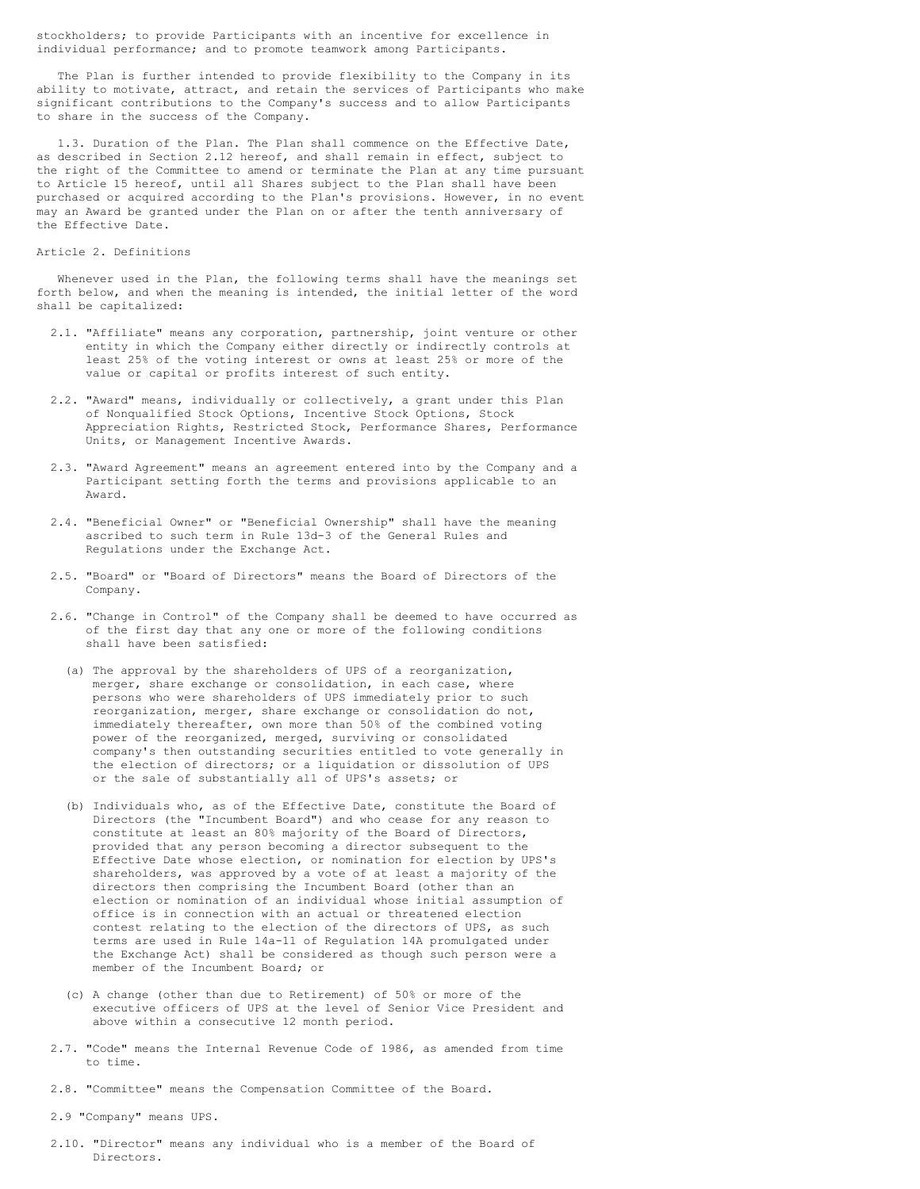stockholders; to provide Participants with an incentive for excellence in individual performance; and to promote teamwork among Participants.

The Plan is further intended to provide flexibility to the Company in its ability to motivate, attract, and retain the services of Participants who make significant contributions to the Company's success and to allow Participants to share in the success of the Company.

1.3. Duration of the Plan. The Plan shall commence on the Effective Date, as described in Section 2.12 hereof, and shall remain in effect, subject to the right of the Committee to amend or terminate the Plan at any time pursuant to Article 15 hereof, until all Shares subject to the Plan shall have been purchased or acquired according to the Plan's provisions. However, in no event may an Award be granted under the Plan on or after the tenth anniversary of the Effective Date.

## Article 2. Definitions

Whenever used in the Plan, the following terms shall have the meanings set forth below, and when the meaning is intended, the initial letter of the word shall be capitalized:

2.1. "Affiliate" means any corporation, partnership, joint venture or other entity in which the Company either directly or indirectly controls at least 25% of the voting interest or owns at least 25% or more of the value or capital or profits interest of such entity.

2.2. "Award" means, individually or collectively, a grant under this Plan of Nonqualified Stock Options, Incentive Stock Options, Stock Appreciation Rights, Restricted Stock, Performance Shares, Performance Units, or Management Incentive Awards.

2.3. "Award Agreement" means an agreement entered into by the Company and a Participant setting forth the terms and provisions applicable to an Award.

2.4. "Beneficial Owner" or "Beneficial Ownership" shall have the meaning ascribed to such term in Rule 13d-3 of the General Rules and Regulations under the Exchange Act.

2.5. "Board" or "Board of Directors" means the Board of Directors of the Company.

2.6. "Change in Control" of the Company shall be deemed to have occurred as of the first day that any one or more of the following conditions shall have been satisfied:

(a) The approval by the shareholders of UPS of a reorganization, merger, share exchange or consolidation, in each case, where persons who were shareholders of UPS immediately prior to such reorganization, merger, share exchange or consolidation do not, immediately thereafter, own more than 50% of the combined voting power of the reorganized, merged, surviving or consolidated company's then outstanding securities entitled to vote generally in the election of directors; or a liquidation or dissolution of UPS or the sale of substantially all of UPS's assets; or

(b) Individuals who, as of the Effective Date, constitute the Board of Directors (the "Incumbent Board") and who cease for any reason to constitute at least an 80% majority of the Board of Directors, provided that any person becoming a director subsequent to the Effective Date whose election, or nomination for election by UPS's shareholders, was approved by a vote of at least a majority of the directors then comprising the Incumbent Board (other than an election or nomination of an individual whose initial assumption of office is in connection with an actual or threatened election contest relating to the election of the directors of UPS, as such terms are used in Rule 14a-11 of Regulation 14A promulgated under the Exchange Act) shall be considered as though such person were a member of the Incumbent Board; or

(c) A change (other than due to Retirement) of 50% or more of the executive officers of UPS at the level of Senior Vice President and above within a consecutive 12 month period.

2.7. "Code" means the Internal Revenue Code of 1986, as amended from time to time.

2.8. "Committee" means the Compensation Committee of the Board.

2.9 "Company" means UPS.

2.10. "Director" means any individual who is a member of the Board of Directors.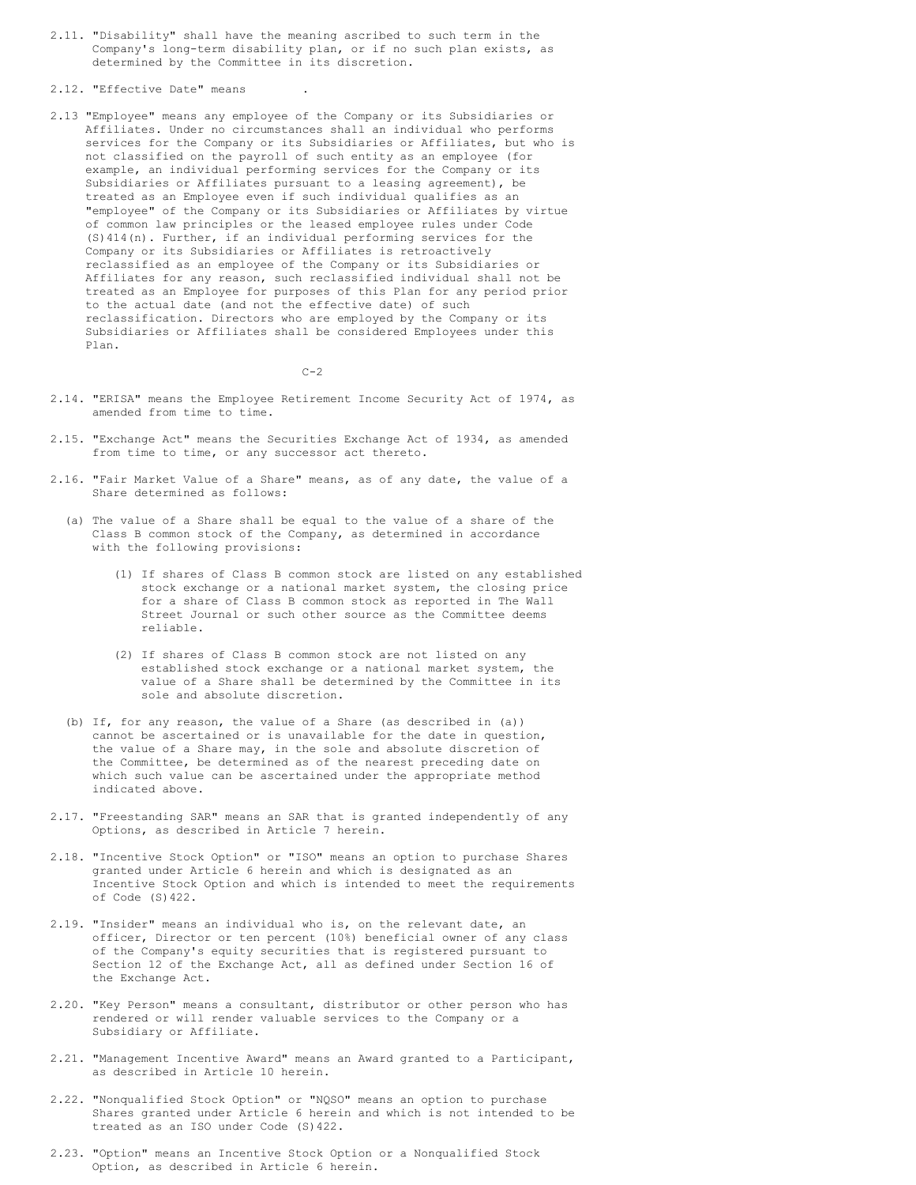2.11. "Disability" shall have the meaning ascribed to such term in the Company's long-term disability plan, or if no such plan exists, as determined by the Committee in its discretion.

2.12. "Effective Date" means .

2.13 "Employee" means any employee of the Company or its Subsidiaries or Affiliates. Under no circumstances shall an individual who performs services for the Company or its Subsidiaries or Affiliates, but who is not classified on the payroll of such entity as an employee (for example, an individual performing services for the Company or its Subsidiaries or Affiliates pursuant to a leasing agreement), be treated as an Employee even if such individual qualifies as an "employee" of the Company or its Subsidiaries or Affiliates by virtue of common law principles or the leased employee rules under Code (S)414(n). Further, if an individual performing services for the Company or its Subsidiaries or Affiliates is retroactively reclassified as an employee of the Company or its Subsidiaries or Affiliates for any reason, such reclassified individual shall not be treated as an Employee for purposes of this Plan for any period prior to the actual date (and not the effective date) of such reclassification. Directors who are employed by the Company or its Subsidiaries or Affiliates shall be considered Employees under this Plan.

2.14. "ERISA" means the Employee Retirement Income Security Act of 1974, as amended from time to time.

2.15. "Exchange Act" means the Securities Exchange Act of 1934, as amended from time to time, or any successor act thereto.

2.16. "Fair Market Value of a Share" means, as of any date, the value of a Share determined as follows:

(a) The value of a Share shall be equal to the value of a share of the Class B common stock of the Company, as determined in accordance with the following provisions:

(1) If shares of Class B common stock are listed on any established stock exchange or a national market system, the closing price for a share of Class B common stock as reported in The Wall Street Journal or such other source as the Committee deems reliable.

(2) If shares of Class B common stock are not listed on any established stock exchange or a national market system, the value of a Share shall be determined by the Committee in its sole and absolute discretion.

(b) If, for any reason, the value of a Share (as described in (a)) cannot be ascertained or is unavailable for the date in question, the value of a Share may, in the sole and absolute discretion of the Committee, be determined as of the nearest preceding date on which such value can be ascertained under the appropriate method indicated above.

2.17. "Freestanding SAR" means an SAR that is granted independently of any Options, as described in Article 7 herein.

2.18. "Incentive Stock Option" or "ISO" means an option to purchase Shares granted under Article 6 herein and which is designated as an Incentive Stock Option and which is intended to meet the requirements of Code (S)422.

2.19. "Insider" means an individual who is, on the relevant date, an officer, Director or ten percent (10%) beneficial owner of any class of the Company's equity securities that is registered pursuant to Section 12 of the Exchange Act, all as defined under Section 16 of the Exchange Act.

2.20. "Key Person" means a consultant, distributor or other person who has rendered or will render valuable services to the Company or a Subsidiary or Affiliate.

2.21. "Management Incentive Award" means an Award granted to a Participant, as described in Article 10 herein.

2.22. "Nonqualified Stock Option" or "NQSO" means an option to purchase Shares granted under Article 6 herein and which is not intended to be treated as an ISO under Code (S)422.

2.23. "Option" means an Incentive Stock Option or a Nonqualified Stock Option, as described in Article 6 herein.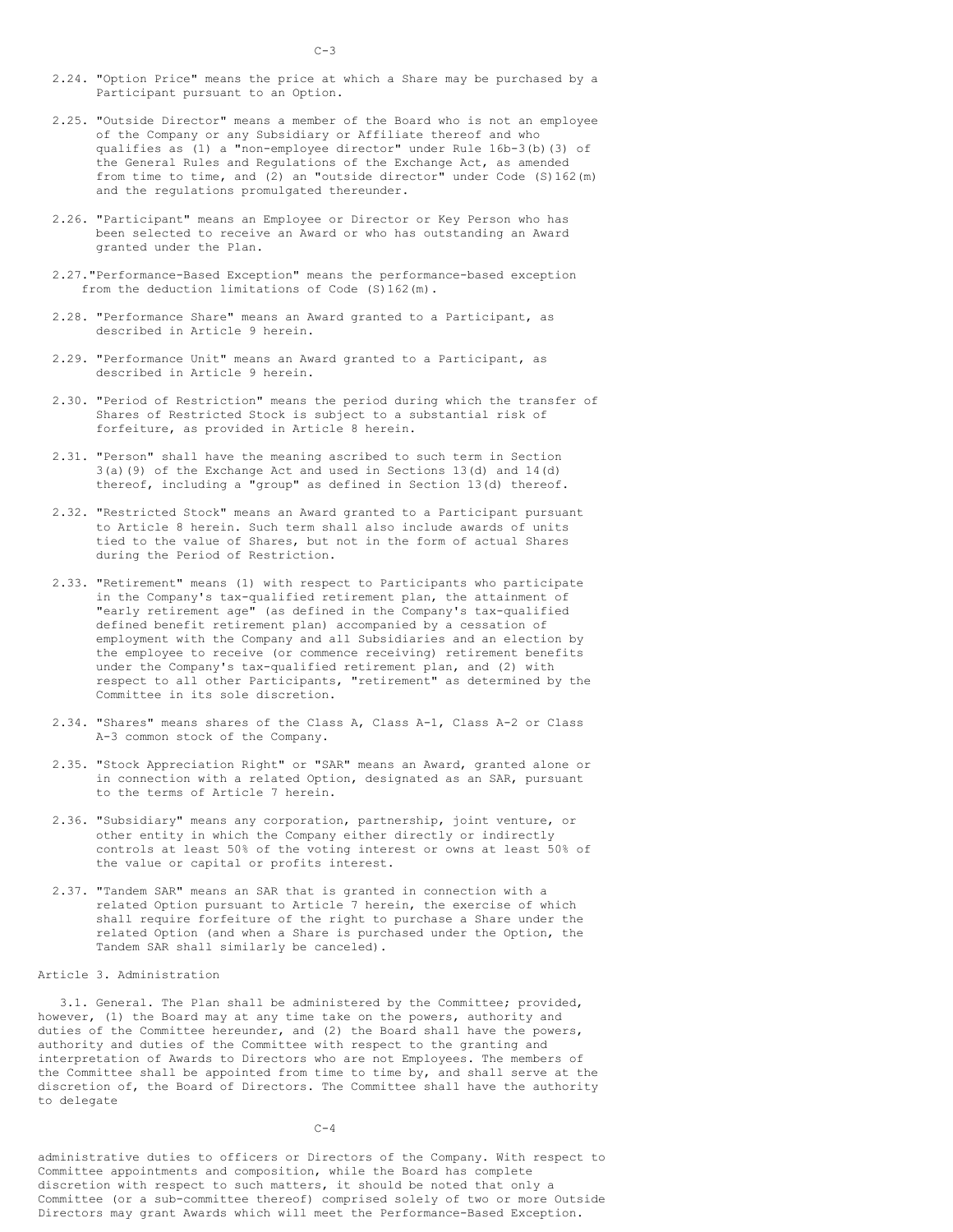2.24. "Option Price" means the price at which a Share may be purchased by a Participant pursuant to an Option.

2.25. "Outside Director" means a member of the Board who is not an employee of the Company or any Subsidiary or Affiliate thereof and who qualifies as (1) a "non-employee director" under Rule 16b-3(b)(3) of the General Rules and Regulations of the Exchange Act, as amended from time to time, and (2) an "outside director" under Code (S)162(m) and the regulations promulgated thereunder.

2.26. "Participant" means an Employee or Director or Key Person who has been selected to receive an Award or who has outstanding an Award granted under the Plan.

2.27. "Performance-Based Exception" means the performance-based exception from the deduction limitations of Code (S)162(m).

2.28. "Performance Share" means an Award granted to a Participant, as described in Article 9 herein.

2.29. "Performance Unit" means an Award granted to a Participant, as described in Article 9 herein.

2.30. "Period of Restriction" means the period during which the transfer of Shares of Restricted Stock is subject to a substantial risk of forfeiture, as provided in Article 8 herein.

2.31. "Person" shall have the meaning ascribed to such term in Section 3(a)(9) of the Exchange Act and used in Sections 13(d) and 14(d) thereof, including a "group" as defined in Section 13(d) thereof.

2.32. "Restricted Stock" means an Award granted to a Participant pursuant to Article 8 herein. Such term shall also include awards of units tied to the value of Shares, but not in the form of actual Shares during the Period of Restriction.

2.33. "Retirement" means (1) with respect to Participants who participate in the Company's tax-qualified retirement plan, the attainment of "early retirement age" (as defined in the Company's tax-qualified defined benefit retirement plan) accompanied by a cessation of employment with the Company and all Subsidiaries and an election by the employee to receive (or commence receiving) retirement benefits under the Company's tax-qualified retirement plan, and (2) with respect to all other Participants, "retirement" as determined by the Committee in its sole discretion.

2.34. "Shares" means shares of the Class A, Class A-1, Class A-2 or Class A-3 common stock of the Company.

2.35. "Stock Appreciation Right" or "SAR" means an Award, granted alone or in connection with a related Option, designated as an SAR, pursuant to the terms of Article 7 herein.

2.36. "Subsidiary" means any corporation, partnership, joint venture, or other entity in which the Company either directly or indirectly controls at least 50% of the voting interest or owns at least 50% of the value or capital or profits interest.

2.37. "Tandem SAR" means an SAR that is granted in connection with a related Option pursuant to Article 7 herein, the exercise of which shall require forfeiture of the right to purchase a Share under the related Option (and when a Share is purchased under the Option, the Tandem SAR shall similarly be canceled).

## Article 3. Administration

3.1. General. The Plan shall be administered by the Committee; provided, however, (1) the Board may at any time take on the powers, authority and duties of the Committee hereunder, and (2) the Board shall have the powers, authority and duties of the Committee with respect to the granting and interpretation of Awards to Directors who are not Employees. The members of the Committee shall be appointed from time to time by, and shall serve at the discretion of, the Board of Directors. The Committee shall have the authority to delegate administrative duties to officers or Directors of the Company. With respect to Committee appointments and composition, while the Board has complete discretion with respect to such matters, it should be noted that only a Committee (or a sub-committee thereof) comprised solely of two or more Outside Directors may grant Awards which will meet the Performance-Based Exception.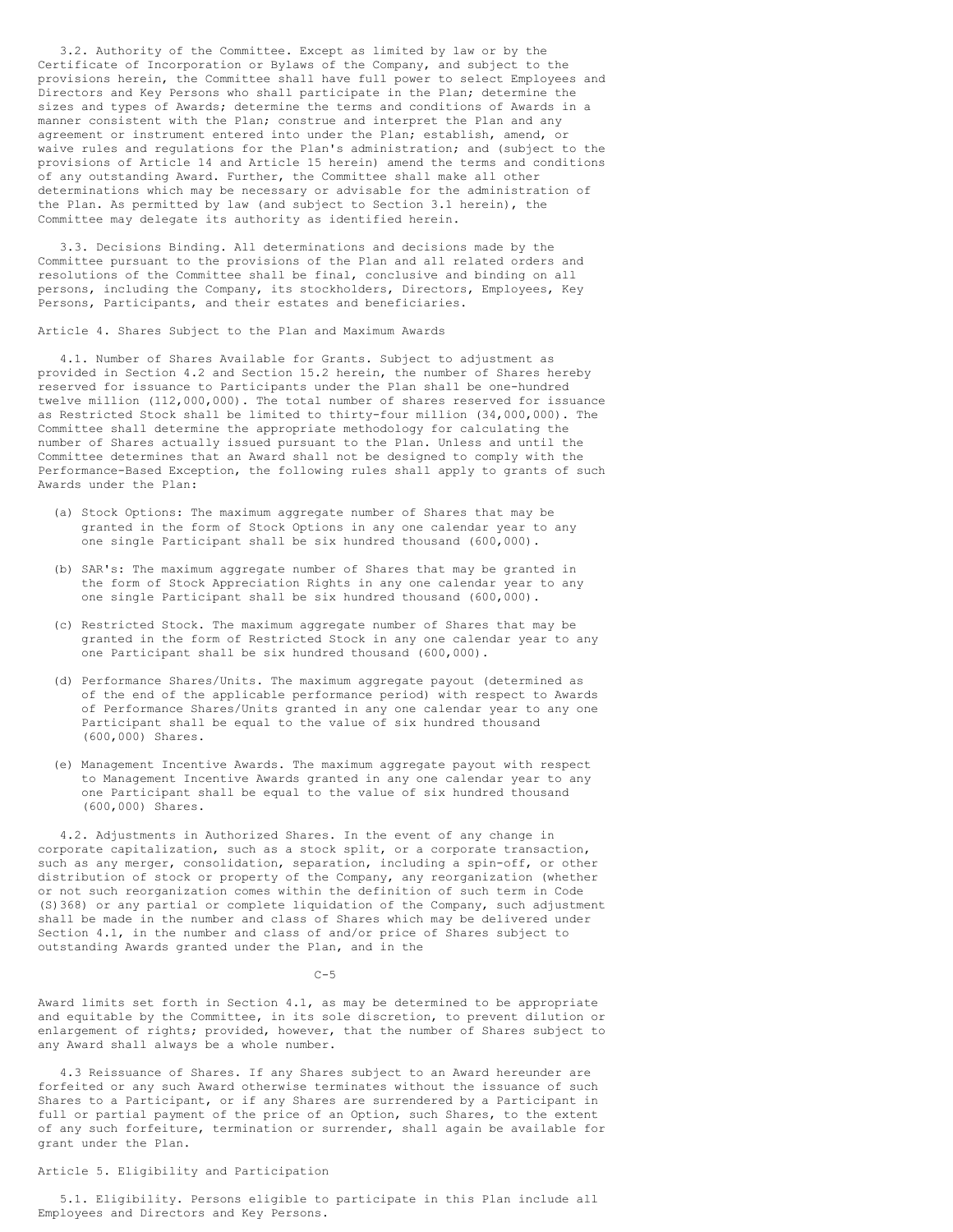3.2. Authority of the Committee. Except as limited by law or by the Certificate of Incorporation or Bylaws of the Company, and subject to the provisions herein, the Committee shall have full power to select Employees and Directors and Key Persons who shall participate in the Plan; determine the sizes and types of Awards; determine the terms and conditions of Awards in a manner consistent with the Plan; construe and interpret the Plan and any agreement or instrument entered into under the Plan; establish, amend, or waive rules and regulations for the Plan's administration; and (subject to the provisions of Article 14 and Article 15 herein) amend the terms and conditions of any outstanding Award. Further, the Committee shall make all other determinations which may be necessary or advisable for the administration of the Plan. As permitted by law (and subject to Section 3.1 herein), the Committee may delegate its authority as identified herein.

3.3. Decisions Binding. All determinations and decisions made by the Committee pursuant to the provisions of the Plan and all related orders and resolutions of the Committee shall be final, conclusive and binding on all persons, including the Company, its stockholders, Directors, Employees, Key Persons, Participants, and their estates and beneficiaries.

Article 4. Shares Subject to the Plan and Maximum Awards

4.1. Number of Shares Available for Grants. Subject to adjustment as provided in Section 4.2 and Section 15.2 herein, the number of Shares hereby reserved for issuance to Participants under the Plan shall be one-hundred twelve million (112,000,000). The total number of shares reserved for issuance as Restricted Stock shall be limited to thirty-four million (34,000,000). The Committee shall determine the appropriate methodology for calculating the number of Shares actually issued pursuant to the Plan. Unless and until the Committee determines that an Award shall not be designed to comply with the Performance-Based Exception, the following rules shall apply to grants of such Awards under the Plan:

(a) Stock Options: The maximum aggregate number of Shares that may be granted in the form of Stock Options in any one calendar year to any one single Participant shall be six hundred thousand (600,000).

(b) SAR's: The maximum aggregate number of Shares that may be granted in the form of Stock Appreciation Rights in any one calendar year to any one single Participant shall be six hundred thousand (600,000).

(c) Restricted Stock. The maximum aggregate number of Shares that may be granted in the form of Restricted Stock in any one calendar year to any one Participant shall be six hundred thousand (600,000).

(d) Performance Shares/Units. The maximum aggregate payout (determined as of the end of the applicable performance period) with respect to Awards of Performance Shares/Units granted in any one calendar year to any one Participant shall be equal to the value of six hundred thousand (600,000) Shares.

(e) Management Incentive Awards. The maximum aggregate payout with respect to Management Incentive Awards granted in any one calendar year to any one Participant shall be equal to the value of six hundred thousand (600,000) Shares.

4.2. Adjustments in Authorized Shares. In the event of any change in corporate capitalization, such as a stock split, or a corporate transaction, such as any merger, consolidation, separation, including a spin-off, or other distribution of stock or property of the Company, any reorganization (whether or not such reorganization comes within the definition of such term in Code (S)368) or any partial or complete liquidation of the Company, such adjustment shall be made in the number and class of Shares which may be delivered under Section 4.1, in the number and class of and/or price of Shares subject to outstanding Awards granted under the Plan, and in the Award limits set forth in Section 4.1, as may be determined to be appropriate and equitable by the Committee, in its sole discretion, to prevent dilution or enlargement of rights; provided, however, that the number of Shares subject to any Award shall always be a whole number.

4.3 Reissuance of Shares. If any Shares subject to an Award hereunder are forfeited or any such Award otherwise terminates without the issuance of such Shares to a Participant, or if any Shares are surrendered by a Participant in full or partial payment of the price of an Option, such Shares, to the extent of any such forfeiture, termination or surrender, shall again be available for grant under the Plan.

Article 5. Eligibility and Participation

5.1. Eligibility. Persons eligible to participate in this Plan include all Employees and Directors and Key Persons.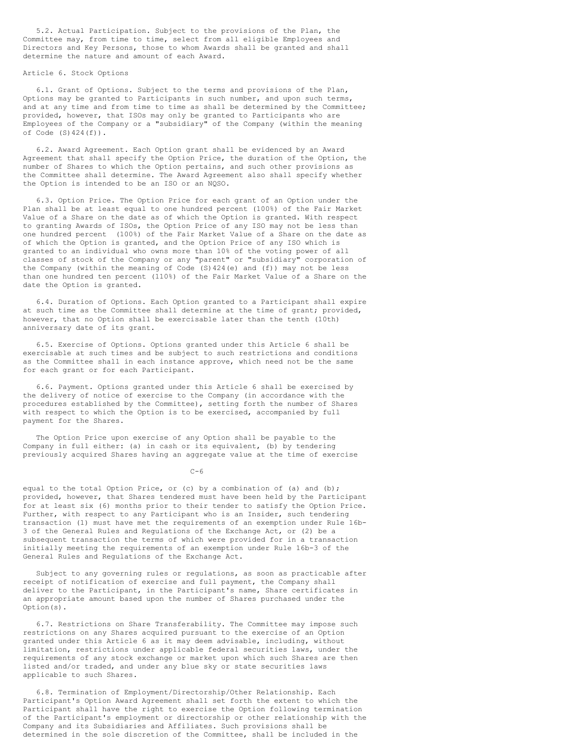5.2. Actual Participation. Subject to the provisions of the Plan, the Committee may, from time to time, select from all eligible Employees and Directors and Key Persons, those to whom Awards shall be granted and shall determine the nature and amount of each Award.

## Article 6. Stock Options

6.1. Grant of Options. Subject to the terms and provisions of the Plan, Options may be granted to Participants in such number, and upon such terms, and at any time and from time to time as shall be determined by the Committee; provided, however, that ISOs may only be granted to Participants who are Employees of the Company or a "subsidiary" of the Company (within the meaning of Code (S)424(f)).

6.2. Award Agreement. Each Option grant shall be evidenced by an Award Agreement that shall specify the Option Price, the duration of the Option, the number of Shares to which the Option pertains, and such other provisions as the Committee shall determine. The Award Agreement also shall specify whether the Option is intended to be an ISO or an NQSO.

6.3. Option Price. The Option Price for each grant of an Option under the Plan shall be at least equal to one hundred percent (100%) of the Fair Market Value of a Share on the date as of which the Option is granted. With respect to granting Awards of ISOs, the Option Price of any ISO may not be less than one hundred percent (100%) of the Fair Market Value of a Share on the date as of which the Option is granted, and the Option Price of any ISO which is granted to an individual who owns more than 10% of the voting power of all classes of stock of the Company or any "parent" or "subsidiary" corporation of the Company (within the meaning of Code (S)424(e) and (f)) may not be less than one hundred ten percent (110%) of the Fair Market Value of a Share on the date the Option is granted.

6.4. Duration of Options. Each Option granted to a Participant shall expire at such time as the Committee shall determine at the time of grant; provided, however, that no Option shall be exercisable later than the tenth (10th) anniversary date of its grant.

6.5. Exercise of Options. Options granted under this Article 6 shall be exercisable at such times and be subject to such restrictions and conditions as the Committee shall in each instance approve, which need not be the same for each grant or for each Participant.

6.6. Payment. Options granted under this Article 6 shall be exercised by the delivery of notice of exercise to the Company (in accordance with the procedures established by the Committee), setting forth the number of Shares with respect to which the Option is to be exercised, accompanied by full payment for the Shares.

The Option Price upon exercise of any Option shall be payable to the Company in full either: (a) in cash or its equivalent, (b) by tendering previously acquired Shares having an aggregate value at the time of exercise equal to the total Option Price, or (c) by a combination of (a) and (b); provided, however, that Shares tendered must have been held by the Participant for at least six (6) months prior to their tender to satisfy the Option Price. Further, with respect to any Participant who is an Insider, such tendering transaction (1) must have met the requirements of an exemption under Rule 16b-3 of the General Rules and Regulations of the Exchange Act, or (2) be a subsequent transaction the terms of which were provided for in a transaction initially meeting the requirements of an exemption under Rule 16b-3 of the General Rules and Regulations of the Exchange Act.

Subject to any governing rules or regulations, as soon as practicable after receipt of notification of exercise and full payment, the Company shall deliver to the Participant, in the Participant's name, Share certificates in an appropriate amount based upon the number of Shares purchased under the Option(s).

6.7. Restrictions on Share Transferability. The Committee may impose such restrictions on any Shares acquired pursuant to the exercise of an Option granted under this Article 6 as it may deem advisable, including, without limitation, restrictions under applicable federal securities laws, under the requirements of any stock exchange or market upon which such Shares are then listed and/or traded, and under any blue sky or state securities laws applicable to such Shares.

6.8. Termination of Employment/Directorship/Other Relationship. Each Participant's Option Award Agreement shall set forth the extent to which the Participant shall have the right to exercise the Option following termination of the Participant's employment or directorship or other relationship with the Company and its Subsidiaries and Affiliates. Such provisions shall be determined in the sole discretion of the Committee, shall be included in the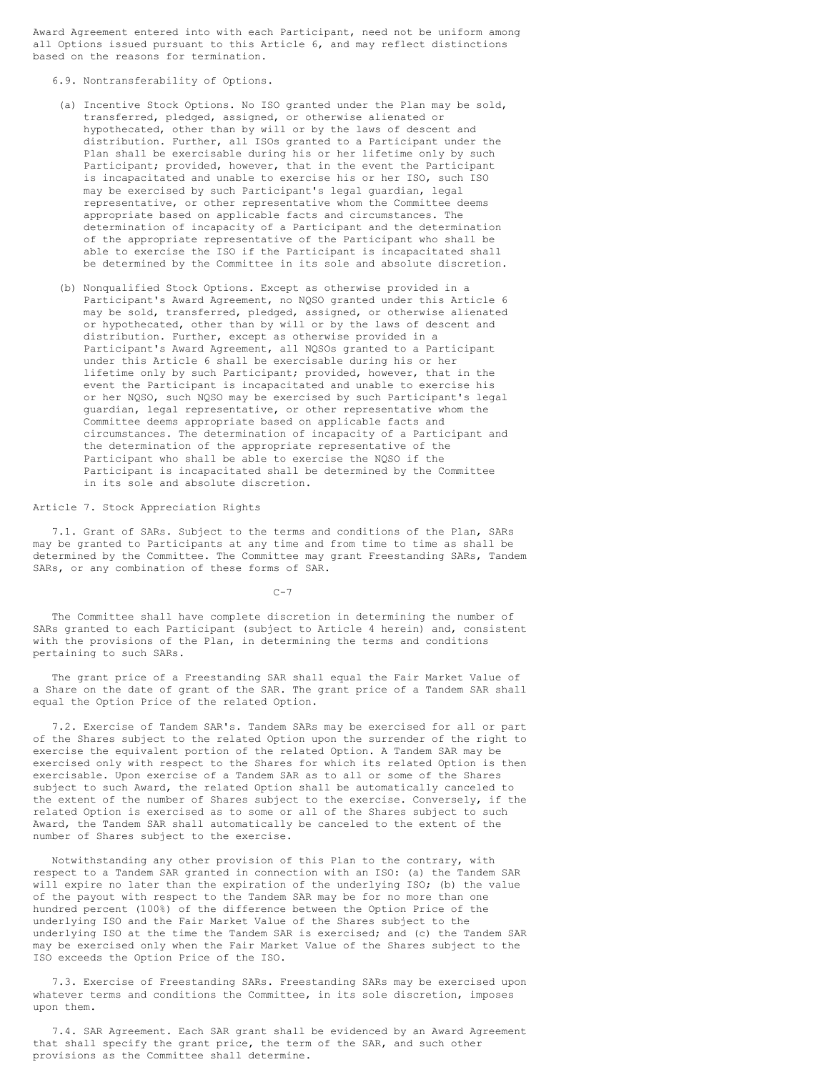Award Agreement entered into with each Participant, need not be uniform among all Options issued pursuant to this Article 6, and may reflect distinctions based on the reasons for termination.

6.9. Nontransferability of Options.

(a) Incentive Stock Options. No ISO granted under the Plan may be sold, transferred, pledged, assigned, or otherwise alienated or hypothecated, other than by will or by the laws of descent and distribution. Further, all ISOs granted to a Participant under the Plan shall be exercisable during his or her lifetime only by such Participant; provided, however, that in the event the Participant is incapacitated and unable to exercise his or her ISO, such ISO may be exercised by such Participant's legal guardian, legal representative, or other representative whom the Committee deems appropriate based on applicable facts and circumstances. The determination of incapacity of a Participant and the determination of the appropriate representative of the Participant who shall be able to exercise the ISO if the Participant is incapacitated shall be determined by the Committee in its sole and absolute discretion.

(b) Nonqualified Stock Options. Except as otherwise provided in a Participant's Award Agreement, no NQSO granted under this Article 6 may be sold, transferred, pledged, assigned, or otherwise alienated or hypothecated, other than by will or by the laws of descent and distribution. Further, except as otherwise provided in a Participant's Award Agreement, all NQSOs granted to a Participant under this Article 6 shall be exercisable during his or her lifetime only by such Participant; provided, however, that in the event the Participant is incapacitated and unable to exercise his or her NQSO, such NQSO may be exercised by such Participant's legal guardian, legal representative, or other representative whom the Committee deems appropriate based on applicable facts and circumstances. The determination of incapacity of a Participant and the determination of the appropriate representative of the Participant who shall be able to exercise the NQSO if the Participant is incapacitated shall be determined by the Committee in its sole and absolute discretion.

## Article 7. Stock Appreciation Rights

7.1. Grant of SARs. Subject to the terms and conditions of the Plan, SARs may be granted to Participants at any time and from time to time as shall be determined by the Committee. The Committee may grant Freestanding SARs, Tandem SARs, or any combination of these forms of SAR.

The Committee shall have complete discretion in determining the number of SARs granted to each Participant (subject to Article 4 herein) and, consistent with the provisions of the Plan, in determining the terms and conditions pertaining to such SARs.

The grant price of a Freestanding SAR shall equal the Fair Market Value of a Share on the date of grant of the SAR. The grant price of a Tandem SAR shall equal the Option Price of the related Option.

7.2. Exercise of Tandem SAR's. Tandem SARs may be exercised for all or part of the Shares subject to the related Option upon the surrender of the right to exercise the equivalent portion of the related Option. A Tandem SAR may be exercised only with respect to the Shares for which its related Option is then exercisable. Upon exercise of a Tandem SAR as to all or some of the Shares subject to such Award, the related Option shall be automatically canceled to the extent of the number of Shares subject to the exercise. Conversely, if the related Option is exercised as to some or all of the Shares subject to such Award, the Tandem SAR shall automatically be canceled to the extent of the number of Shares subject to the exercise.

Notwithstanding any other provision of this Plan to the contrary, with respect to a Tandem SAR granted in connection with an ISO: (a) the Tandem SAR will expire no later than the expiration of the underlying ISO; (b) the value of the payout with respect to the Tandem SAR may be for no more than one hundred percent (100%) of the difference between the Option Price of the underlying ISO and the Fair Market Value of the Shares subject to the underlying ISO at the time the Tandem SAR is exercised; and (c) the Tandem SAR may be exercised only when the Fair Market Value of the Shares subject to the ISO exceeds the Option Price of the ISO.

7.3. Exercise of Freestanding SARs. Freestanding SARs may be exercised upon whatever terms and conditions the Committee, in its sole discretion, imposes upon them.

7.4. SAR Agreement. Each SAR grant shall be evidenced by an Award Agreement that shall specify the grant price, the term of the SAR, and such other provisions as the Committee shall determine.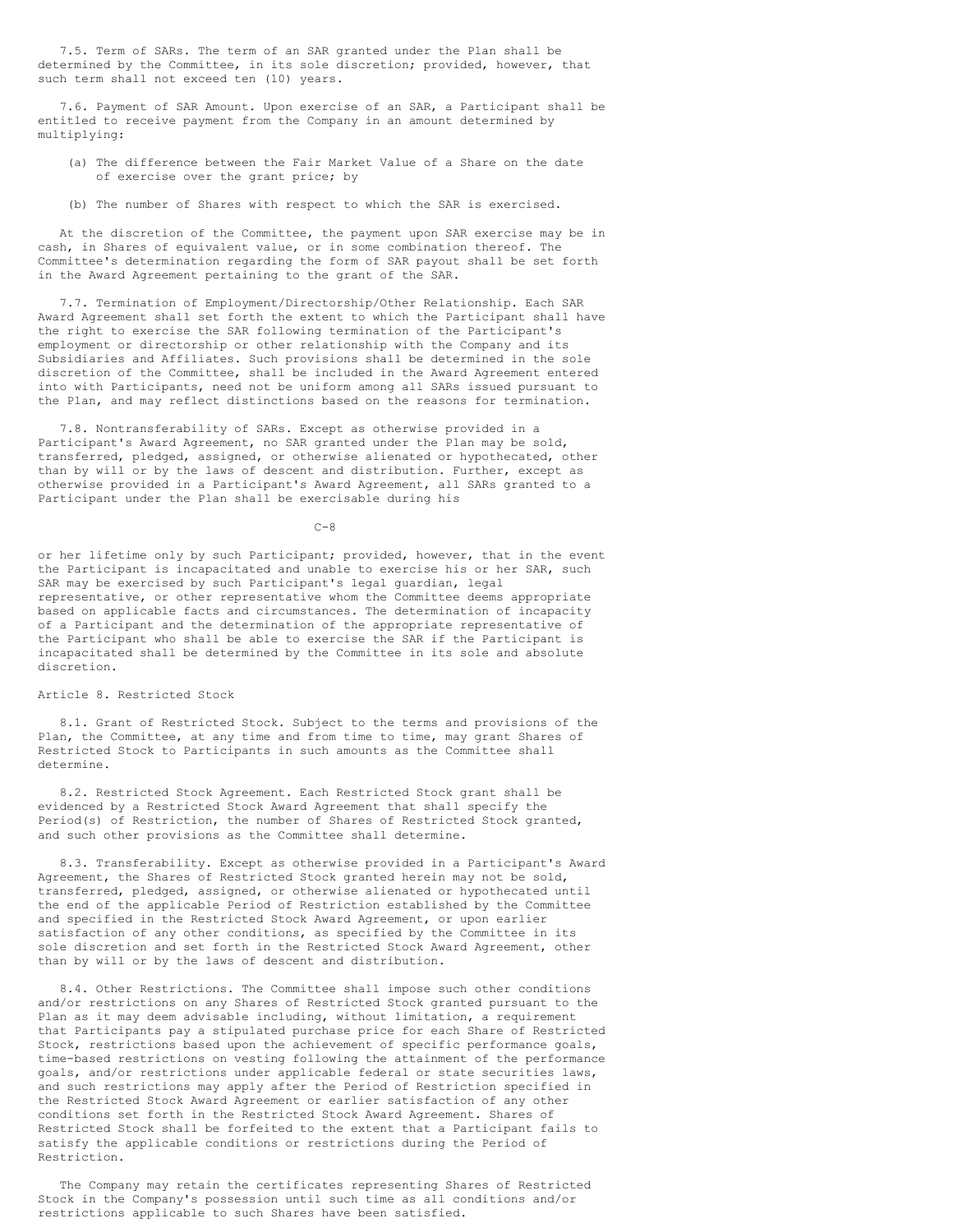7.5. Term of SARs. The term of an SAR granted under the Plan shall be determined by the Committee, in its sole discretion; provided, however, that such term shall not exceed ten (10) years.

7.6. Payment of SAR Amount. Upon exercise of an SAR, a Participant shall be entitled to receive payment from the Company in an amount determined by multiplying:

(a) The difference between the Fair Market Value of a Share on the date of exercise over the grant price; by

(b) The number of Shares with respect to which the SAR is exercised.

At the discretion of the Committee, the payment upon SAR exercise may be in cash, in Shares of equivalent value, or in some combination thereof. The Committee's determination regarding the form of SAR payout shall be set forth in the Award Agreement pertaining to the grant of the SAR.

7.7. Termination of Employment/Directorship/Other Relationship. Each SAR Award Agreement shall set forth the extent to which the Participant shall have the right to exercise the SAR following termination of the Participant's employment or directorship or other relationship with the Company and its Subsidiaries and Affiliates. Such provisions shall be determined in the sole discretion of the Committee, shall be included in the Award Agreement entered into with Participants, need not be uniform among all SARs issued pursuant to the Plan, and may reflect distinctions based on the reasons for termination.

7.8. Nontransferability of SARs. Except as otherwise provided in a Participant's Award Agreement, no SAR granted under the Plan may be sold, transferred, pledged, assigned, or otherwise alienated or hypothecated, other than by will or by the laws of descent and distribution. Further, except as otherwise provided in a Participant's Award Agreement, all SARs granted to a Participant under the Plan shall be exercisable during his or her lifetime only by such Participant; provided, however, that in the event the Participant is incapacitated and unable to exercise his or her SAR, such SAR may be exercised by such Participant's legal guardian, legal representative, or other representative whom the Committee deems appropriate based on applicable facts and circumstances. The determination of incapacity of a Participant and the determination of the appropriate representative of the Participant who shall be able to exercise the SAR if the Participant is incapacitated shall be determined by the Committee in its sole and absolute discretion.

## Article 8. Restricted Stock

8.1. Grant of Restricted Stock. Subject to the terms and provisions of the Plan, the Committee, at any time and from time to time, may grant Shares of Restricted Stock to Participants in such amounts as the Committee shall determine.

8.2. Restricted Stock Agreement. Each Restricted Stock grant shall be evidenced by a Restricted Stock Award Agreement that shall specify the Period(s) of Restriction, the number of Shares of Restricted Stock granted, and such other provisions as the Committee shall determine.

8.3. Transferability. Except as otherwise provided in a Participant's Award Agreement, the Shares of Restricted Stock granted herein may not be sold, transferred, pledged, assigned, or otherwise alienated or hypothecated until the end of the applicable Period of Restriction established by the Committee and specified in the Restricted Stock Award Agreement, or upon earlier satisfaction of any other conditions, as specified by the Committee in its sole discretion and set forth in the Restricted Stock Award Agreement, other than by will or by the laws of descent and distribution.

8.4. Other Restrictions. The Committee shall impose such other conditions and/or restrictions on any Shares of Restricted Stock granted pursuant to the Plan as it may deem advisable including, without limitation, a requirement that Participants pay a stipulated purchase price for each Share of Restricted Stock, restrictions based upon the achievement of specific performance goals, time-based restrictions on vesting following the attainment of the performance goals, and/or restrictions under applicable federal or state securities laws, and such restrictions may apply after the Period of Restriction specified in the Restricted Stock Award Agreement or earlier satisfaction of any other conditions set forth in the Restricted Stock Award Agreement. Shares of Restricted Stock shall be forfeited to the extent that a Participant fails to satisfy the applicable conditions or restrictions during the Period of Restriction.

The Company may retain the certificates representing Shares of Restricted Stock in the Company's possession until such time as all conditions and/or restrictions applicable to such Shares have been satisfied.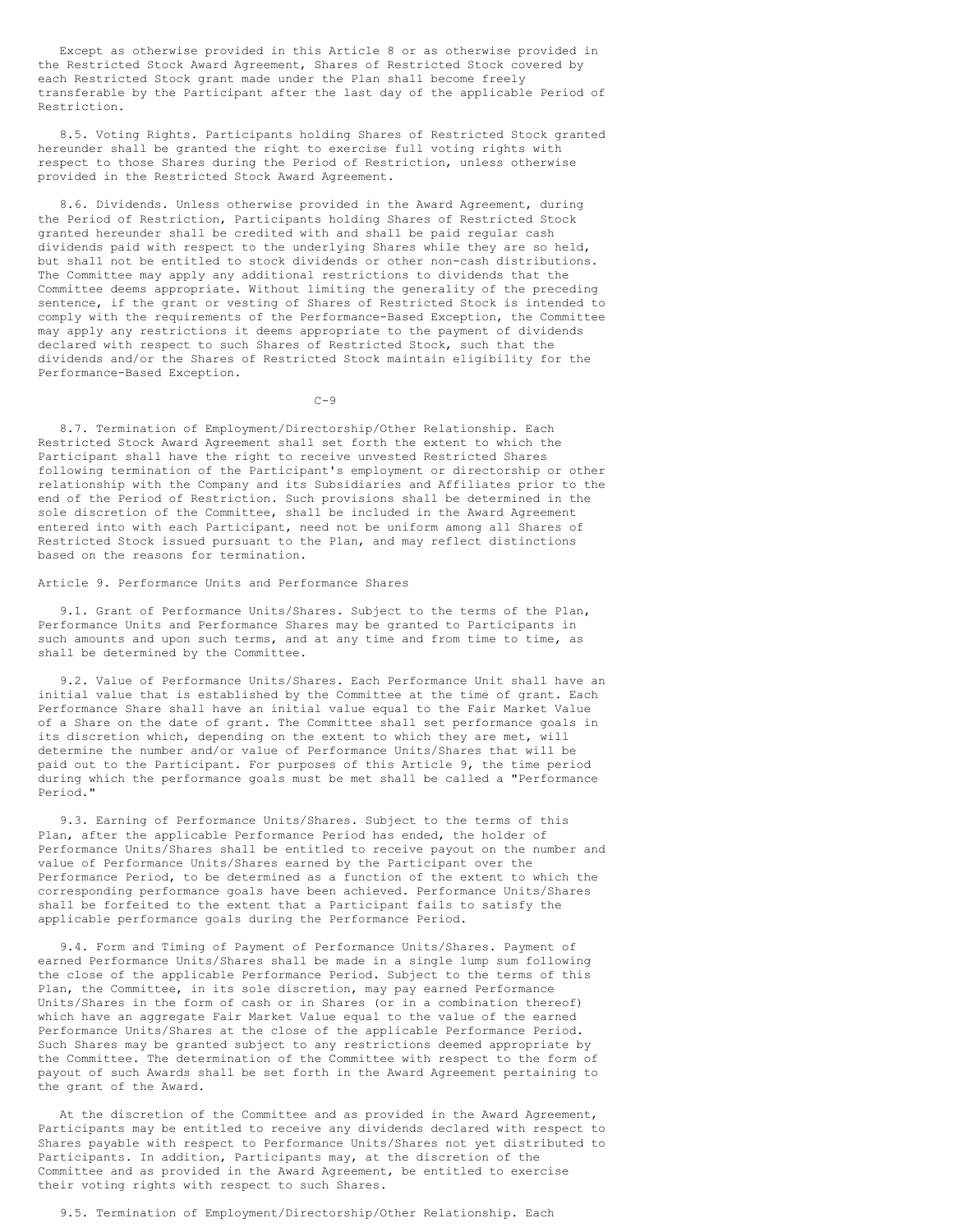Except as otherwise provided in this Article 8 or as otherwise provided in the Restricted Stock Award Agreement, Shares of Restricted Stock covered by each Restricted Stock grant made under the Plan shall become freely transferable by the Participant after the last day of the applicable Period of Restriction.

8.5. Voting Rights. Participants holding Shares of Restricted Stock granted hereunder shall be granted the right to exercise full voting rights with respect to those Shares during the Period of Restriction, unless otherwise provided in the Restricted Stock Award Agreement.

8.6. Dividends. Unless otherwise provided in the Award Agreement, during the Period of Restriction, Participants holding Shares of Restricted Stock granted hereunder shall be credited with and shall be paid regular cash dividends paid with respect to the underlying Shares while they are so held, but shall not be entitled to stock dividends or other non-cash distributions. The Committee may apply any additional restrictions to dividends that the Committee deems appropriate. Without limiting the generality of the preceding sentence, if the grant or vesting of Shares of Restricted Stock is intended to comply with the requirements of the Performance-Based Exception, the Committee may apply any restrictions it deems appropriate to the payment of dividends declared with respect to such Shares of Restricted Stock, such that the dividends and/or the Shares of Restricted Stock maintain eligibility for the Performance-Based Exception.

8.7. Termination of Employment/Directorship/Other Relationship. Each Restricted Stock Award Agreement shall set forth the extent to which the Participant shall have the right to receive unvested Restricted Shares following termination of the Participant's employment or directorship or other relationship with the Company and its Subsidiaries and Affiliates prior to the end of the Period of Restriction. Such provisions shall be determined in the sole discretion of the Committee, shall be included in the Award Agreement entered into with each Participant, need not be uniform among all Shares of Restricted Stock issued pursuant to the Plan, and may reflect distinctions based on the reasons for termination.

## Article 9. Performance Units and Performance Shares

9.1. Grant of Performance Units/Shares. Subject to the terms of the Plan, Performance Units and Performance Shares may be granted to Participants in such amounts and upon such terms, and at any time and from time to time, as shall be determined by the Committee.

9.2. Value of Performance Units/Shares. Each Performance Unit shall have an initial value that is established by the Committee at the time of grant. Each Performance Share shall have an initial value equal to the Fair Market Value of a Share on the date of grant. The Committee shall set performance goals in its discretion which, depending on the extent to which they are met, will determine the number and/or value of Performance Units/Shares that will be paid out to the Participant. For purposes of this Article 9, the time period during which the performance goals must be met shall be called a "Performance Period."

9.3. Earning of Performance Units/Shares. Subject to the terms of this Plan, after the applicable Performance Period has ended, the holder of Performance Units/Shares shall be entitled to receive payout on the number and value of Performance Units/Shares earned by the Participant over the Performance Period, to be determined as a function of the extent to which the corresponding performance goals have been achieved. Performance Units/Shares shall be forfeited to the extent that a Participant fails to satisfy the applicable performance goals during the Performance Period.

9.4. Form and Timing of Payment of Performance Units/Shares. Payment of earned Performance Units/Shares shall be made in a single lump sum following the close of the applicable Performance Period. Subject to the terms of this Plan, the Committee, in its sole discretion, may pay earned Performance Units/Shares in the form of cash or in Shares (or in a combination thereof) which have an aggregate Fair Market Value equal to the value of the earned Performance Units/Shares at the close of the applicable Performance Period. Such Shares may be granted subject to any restrictions deemed appropriate by the Committee. The determination of the Committee with respect to the form of payout of such Awards shall be set forth in the Award Agreement pertaining to the grant of the Award.

At the discretion of the Committee and as provided in the Award Agreement, Participants may be entitled to receive any dividends declared with respect to Shares payable with respect to Performance Units/Shares not yet distributed to Participants. In addition, Participants may, at the discretion of the Committee and as provided in the Award Agreement, be entitled to exercise their voting rights with respect to such Shares.

9.5. Termination of Employment/Directorship/Other Relationship. Each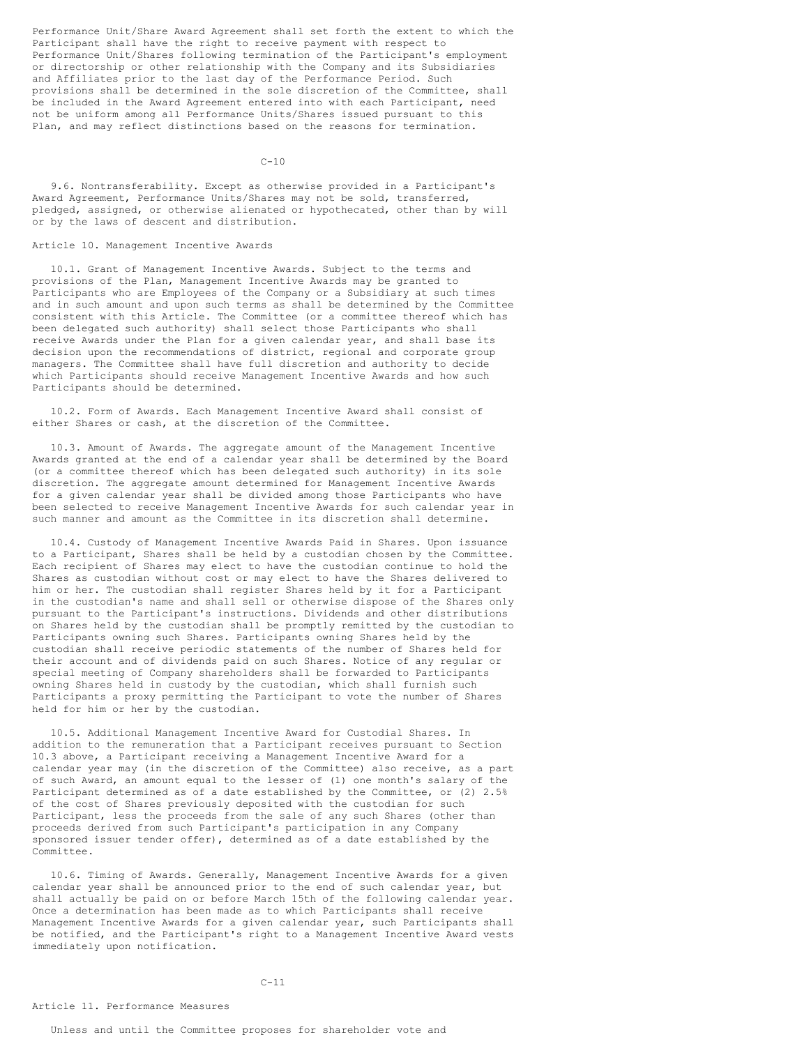Performance Unit/Share Award Agreement shall set forth the extent to which the Participant shall have the right to receive payment with respect to Performance Unit/Shares following termination of the Participant's employment or directorship or other relationship with the Company and its Subsidiaries and Affiliates prior to the last day of the Performance Period. Such provisions shall be determined in the sole discretion of the Committee, shall be included in the Award Agreement entered into with each Participant, need not be uniform among all Performance Units/Shares issued pursuant to this Plan, and may reflect distinctions based on the reasons for termination.

9.6. Nontransferability. Except as otherwise provided in a Participant's Award Agreement, Performance Units/Shares may not be sold, transferred, pledged, assigned, or otherwise alienated or hypothecated, other than by will or by the laws of descent and distribution.

## Article 10. Management Incentive Awards

10.1. Grant of Management Incentive Awards. Subject to the terms and provisions of the Plan, Management Incentive Awards may be granted to Participants who are Employees of the Company or a Subsidiary at such times and in such amount and upon such terms as shall be determined by the Committee consistent with this Article. The Committee (or a committee thereof which has been delegated such authority) shall select those Participants who shall receive Awards under the Plan for a given calendar year, and shall base its decision upon the recommendations of district, regional and corporate group managers. The Committee shall have full discretion and authority to decide which Participants should receive Management Incentive Awards and how such Participants should be determined.

10.2. Form of Awards. Each Management Incentive Award shall consist of either Shares or cash, at the discretion of the Committee.

10.3. Amount of Awards. The aggregate amount of the Management Incentive Awards granted at the end of a calendar year shall be determined by the Board (or a committee thereof which has been delegated such authority) in its sole discretion. The aggregate amount determined for Management Incentive Awards for a given calendar year shall be divided among those Participants who have been selected to receive Management Incentive Awards for such calendar year in such manner and amount as the Committee in its discretion shall determine.

10.4. Custody of Management Incentive Awards Paid in Shares. Upon issuance to a Participant, Shares shall be held by a custodian chosen by the Committee. Each recipient of Shares may elect to have the custodian continue to hold the Shares as custodian without cost or may elect to have the Shares delivered to him or her. The custodian shall register Shares held by it for a Participant in the custodian's name and shall sell or otherwise dispose of the Shares only pursuant to the Participant's instructions. Dividends and other distributions on Shares held by the custodian shall be promptly remitted by the custodian to Participants owning such Shares. Participants owning Shares held by the custodian shall receive periodic statements of the number of Shares held for their account and of dividends paid on such Shares. Notice of any regular or special meeting of Company shareholders shall be forwarded to Participants owning Shares held in custody by the custodian, which shall furnish such Participants a proxy permitting the Participant to vote the number of Shares held for him or her by the custodian.

10.5. Additional Management Incentive Award for Custodial Shares. In addition to the remuneration that a Participant receives pursuant to Section 10.3 above, a Participant receiving a Management Incentive Award for a calendar year may (in the discretion of the Committee) also receive, as a part of such Award, an amount equal to the lesser of (1) one month's salary of the Participant determined as of a date established by the Committee, or (2) 2.5% of the cost of Shares previously deposited with the custodian for such Participant, less the proceeds from the sale of any such Shares (other than proceeds derived from such Participant's participation in any Company sponsored issuer tender offer), determined as of a date established by the Committee.

10.6. Timing of Awards. Generally, Management Incentive Awards for a given calendar year shall be announced prior to the end of such calendar year, but shall actually be paid on or before March 15th of the following calendar year. Once a determination has been made as to which Participants shall receive Management Incentive Awards for a given calendar year, such Participants shall be notified, and the Participant's right to a Management Incentive Award vests immediately upon notification.

## Article 11. Performance Measures

Unless and until the Committee proposes for shareholder vote and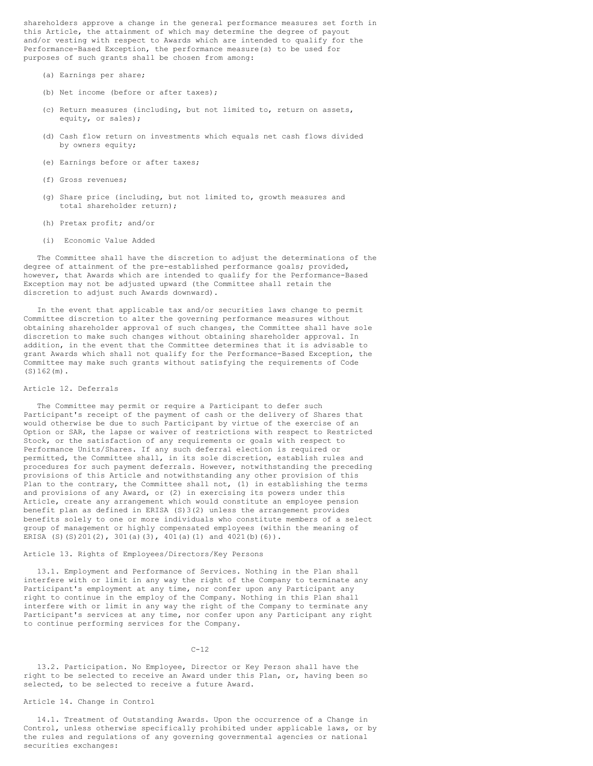shareholders approve a change in the general performance measures set forth in this Article, the attainment of which may determine the degree of payout and/or vesting with respect to Awards which are intended to qualify for the Performance-Based Exception, the performance measure(s) to be used for purposes of such grants shall be chosen from among:

(a) Earnings per share;

(b) Net income (before or after taxes);

(c) Return measures (including, but not limited to, return on assets, equity, or sales);

(d) Cash flow return on investments which equals net cash flows divided by owners equity;

(e) Earnings before or after taxes;

(f) Gross revenues;

(g) Share price (including, but not limited to, growth measures and total shareholder return);

(h) Pretax profit; and/or

(i) Economic Value Added

The Committee shall have the discretion to adjust the determinations of the degree of attainment of the pre-established performance goals; provided, however, that Awards which are intended to qualify for the Performance-Based Exception may not be adjusted upward (the Committee shall retain the discretion to adjust such Awards downward).

In the event that applicable tax and/or securities laws change to permit Committee discretion to alter the governing performance measures without obtaining shareholder approval of such changes, the Committee shall have sole discretion to make such changes without obtaining shareholder approval. In addition, in the event that the Committee determines that it is advisable to grant Awards which shall not qualify for the Performance-Based Exception, the Committee may make such grants without satisfying the requirements of Code (S)162(m).

## Article 12. Deferrals

The Committee may permit or require a Participant to defer such Participant's receipt of the payment of cash or the delivery of Shares that would otherwise be due to such Participant by virtue of the exercise of an Option or SAR, the lapse or waiver of restrictions with respect to Restricted Stock, or the satisfaction of any requirements or goals with respect to Performance Units/Shares. If any such deferral election is required or permitted, the Committee shall, in its sole discretion, establish rules and procedures for such payment deferrals. However, notwithstanding the preceding provisions of this Article and notwithstanding any other provision of this Plan to the contrary, the Committee shall not, (1) in establishing the terms and provisions of any Award, or (2) in exercising its powers under this Article, create any arrangement which would constitute an employee pension benefit plan as defined in ERISA (S)3(2) unless the arrangement provides benefits solely to one or more individuals who constitute members of a select group of management or highly compensated employees (within the meaning of ERISA (S)(S)201(2), 301(a)(3), 401(a)(1) and 4021(b)(6)).

## Article 13. Rights of Employees/Directors/Key Persons

13.1. Employment and Performance of Services. Nothing in the Plan shall interfere with or limit in any way the right of the Company to terminate any Participant's employment at any time, nor confer upon any Participant any right to continue in the employ of the Company. Nothing in this Plan shall interfere with or limit in any way the right of the Company to terminate any Participant's services at any time, nor confer upon any Participant any right to continue performing services for the Company.

13.2. Participation. No Employee, Director or Key Person shall have the right to be selected to receive an Award under this Plan, or, having been so selected, to be selected to receive a future Award.

## Article 14. Change in Control

14.1. Treatment of Outstanding Awards. Upon the occurrence of a Change in Control, unless otherwise specifically prohibited under applicable laws, or by the rules and regulations of any governing governmental agencies or national securities exchanges: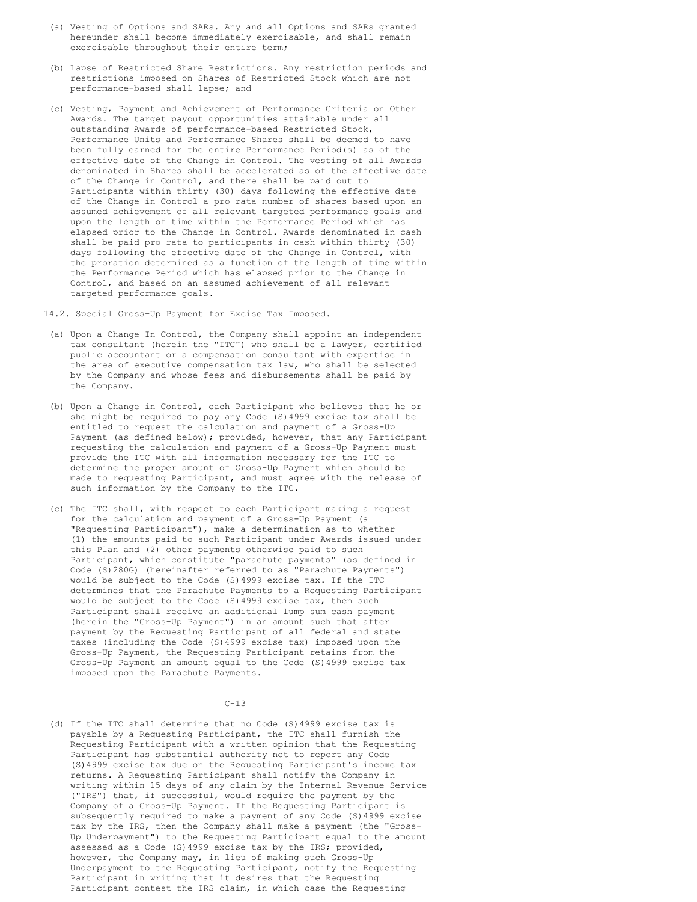(a) Vesting of Options and SARs. Any and all Options and SARs granted hereunder shall become immediately exercisable, and shall remain exercisable throughout their entire term;

(b) Lapse of Restricted Share Restrictions. Any restriction periods and restrictions imposed on Shares of Restricted Stock which are not performance-based shall lapse; and

(c) Vesting, Payment and Achievement of Performance Criteria on Other Awards. The target payout opportunities attainable under all outstanding Awards of performance-based Restricted Stock, Performance Units and Performance Shares shall be deemed to have been fully earned for the entire Performance Period(s) as of the effective date of the Change in Control. The vesting of all Awards denominated in Shares shall be accelerated as of the effective date of the Change in Control, and there shall be paid out to Participants within thirty (30) days following the effective date of the Change in Control a pro rata number of shares based upon an assumed achievement of all relevant targeted performance goals and upon the length of time within the Performance Period which has elapsed prior to the Change in Control. Awards denominated in cash shall be paid pro rata to participants in cash within thirty (30) days following the effective date of the Change in Control, with the proration determined as a function of the length of time within the Performance Period which has elapsed prior to the Change in Control, and based on an assumed achievement of all relevant targeted performance goals.

14.2. Special Gross-Up Payment for Excise Tax Imposed.

(a) Upon a Change In Control, the Company shall appoint an independent tax consultant (herein the "ITC") who shall be a lawyer, certified public accountant or a compensation consultant with expertise in the area of executive compensation tax law, who shall be selected by the Company and whose fees and disbursements shall be paid by the Company.

(b) Upon a Change in Control, each Participant who believes that he or she might be required to pay any Code (S)4999 excise tax shall be entitled to request the calculation and payment of a Gross-Up Payment (as defined below); provided, however, that any Participant requesting the calculation and payment of a Gross-Up Payment must provide the ITC with all information necessary for the ITC to determine the proper amount of Gross-Up Payment which should be made to requesting Participant, and must agree with the release of such information by the Company to the ITC.

(c) The ITC shall, with respect to each Participant making a request for the calculation and payment of a Gross-Up Payment (a "Requesting Participant"), make a determination as to whether (1) the amounts paid to such Participant under Awards issued under this Plan and (2) other payments otherwise paid to such Participant, which constitute "parachute payments" (as defined in Code (S)280G) (hereinafter referred to as "Parachute Payments") would be subject to the Code (S)4999 excise tax. If the ITC determines that the Parachute Payments to a Requesting Participant would be subject to the Code (S)4999 excise tax, then such Participant shall receive an additional lump sum cash payment (herein the "Gross-Up Payment") in an amount such that after payment by the Requesting Participant of all federal and state taxes (including the Code (S)4999 excise tax) imposed upon the Gross-Up Payment, the Requesting Participant retains from the Gross-Up Payment an amount equal to the Code (S)4999 excise tax imposed upon the Parachute Payments.

(d) If the ITC shall determine that no Code (S)4999 excise tax is payable by a Requesting Participant, the ITC shall furnish the Requesting Participant with a written opinion that the Requesting Participant has substantial authority not to report any Code (S)4999 excise tax due on the Requesting Participant's income tax returns. A Requesting Participant shall notify the Company in writing within 15 days of any claim by the Internal Revenue Service ("IRS") that, if successful, would require the payment by the Company of a Gross-Up Payment. If the Requesting Participant is subsequently required to make a payment of any Code (S)4999 excise tax by the IRS, then the Company shall make a payment (the "Gross-Up Underpayment") to the Requesting Participant equal to the amount assessed as a Code (S)4999 excise tax by the IRS; provided, however, the Company may, in lieu of making such Gross-Up Underpayment to the Requesting Participant, notify the Requesting Participant in writing that it desires that the Requesting Participant contest the IRS claim, in which case the Requesting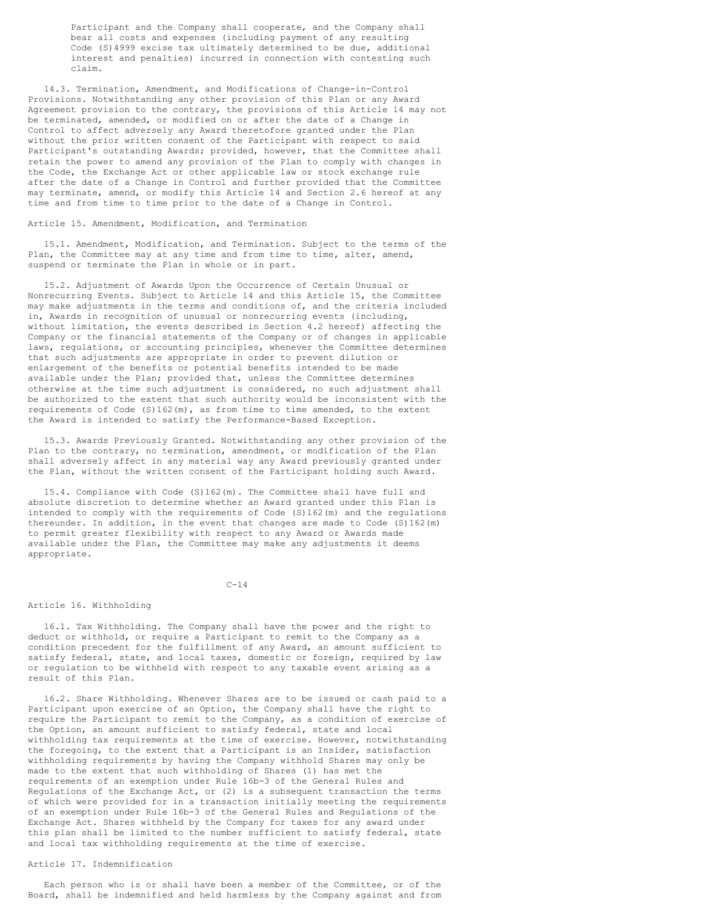Participant and the Company shall cooperate, and the Company shall bear all costs and expenses (including payment of any resulting Code (S)4999 excise tax ultimately determined to be due, additional interest and penalties) incurred in connection with contesting such claim.

14.3. Termination, Amendment, and Modifications of Change-in-Control Provisions. Notwithstanding any other provision of this Plan or any Award Agreement provision to the contrary, the provisions of this Article 14 may not be terminated, amended, or modified on or after the date of a Change in Control to affect adversely any Award theretofore granted under the Plan without the prior written consent of the Participant with respect to said Participant's outstanding Awards; provided, however, that the Committee shall retain the power to amend any provision of the Plan to comply with changes in the Code, the Exchange Act or other applicable law or stock exchange rule after the date of a Change in Control and further provided that the Committee may terminate, amend, or modify this Article 14 and Section 2.6 hereof at any time and from time to time prior to the date of a Change in Control.

## Article 15. Amendment, Modification, and Termination

15.1. Amendment, Modification, and Termination. Subject to the terms of the Plan, the Committee may at any time and from time to time, alter, amend, suspend or terminate the Plan in whole or in part.

15.2. Adjustment of Awards Upon the Occurrence of Certain Unusual or Nonrecurring Events. Subject to Article 14 and this Article 15, the Committee may make adjustments in the terms and conditions of, and the criteria included in, Awards in recognition of unusual or nonrecurring events (including, without limitation, the events described in Section 4.2 hereof) affecting the Company or the financial statements of the Company or of changes in applicable laws, regulations, or accounting principles, whenever the Committee determines that such adjustments are appropriate in order to prevent dilution or enlargement of the benefits or potential benefits intended to be made available under the Plan; provided that, unless the Committee determines otherwise at the time such adjustment is considered, no such adjustment shall be authorized to the extent that such authority would be inconsistent with the requirements of Code (S)162(m), as from time to time amended, to the extent the Award is intended to satisfy the Performance-Based Exception.

15.3. Awards Previously Granted. Notwithstanding any other provision of the Plan to the contrary, no termination, amendment, or modification of the Plan shall adversely affect in any material way any Award previously granted under the Plan, without the written consent of the Participant holding such Award.

15.4. Compliance with Code (S)162(m). The Committee shall have full and absolute discretion to determine whether an Award granted under this Plan is intended to comply with the requirements of Code (S)162(m) and the regulations thereunder. In addition, in the event that changes are made to Code (S)162(m) to permit greater flexibility with respect to any Award or Awards made available under the Plan, the Committee may make any adjustments it deems appropriate.

## Article 16. Withholding

16.1. Tax Withholding. The Company shall have the power and the right to deduct or withhold, or require a Participant to remit to the Company as a condition precedent for the fulfillment of any Award, an amount sufficient to satisfy federal, state, and local taxes, domestic or foreign, required by law or regulation to be withheld with respect to any taxable event arising as a result of this Plan.

16.2. Share Withholding. Whenever Shares are to be issued or cash paid to a Participant upon exercise of an Option, the Company shall have the right to require the Participant to remit to the Company, as a condition of exercise of the Option, an amount sufficient to satisfy federal, state and local withholding tax requirements at the time of exercise. However, notwithstanding the foregoing, to the extent that a Participant is an Insider, satisfaction withholding requirements by having the Company withhold Shares may only be made to the extent that such withholding of Shares (1) has met the requirements of an exemption under Rule 16b-3 of the General Rules and Regulations of the Exchange Act, or (2) is a subsequent transaction the terms of which were provided for in a transaction initially meeting the requirements of an exemption under Rule 16b-3 of the General Rules and Regulations of the Exchange Act. Shares withheld by the Company for taxes for any award under this plan shall be limited to the number sufficient to satisfy federal, state and local tax withholding requirements at the time of exercise.

## Article 17. Indemnification

Each person who is or shall have been a member of the Committee, or of the Board, shall be indemnified and held harmless by the Company against and from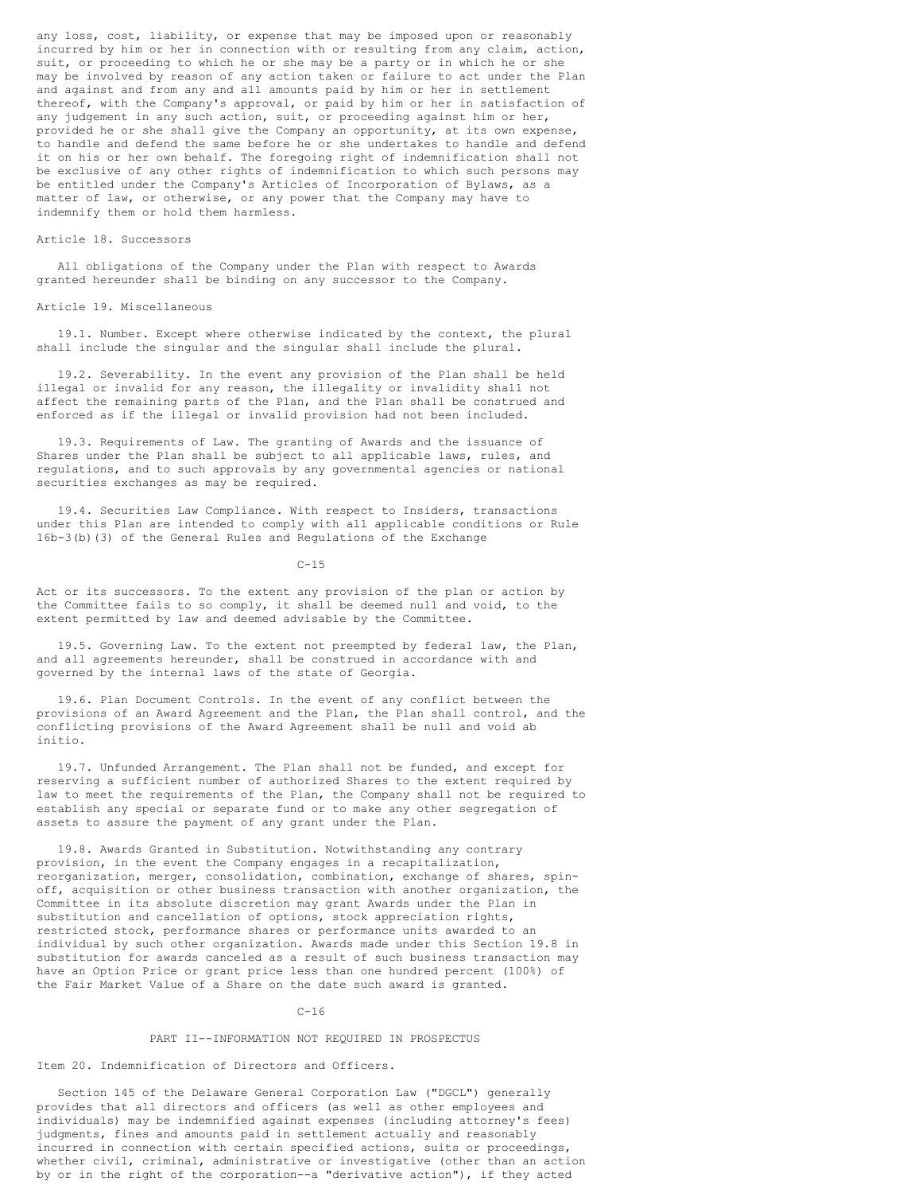any loss, cost, liability, or expense that may be imposed upon or reasonably incurred by him or her in connection with or resulting from any claim, action, suit, or proceeding to which he or she may be a party or in which he or she may be involved by reason of any action taken or failure to act under the Plan and against and from any and all amounts paid by him or her in settlement thereof, with the Company's approval, or paid by him or her in satisfaction of any judgement in any such action, suit, or proceeding against him or her, provided he or she shall give the Company an opportunity, at its own expense, to handle and defend the same before he or she undertakes to handle and defend it on his or her own behalf. The foregoing right of indemnification shall not be exclusive of any other rights of indemnification to which such persons may be entitled under the Company's Articles of Incorporation of Bylaws, as a matter of law, or otherwise, or any power that the Company may have to indemnify them or hold them harmless.

Article 18. Successors

All obligations of the Company under the Plan with respect to Awards granted hereunder shall be binding on any successor to the Company.

Article 19. Miscellaneous

19.1. Number. Except where otherwise indicated by the context, the plural shall include the singular and the singular shall include the plural.

19.2. Severability. In the event any provision of the Plan shall be held illegal or invalid for any reason, the illegality or invalidity shall not affect the remaining parts of the Plan, and the Plan shall be construed and enforced as if the illegal or invalid provision had not been included.

19.3. Requirements of Law. The granting of Awards and the issuance of Shares under the Plan shall be subject to all applicable laws, rules, and regulations, and to such approvals by any governmental agencies or national securities exchanges as may be required.

19.4. Securities Law Compliance. With respect to Insiders, transactions under this Plan are intended to comply with all applicable conditions or Rule 16b-3(b)(3) of the General Rules and Regulations of the Exchange Act or its successors. To the extent any provision of the plan or action by the Committee fails to so comply, it shall be deemed null and void, to the extent permitted by law and deemed advisable by the Committee.

19.5. Governing Law. To the extent not preempted by federal law, the Plan, and all agreements hereunder, shall be construed in accordance with and governed by the internal laws of the state of Georgia.

19.6. Plan Document Controls. In the event of any conflict between the provisions of an Award Agreement and the Plan, the Plan shall control, and the conflicting provisions of the Award Agreement shall be null and void ab initio.

19.7. Unfunded Arrangement. The Plan shall not be funded, and except for reserving a sufficient number of authorized Shares to the extent required by law to meet the requirements of the Plan, the Company shall not be required to establish any special or separate fund or to make any other segregation of assets to assure the payment of any grant under the Plan.

19.8. Awards Granted in Substitution. Notwithstanding any contrary provision, in the event the Company engages in a recapitalization, reorganization, merger, consolidation, combination, exchange of shares, spin-off, acquisition or other business transaction with another organization, the Committee in its absolute discretion may grant Awards under the Plan in substitution and cancellation of options, stock appreciation rights, restricted stock, performance shares or performance units awarded to an individual by such other organization. Awards made under this Section 19.8 in substitution for awards canceled as a result of such business transaction may have an Option Price or grant price less than one hundred percent (100%) of the Fair Market Value of a Share on the date such award is granted.

## PART II--INFORMATION NOT REQUIRED IN PROSPECTUS

Item 20. Indemnification of Directors and Officers.

Section 145 of the Delaware General Corporation Law ("DGCL") generally provides that all directors and officers (as well as other employees and individuals) may be indemnified against expenses (including attorney's fees) judgments, fines and amounts paid in settlement actually and reasonably incurred in connection with certain specified actions, suits or proceedings, whether civil, criminal, administrative or investigative (other than an action by or in the right of the corporation--a "derivative action"), if they acted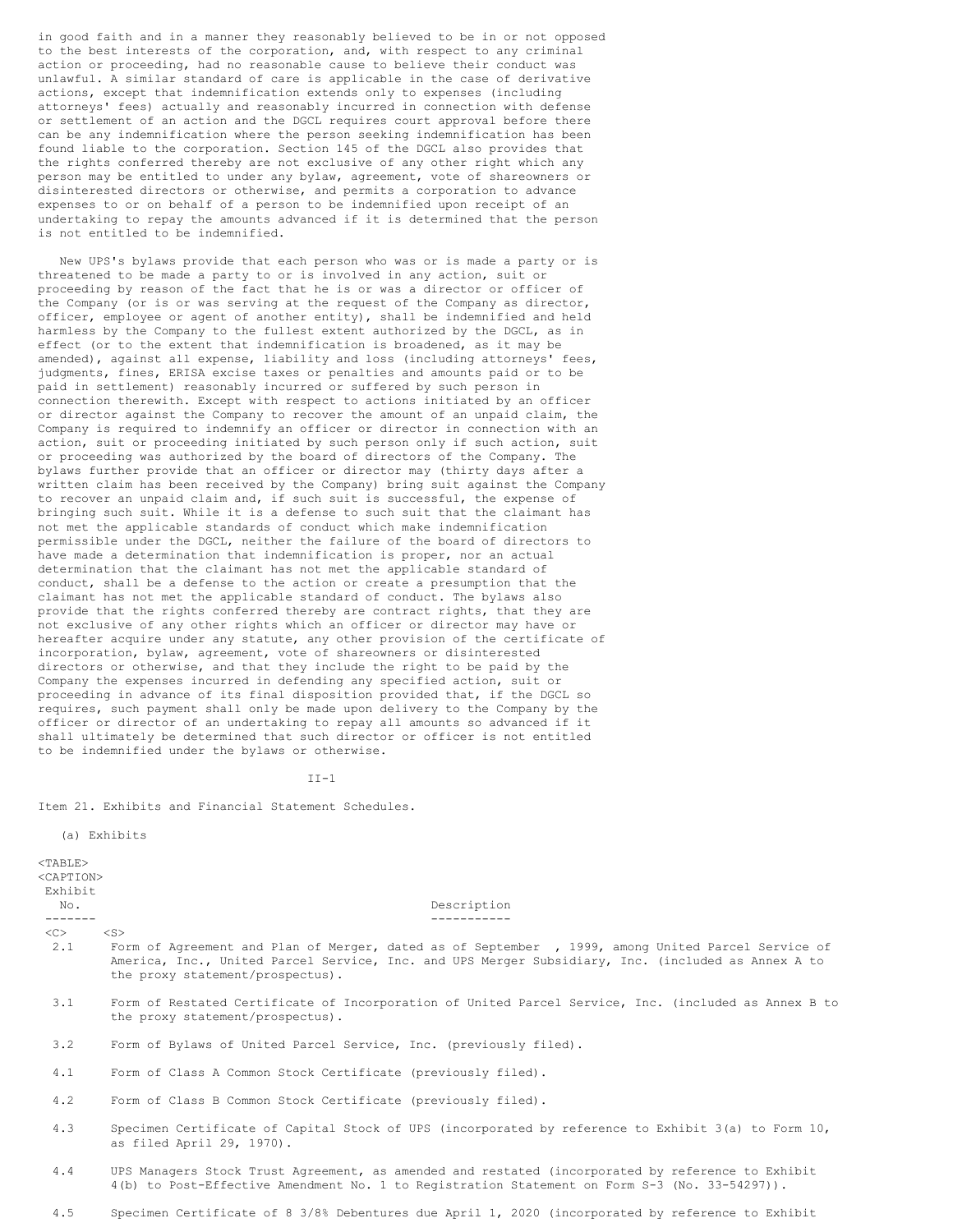in good faith and in a manner they reasonably believed to be in or not opposed to the best interests of the corporation, and, with respect to any criminal action or proceeding, had no reasonable cause to believe their conduct was unlawful. A similar standard of care is applicable in the case of derivative actions, except that indemnification extends only to expenses (including attorneys' fees) actually and reasonably incurred in connection with defense or settlement of an action and the DGCL requires court approval before there can be any indemnification where the person seeking indemnification has been found liable to the corporation. Section 145 of the DGCL also provides that the rights conferred thereby are not exclusive of any other right which any person may be entitled to under any bylaw, agreement, vote of shareowners or disinterested directors or otherwise, and permits a corporation to advance expenses to or on behalf of a person to be indemnified upon receipt of an undertaking to repay the amounts advanced if it is determined that the person is not entitled to be indemnified.

New UPS's bylaws provide that each person who was or is made a party or is threatened to be made a party to or is involved in any action, suit or proceeding by reason of the fact that he is or was a director or officer of the Company (or is or was serving at the request of the Company as director, officer, employee or agent of another entity), shall be indemnified and held harmless by the Company to the fullest extent authorized by the DGCL, as in effect (or to the extent that indemnification is broadened, as it may be amended), against all expense, liability and loss (including attorneys' fees, judgments, fines, ERISA excise taxes or penalties and amounts paid or to be paid in settlement) reasonably incurred or suffered by such person in connection therewith. Except with respect to actions initiated by an officer or director against the Company to recover the amount of an unpaid claim, the Company is required to indemnify an officer or director in connection with an action, suit or proceeding initiated by such person only if such action, suit or proceeding was authorized by the board of directors of the Company. The bylaws further provide that an officer or director may (thirty days after a written claim has been received by the Company) bring suit against the Company to recover an unpaid claim and, if such suit is successful, the expense of bringing such suit. While it is a defense to such suit that the claimant has not met the applicable standards of conduct which make indemnification permissible under the DGCL, neither the failure of the board of directors to have made a determination that indemnification is proper, nor an actual determination that the claimant has not met the applicable standard of conduct, shall be a defense to the action or create a presumption that the claimant has not met the applicable standard of conduct. The bylaws also provide that the rights conferred thereby are contract rights, that they are not exclusive of any other rights which an officer or director may have or hereafter acquire under any statute, any other provision of the certificate of incorporation, bylaw, agreement, vote of shareowners or disinterested directors or otherwise, and that they include the right to be paid by the Company the expenses incurred in defending any specified action, suit or proceeding in advance of its final disposition provided that, if the DGCL so requires, such payment shall only be made upon delivery to the Company by the officer or director of an undertaking to repay all amounts so advanced if it shall ultimately be determined that such director or officer is not entitled to be indemnified under the bylaws or otherwise.

Item 21. Exhibits and Financial Statement Schedules.

(a) Exhibits

| Exhibit No. | Description |
|---|---|
| 2.1 | Form of Agreement and Plan of Merger, dated as of September , 1999, among United Parcel Service of America, Inc., United Parcel Service, Inc. and UPS Merger Subsidiary, Inc. (included as Annex A to the proxy statement/prospectus). |
| 3.1 | Form of Restated Certificate of Incorporation of United Parcel Service, Inc. (included as Annex B to the proxy statement/prospectus). |
| 3.2 | Form of Bylaws of United Parcel Service, Inc. (previously filed). |
| 4.1 | Form of Class A Common Stock Certificate (previously filed). |
| 4.2 | Form of Class B Common Stock Certificate (previously filed). |
| 4.3 | Specimen Certificate of Capital Stock of UPS (incorporated by reference to Exhibit 3(a) to Form 10, as filed April 29, 1970). |
| 4.4 | UPS Managers Stock Trust Agreement, as amended and restated (incorporated by reference to Exhibit 4(b) to Post-Effective Amendment No. 1 to Registration Statement on Form S-3 (No. 33-54297)). |
| 4.5 | Specimen Certificate of 8 3/8% Debentures due April 1, 2020 (incorporated by reference to Exhibit |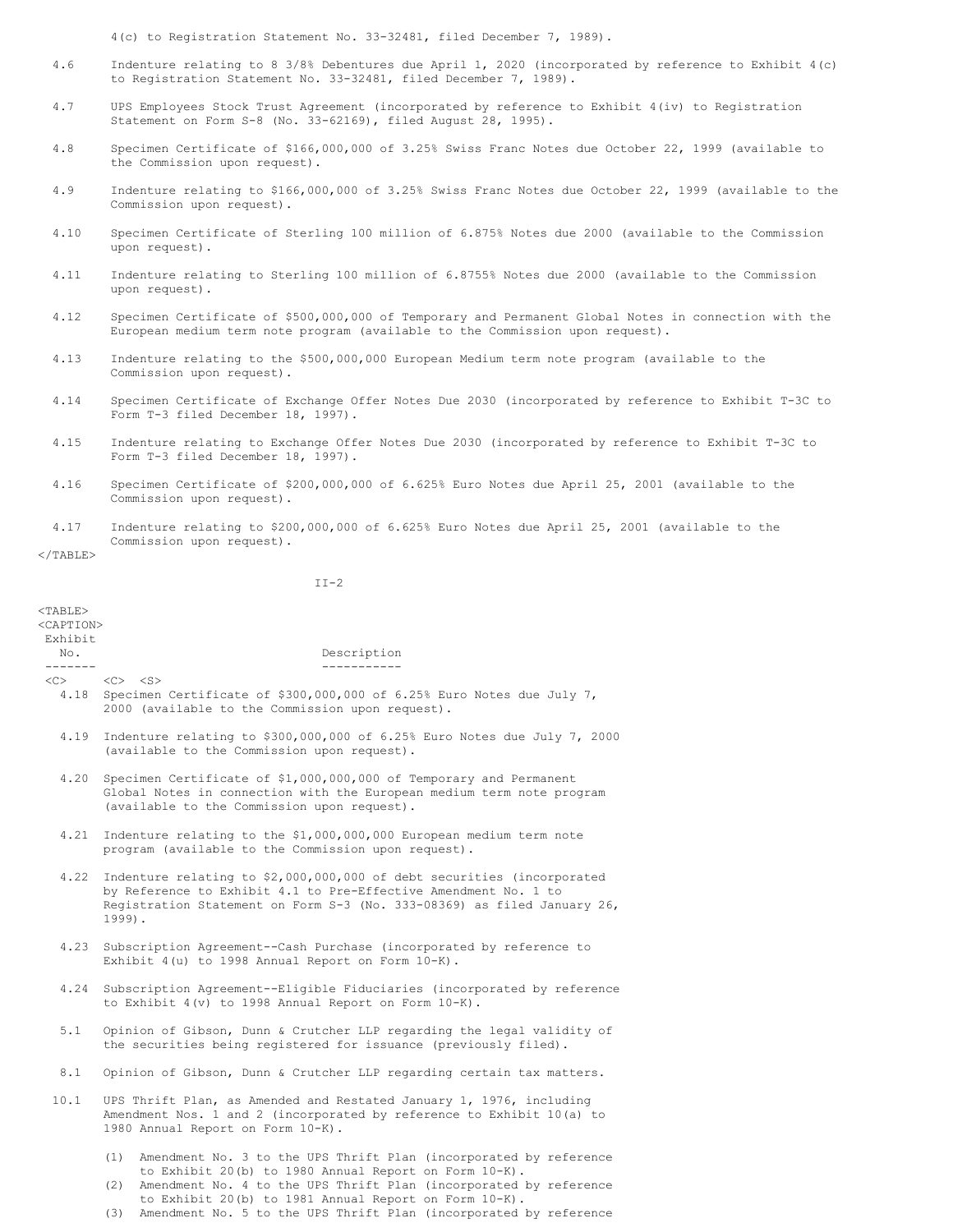4(c) to Registration Statement No. 33-32481, filed December 7, 1989).

| Exhibit No. | Description |
|---|---|
| 4.6 | Indenture relating to 8 3/8% Debentures due April 1, 2020 (incorporated by reference to Exhibit 4(c) to Registration Statement No. 33-32481, filed December 7, 1989). |
| 4.7 | UPS Employees Stock Trust Agreement (incorporated by reference to Exhibit 4(iv) to Registration Statement on Form S-8 (No. 33-62169), filed August 28, 1995). |
| 4.8 | Specimen Certificate of $166,000,000 of 3.25% Swiss Franc Notes due October 22, 1999 (available to the Commission upon request). |
| 4.9 | Indenture relating to $166,000,000 of 3.25% Swiss Franc Notes due October 22, 1999 (available to the Commission upon request). |
| 4.10 | Specimen Certificate of Sterling 100 million of 6.875% Notes due 2000 (available to the Commission upon request). |
| 4.11 | Indenture relating to Sterling 100 million of 6.8755% Notes due 2000 (available to the Commission upon request). |
| 4.12 | Specimen Certificate of $500,000,000 of Temporary and Permanent Global Notes in connection with the European medium term note program (available to the Commission upon request). |
| 4.13 | Indenture relating to the $500,000,000 European Medium term note program (available to the Commission upon request). |
| 4.14 | Specimen Certificate of Exchange Offer Notes Due 2030 (incorporated by reference to Exhibit T-3C to Form T-3 filed December 18, 1997). |
| 4.15 | Indenture relating to Exchange Offer Notes Due 2030 (incorporated by reference to Exhibit T-3C to Form T-3 filed December 18, 1997). |
| 4.16 | Specimen Certificate of $200,000,000 of 6.625% Euro Notes due April 25, 2001 (available to the Commission upon request). |
| 4.17 | Indenture relating to $200,000,000 of 6.625% Euro Notes due April 25, 2001 (available to the Commission upon request). |

| Exhibit No. | Description |
|---|---|
| 4.18 | Specimen Certificate of $300,000,000 of 6.25% Euro Notes due July 7, 2000 (available to the Commission upon request). |
| 4.19 | Indenture relating to $300,000,000 of 6.25% Euro Notes due July 7, 2000 (available to the Commission upon request). |
| 4.20 | Specimen Certificate of $1,000,000,000 of Temporary and Permanent Global Notes in connection with the European medium term note program (available to the Commission upon request). |
| 4.21 | Indenture relating to the $1,000,000,000 European medium term note program (available to the Commission upon request). |
| 4.22 | Indenture relating to $2,000,000,000 of debt securities (incorporated by Reference to Exhibit 4.1 to Pre-Effective Amendment No. 1 to Registration Statement on Form S-3 (No. 333-08369) as filed January 26, 1999). |
| 4.23 | Subscription Agreement--Cash Purchase (incorporated by reference to Exhibit 4(u) to 1998 Annual Report on Form 10-K). |
| 4.24 | Subscription Agreement--Eligible Fiduciaries (incorporated by reference to Exhibit 4(v) to 1998 Annual Report on Form 10-K). |
| 5.1 | Opinion of Gibson, Dunn & Crutcher LLP regarding the legal validity of the securities being registered for issuance (previously filed). |
| 8.1 | Opinion of Gibson, Dunn & Crutcher LLP regarding certain tax matters. |
| 10.1 | UPS Thrift Plan, as Amended and Restated January 1, 1976, including Amendment Nos. 1 and 2 (incorporated by reference to Exhibit 10(a) to 1980 Annual Report on Form 10-K).<br>(1) Amendment No. 3 to the UPS Thrift Plan (incorporated by reference to Exhibit 20(b) to 1980 Annual Report on Form 10-K).<br>(2) Amendment No. 4 to the UPS Thrift Plan (incorporated by reference to Exhibit 20(b) to 1981 Annual Report on Form 10-K).<br>(3) Amendment No. 5 to the UPS Thrift Plan (incorporated by reference |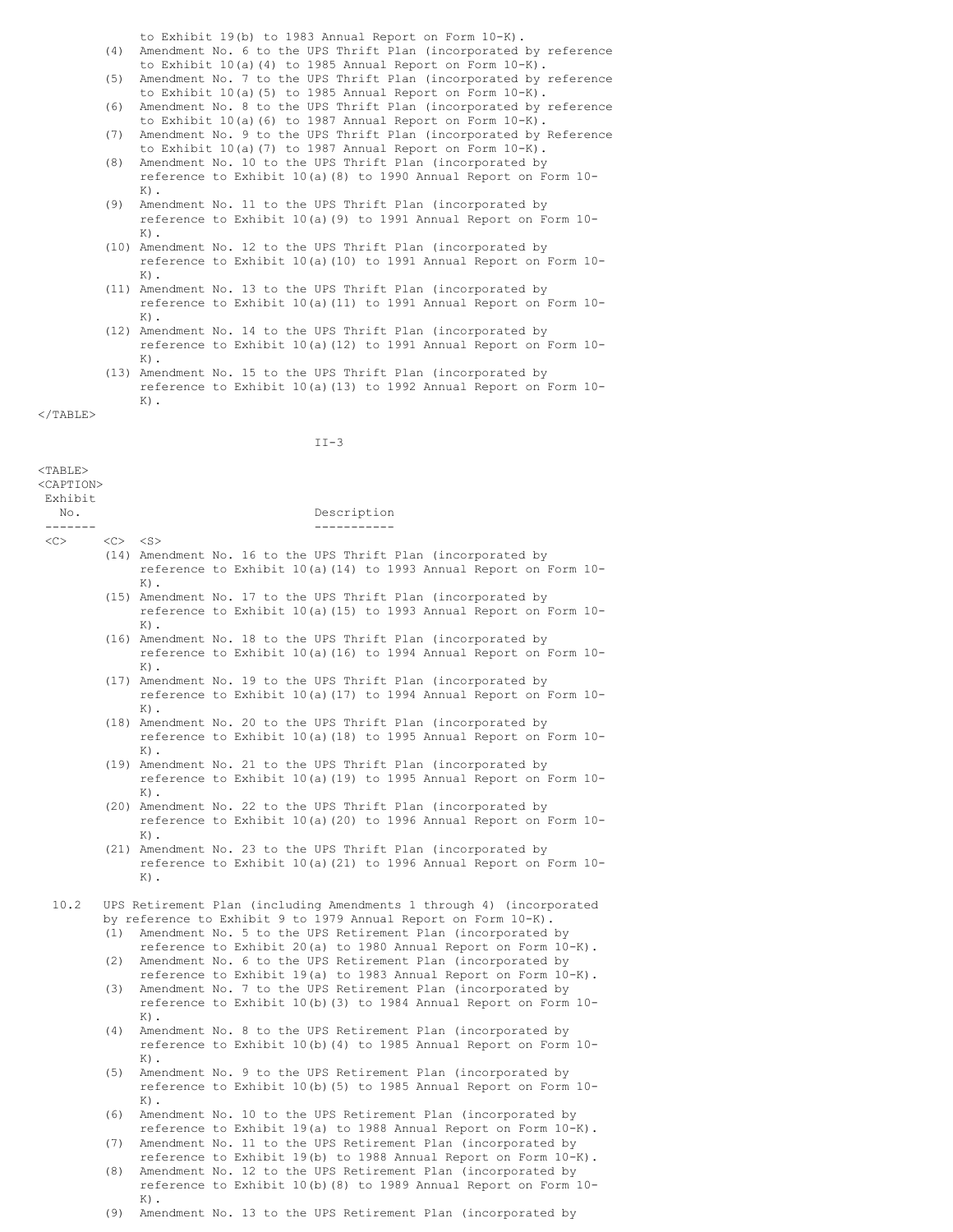to Exhibit 19(b) to 1983 Annual Report on Form 10-K).

| Exhibit No. | | Description |
|---|---|---|
| | (4) | Amendment No. 6 to the UPS Thrift Plan (incorporated by reference to Exhibit 10(a)(4) to 1985 Annual Report on Form 10-K). |
| | (5) | Amendment No. 7 to the UPS Thrift Plan (incorporated by reference to Exhibit 10(a)(5) to 1985 Annual Report on Form 10-K). |
| | (6) | Amendment No. 8 to the UPS Thrift Plan (incorporated by reference to Exhibit 10(a)(6) to 1987 Annual Report on Form 10-K). |
| | (7) | Amendment No. 9 to the UPS Thrift Plan (incorporated by Reference to Exhibit 10(a)(7) to 1987 Annual Report on Form 10-K). |
| | (8) | Amendment No. 10 to the UPS Thrift Plan (incorporated by reference to Exhibit 10(a)(8) to 1990 Annual Report on Form 10-K). |
| | (9) | Amendment No. 11 to the UPS Thrift Plan (incorporated by reference to Exhibit 10(a)(9) to 1991 Annual Report on Form 10-K). |
| | (10) | Amendment No. 12 to the UPS Thrift Plan (incorporated by reference to Exhibit 10(a)(10) to 1991 Annual Report on Form 10-K). |
| | (11) | Amendment No. 13 to the UPS Thrift Plan (incorporated by reference to Exhibit 10(a)(11) to 1991 Annual Report on Form 10-K). |
| | (12) | Amendment No. 14 to the UPS Thrift Plan (incorporated by reference to Exhibit 10(a)(12) to 1991 Annual Report on Form 10-K). |
| | (13) | Amendment No. 15 to the UPS Thrift Plan (incorporated by reference to Exhibit 10(a)(13) to 1992 Annual Report on Form 10-K). |
| | (14) | Amendment No. 16 to the UPS Thrift Plan (incorporated by reference to Exhibit 10(a)(14) to 1993 Annual Report on Form 10-K). |
| | (15) | Amendment No. 17 to the UPS Thrift Plan (incorporated by reference to Exhibit 10(a)(15) to 1993 Annual Report on Form 10-K). |
| | (16) | Amendment No. 18 to the UPS Thrift Plan (incorporated by reference to Exhibit 10(a)(16) to 1994 Annual Report on Form 10-K). |
| | (17) | Amendment No. 19 to the UPS Thrift Plan (incorporated by reference to Exhibit 10(a)(17) to 1994 Annual Report on Form 10-K). |
| | (18) | Amendment No. 20 to the UPS Thrift Plan (incorporated by reference to Exhibit 10(a)(18) to 1995 Annual Report on Form 10-K). |
| | (19) | Amendment No. 21 to the UPS Thrift Plan (incorporated by reference to Exhibit 10(a)(19) to 1995 Annual Report on Form 10-K). |
| | (20) | Amendment No. 22 to the UPS Thrift Plan (incorporated by reference to Exhibit 10(a)(20) to 1996 Annual Report on Form 10-K). |
| | (21) | Amendment No. 23 to the UPS Thrift Plan (incorporated by reference to Exhibit 10(a)(21) to 1996 Annual Report on Form 10-K). |
| 10.2 | | UPS Retirement Plan (including Amendments 1 through 4) (incorporated by reference to Exhibit 9 to 1979 Annual Report on Form 10-K). |
| | (1) | Amendment No. 5 to the UPS Retirement Plan (incorporated by reference to Exhibit 20(a) to 1980 Annual Report on Form 10-K). |
| | (2) | Amendment No. 6 to the UPS Retirement Plan (incorporated by reference to Exhibit 19(a) to 1983 Annual Report on Form 10-K). |
| | (3) | Amendment No. 7 to the UPS Retirement Plan (incorporated by reference to Exhibit 10(b)(3) to 1984 Annual Report on Form 10-K). |
| | (4) | Amendment No. 8 to the UPS Retirement Plan (incorporated by reference to Exhibit 10(b)(4) to 1985 Annual Report on Form 10-K). |
| | (5) | Amendment No. 9 to the UPS Retirement Plan (incorporated by reference to Exhibit 10(b)(5) to 1985 Annual Report on Form 10-K). |
| | (6) | Amendment No. 10 to the UPS Retirement Plan (incorporated by reference to Exhibit 19(a) to 1988 Annual Report on Form 10-K). |
| | (7) | Amendment No. 11 to the UPS Retirement Plan (incorporated by reference to Exhibit 19(b) to 1988 Annual Report on Form 10-K). |
| | (8) | Amendment No. 12 to the UPS Retirement Plan (incorporated by reference to Exhibit 10(b)(8) to 1989 Annual Report on Form 10-K). |
| | (9) | Amendment No. 13 to the UPS Retirement Plan (incorporated by |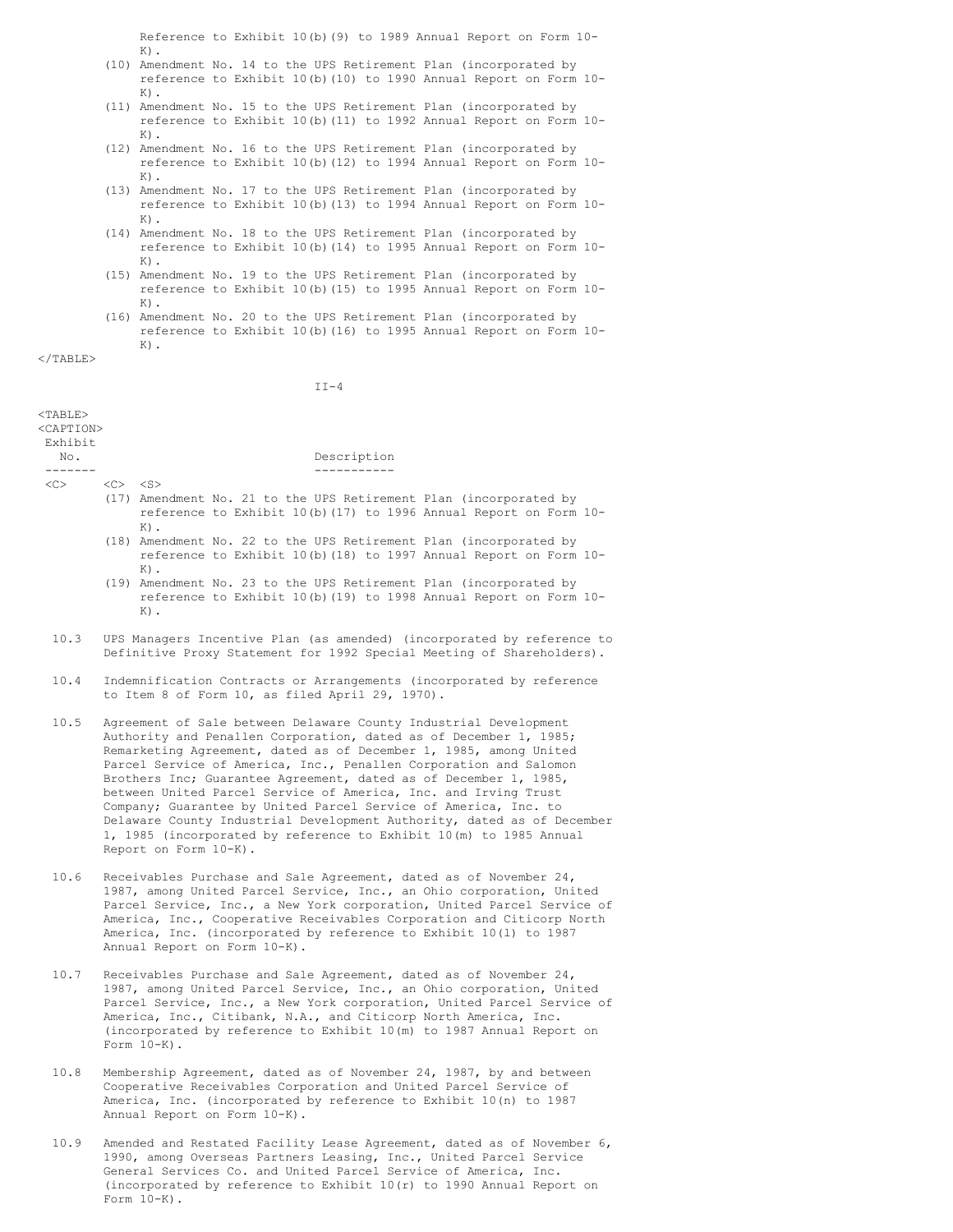Reference to Exhibit 10(b)(9) to 1989 Annual Report on Form 10-K).

(10) Amendment No. 14 to the UPS Retirement Plan (incorporated by reference to Exhibit 10(b)(10) to 1990 Annual Report on Form 10-K).

(11) Amendment No. 15 to the UPS Retirement Plan (incorporated by reference to Exhibit 10(b)(11) to 1992 Annual Report on Form 10-K).

(12) Amendment No. 16 to the UPS Retirement Plan (incorporated by reference to Exhibit 10(b)(12) to 1994 Annual Report on Form 10-K).

(13) Amendment No. 17 to the UPS Retirement Plan (incorporated by reference to Exhibit 10(b)(13) to 1994 Annual Report on Form 10-K).

(14) Amendment No. 18 to the UPS Retirement Plan (incorporated by reference to Exhibit 10(b)(14) to 1995 Annual Report on Form 10-K).

(15) Amendment No. 19 to the UPS Retirement Plan (incorporated by reference to Exhibit 10(b)(15) to 1995 Annual Report on Form 10-K).

(16) Amendment No. 20 to the UPS Retirement Plan (incorporated by reference to Exhibit 10(b)(16) to 1995 Annual Report on Form 10-K).

| Exhibit No. | Description |
|---|---|
| | (17) Amendment No. 21 to the UPS Retirement Plan (incorporated by reference to Exhibit 10(b)(17) to 1996 Annual Report on Form 10-K). |
| | (18) Amendment No. 22 to the UPS Retirement Plan (incorporated by reference to Exhibit 10(b)(18) to 1997 Annual Report on Form 10-K). |
| | (19) Amendment No. 23 to the UPS Retirement Plan (incorporated by reference to Exhibit 10(b)(19) to 1998 Annual Report on Form 10-K). |
| 10.3 | UPS Managers Incentive Plan (as amended) (incorporated by reference to Definitive Proxy Statement for 1992 Special Meeting of Shareholders). |
| 10.4 | Indemnification Contracts or Arrangements (incorporated by reference to Item 8 of Form 10, as filed April 29, 1970). |
| 10.5 | Agreement of Sale between Delaware County Industrial Development Authority and Penallen Corporation, dated as of December 1, 1985; Remarketing Agreement, dated as of December 1, 1985, among United Parcel Service of America, Inc., Penallen Corporation and Salomon Brothers Inc; Guarantee Agreement, dated as of December 1, 1985, between United Parcel Service of America, Inc. and Irving Trust Company; Guarantee by United Parcel Service of America, Inc. to Delaware County Industrial Development Authority, dated as of December 1, 1985 (incorporated by reference to Exhibit 10(m) to 1985 Annual Report on Form 10-K). |
| 10.6 | Receivables Purchase and Sale Agreement, dated as of November 24, 1987, among United Parcel Service, Inc., an Ohio corporation, United Parcel Service, Inc., a New York corporation, United Parcel Service of America, Inc., Cooperative Receivables Corporation and Citicorp North America, Inc. (incorporated by reference to Exhibit 10(l) to 1987 Annual Report on Form 10-K). |
| 10.7 | Receivables Purchase and Sale Agreement, dated as of November 24, 1987, among United Parcel Service, Inc., an Ohio corporation, United Parcel Service, Inc., a New York corporation, United Parcel Service of America, Inc., Citibank, N.A., and Citicorp North America, Inc. (incorporated by reference to Exhibit 10(m) to 1987 Annual Report on Form 10-K). |
| 10.8 | Membership Agreement, dated as of November 24, 1987, by and between Cooperative Receivables Corporation and United Parcel Service of America, Inc. (incorporated by reference to Exhibit 10(n) to 1987 Annual Report on Form 10-K). |
| 10.9 | Amended and Restated Facility Lease Agreement, dated as of November 6, 1990, among Overseas Partners Leasing, Inc., United Parcel Service General Services Co. and United Parcel Service of America, Inc. (incorporated by reference to Exhibit 10(r) to 1990 Annual Report on Form 10-K). |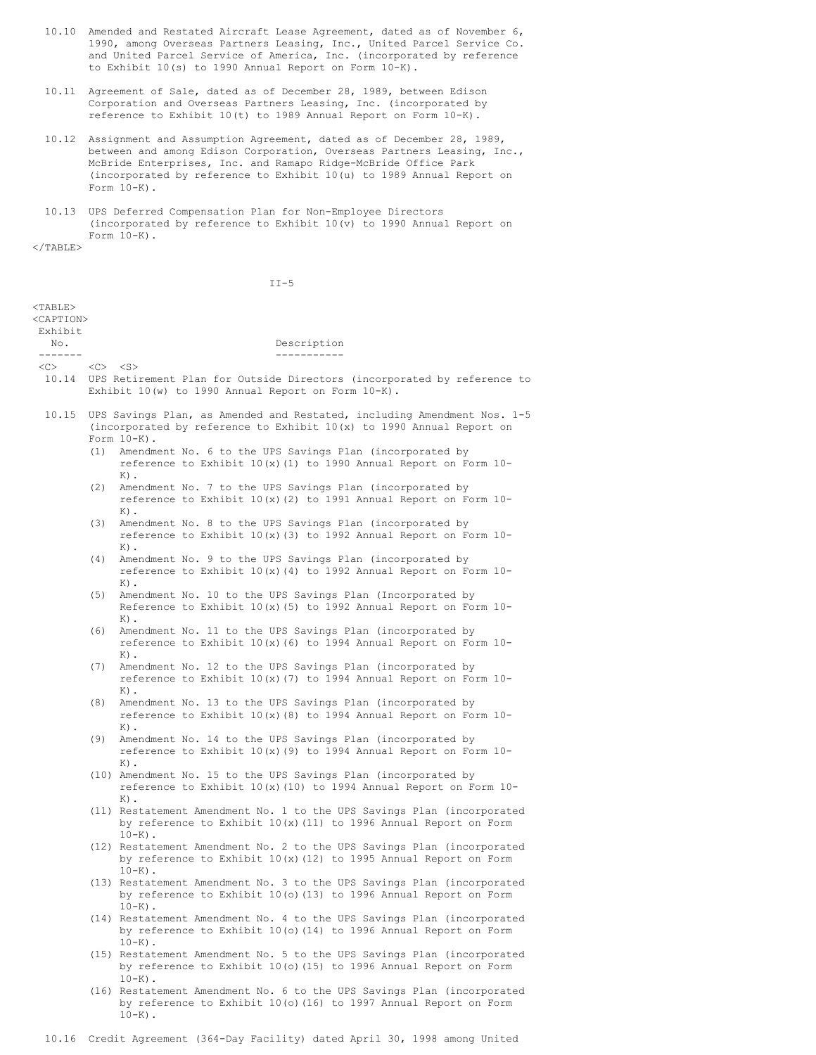| Exhibit No. | Description |
|---|---|
| 10.10 | Amended and Restated Aircraft Lease Agreement, dated as of November 6, 1990, among Overseas Partners Leasing, Inc., United Parcel Service Co. and United Parcel Service of America, Inc. (incorporated by reference to Exhibit 10(s) to 1990 Annual Report on Form 10-K). |
| 10.11 | Agreement of Sale, dated as of December 28, 1989, between Edison Corporation and Overseas Partners Leasing, Inc. (incorporated by reference to Exhibit 10(t) to 1989 Annual Report on Form 10-K). |
| 10.12 | Assignment and Assumption Agreement, dated as of December 28, 1989, between and among Edison Corporation, Overseas Partners Leasing, Inc., McBride Enterprises, Inc. and Ramapo Ridge-McBride Office Park (incorporated by reference to Exhibit 10(u) to 1989 Annual Report on Form 10-K). |
| 10.13 | UPS Deferred Compensation Plan for Non-Employee Directors (incorporated by reference to Exhibit 10(v) to 1990 Annual Report on Form 10-K). |

II-5

| Exhibit No. | Description |
|---|---|
| 10.14 | UPS Retirement Plan for Outside Directors (incorporated by reference to Exhibit 10(w) to 1990 Annual Report on Form 10-K). |
| 10.15 | UPS Savings Plan, as Amended and Restated, including Amendment Nos. 1-5 (incorporated by reference to Exhibit 10(x) to 1990 Annual Report on Form 10-K). |
| | (1) Amendment No. 6 to the UPS Savings Plan (incorporated by reference to Exhibit 10(x)(1) to 1990 Annual Report on Form 10-K). |
| | (2) Amendment No. 7 to the UPS Savings Plan (incorporated by reference to Exhibit 10(x)(2) to 1991 Annual Report on Form 10-K). |
| | (3) Amendment No. 8 to the UPS Savings Plan (incorporated by reference to Exhibit 10(x)(3) to 1992 Annual Report on Form 10-K). |
| | (4) Amendment No. 9 to the UPS Savings Plan (incorporated by reference to Exhibit 10(x)(4) to 1992 Annual Report on Form 10-K). |
| | (5) Amendment No. 10 to the UPS Savings Plan (Incorporated by Reference to Exhibit 10(x)(5) to 1992 Annual Report on Form 10-K). |
| | (6) Amendment No. 11 to the UPS Savings Plan (incorporated by reference to Exhibit 10(x)(6) to 1994 Annual Report on Form 10-K). |
| | (7) Amendment No. 12 to the UPS Savings Plan (incorporated by reference to Exhibit 10(x)(7) to 1994 Annual Report on Form 10-K). |
| | (8) Amendment No. 13 to the UPS Savings Plan (incorporated by reference to Exhibit 10(x)(8) to 1994 Annual Report on Form 10-K). |
| | (9) Amendment No. 14 to the UPS Savings Plan (incorporated by reference to Exhibit 10(x)(9) to 1994 Annual Report on Form 10-K). |
| | (10) Amendment No. 15 to the UPS Savings Plan (incorporated by reference to Exhibit 10(x)(10) to 1994 Annual Report on Form 10-K). |
| | (11) Restatement Amendment No. 1 to the UPS Savings Plan (incorporated by reference to Exhibit 10(x)(11) to 1996 Annual Report on Form 10-K). |
| | (12) Restatement Amendment No. 2 to the UPS Savings Plan (incorporated by reference to Exhibit 10(x)(12) to 1995 Annual Report on Form 10-K). |
| | (13) Restatement Amendment No. 3 to the UPS Savings Plan (incorporated by reference to Exhibit 10(o)(13) to 1996 Annual Report on Form 10-K). |
| | (14) Restatement Amendment No. 4 to the UPS Savings Plan (incorporated by reference to Exhibit 10(o)(14) to 1996 Annual Report on Form 10-K). |
| | (15) Restatement Amendment No. 5 to the UPS Savings Plan (incorporated by reference to Exhibit 10(o)(15) to 1996 Annual Report on Form 10-K). |
| | (16) Restatement Amendment No. 6 to the UPS Savings Plan (incorporated by reference to Exhibit 10(o)(16) to 1997 Annual Report on Form 10-K). |
| 10.16 | Credit Agreement (364-Day Facility) dated April 30, 1998 among United |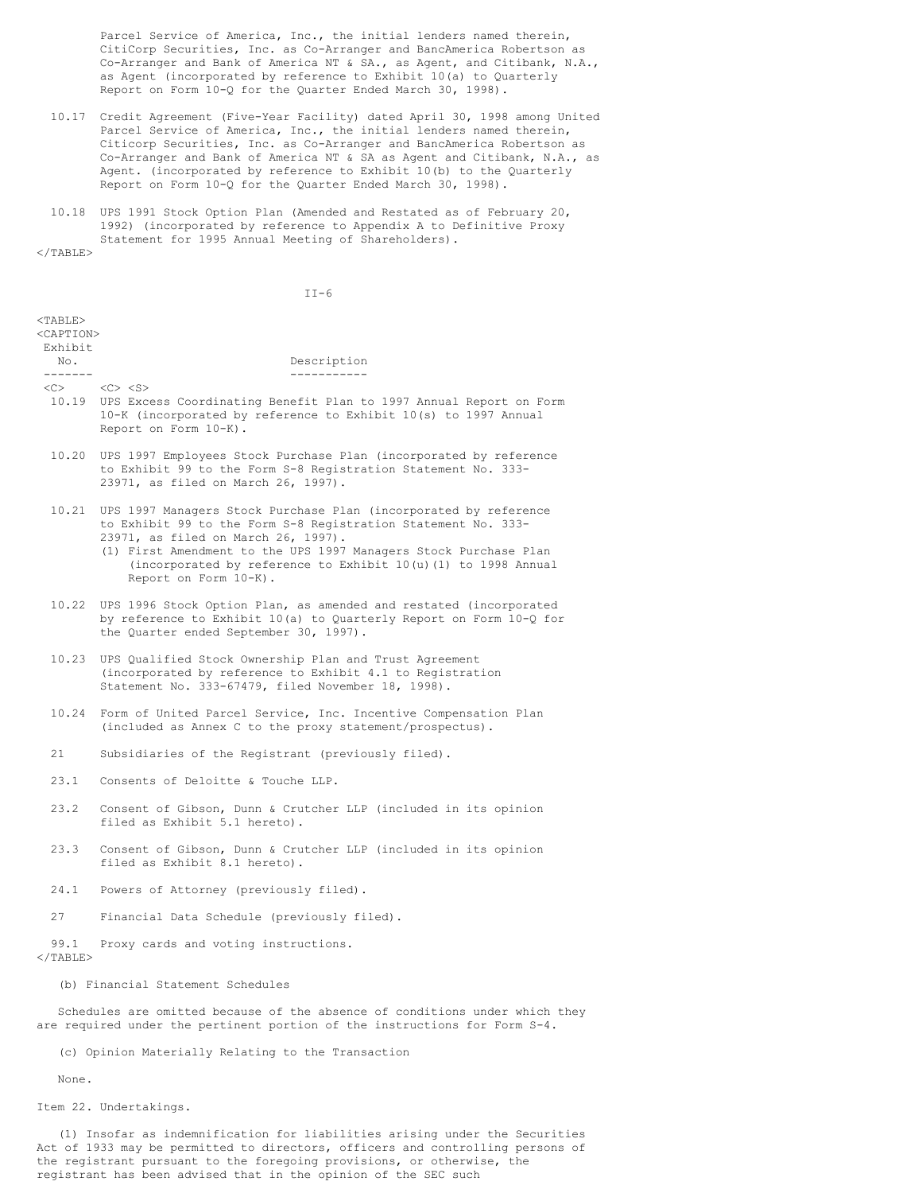Parcel Service of America, Inc., the initial lenders named therein, CitiCorp Securities, Inc. as Co-Arranger and BancAmerica Robertson as Co-Arranger and Bank of America NT & SA., as Agent, and Citibank, N.A., as Agent (incorporated by reference to Exhibit 10(a) to Quarterly Report on Form 10-Q for the Quarter Ended March 30, 1998).

| Exhibit No. | Description |
|---|---|
| 10.17 | Credit Agreement (Five-Year Facility) dated April 30, 1998 among United Parcel Service of America, Inc., the initial lenders named therein, Citicorp Securities, Inc. as Co-Arranger and BancAmerica Robertson as Co-Arranger and Bank of America NT & SA as Agent and Citibank, N.A., as Agent. (incorporated by reference to Exhibit 10(b) to the Quarterly Report on Form 10-Q for the Quarter Ended March 30, 1998). |
| 10.18 | UPS 1991 Stock Option Plan (Amended and Restated as of February 20, 1992) (incorporated by reference to Appendix A to Definitive Proxy Statement for 1995 Annual Meeting of Shareholders). |
| 10.19 | UPS Excess Coordinating Benefit Plan to 1997 Annual Report on Form 10-K (incorporated by reference to Exhibit 10(s) to 1997 Annual Report on Form 10-K). |
| 10.20 | UPS 1997 Employees Stock Purchase Plan (incorporated by reference to Exhibit 99 to the Form S-8 Registration Statement No. 333-23971, as filed on March 26, 1997). |
| 10.21 | UPS 1997 Managers Stock Purchase Plan (incorporated by reference to Exhibit 99 to the Form S-8 Registration Statement No. 333-23971, as filed on March 26, 1997).<br>(1) First Amendment to the UPS 1997 Managers Stock Purchase Plan (incorporated by reference to Exhibit 10(u)(1) to 1998 Annual Report on Form 10-K). |
| 10.22 | UPS 1996 Stock Option Plan, as amended and restated (incorporated by reference to Exhibit 10(a) to Quarterly Report on Form 10-Q for the Quarter ended September 30, 1997). |
| 10.23 | UPS Qualified Stock Ownership Plan and Trust Agreement (incorporated by reference to Exhibit 4.1 to Registration Statement No. 333-67479, filed November 18, 1998). |
| 10.24 | Form of United Parcel Service, Inc. Incentive Compensation Plan (included as Annex C to the proxy statement/prospectus). |
| 21 | Subsidiaries of the Registrant (previously filed). |
| 23.1 | Consents of Deloitte & Touche LLP. |
| 23.2 | Consent of Gibson, Dunn & Crutcher LLP (included in its opinion filed as Exhibit 5.1 hereto). |
| 23.3 | Consent of Gibson, Dunn & Crutcher LLP (included in its opinion filed as Exhibit 8.1 hereto). |
| 24.1 | Powers of Attorney (previously filed). |
| 27 | Financial Data Schedule (previously filed). |
| 99.1 | Proxy cards and voting instructions. |

(b) Financial Statement Schedules

Schedules are omitted because of the absence of conditions under which they are required under the pertinent portion of the instructions for Form S-4.

(c) Opinion Materially Relating to the Transaction

None.

Item 22. Undertakings.

(1) Insofar as indemnification for liabilities arising under the Securities Act of 1933 may be permitted to directors, officers and controlling persons of the registrant pursuant to the foregoing provisions, or otherwise, the registrant has been advised that in the opinion of the SEC such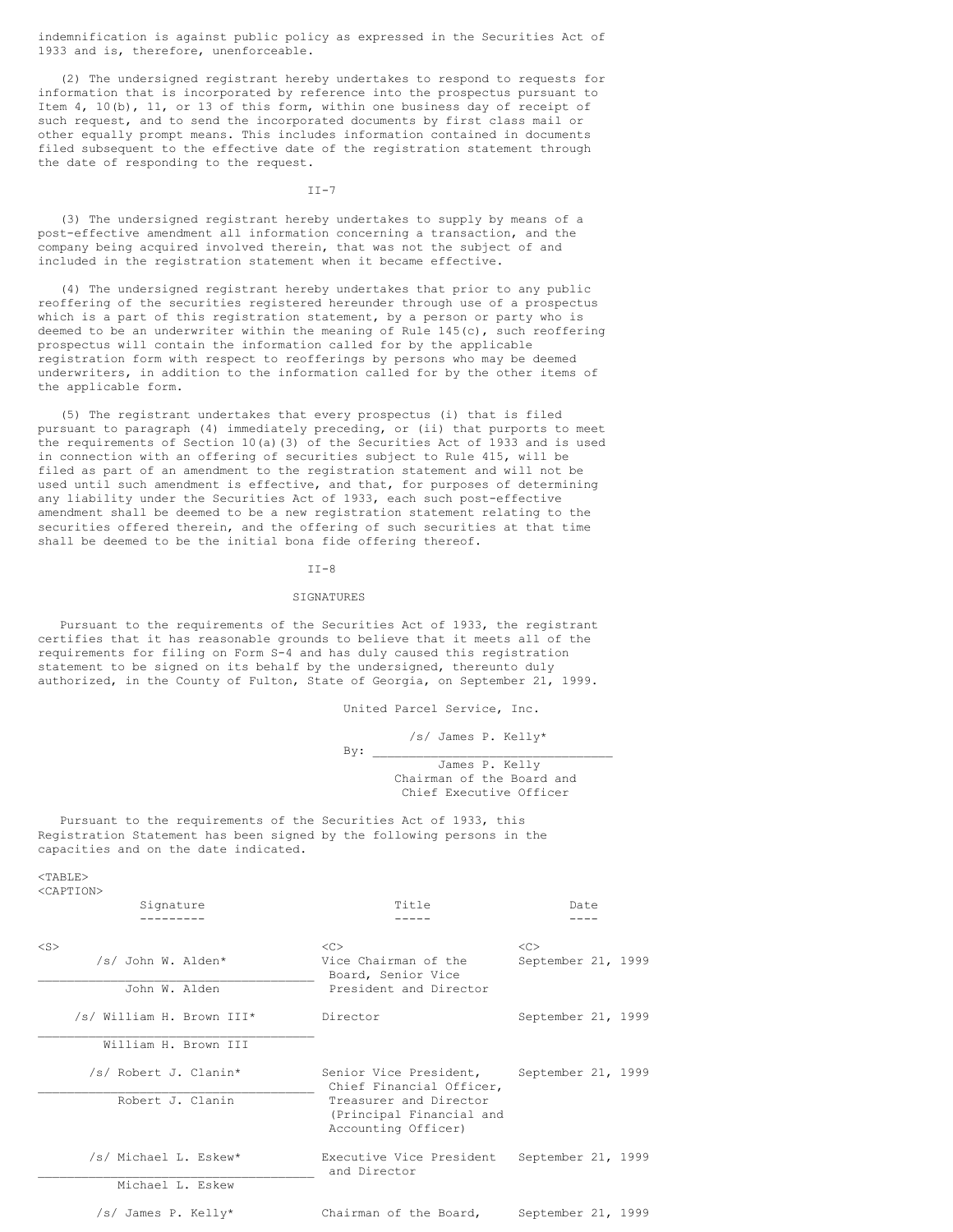indemnification is against public policy as expressed in the Securities Act of 1933 and is, therefore, unenforceable.

(2) The undersigned registrant hereby undertakes to respond to requests for information that is incorporated by reference into the prospectus pursuant to Item 4, 10(b), 11, or 13 of this form, within one business day of receipt of such request, and to send the incorporated documents by first class mail or other equally prompt means. This includes information contained in documents filed subsequent to the effective date of the registration statement through the date of responding to the request.

(3) The undersigned registrant hereby undertakes to supply by means of a post-effective amendment all information concerning a transaction, and the company being acquired involved therein, that was not the subject of and included in the registration statement when it became effective.

(4) The undersigned registrant hereby undertakes that prior to any public reoffering of the securities registered hereunder through use of a prospectus which is a part of this registration statement, by a person or party who is deemed to be an underwriter within the meaning of Rule 145(c), such reoffering prospectus will contain the information called for by the applicable registration form with respect to reofferings by persons who may be deemed underwriters, in addition to the information called for by the other items of the applicable form.

(5) The registrant undertakes that every prospectus (i) that is filed pursuant to paragraph (4) immediately preceding, or (ii) that purports to meet the requirements of Section 10(a)(3) of the Securities Act of 1933 and is used in connection with an offering of securities subject to Rule 415, will be filed as part of an amendment to the registration statement and will not be used until such amendment is effective, and that, for purposes of determining any liability under the Securities Act of 1933, each such post-effective amendment shall be deemed to be a new registration statement relating to the securities offered therein, and the offering of such securities at that time shall be deemed to be the initial bona fide offering thereof.

## SIGNATURES

Pursuant to the requirements of the Securities Act of 1933, the registrant certifies that it has reasonable grounds to believe that it meets all of the requirements for filing on Form S-4 and has duly caused this registration statement to be signed on its behalf by the undersigned, thereunto duly authorized, in the County of Fulton, State of Georgia, on September 21, 1999.

United Parcel Service, Inc.

By: /s/ James P. Kelly*
James P. Kelly
Chairman of the Board and Chief Executive Officer

Pursuant to the requirements of the Securities Act of 1933, this Registration Statement has been signed by the following persons in the capacities and on the date indicated.

| Signature | Title | Date |
|---|---|---|
| /s/ John W. Alden* <br> John W. Alden | Vice Chairman of the Board, Senior Vice President and Director | September 21, 1999 |
| /s/ William H. Brown III* <br> William H. Brown III | Director | September 21, 1999 |
| /s/ Robert J. Clanin* <br> Robert J. Clanin | Senior Vice President, Chief Financial Officer, Treasurer and Director (Principal Financial and Accounting Officer) | September 21, 1999 |
| /s/ Michael L. Eskew* <br> Michael L. Eskew | Executive Vice President and Director | September 21, 1999 |
| /s/ James P. Kelly* | Chairman of the Board, | September 21, 1999 |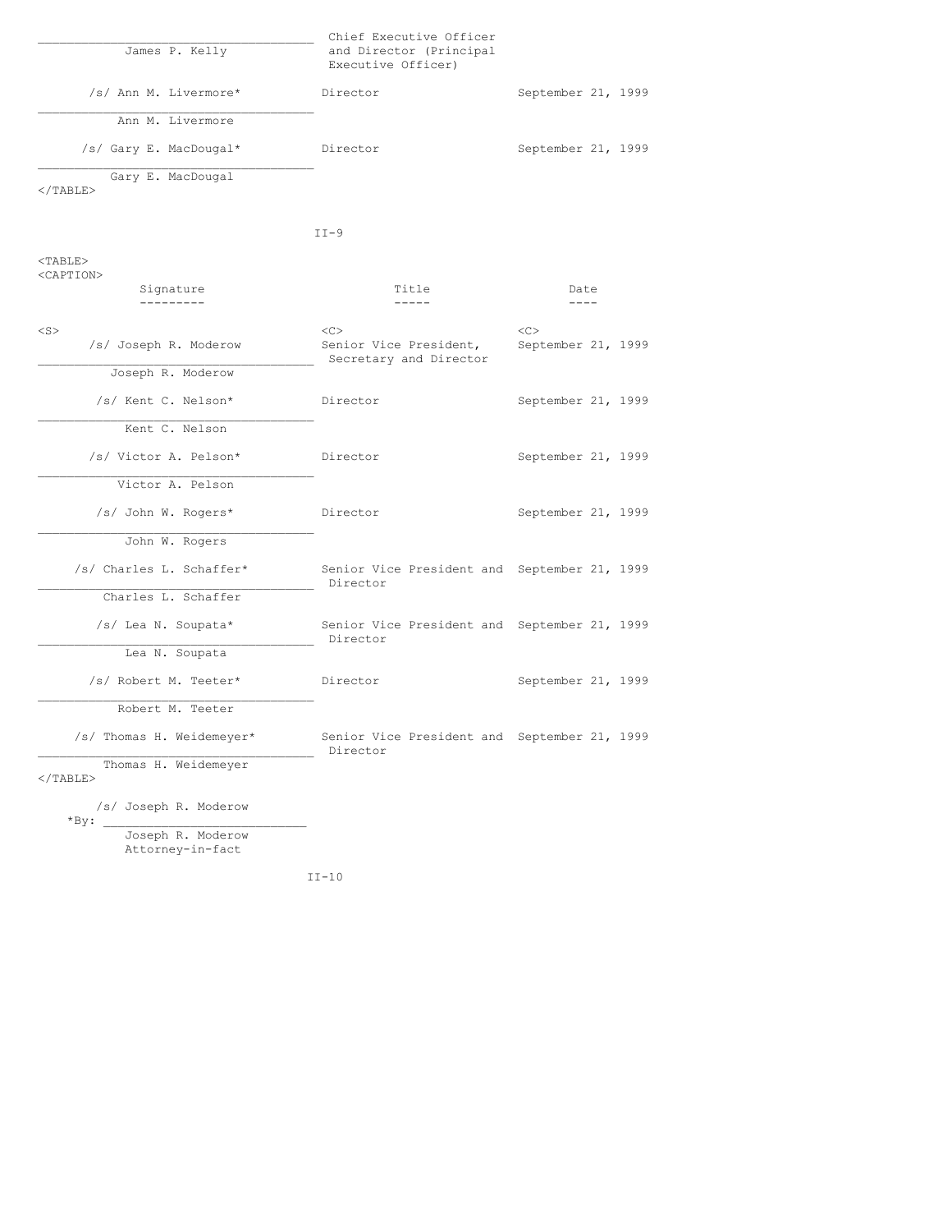| Signature | Title | Date |
|---|---|---|
| James P. Kelly | Chief Executive Officer and Director (Principal Executive Officer) | |
| /s/ Ann M. Livermore* <br> Ann M. Livermore | Director | September 21, 1999 |
| /s/ Gary E. MacDougal* <br> Gary E. MacDougal | Director | September 21, 1999 |

| Signature | Title | Date |
|---|---|---|
| /s/ Joseph R. Moderow <br> Joseph R. Moderow | Senior Vice President, Secretary and Director | September 21, 1999 |
| /s/ Kent C. Nelson* <br> Kent C. Nelson | Director | September 21, 1999 |
| /s/ Victor A. Pelson* <br> Victor A. Pelson | Director | September 21, 1999 |
| /s/ John W. Rogers* <br> John W. Rogers | Director | September 21, 1999 |
| /s/ Charles L. Schaffer* <br> Charles L. Schaffer | Senior Vice President and Director | September 21, 1999 |
| /s/ Lea N. Soupata* <br> Lea N. Soupata | Senior Vice President and Director | September 21, 1999 |
| /s/ Robert M. Teeter* <br> Robert M. Teeter | Director | September 21, 1999 |
| /s/ Thomas H. Weidemeyer* <br> Thomas H. Weidemeyer | Senior Vice President and Director | September 21, 1999 |

*By: /s/ Joseph R. Moderow
Joseph R. Moderow
Attorney-in-fact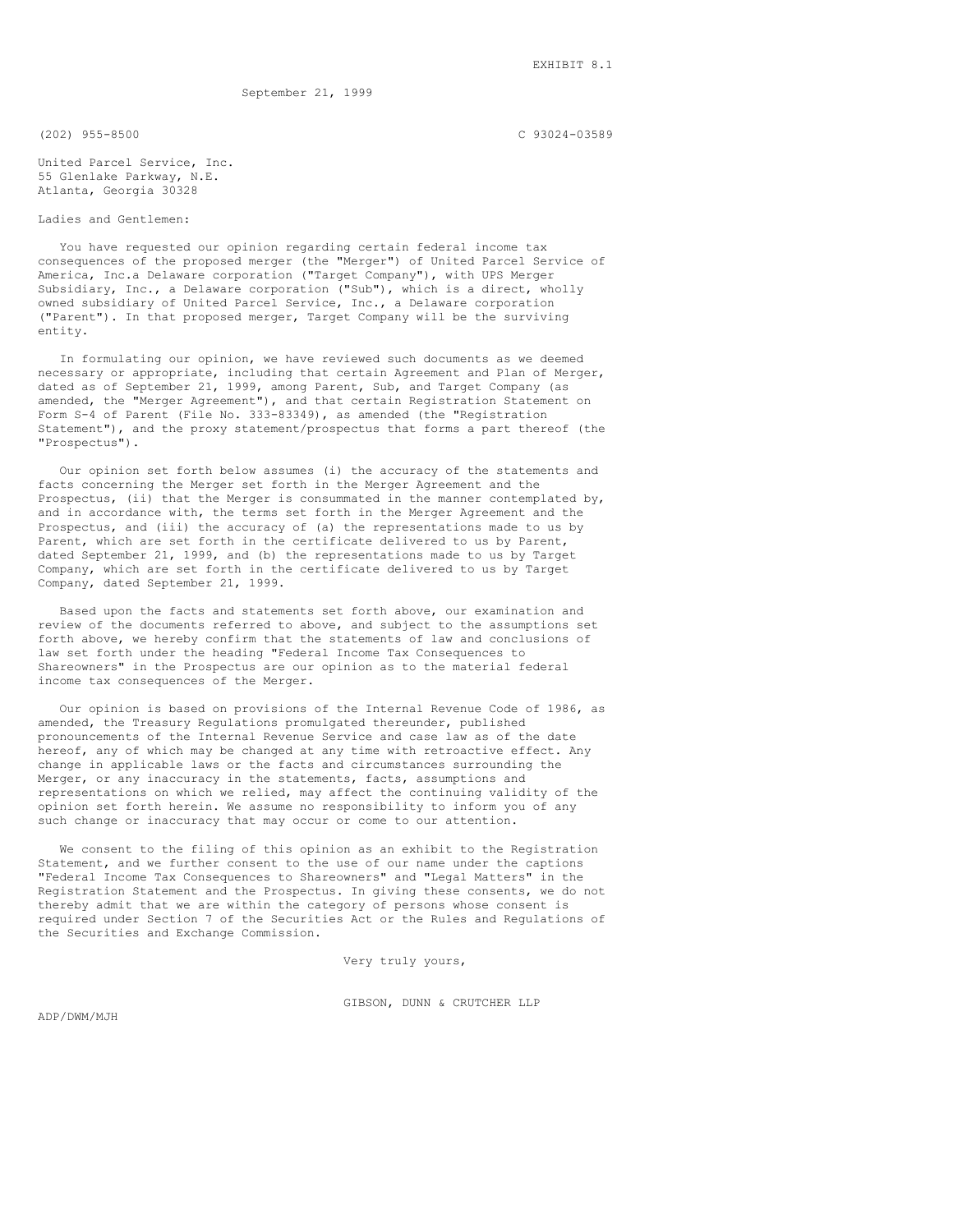EXHIBIT 8.1

September 21, 1999

(202) 955-8500 C 93024-03589

United Parcel Service, Inc.
55 Glenlake Parkway, N.E.
Atlanta, Georgia 30328

Ladies and Gentlemen:

You have requested our opinion regarding certain federal income tax consequences of the proposed merger (the "Merger") of United Parcel Service of America, Inc.a Delaware corporation ("Target Company"), with UPS Merger Subsidiary, Inc., a Delaware corporation ("Sub"), which is a direct, wholly owned subsidiary of United Parcel Service, Inc., a Delaware corporation ("Parent"). In that proposed merger, Target Company will be the surviving entity.

In formulating our opinion, we have reviewed such documents as we deemed necessary or appropriate, including that certain Agreement and Plan of Merger, dated as of September 21, 1999, among Parent, Sub, and Target Company (as amended, the "Merger Agreement"), and that certain Registration Statement on Form S-4 of Parent (File No. 333-83349), as amended (the "Registration Statement"), and the proxy statement/prospectus that forms a part thereof (the "Prospectus").

Our opinion set forth below assumes (i) the accuracy of the statements and facts concerning the Merger set forth in the Merger Agreement and the Prospectus, (ii) that the Merger is consummated in the manner contemplated by, and in accordance with, the terms set forth in the Merger Agreement and the Prospectus, and (iii) the accuracy of (a) the representations made to us by Parent, which are set forth in the certificate delivered to us by Parent, dated September 21, 1999, and (b) the representations made to us by Target Company, which are set forth in the certificate delivered to us by Target Company, dated September 21, 1999.

Based upon the facts and statements set forth above, our examination and review of the documents referred to above, and subject to the assumptions set forth above, we hereby confirm that the statements of law and conclusions of law set forth under the heading "Federal Income Tax Consequences to Shareowners" in the Prospectus are our opinion as to the material federal income tax consequences of the Merger.

Our opinion is based on provisions of the Internal Revenue Code of 1986, as amended, the Treasury Regulations promulgated thereunder, published pronouncements of the Internal Revenue Service and case law as of the date hereof, any of which may be changed at any time with retroactive effect. Any change in applicable laws or the facts and circumstances surrounding the Merger, or any inaccuracy in the statements, facts, assumptions and representations on which we relied, may affect the continuing validity of the opinion set forth herein. We assume no responsibility to inform you of any such change or inaccuracy that may occur or come to our attention.

We consent to the filing of this opinion as an exhibit to the Registration Statement, and we further consent to the use of our name under the captions "Federal Income Tax Consequences to Shareowners" and "Legal Matters" in the Registration Statement and the Prospectus. In giving these consents, we do not thereby admit that we are within the category of persons whose consent is required under Section 7 of the Securities Act or the Rules and Regulations of the Securities and Exchange Commission.

Very truly yours,

GIBSON, DUNN & CRUTCHER LLP

ADP/DWM/MJH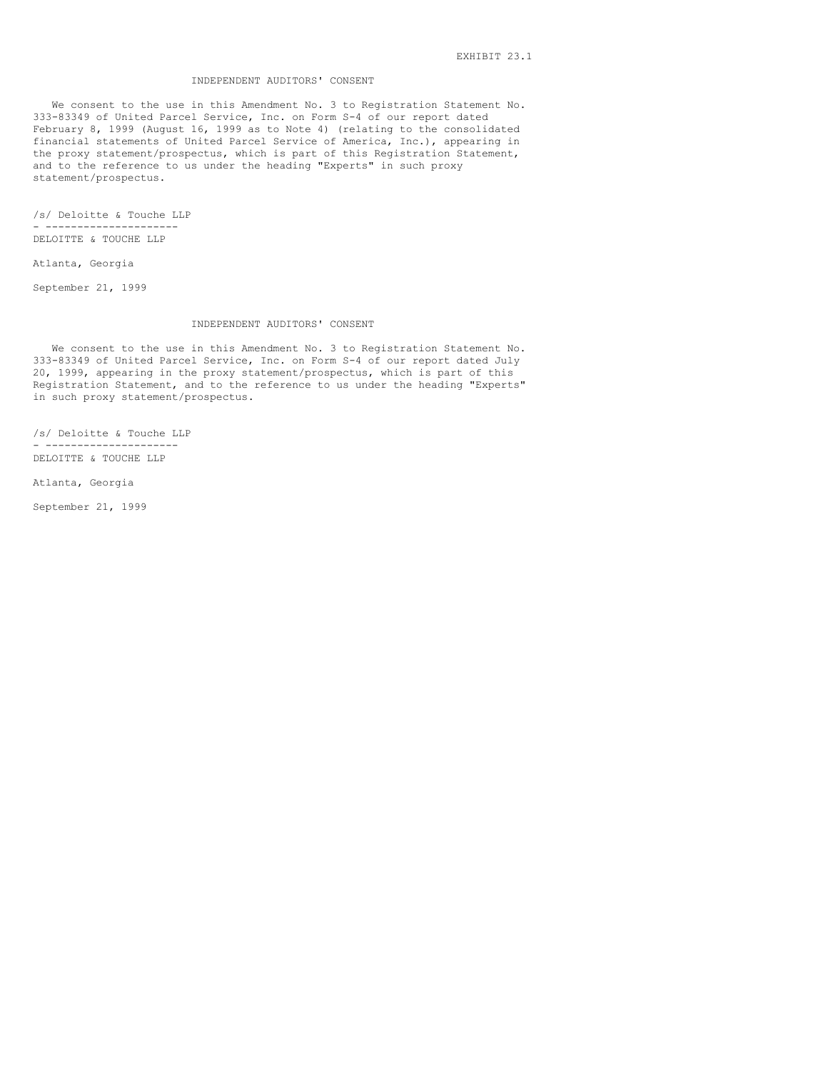EXHIBIT 23.1

## INDEPENDENT AUDITORS' CONSENT

We consent to the use in this Amendment No. 3 to Registration Statement No. 333-83349 of United Parcel Service, Inc. on Form S-4 of our report dated February 8, 1999 (August 16, 1999 as to Note 4) (relating to the consolidated financial statements of United Parcel Service of America, Inc.), appearing in the proxy statement/prospectus, which is part of this Registration Statement, and to the reference to us under the heading "Experts" in such proxy statement/prospectus.

/s/ Deloitte & Touche LLP

DELOITTE & TOUCHE LLP

Atlanta, Georgia

September 21, 1999

## INDEPENDENT AUDITORS' CONSENT

We consent to the use in this Amendment No. 3 to Registration Statement No. 333-83349 of United Parcel Service, Inc. on Form S-4 of our report dated July 20, 1999, appearing in the proxy statement/prospectus, which is part of this Registration Statement, and to the reference to us under the heading "Experts" in such proxy statement/prospectus.

/s/ Deloitte & Touche LLP

DELOITTE & TOUCHE LLP

Atlanta, Georgia

September 21, 1999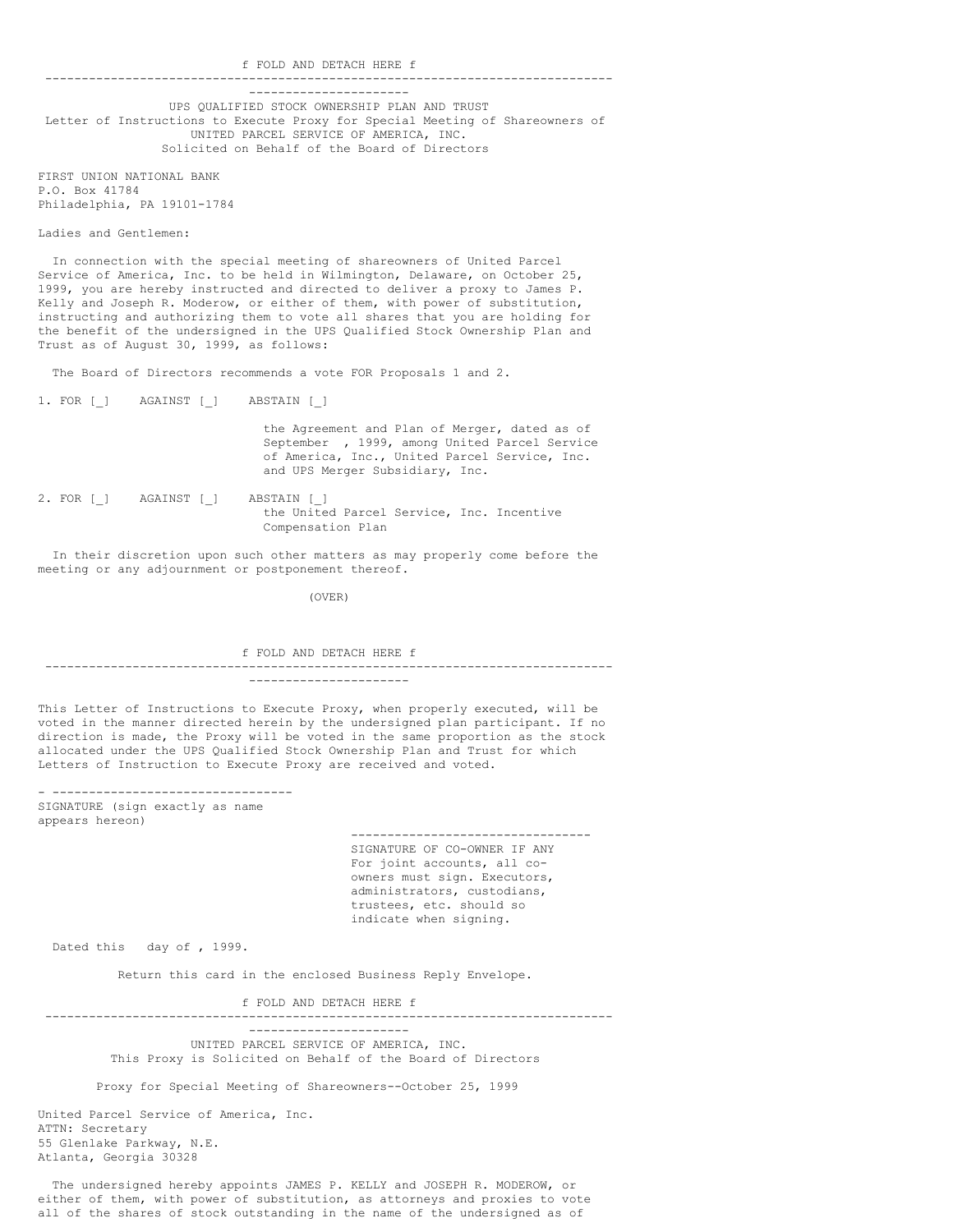f FOLD AND DETACH HERE f

---

UPS QUALIFIED STOCK OWNERSHIP PLAN AND TRUST
Letter of Instructions to Execute Proxy for Special Meeting of Shareowners of
UNITED PARCEL SERVICE OF AMERICA, INC.
Solicited on Behalf of the Board of Directors

FIRST UNION NATIONAL BANK
P.O. Box 41784
Philadelphia, PA 19101-1784

Ladies and Gentlemen:

In connection with the special meeting of shareowners of United Parcel Service of America, Inc. to be held in Wilmington, Delaware, on October 25, 1999, you are hereby instructed and directed to deliver a proxy to James P. Kelly and Joseph R. Moderow, or either of them, with power of substitution, instructing and authorizing them to vote all shares that you are holding for the benefit of the undersigned in the UPS Qualified Stock Ownership Plan and Trust as of August 30, 1999, as follows:

The Board of Directors recommends a vote FOR Proposals 1 and 2.

1. FOR [_]    AGAINST [_]    ABSTAIN [_]
   the Agreement and Plan of Merger, dated as of September , 1999, among United Parcel Service of America, Inc., United Parcel Service, Inc. and UPS Merger Subsidiary, Inc.

2. FOR [_]    AGAINST [_]    ABSTAIN [_]
   the United Parcel Service, Inc. Incentive Compensation Plan

In their discretion upon such other matters as may properly come before the meeting or any adjournment or postponement thereof.

(OVER)

f FOLD AND DETACH HERE f

---

This Letter of Instructions to Execute Proxy, when properly executed, will be voted in the manner directed herein by the undersigned plan participant. If no direction is made, the Proxy will be voted in the same proportion as the stock allocated under the UPS Qualified Stock Ownership Plan and Trust for which Letters of Instruction to Execute Proxy are received and voted.

- ---------------------------------
SIGNATURE (sign exactly as name appears hereon)

---------------------------------
SIGNATURE OF CO-OWNER IF ANY
For joint accounts, all co-owners must sign. Executors, administrators, custodians, trustees, etc. should so indicate when signing.

Dated this   day of , 1999.

Return this card in the enclosed Business Reply Envelope.

f FOLD AND DETACH HERE f

---

UNITED PARCEL SERVICE OF AMERICA, INC.
This Proxy is Solicited on Behalf of the Board of Directors

Proxy for Special Meeting of Shareowners--October 25, 1999

United Parcel Service of America, Inc.
ATTN: Secretary
55 Glenlake Parkway, N.E.
Atlanta, Georgia 30328

The undersigned hereby appoints JAMES P. KELLY and JOSEPH R. MODEROW, or either of them, with power of substitution, as attorneys and proxies to vote all of the shares of stock outstanding in the name of the undersigned as of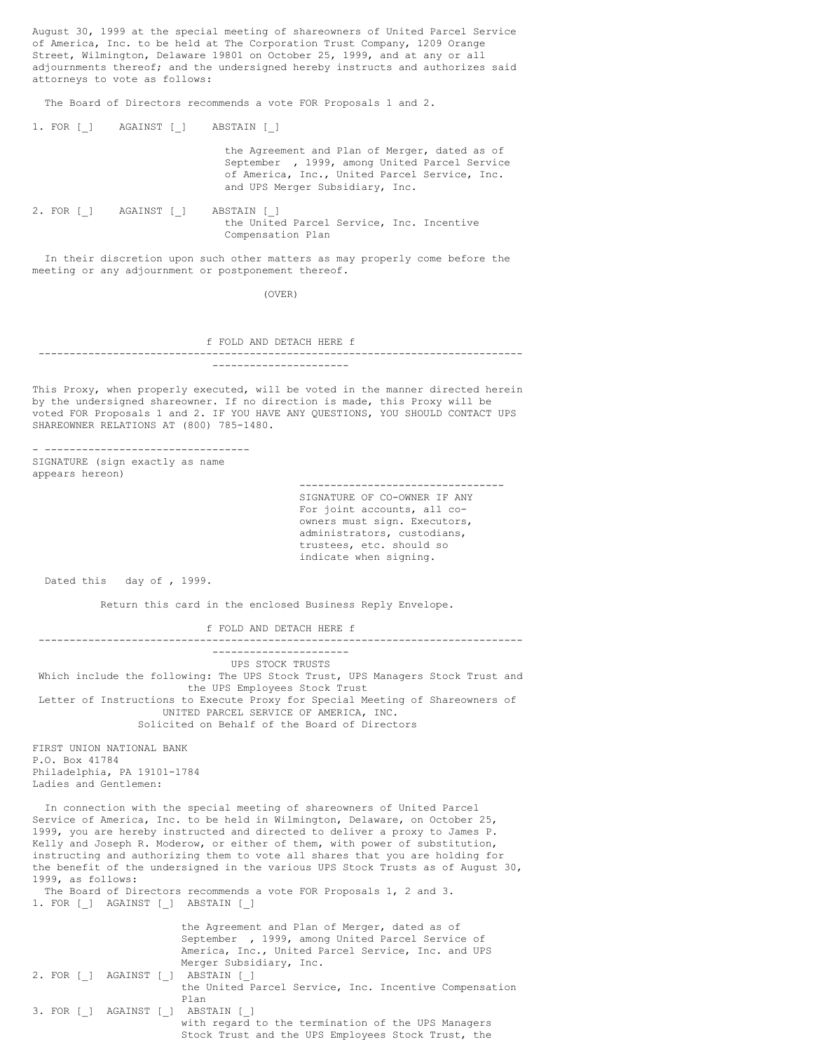August 30, 1999 at the special meeting of shareowners of United Parcel Service of America, Inc. to be held at The Corporation Trust Company, 1209 Orange Street, Wilmington, Delaware 19801 on October 25, 1999, and at any or all adjournments thereof; and the undersigned hereby instructs and authorizes said attorneys to vote as follows:

The Board of Directors recommends a vote FOR Proposals 1 and 2.

1. FOR [_] AGAINST [_] ABSTAIN [_]

   the Agreement and Plan of Merger, dated as of September , 1999, among United Parcel Service of America, Inc., United Parcel Service, Inc. and UPS Merger Subsidiary, Inc.

2. FOR [_] AGAINST [_] ABSTAIN [_]

   the United Parcel Service, Inc. Incentive Compensation Plan

In their discretion upon such other matters as may properly come before the meeting or any adjournment or postponement thereof.

(OVER)

f FOLD AND DETACH HERE f

---

This Proxy, when properly executed, will be voted in the manner directed herein by the undersigned shareowner. If no direction is made, this Proxy will be voted FOR Proposals 1 and 2. IF YOU HAVE ANY QUESTIONS, YOU SHOULD CONTACT UPS SHAREOWNER RELATIONS AT (800) 785-1480.

\- --------------------------------

SIGNATURE (sign exactly as name appears hereon)

--------------------------------

SIGNATURE OF CO-OWNER IF ANY For joint accounts, all co-owners must sign. Executors, administrators, custodians, trustees, etc. should so indicate when signing.

Dated this day of , 1999.

Return this card in the enclosed Business Reply Envelope.

f FOLD AND DETACH HERE f

---

UPS STOCK TRUSTS

Which include the following: The UPS Stock Trust, UPS Managers Stock Trust and the UPS Employees Stock Trust

Letter of Instructions to Execute Proxy for Special Meeting of Shareowners of UNITED PARCEL SERVICE OF AMERICA, INC.

Solicited on Behalf of the Board of Directors

FIRST UNION NATIONAL BANK
P.O. Box 41784
Philadelphia, PA 19101-1784
Ladies and Gentlemen:

In connection with the special meeting of shareowners of United Parcel Service of America, Inc. to be held in Wilmington, Delaware, on October 25, 1999, you are hereby instructed and directed to deliver a proxy to James P. Kelly and Joseph R. Moderow, or either of them, with power of substitution, instructing and authorizing them to vote all shares that you are holding for the benefit of the undersigned in the various UPS Stock Trusts as of August 30, 1999, as follows:

The Board of Directors recommends a vote FOR Proposals 1, 2 and 3.

1. FOR [_] AGAINST [_] ABSTAIN [_]

   the Agreement and Plan of Merger, dated as of September , 1999, among United Parcel Service of America, Inc., United Parcel Service, Inc. and UPS Merger Subsidiary, Inc.

2. FOR [_] AGAINST [_] ABSTAIN [_]

   the United Parcel Service, Inc. Incentive Compensation Plan

3. FOR [_] AGAINST [_] ABSTAIN [_]

   with regard to the termination of the UPS Managers Stock Trust and the UPS Employees Stock Trust, the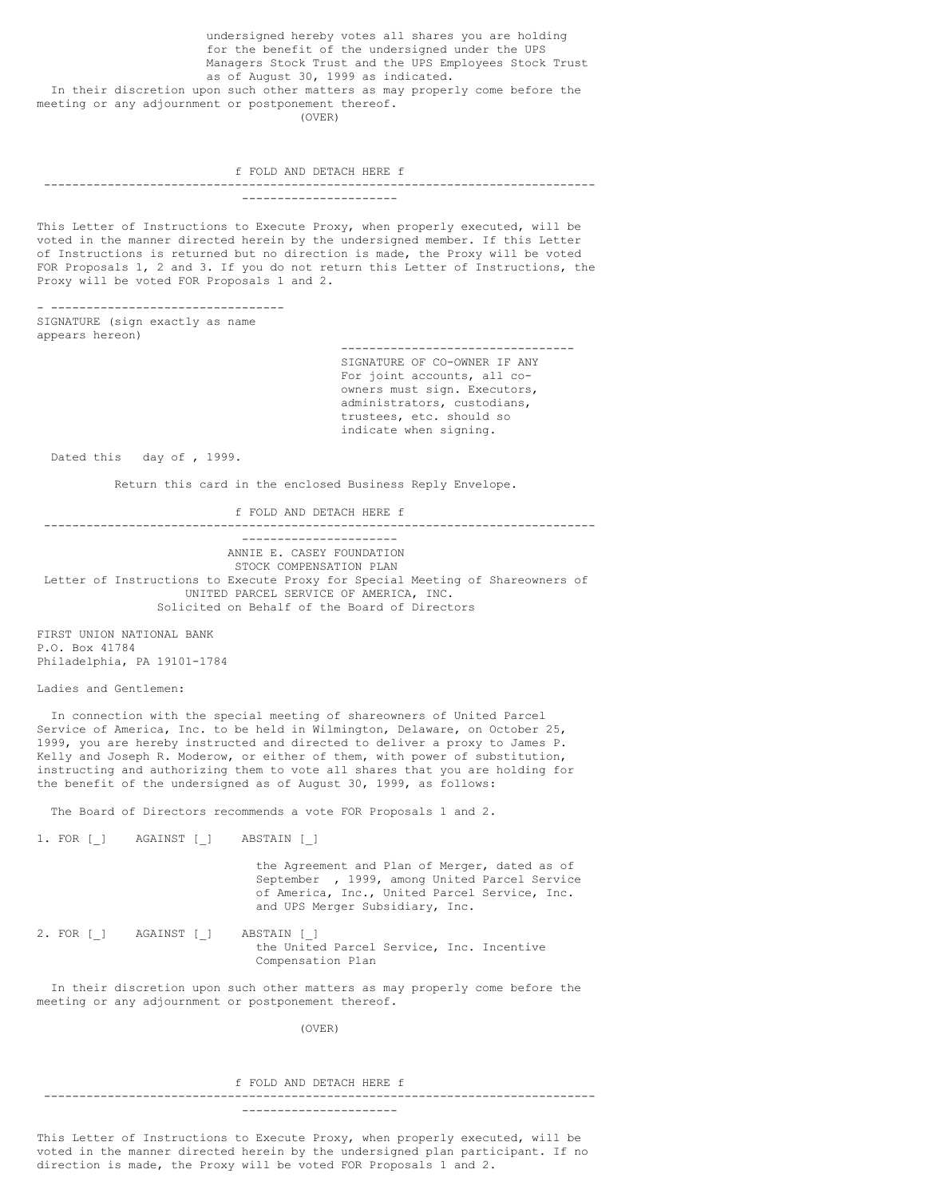undersigned hereby votes all shares you are holding for the benefit of the undersigned under the UPS Managers Stock Trust and the UPS Employees Stock Trust as of August 30, 1999 as indicated.

In their discretion upon such other matters as may properly come before the meeting or any adjournment or postponement thereof.

(OVER)

f FOLD AND DETACH HERE f

---

This Letter of Instructions to Execute Proxy, when properly executed, will be voted in the manner directed herein by the undersigned member. If this Letter of Instructions is returned but no direction is made, the Proxy will be voted FOR Proposals 1, 2 and 3. If you do not return this Letter of Instructions, the Proxy will be voted FOR Proposals 1 and 2.

---

SIGNATURE (sign exactly as name appears hereon)

---

SIGNATURE OF CO-OWNER IF ANY
For joint accounts, all co-owners must sign. Executors, administrators, custodians, trustees, etc. should so indicate when signing.

Dated this day of , 1999.

Return this card in the enclosed Business Reply Envelope.

f FOLD AND DETACH HERE f

---

ANNIE E. CASEY FOUNDATION
STOCK COMPENSATION PLAN
Letter of Instructions to Execute Proxy for Special Meeting of Shareowners of
UNITED PARCEL SERVICE OF AMERICA, INC.
Solicited on Behalf of the Board of Directors

FIRST UNION NATIONAL BANK
P.O. Box 41784
Philadelphia, PA 19101-1784

Ladies and Gentlemen:

In connection with the special meeting of shareowners of United Parcel Service of America, Inc. to be held in Wilmington, Delaware, on October 25, 1999, you are hereby instructed and directed to deliver a proxy to James P. Kelly and Joseph R. Moderow, or either of them, with power of substitution, instructing and authorizing them to vote all shares that you are holding for the benefit of the undersigned as of August 30, 1999, as follows:

The Board of Directors recommends a vote FOR Proposals 1 and 2.

1. FOR [_] AGAINST [_] ABSTAIN [_]

   the Agreement and Plan of Merger, dated as of September , 1999, among United Parcel Service of America, Inc., United Parcel Service, Inc. and UPS Merger Subsidiary, Inc.

2. FOR [_] AGAINST [_] ABSTAIN [_]

   the United Parcel Service, Inc. Incentive Compensation Plan

In their discretion upon such other matters as may properly come before the meeting or any adjournment or postponement thereof.

(OVER)

f FOLD AND DETACH HERE f

---

This Letter of Instructions to Execute Proxy, when properly executed, will be voted in the manner directed herein by the undersigned plan participant. If no direction is made, the Proxy will be voted FOR Proposals 1 and 2.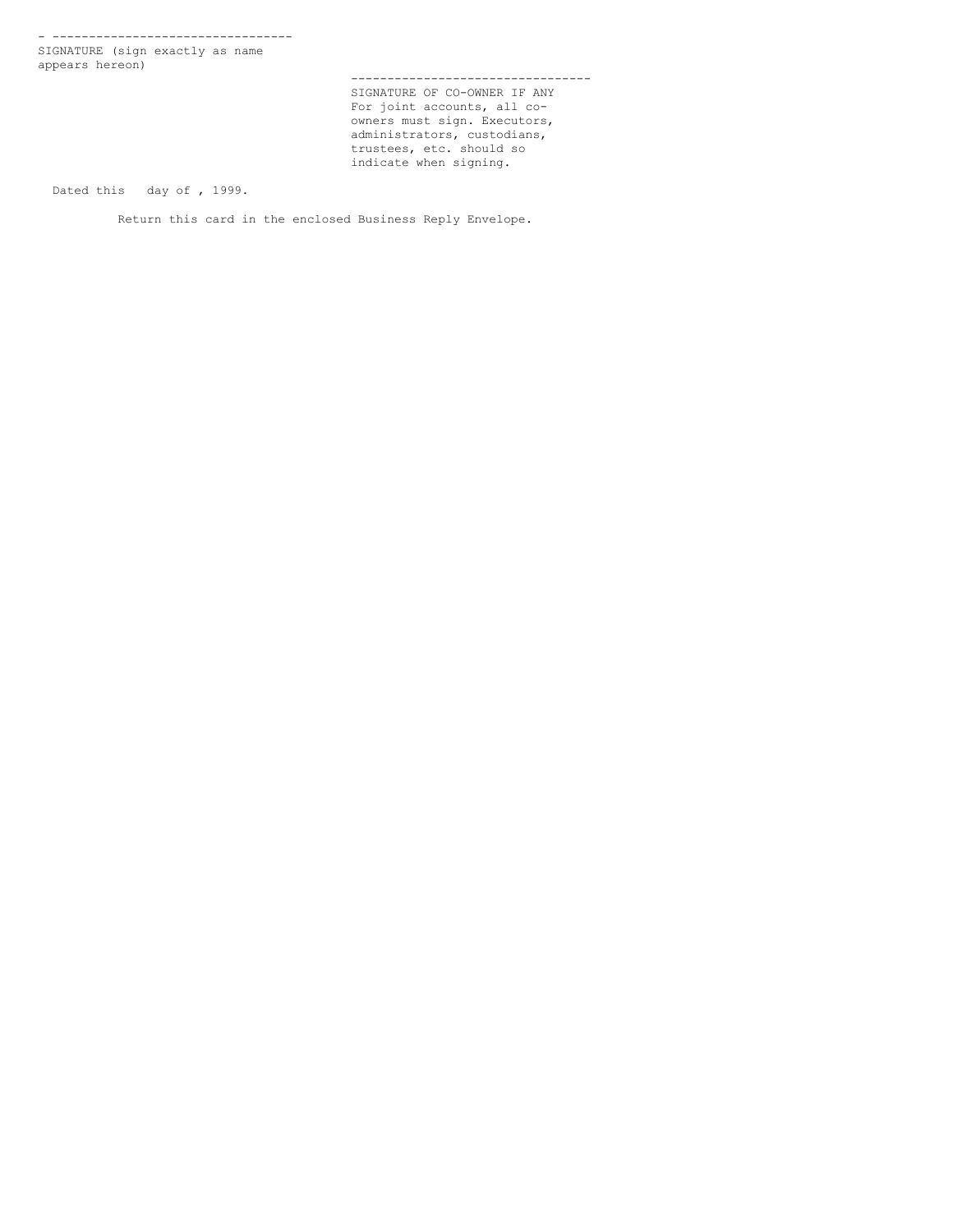\- ---------------------------------
SIGNATURE (sign exactly as name appears hereon)

---------------------------------
SIGNATURE OF CO-OWNER IF ANY
For joint accounts, all co-owners must sign. Executors, administrators, custodians, trustees, etc. should so indicate when signing.

Dated this day of , 1999.

Return this card in the enclosed Business Reply Envelope.